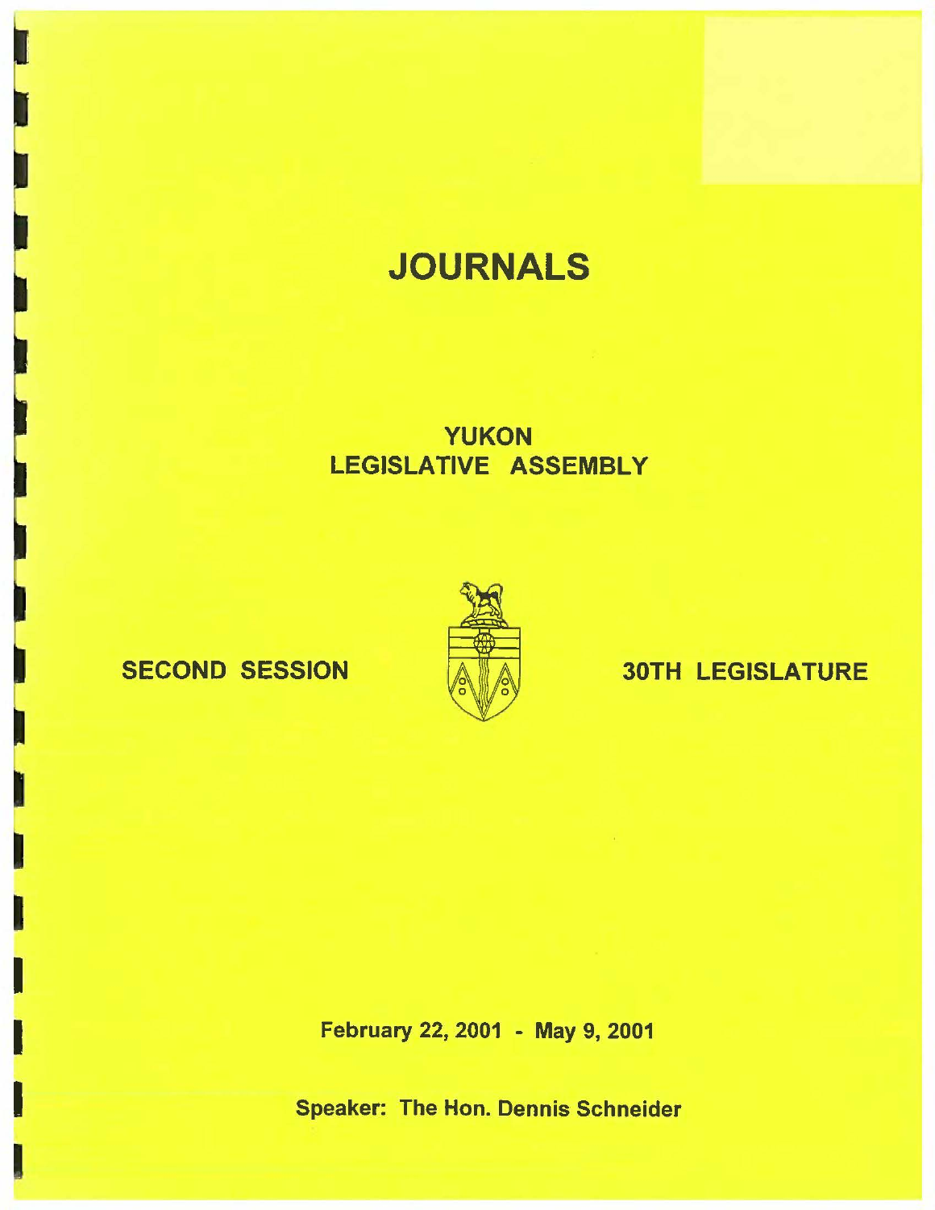# JOURNALS

## YUKON
## LEGISLATIVE ASSEMBLY

**SECOND SESSION** **30TH LEGISLATURE**

**February 22, 2001 - May 9, 2001**

**Speaker: The Hon. Dennis Schneider**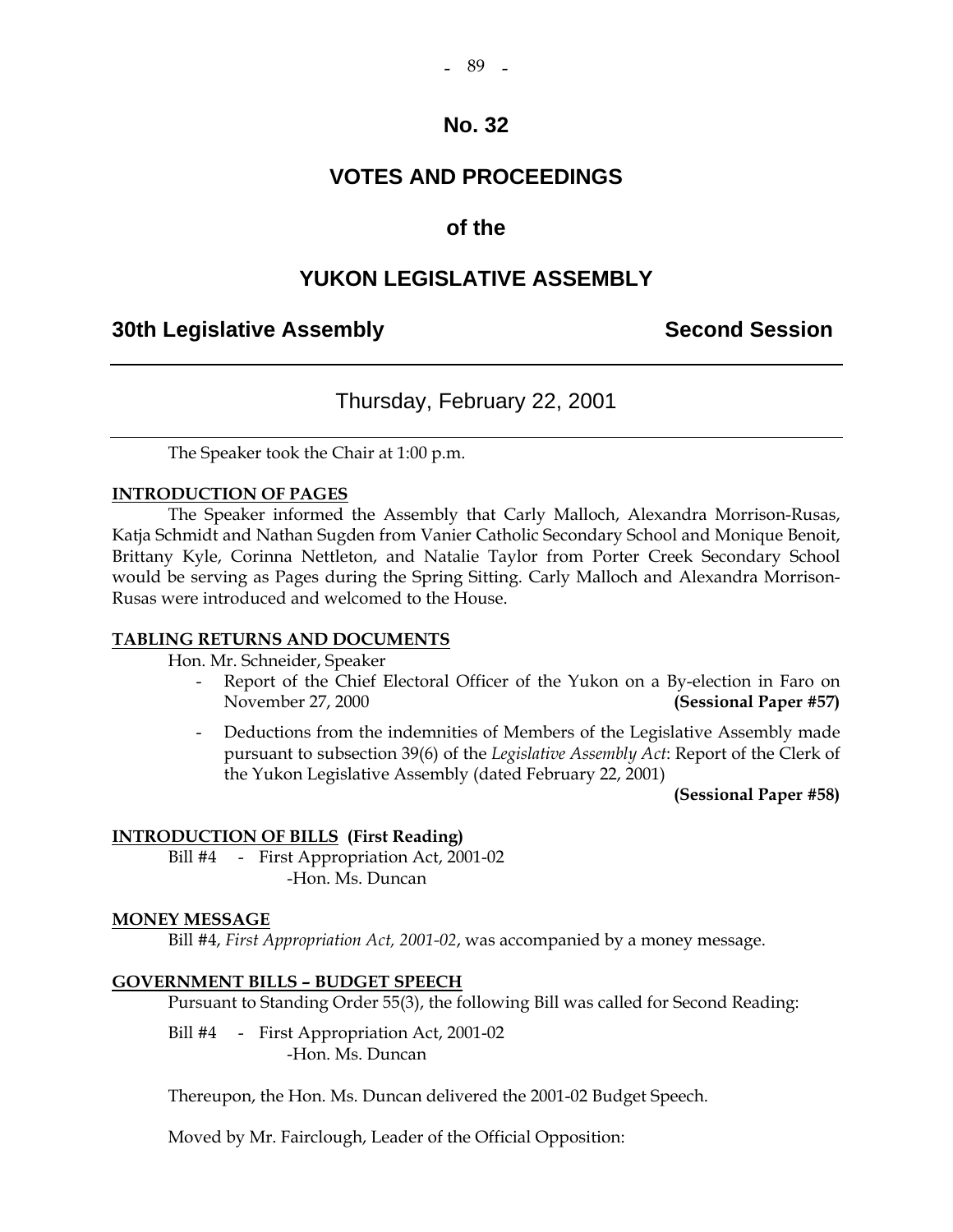# No. 32

# VOTES AND PROCEEDINGS

# of the

# YUKON LEGISLATIVE ASSEMBLY

## 30th Legislative Assembly — Second Session

---

### Thursday, February 22, 2001

---

The Speaker took the Chair at 1:00 p.m.

**INTRODUCTION OF PAGES**

The Speaker informed the Assembly that Carly Malloch, Alexandra Morrison-Rusas, Katja Schmidt and Nathan Sugden from Vanier Catholic Secondary School and Monique Benoit, Brittany Kyle, Corinna Nettleton, and Natalie Taylor from Porter Creek Secondary School would be serving as Pages during the Spring Sitting. Carly Malloch and Alexandra Morrison-Rusas were introduced and welcomed to the House.

**TABLING RETURNS AND DOCUMENTS**

Hon. Mr. Schneider, Speaker

- Report of the Chief Electoral Officer of the Yukon on a By-election in Faro on November 27, 2000 **(Sessional Paper #57)**
- Deductions from the indemnities of Members of the Legislative Assembly made pursuant to subsection 39(6) of the *Legislative Assembly Act*: Report of the Clerk of the Yukon Legislative Assembly (dated February 22, 2001) **(Sessional Paper #58)**

**INTRODUCTION OF BILLS (First Reading)**

Bill #4 - First Appropriation Act, 2001-02
-Hon. Ms. Duncan

**MONEY MESSAGE**

Bill #4, *First Appropriation Act, 2001-02*, was accompanied by a money message.

**GOVERNMENT BILLS – BUDGET SPEECH**

Pursuant to Standing Order 55(3), the following Bill was called for Second Reading:

Bill #4 - First Appropriation Act, 2001-02
-Hon. Ms. Duncan

Thereupon, the Hon. Ms. Duncan delivered the 2001-02 Budget Speech.

Moved by Mr. Fairclough, Leader of the Official Opposition: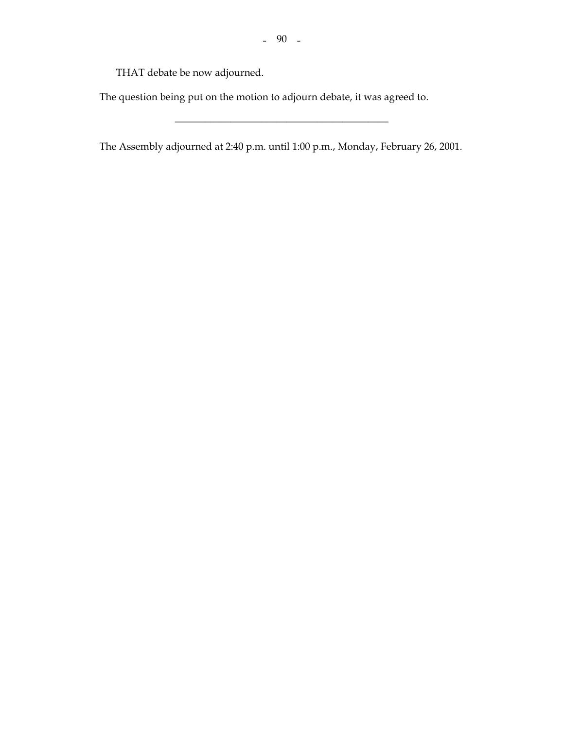THAT debate be now adjourned.

The question being put on the motion to adjourn debate, it was agreed to.

---

The Assembly adjourned at 2:40 p.m. until 1:00 p.m., Monday, February 26, 2001.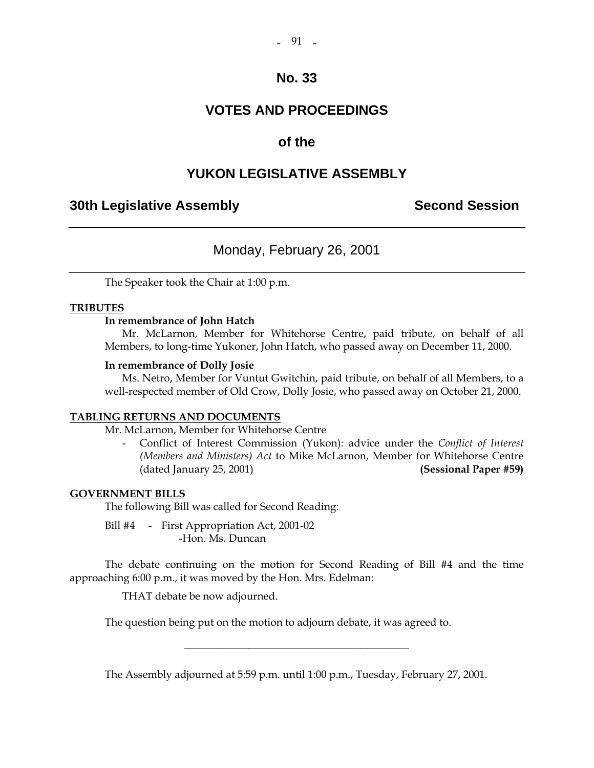# No. 33

# VOTES AND PROCEEDINGS

## of the

# YUKON LEGISLATIVE ASSEMBLY

**30th Legislative Assembly** **Second Session**

---

Monday, February 26, 2001

---

The Speaker took the Chair at 1:00 p.m.

**TRIBUTES**

**In remembrance of John Hatch**

Mr. McLarnon, Member for Whitehorse Centre, paid tribute, on behalf of all Members, to long-time Yukoner, John Hatch, who passed away on December 11, 2000.

**In remembrance of Dolly Josie**

Ms. Netro, Member for Vuntut Gwitchin, paid tribute, on behalf of all Members, to a well-respected member of Old Crow, Dolly Josie, who passed away on October 21, 2000.

**TABLING RETURNS AND DOCUMENTS**

Mr. McLarnon, Member for Whitehorse Centre

- Conflict of Interest Commission (Yukon): advice under the *Conflict of Interest (Members and Ministers) Act* to Mike McLarnon, Member for Whitehorse Centre (dated January 25, 2001) **(Sessional Paper #59)**

**GOVERNMENT BILLS**

The following Bill was called for Second Reading:

Bill #4 - First Appropriation Act, 2001-02
-Hon. Ms. Duncan

The debate continuing on the motion for Second Reading of Bill #4 and the time approaching 6:00 p.m., it was moved by the Hon. Mrs. Edelman:

THAT debate be now adjourned.

The question being put on the motion to adjourn debate, it was agreed to.

---

The Assembly adjourned at 5:59 p.m. until 1:00 p.m., Tuesday, February 27, 2001.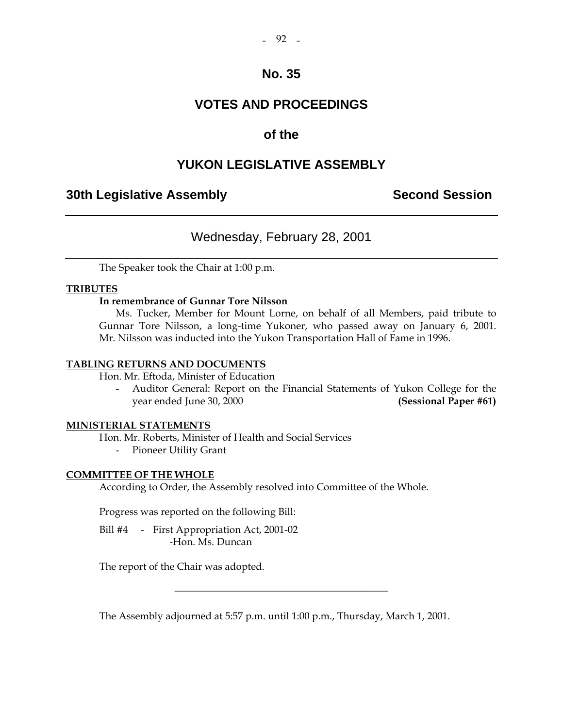# No. 35

# VOTES AND PROCEEDINGS

# of the

# YUKON LEGISLATIVE ASSEMBLY

## 30th Legislative Assembly — Second Session

---

### Wednesday, February 28, 2001

---

The Speaker took the Chair at 1:00 p.m.

**TRIBUTES**

**In remembrance of Gunnar Tore Nilsson**

Ms. Tucker, Member for Mount Lorne, on behalf of all Members, paid tribute to Gunnar Tore Nilsson, a long-time Yukoner, who passed away on January 6, 2001. Mr. Nilsson was inducted into the Yukon Transportation Hall of Fame in 1996.

**TABLING RETURNS AND DOCUMENTS**

Hon. Mr. Eftoda, Minister of Education

- Auditor General: Report on the Financial Statements of Yukon College for the year ended June 30, 2000 **(Sessional Paper #61)**

**MINISTERIAL STATEMENTS**

Hon. Mr. Roberts, Minister of Health and Social Services

- Pioneer Utility Grant

**COMMITTEE OF THE WHOLE**

According to Order, the Assembly resolved into Committee of the Whole.

Progress was reported on the following Bill:

Bill #4 - First Appropriation Act, 2001-02
-Hon. Ms. Duncan

The report of the Chair was adopted.

---

The Assembly adjourned at 5:57 p.m. until 1:00 p.m., Thursday, March 1, 2001.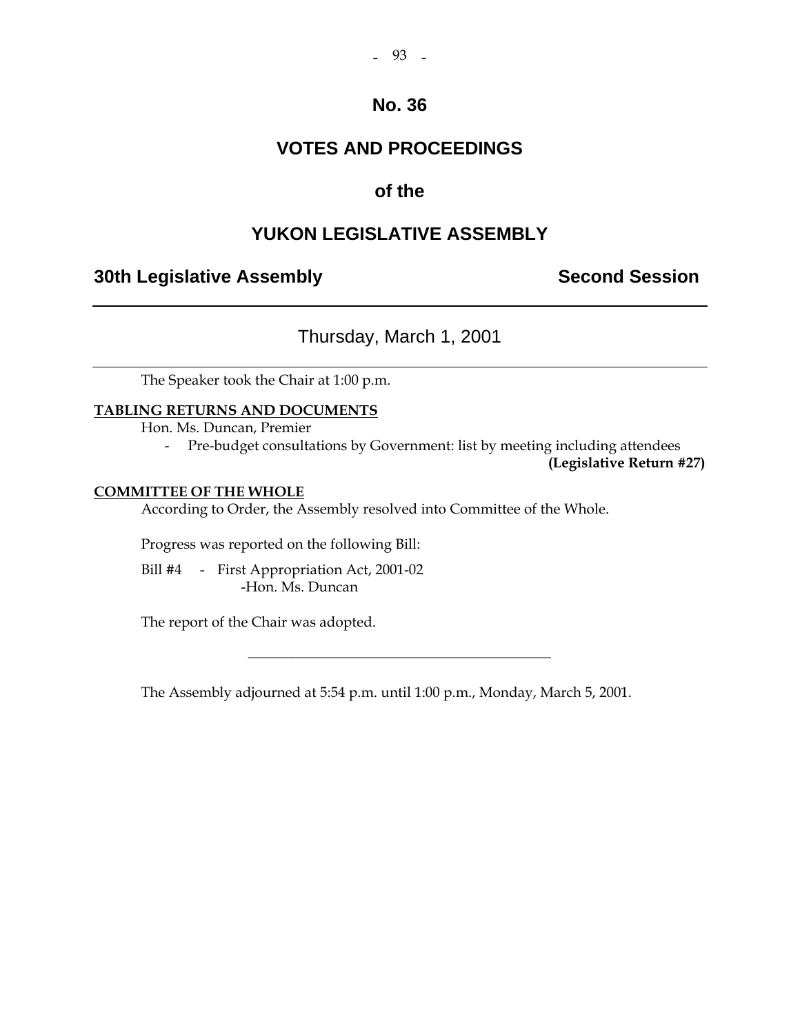# No. 36

# VOTES AND PROCEEDINGS

## of the

# YUKON LEGISLATIVE ASSEMBLY

**30th Legislative Assembly** **Second Session**

---

Thursday, March 1, 2001

---

The Speaker took the Chair at 1:00 p.m.

**TABLING RETURNS AND DOCUMENTS**

Hon. Ms. Duncan, Premier

- Pre-budget consultations by Government: list by meeting including attendees **(Legislative Return #27)**

**COMMITTEE OF THE WHOLE**

According to Order, the Assembly resolved into Committee of the Whole.

Progress was reported on the following Bill:

Bill #4 - First Appropriation Act, 2001-02
-Hon. Ms. Duncan

The report of the Chair was adopted.

---

The Assembly adjourned at 5:54 p.m. until 1:00 p.m., Monday, March 5, 2001.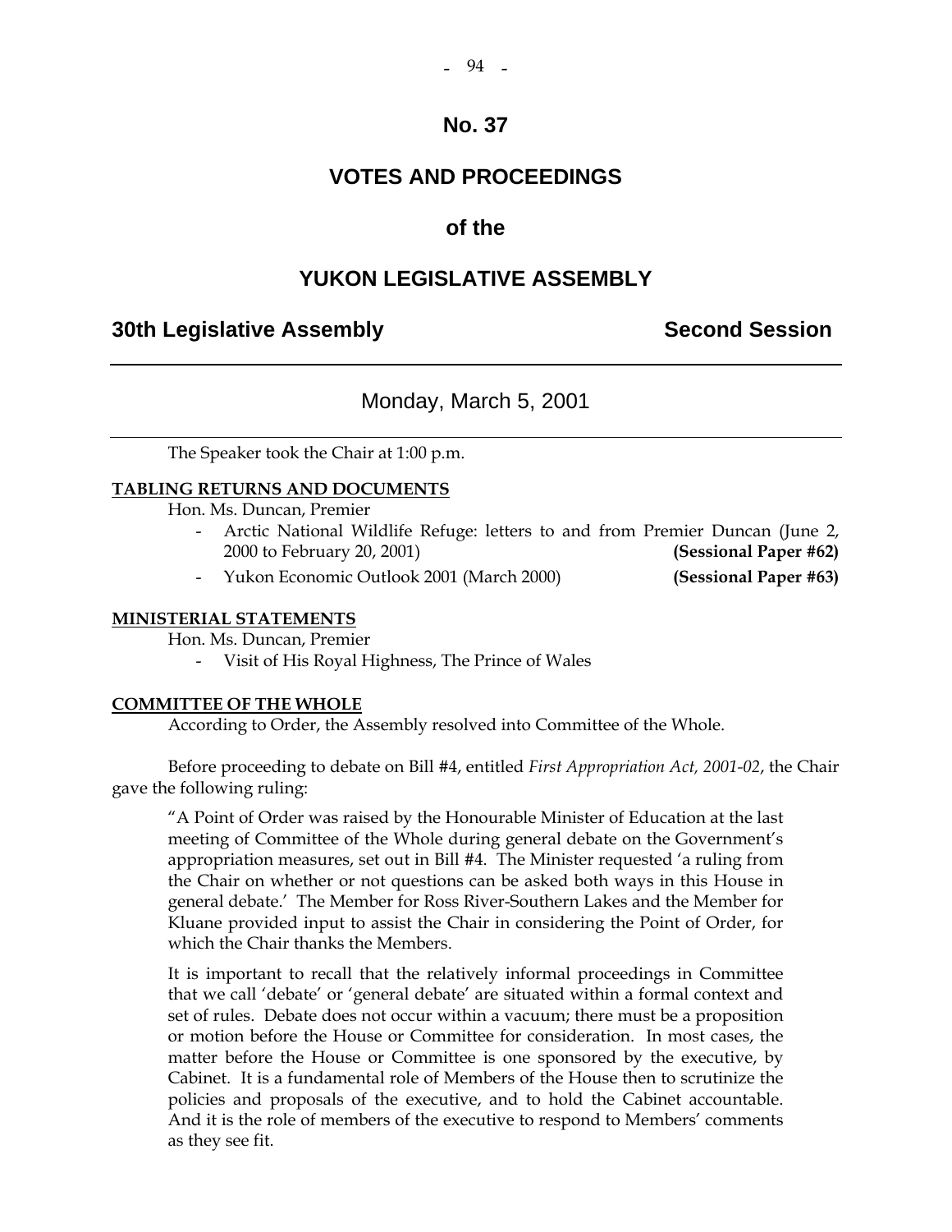# No. 37

# VOTES AND PROCEEDINGS

# of the

# YUKON LEGISLATIVE ASSEMBLY

## 30th Legislative Assembly — Second Session

---

### Monday, March 5, 2001

---

The Speaker took the Chair at 1:00 p.m.

**TABLING RETURNS AND DOCUMENTS**

Hon. Ms. Duncan, Premier

- Arctic National Wildlife Refuge: letters to and from Premier Duncan (June 2, 2000 to February 20, 2001) **(Sessional Paper #62)**
- Yukon Economic Outlook 2001 (March 2000) **(Sessional Paper #63)**

**MINISTERIAL STATEMENTS**

Hon. Ms. Duncan, Premier

- Visit of His Royal Highness, The Prince of Wales

**COMMITTEE OF THE WHOLE**

According to Order, the Assembly resolved into Committee of the Whole.

Before proceeding to debate on Bill #4, entitled *First Appropriation Act, 2001-02*, the Chair gave the following ruling:

> "A Point of Order was raised by the Honourable Minister of Education at the last meeting of Committee of the Whole during general debate on the Government's appropriation measures, set out in Bill #4. The Minister requested 'a ruling from the Chair on whether or not questions can be asked both ways in this House in general debate.' The Member for Ross River-Southern Lakes and the Member for Kluane provided input to assist the Chair in considering the Point of Order, for which the Chair thanks the Members.
>
> It is important to recall that the relatively informal proceedings in Committee that we call 'debate' or 'general debate' are situated within a formal context and set of rules. Debate does not occur within a vacuum; there must be a proposition or motion before the House or Committee for consideration. In most cases, the matter before the House or Committee is one sponsored by the executive, by Cabinet. It is a fundamental role of Members of the House then to scrutinize the policies and proposals of the executive, and to hold the Cabinet accountable. And it is the role of members of the executive to respond to Members' comments as they see fit.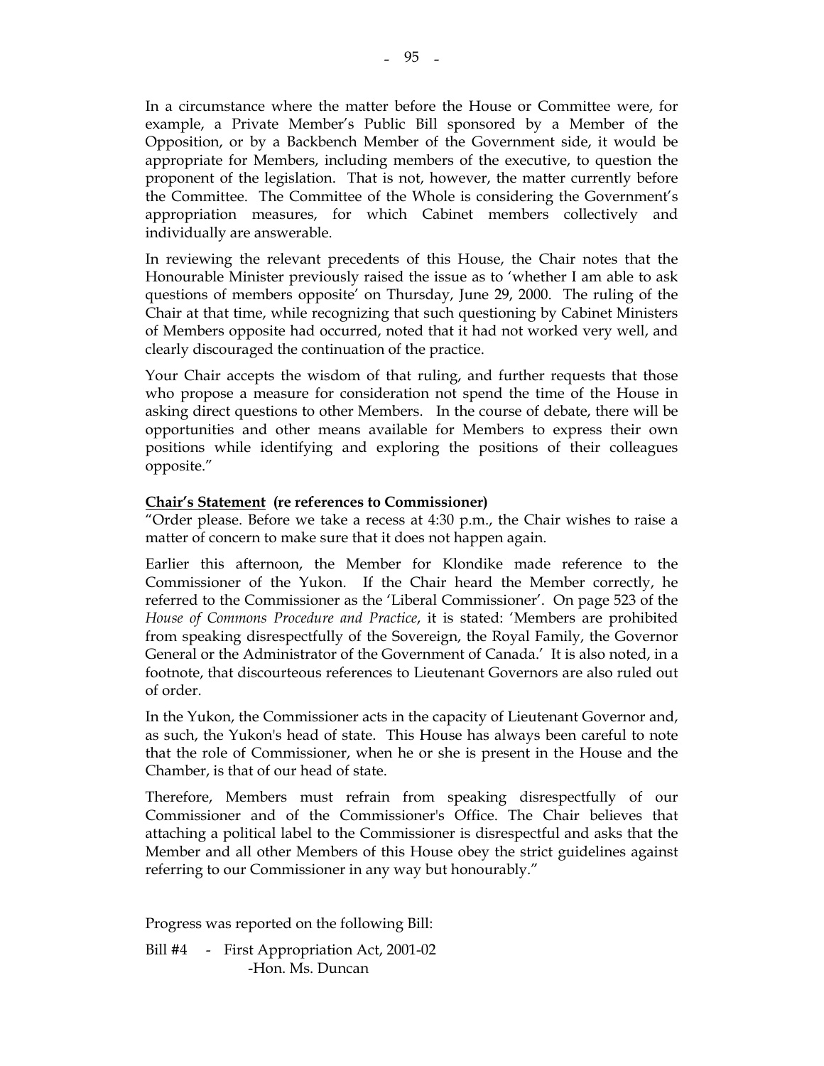In a circumstance where the matter before the House or Committee were, for example, a Private Member's Public Bill sponsored by a Member of the Opposition, or by a Backbench Member of the Government side, it would be appropriate for Members, including members of the executive, to question the proponent of the legislation. That is not, however, the matter currently before the Committee. The Committee of the Whole is considering the Government's appropriation measures, for which Cabinet members collectively and individually are answerable.

In reviewing the relevant precedents of this House, the Chair notes that the Honourable Minister previously raised the issue as to 'whether I am able to ask questions of members opposite' on Thursday, June 29, 2000. The ruling of the Chair at that time, while recognizing that such questioning by Cabinet Ministers of Members opposite had occurred, noted that it had not worked very well, and clearly discouraged the continuation of the practice.

Your Chair accepts the wisdom of that ruling, and further requests that those who propose a measure for consideration not spend the time of the House in asking direct questions to other Members. In the course of debate, there will be opportunities and other means available for Members to express their own positions while identifying and exploring the positions of their colleagues opposite."

**Chair's Statement (re references to Commissioner)**

"Order please. Before we take a recess at 4:30 p.m., the Chair wishes to raise a matter of concern to make sure that it does not happen again.

Earlier this afternoon, the Member for Klondike made reference to the Commissioner of the Yukon. If the Chair heard the Member correctly, he referred to the Commissioner as the 'Liberal Commissioner'. On page 523 of the *House of Commons Procedure and Practice*, it is stated: 'Members are prohibited from speaking disrespectfully of the Sovereign, the Royal Family, the Governor General or the Administrator of the Government of Canada.' It is also noted, in a footnote, that discourteous references to Lieutenant Governors are also ruled out of order.

In the Yukon, the Commissioner acts in the capacity of Lieutenant Governor and, as such, the Yukon's head of state. This House has always been careful to note that the role of Commissioner, when he or she is present in the House and the Chamber, is that of our head of state.

Therefore, Members must refrain from speaking disrespectfully of our Commissioner and of the Commissioner's Office. The Chair believes that attaching a political label to the Commissioner is disrespectful and asks that the Member and all other Members of this House obey the strict guidelines against referring to our Commissioner in any way but honourably."

Progress was reported on the following Bill:

Bill #4 - First Appropriation Act, 2001-02
-Hon. Ms. Duncan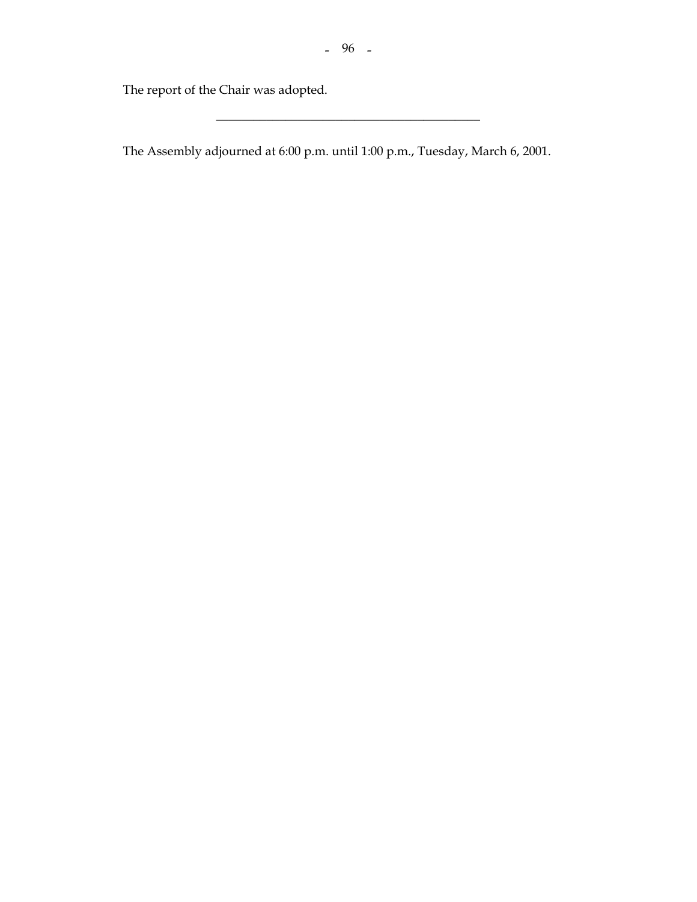The report of the Chair was adopted.

---

The Assembly adjourned at 6:00 p.m. until 1:00 p.m., Tuesday, March 6, 2001.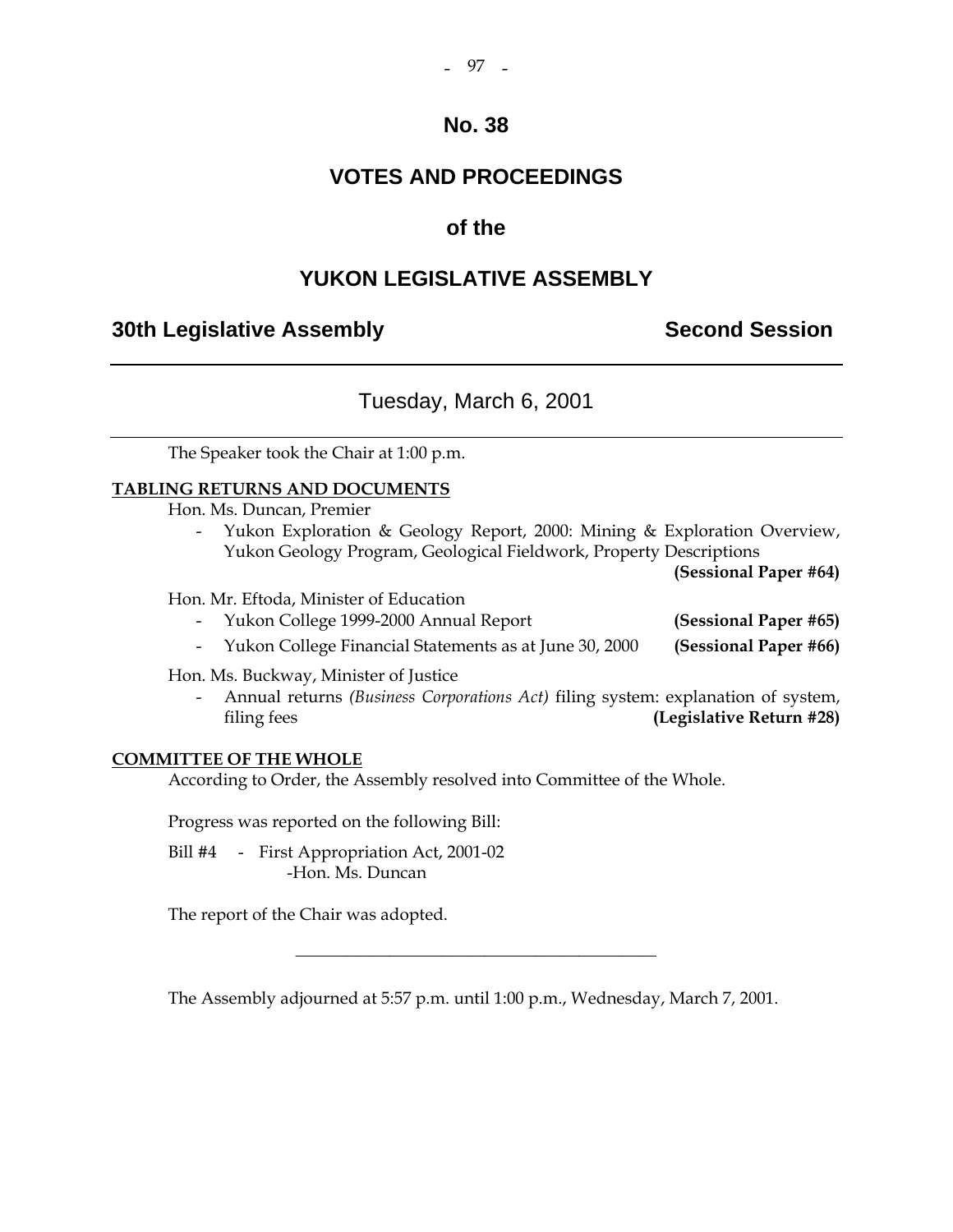# No. 38

# VOTES AND PROCEEDINGS

## of the

# YUKON LEGISLATIVE ASSEMBLY

**30th Legislative Assembly** **Second Session**

---

Tuesday, March 6, 2001

---

The Speaker took the Chair at 1:00 p.m.

**TABLING RETURNS AND DOCUMENTS**

Hon. Ms. Duncan, Premier

- Yukon Exploration & Geology Report, 2000: Mining & Exploration Overview, Yukon Geology Program, Geological Fieldwork, Property Descriptions **(Sessional Paper #64)**

Hon. Mr. Eftoda, Minister of Education

- Yukon College 1999-2000 Annual Report **(Sessional Paper #65)**
- Yukon College Financial Statements as at June 30, 2000 **(Sessional Paper #66)**

Hon. Ms. Buckway, Minister of Justice

- Annual returns *(Business Corporations Act)* filing system: explanation of system, filing fees **(Legislative Return #28)**

**COMMITTEE OF THE WHOLE**

According to Order, the Assembly resolved into Committee of the Whole.

Progress was reported on the following Bill:

Bill #4 - First Appropriation Act, 2001-02
-Hon. Ms. Duncan

The report of the Chair was adopted.

---

The Assembly adjourned at 5:57 p.m. until 1:00 p.m., Wednesday, March 7, 2001.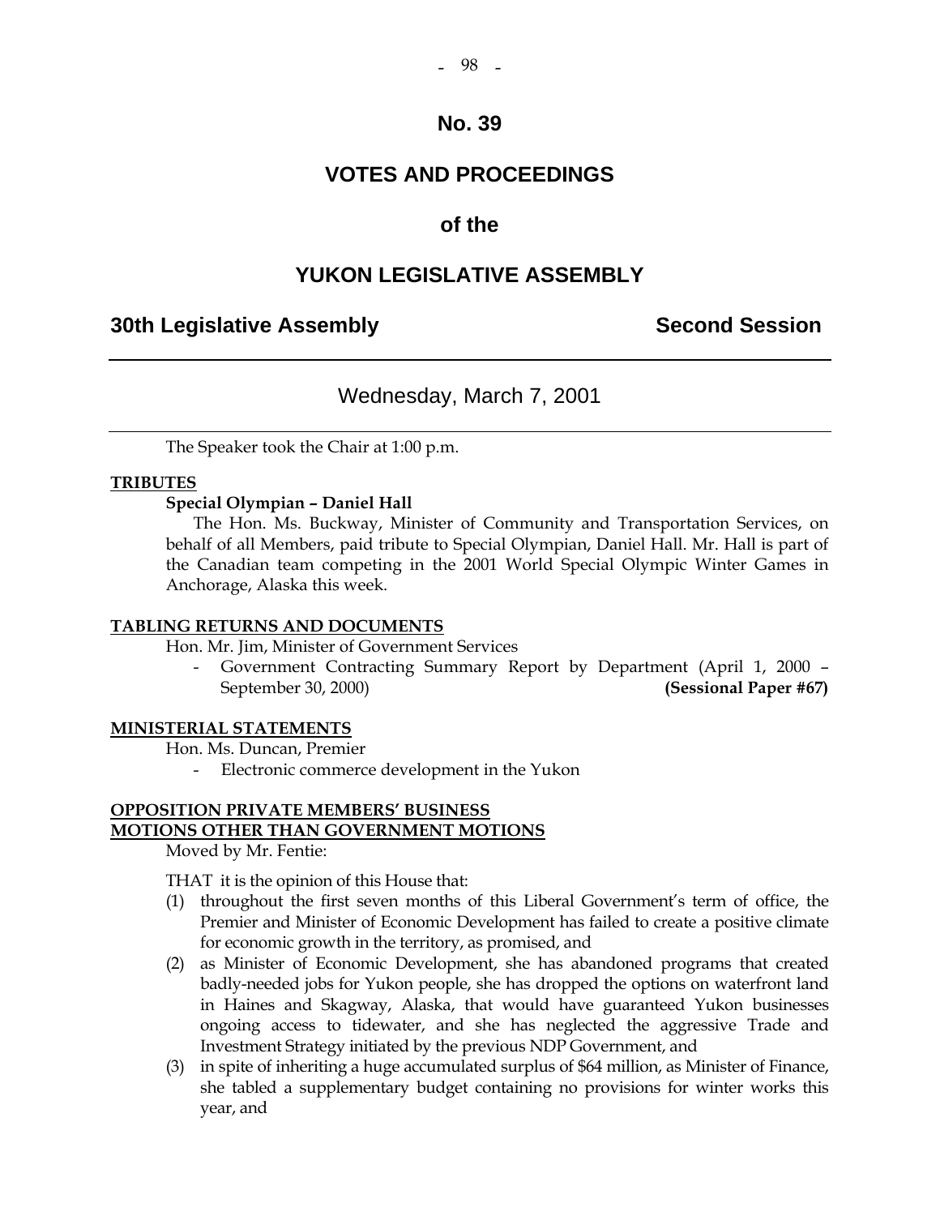# No. 39

# VOTES AND PROCEEDINGS

## of the

# YUKON LEGISLATIVE ASSEMBLY

**30th Legislative Assembly** **Second Session**

---

Wednesday, March 7, 2001

---

The Speaker took the Chair at 1:00 p.m.

**TRIBUTES**

**Special Olympian – Daniel Hall**

The Hon. Ms. Buckway, Minister of Community and Transportation Services, on behalf of all Members, paid tribute to Special Olympian, Daniel Hall. Mr. Hall is part of the Canadian team competing in the 2001 World Special Olympic Winter Games in Anchorage, Alaska this week.

**TABLING RETURNS AND DOCUMENTS**

Hon. Mr. Jim, Minister of Government Services

- Government Contracting Summary Report by Department (April 1, 2000 – September 30, 2000) **(Sessional Paper #67)**

**MINISTERIAL STATEMENTS**

Hon. Ms. Duncan, Premier

- Electronic commerce development in the Yukon

**OPPOSITION PRIVATE MEMBERS' BUSINESS**
**MOTIONS OTHER THAN GOVERNMENT MOTIONS**

Moved by Mr. Fentie:

THAT it is the opinion of this House that:

(1) throughout the first seven months of this Liberal Government's term of office, the Premier and Minister of Economic Development has failed to create a positive climate for economic growth in the territory, as promised, and

(2) as Minister of Economic Development, she has abandoned programs that created badly-needed jobs for Yukon people, she has dropped the options on waterfront land in Haines and Skagway, Alaska, that would have guaranteed Yukon businesses ongoing access to tidewater, and she has neglected the aggressive Trade and Investment Strategy initiated by the previous NDP Government, and

(3) in spite of inheriting a huge accumulated surplus of $64 million, as Minister of Finance, she tabled a supplementary budget containing no provisions for winter works this year, and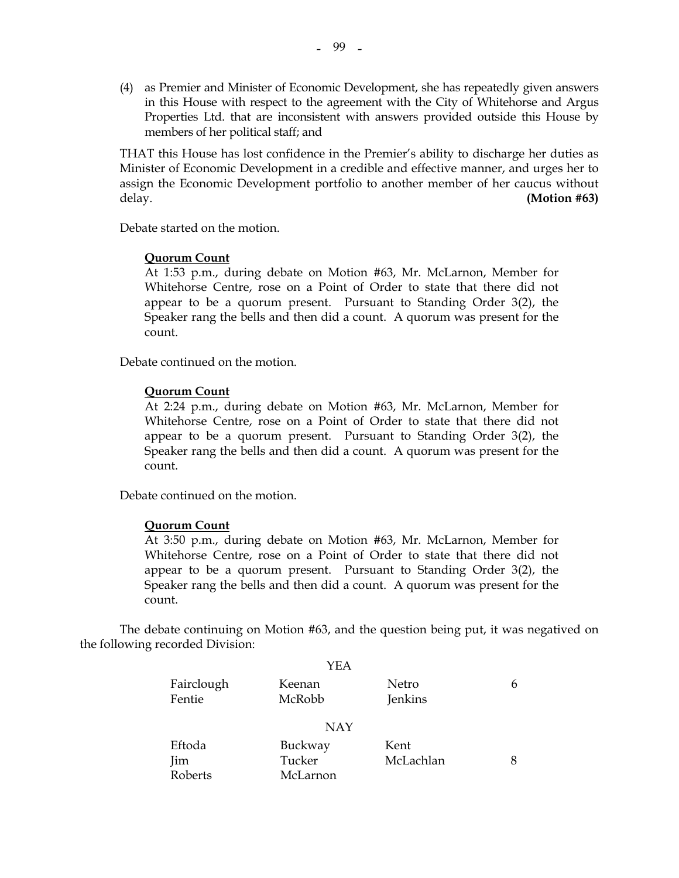(4) as Premier and Minister of Economic Development, she has repeatedly given answers in this House with respect to the agreement with the City of Whitehorse and Argus Properties Ltd. that are inconsistent with answers provided outside this House by members of her political staff; and

THAT this House has lost confidence in the Premier's ability to discharge her duties as Minister of Economic Development in a credible and effective manner, and urges her to assign the Economic Development portfolio to another member of her caucus without delay. **(Motion #63)**

Debate started on the motion.

**Quorum Count**

At 1:53 p.m., during debate on Motion #63, Mr. McLarnon, Member for Whitehorse Centre, rose on a Point of Order to state that there did not appear to be a quorum present. Pursuant to Standing Order 3(2), the Speaker rang the bells and then did a count. A quorum was present for the count.

Debate continued on the motion.

**Quorum Count**

At 2:24 p.m., during debate on Motion #63, Mr. McLarnon, Member for Whitehorse Centre, rose on a Point of Order to state that there did not appear to be a quorum present. Pursuant to Standing Order 3(2), the Speaker rang the bells and then did a count. A quorum was present for the count.

Debate continued on the motion.

**Quorum Count**

At 3:50 p.m., during debate on Motion #63, Mr. McLarnon, Member for Whitehorse Centre, rose on a Point of Order to state that there did not appear to be a quorum present. Pursuant to Standing Order 3(2), the Speaker rang the bells and then did a count. A quorum was present for the count.

The debate continuing on Motion #63, and the question being put, it was negatived on the following recorded Division:

YEA

| | | | |
|---|---|---|---|
| Fairclough | Keenan | Netro | 6 |
| Fentie | McRobb | Jenkins | |

NAY

| | | | |
|---|---|---|---|
| Eftoda | Buckway | Kent | |
| Jim | Tucker | McLachlan | 8 |
| Roberts | McLarnon | | |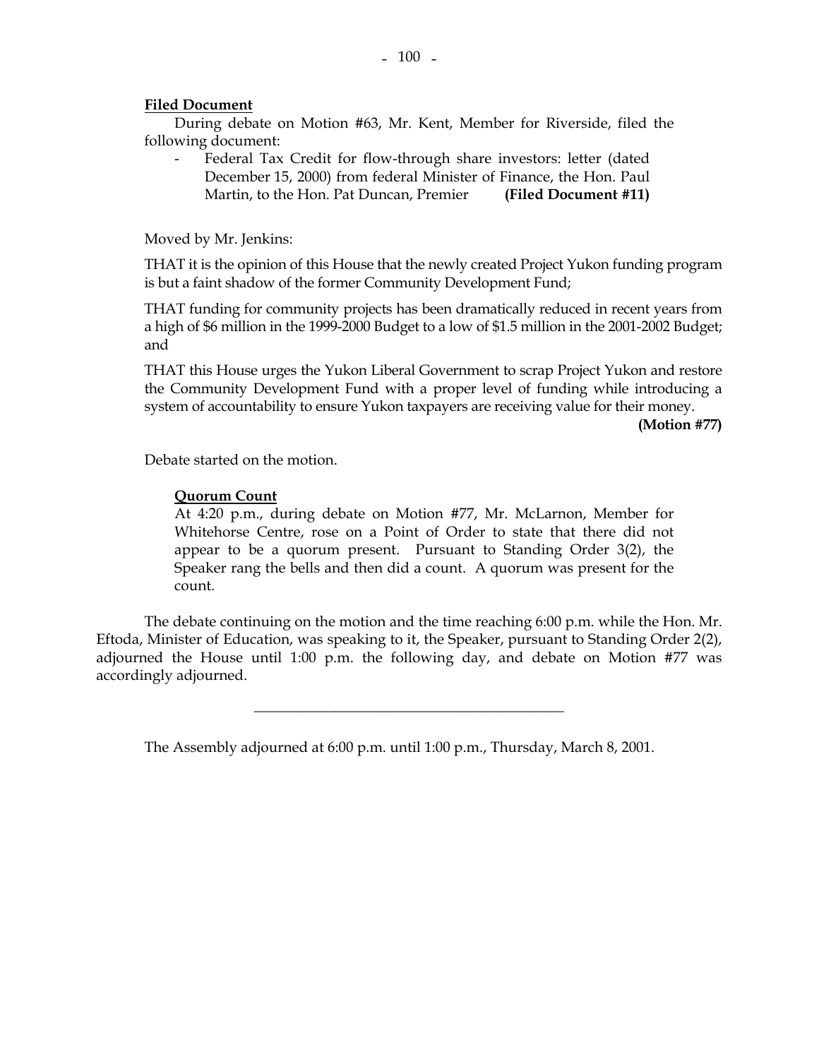**Filed Document**

During debate on Motion #63, Mr. Kent, Member for Riverside, filed the following document:

- Federal Tax Credit for flow-through share investors: letter (dated December 15, 2000) from federal Minister of Finance, the Hon. Paul Martin, to the Hon. Pat Duncan, Premier **(Filed Document #11)**

Moved by Mr. Jenkins:

THAT it is the opinion of this House that the newly created Project Yukon funding program is but a faint shadow of the former Community Development Fund;

THAT funding for community projects has been dramatically reduced in recent years from a high of $6 million in the 1999-2000 Budget to a low of $1.5 million in the 2001-2002 Budget; and

THAT this House urges the Yukon Liberal Government to scrap Project Yukon and restore the Community Development Fund with a proper level of funding while introducing a system of accountability to ensure Yukon taxpayers are receiving value for their money.

**(Motion #77)**

Debate started on the motion.

**Quorum Count**

At 4:20 p.m., during debate on Motion #77, Mr. McLarnon, Member for Whitehorse Centre, rose on a Point of Order to state that there did not appear to be a quorum present. Pursuant to Standing Order 3(2), the Speaker rang the bells and then did a count. A quorum was present for the count.

The debate continuing on the motion and the time reaching 6:00 p.m. while the Hon. Mr. Eftoda, Minister of Education, was speaking to it, the Speaker, pursuant to Standing Order 2(2), adjourned the House until 1:00 p.m. the following day, and debate on Motion #77 was accordingly adjourned.

---

The Assembly adjourned at 6:00 p.m. until 1:00 p.m., Thursday, March 8, 2001.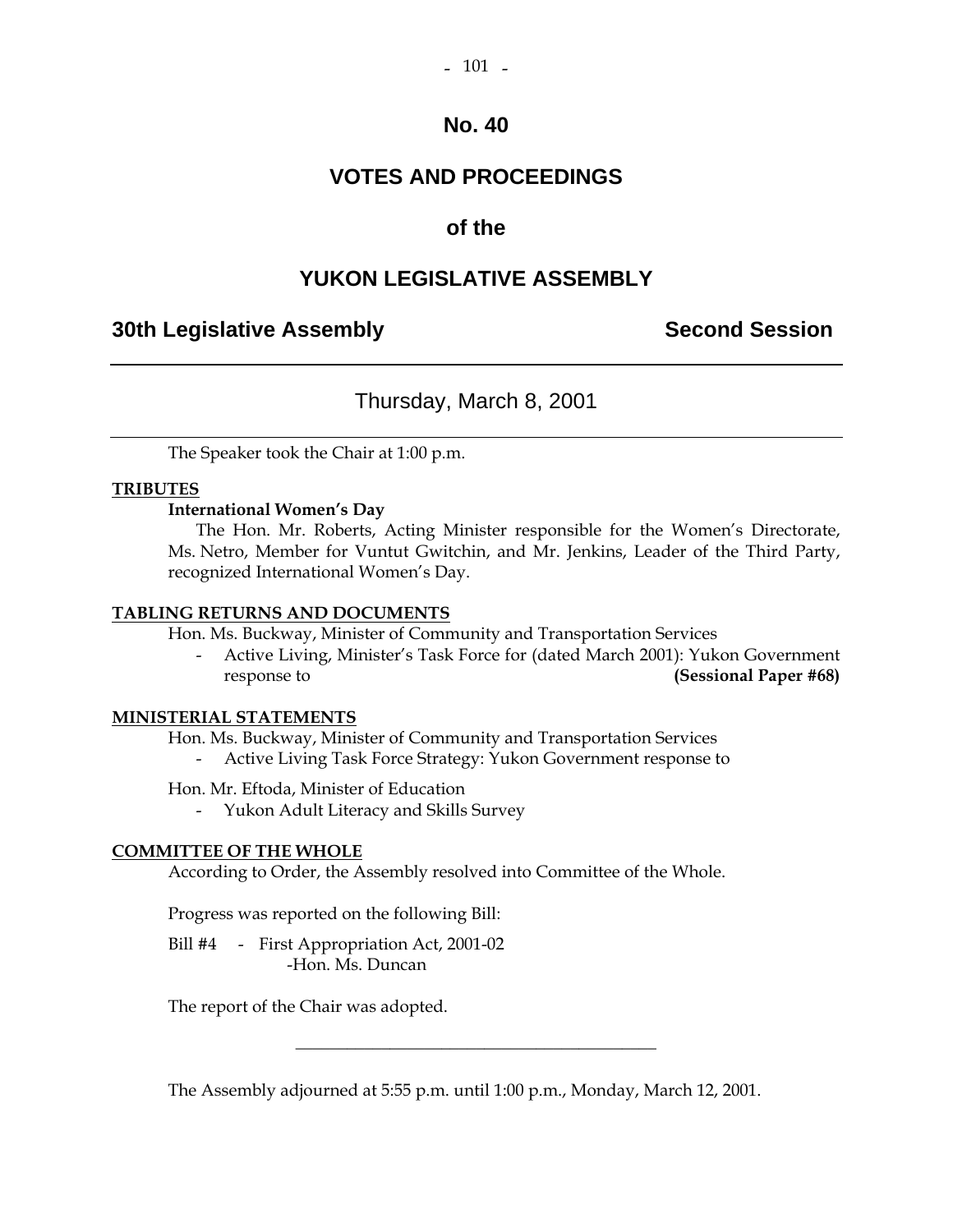# No. 40

# VOTES AND PROCEEDINGS

## of the

# YUKON LEGISLATIVE ASSEMBLY

**30th Legislative Assembly** **Second Session**

---

Thursday, March 8, 2001

---

The Speaker took the Chair at 1:00 p.m.

**TRIBUTES**

**International Women's Day**

The Hon. Mr. Roberts, Acting Minister responsible for the Women's Directorate, Ms. Netro, Member for Vuntut Gwitchin, and Mr. Jenkins, Leader of the Third Party, recognized International Women's Day.

**TABLING RETURNS AND DOCUMENTS**

Hon. Ms. Buckway, Minister of Community and Transportation Services

- Active Living, Minister's Task Force for (dated March 2001): Yukon Government response to **(Sessional Paper #68)**

**MINISTERIAL STATEMENTS**

Hon. Ms. Buckway, Minister of Community and Transportation Services

- Active Living Task Force Strategy: Yukon Government response to

Hon. Mr. Eftoda, Minister of Education

- Yukon Adult Literacy and Skills Survey

**COMMITTEE OF THE WHOLE**

According to Order, the Assembly resolved into Committee of the Whole.

Progress was reported on the following Bill:

Bill #4 - First Appropriation Act, 2001-02
-Hon. Ms. Duncan

The report of the Chair was adopted.

---

The Assembly adjourned at 5:55 p.m. until 1:00 p.m., Monday, March 12, 2001.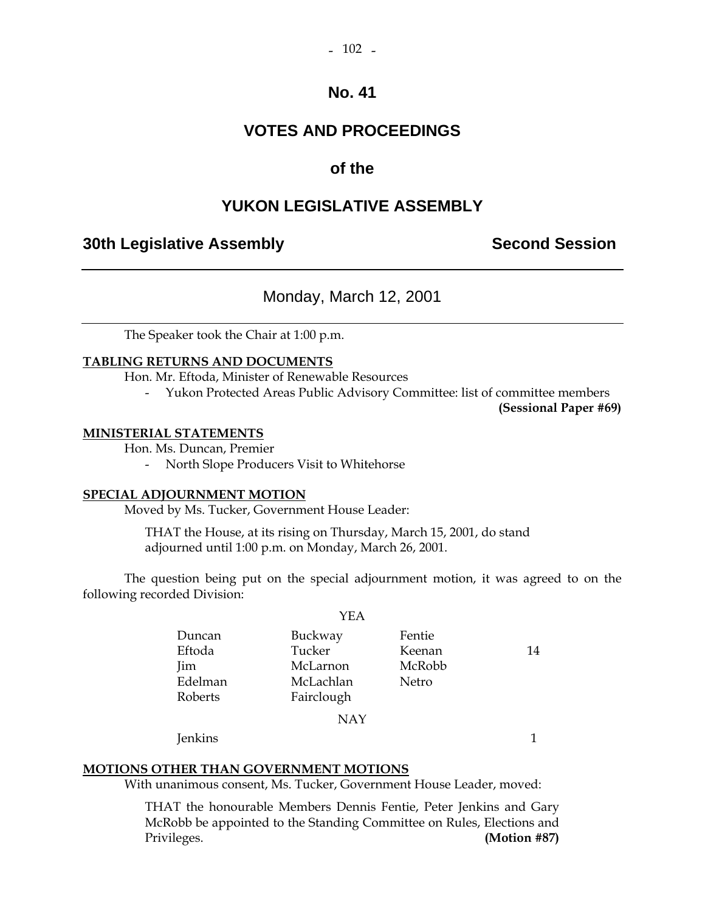# No. 41

# VOTES AND PROCEEDINGS

# of the

# YUKON LEGISLATIVE ASSEMBLY

**30th Legislative Assembly** **Second Session**

---

Monday, March 12, 2001

---

The Speaker took the Chair at 1:00 p.m.

**TABLING RETURNS AND DOCUMENTS**

Hon. Mr. Eftoda, Minister of Renewable Resources

- Yukon Protected Areas Public Advisory Committee: list of committee members **(Sessional Paper #69)**

**MINISTERIAL STATEMENTS**

Hon. Ms. Duncan, Premier

- North Slope Producers Visit to Whitehorse

**SPECIAL ADJOURNMENT MOTION**

Moved by Ms. Tucker, Government House Leader:

> THAT the House, at its rising on Thursday, March 15, 2001, do stand adjourned until 1:00 p.m. on Monday, March 26, 2001.

The question being put on the special adjournment motion, it was agreed to on the following recorded Division:

YEA

| | | | |
|---|---|---|---|
| Duncan | Buckway | Fentie | |
| Eftoda | Tucker | Keenan | 14 |
| Jim | McLarnon | McRobb | |
| Edelman | McLachlan | Netro | |
| Roberts | Fairclough | | |

NAY

| | |
|---|---|
| Jenkins | 1 |

**MOTIONS OTHER THAN GOVERNMENT MOTIONS**

With unanimous consent, Ms. Tucker, Government House Leader, moved:

> THAT the honourable Members Dennis Fentie, Peter Jenkins and Gary McRobb be appointed to the Standing Committee on Rules, Elections and Privileges. **(Motion #87)**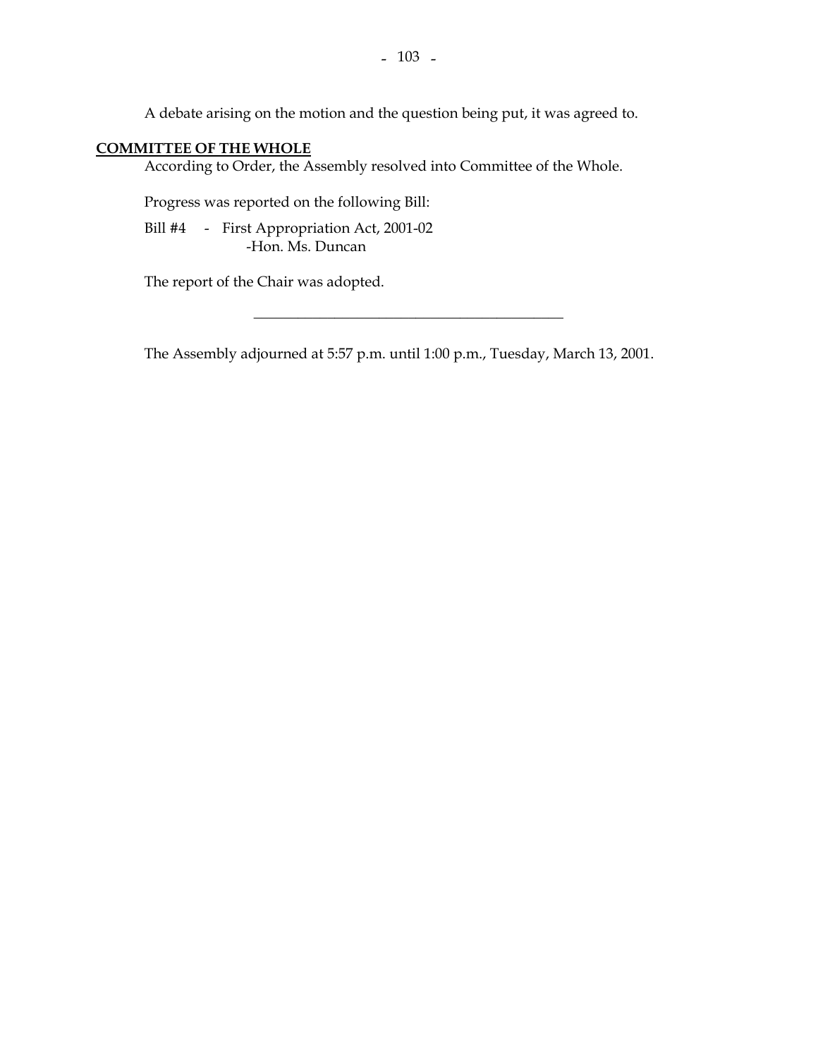A debate arising on the motion and the question being put, it was agreed to.

**COMMITTEE OF THE WHOLE**

According to Order, the Assembly resolved into Committee of the Whole.

Progress was reported on the following Bill:

Bill #4 - First Appropriation Act, 2001-02
-Hon. Ms. Duncan

The report of the Chair was adopted.

---

The Assembly adjourned at 5:57 p.m. until 1:00 p.m., Tuesday, March 13, 2001.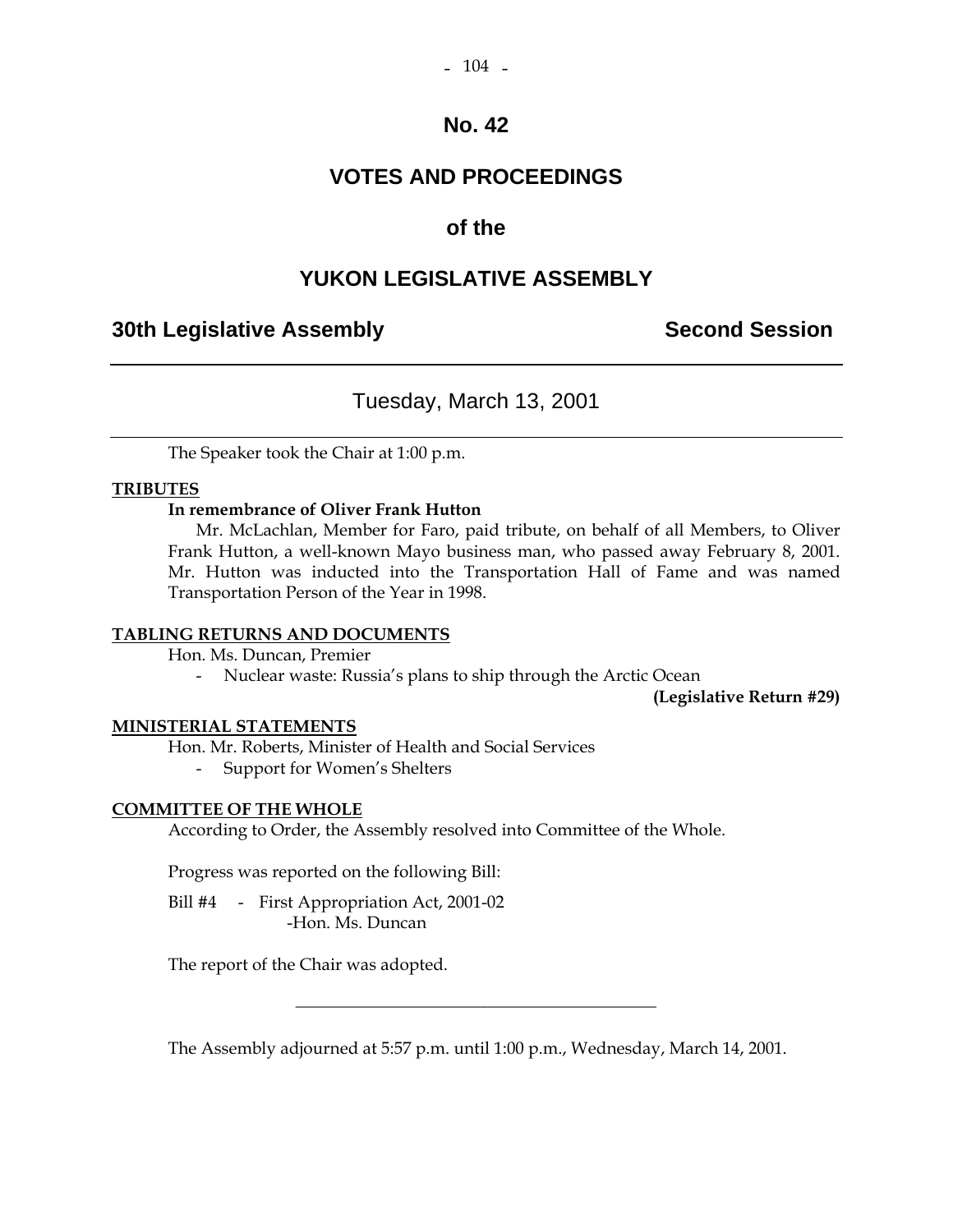# No. 42

# VOTES AND PROCEEDINGS

# of the

# YUKON LEGISLATIVE ASSEMBLY

## 30th Legislative Assembly — Second Session

---

### Tuesday, March 13, 2001

---

The Speaker took the Chair at 1:00 p.m.

**TRIBUTES**

**In remembrance of Oliver Frank Hutton**

Mr. McLachlan, Member for Faro, paid tribute, on behalf of all Members, to Oliver Frank Hutton, a well-known Mayo business man, who passed away February 8, 2001. Mr. Hutton was inducted into the Transportation Hall of Fame and was named Transportation Person of the Year in 1998.

**TABLING RETURNS AND DOCUMENTS**

Hon. Ms. Duncan, Premier

- Nuclear waste: Russia's plans to ship through the Arctic Ocean

**(Legislative Return #29)**

**MINISTERIAL STATEMENTS**

Hon. Mr. Roberts, Minister of Health and Social Services

- Support for Women's Shelters

**COMMITTEE OF THE WHOLE**

According to Order, the Assembly resolved into Committee of the Whole.

Progress was reported on the following Bill:

Bill #4 - First Appropriation Act, 2001-02
-Hon. Ms. Duncan

The report of the Chair was adopted.

---

The Assembly adjourned at 5:57 p.m. until 1:00 p.m., Wednesday, March 14, 2001.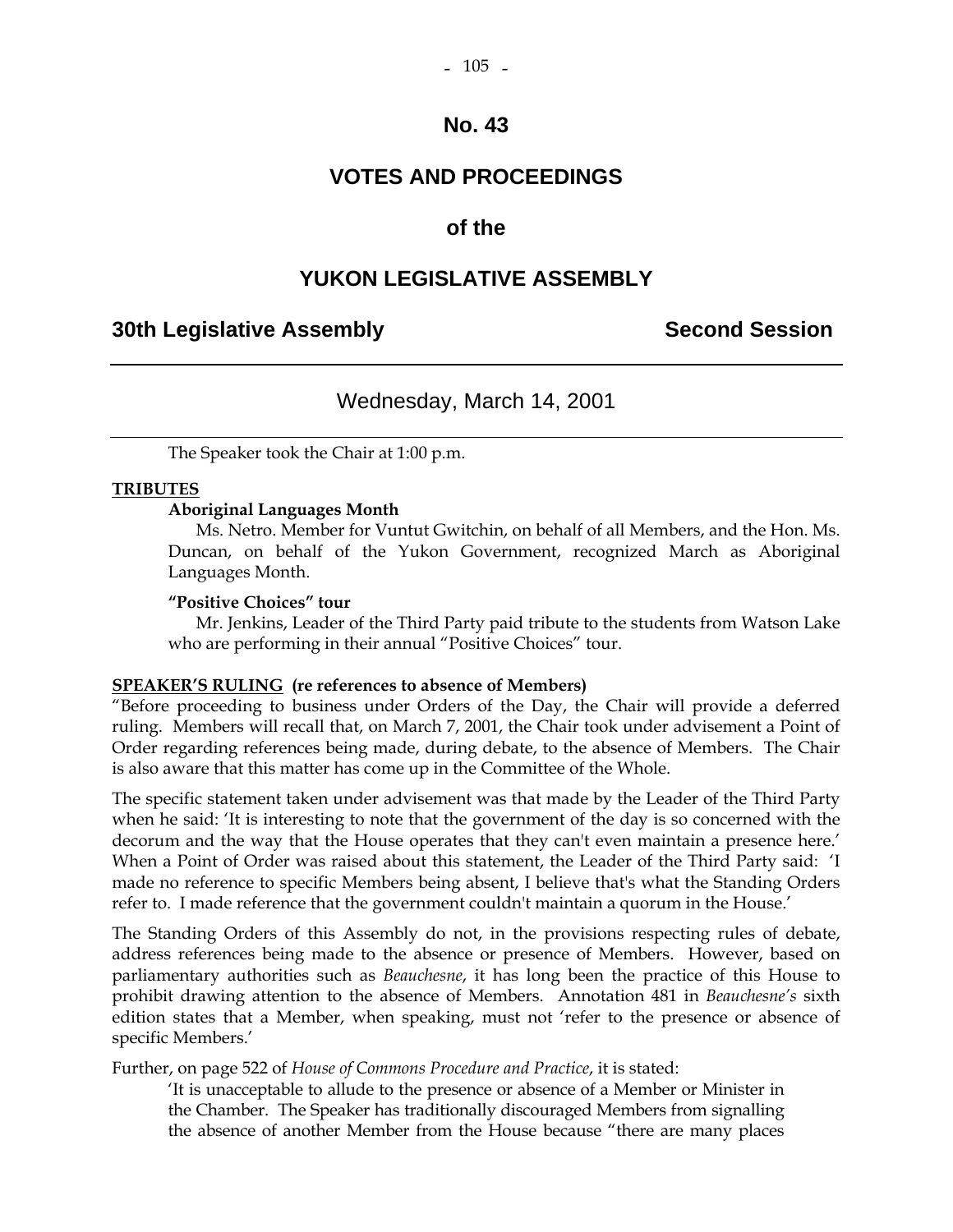# No. 43

## VOTES AND PROCEEDINGS

## of the

## YUKON LEGISLATIVE ASSEMBLY

**30th Legislative Assembly** **Second Session**

---

Wednesday, March 14, 2001

---

The Speaker took the Chair at 1:00 p.m.

**TRIBUTES**

**Aboriginal Languages Month**

Ms. Netro. Member for Vuntut Gwitchin, on behalf of all Members, and the Hon. Ms. Duncan, on behalf of the Yukon Government, recognized March as Aboriginal Languages Month.

**"Positive Choices" tour**

Mr. Jenkins, Leader of the Third Party paid tribute to the students from Watson Lake who are performing in their annual "Positive Choices" tour.

**SPEAKER'S RULING (re references to absence of Members)**

"Before proceeding to business under Orders of the Day, the Chair will provide a deferred ruling. Members will recall that, on March 7, 2001, the Chair took under advisement a Point of Order regarding references being made, during debate, to the absence of Members. The Chair is also aware that this matter has come up in the Committee of the Whole.

The specific statement taken under advisement was that made by the Leader of the Third Party when he said: 'It is interesting to note that the government of the day is so concerned with the decorum and the way that the House operates that they can't even maintain a presence here.' When a Point of Order was raised about this statement, the Leader of the Third Party said: 'I made no reference to specific Members being absent, I believe that's what the Standing Orders refer to. I made reference that the government couldn't maintain a quorum in the House.'

The Standing Orders of this Assembly do not, in the provisions respecting rules of debate, address references being made to the absence or presence of Members. However, based on parliamentary authorities such as *Beauchesne*, it has long been the practice of this House to prohibit drawing attention to the absence of Members. Annotation 481 in *Beauchesne's* sixth edition states that a Member, when speaking, must not 'refer to the presence or absence of specific Members.'

Further, on page 522 of *House of Commons Procedure and Practice*, it is stated:

> 'It is unacceptable to allude to the presence or absence of a Member or Minister in the Chamber. The Speaker has traditionally discouraged Members from signalling the absence of another Member from the House because "there are many places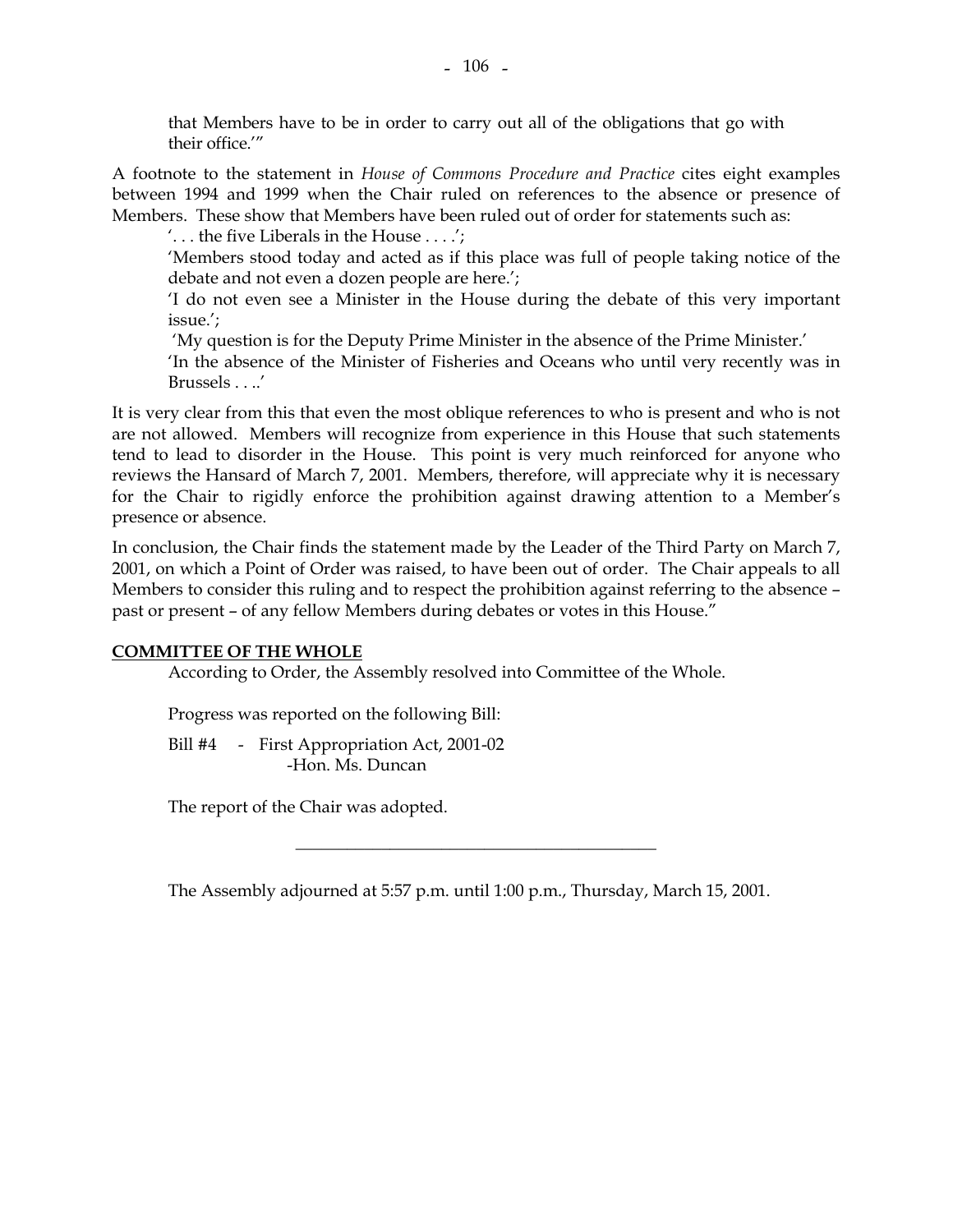that Members have to be in order to carry out all of the obligations that go with their office.'"

A footnote to the statement in *House of Commons Procedure and Practice* cites eight examples between 1994 and 1999 when the Chair ruled on references to the absence or presence of Members. These show that Members have been ruled out of order for statements such as:

'. . . the five Liberals in the House . . . .';

'Members stood today and acted as if this place was full of people taking notice of the debate and not even a dozen people are here.';

'I do not even see a Minister in the House during the debate of this very important issue.';

'My question is for the Deputy Prime Minister in the absence of the Prime Minister.'

'In the absence of the Minister of Fisheries and Oceans who until very recently was in Brussels . . ..'

It is very clear from this that even the most oblique references to who is present and who is not are not allowed. Members will recognize from experience in this House that such statements tend to lead to disorder in the House. This point is very much reinforced for anyone who reviews the Hansard of March 7, 2001. Members, therefore, will appreciate why it is necessary for the Chair to rigidly enforce the prohibition against drawing attention to a Member's presence or absence.

In conclusion, the Chair finds the statement made by the Leader of the Third Party on March 7, 2001, on which a Point of Order was raised, to have been out of order. The Chair appeals to all Members to consider this ruling and to respect the prohibition against referring to the absence – past or present – of any fellow Members during debates or votes in this House."

**COMMITTEE OF THE WHOLE**

According to Order, the Assembly resolved into Committee of the Whole.

Progress was reported on the following Bill:

Bill #4 - First Appropriation Act, 2001-02
-Hon. Ms. Duncan

The report of the Chair was adopted.

---

The Assembly adjourned at 5:57 p.m. until 1:00 p.m., Thursday, March 15, 2001.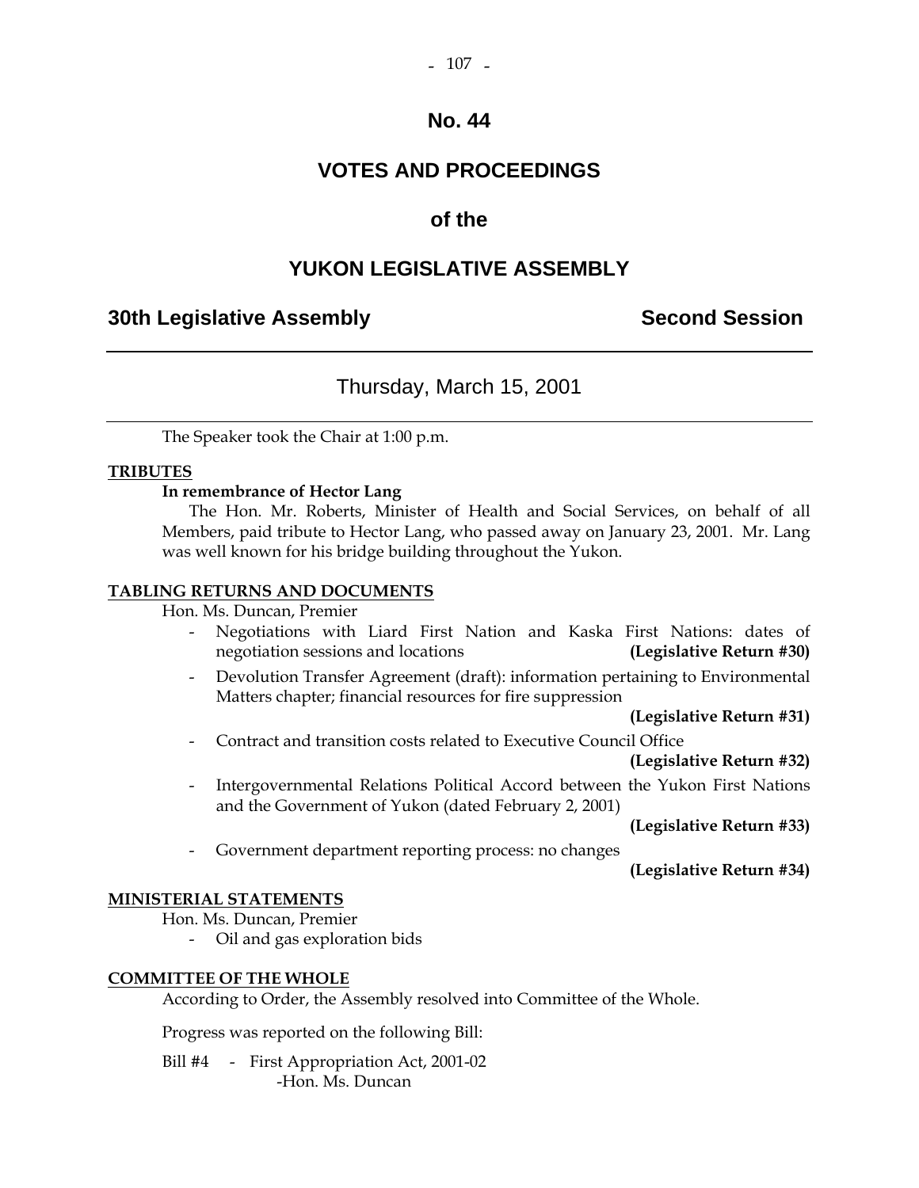# No. 44

# VOTES AND PROCEEDINGS

# of the

# YUKON LEGISLATIVE ASSEMBLY

## 30th Legislative Assembly — Second Session

---

### Thursday, March 15, 2001

---

The Speaker took the Chair at 1:00 p.m.

**TRIBUTES**

**In remembrance of Hector Lang**

The Hon. Mr. Roberts, Minister of Health and Social Services, on behalf of all Members, paid tribute to Hector Lang, who passed away on January 23, 2001. Mr. Lang was well known for his bridge building throughout the Yukon.

**TABLING RETURNS AND DOCUMENTS**

Hon. Ms. Duncan, Premier

- Negotiations with Liard First Nation and Kaska First Nations: dates of negotiation sessions and locations **(Legislative Return #30)**
- Devolution Transfer Agreement (draft): information pertaining to Environmental Matters chapter; financial resources for fire suppression **(Legislative Return #31)**
- Contract and transition costs related to Executive Council Office **(Legislative Return #32)**
- Intergovernmental Relations Political Accord between the Yukon First Nations and the Government of Yukon (dated February 2, 2001) **(Legislative Return #33)**
- Government department reporting process: no changes **(Legislative Return #34)**

**MINISTERIAL STATEMENTS**

Hon. Ms. Duncan, Premier

- Oil and gas exploration bids

**COMMITTEE OF THE WHOLE**

According to Order, the Assembly resolved into Committee of the Whole.

Progress was reported on the following Bill:

Bill #4 - First Appropriation Act, 2001-02
-Hon. Ms. Duncan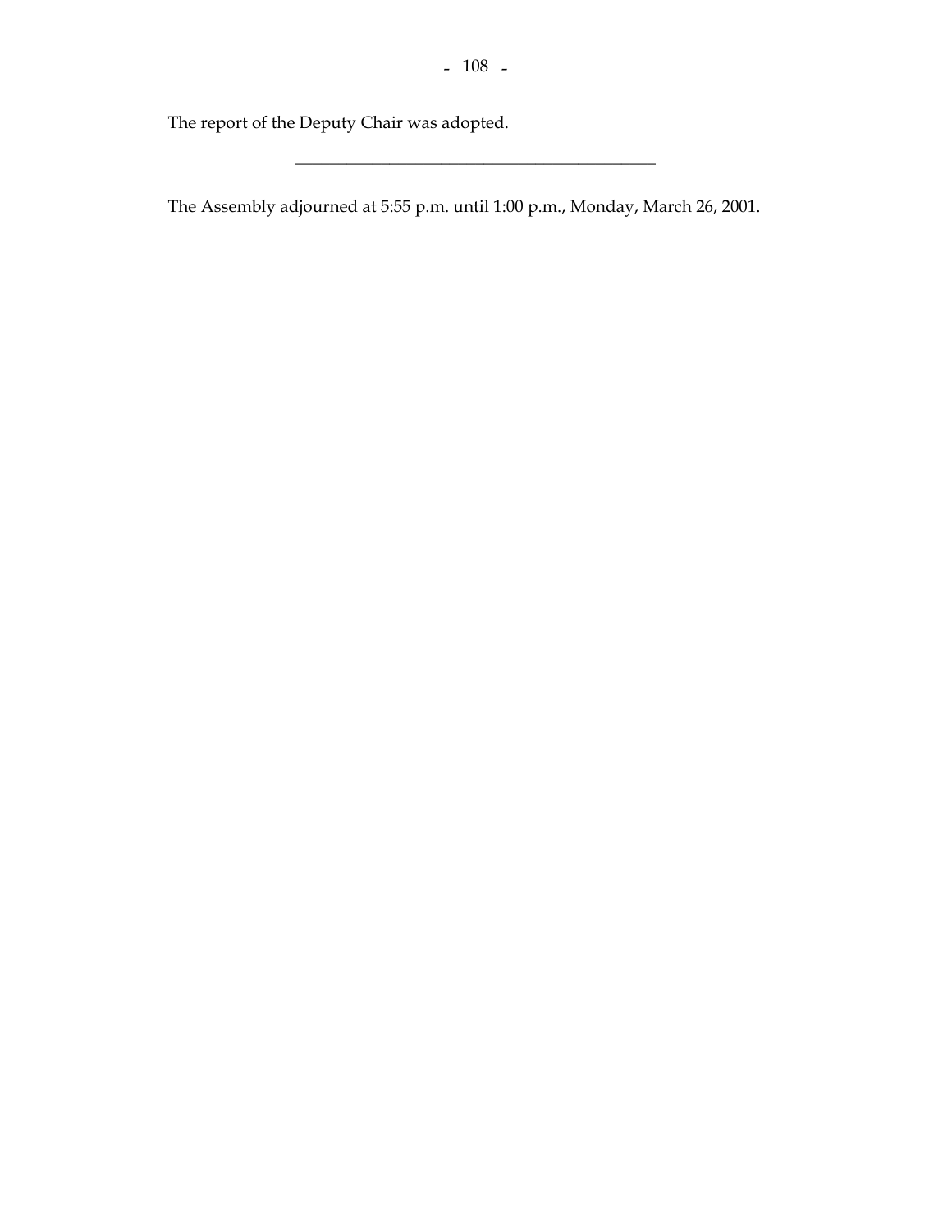The report of the Deputy Chair was adopted.

---

The Assembly adjourned at 5:55 p.m. until 1:00 p.m., Monday, March 26, 2001.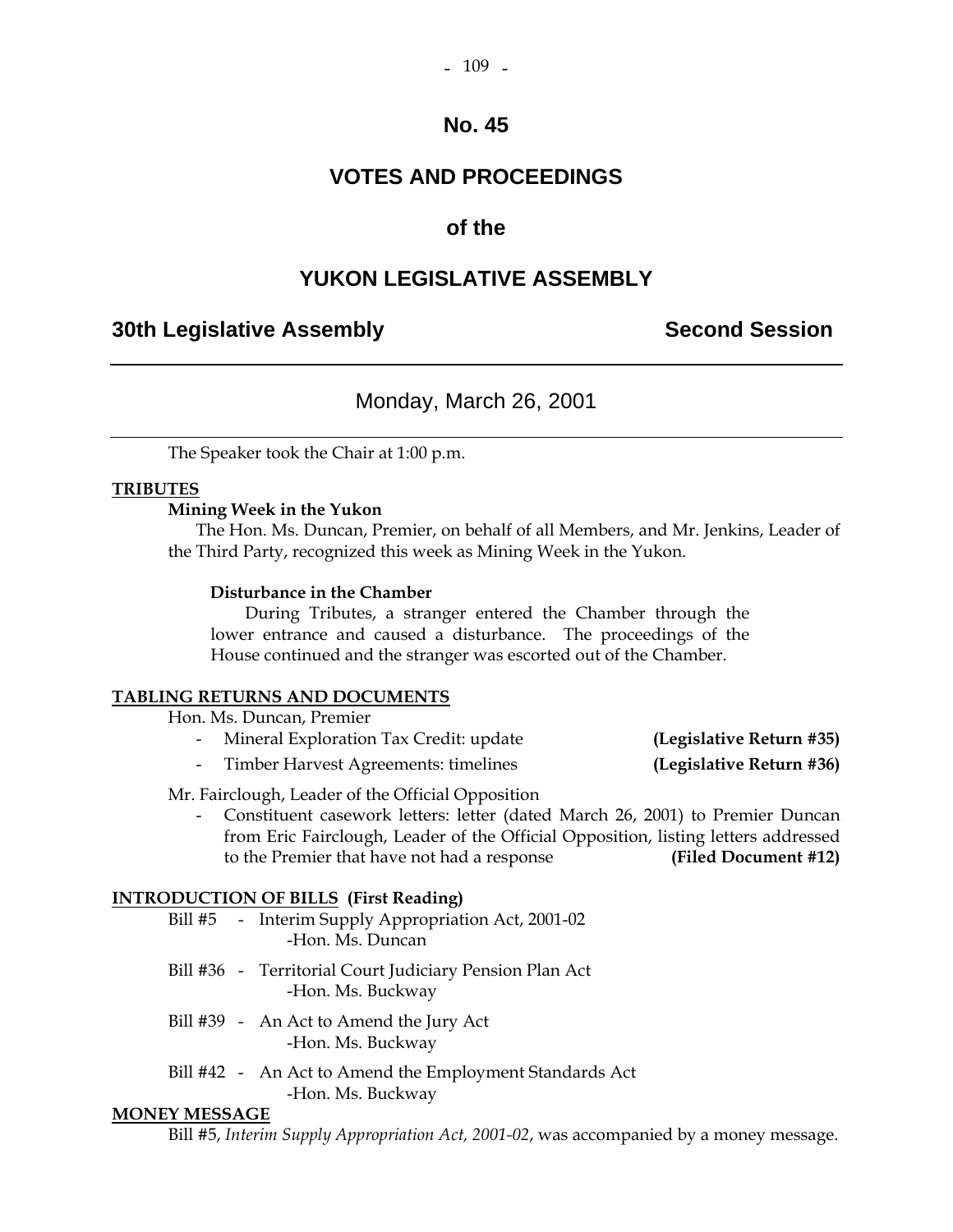# No. 45

# VOTES AND PROCEEDINGS

## of the

# YUKON LEGISLATIVE ASSEMBLY

**30th Legislative Assembly** **Second Session**

---

Monday, March 26, 2001

---

The Speaker took the Chair at 1:00 p.m.

**TRIBUTES**

**Mining Week in the Yukon**

The Hon. Ms. Duncan, Premier, on behalf of all Members, and Mr. Jenkins, Leader of the Third Party, recognized this week as Mining Week in the Yukon.

**Disturbance in the Chamber**

During Tributes, a stranger entered the Chamber through the lower entrance and caused a disturbance. The proceedings of the House continued and the stranger was escorted out of the Chamber.

**TABLING RETURNS AND DOCUMENTS**

Hon. Ms. Duncan, Premier

- Mineral Exploration Tax Credit: update **(Legislative Return #35)**
- Timber Harvest Agreements: timelines **(Legislative Return #36)**

Mr. Fairclough, Leader of the Official Opposition

- Constituent casework letters: letter (dated March 26, 2001) to Premier Duncan from Eric Fairclough, Leader of the Official Opposition, listing letters addressed to the Premier that have not had a response **(Filed Document #12)**

**INTRODUCTION OF BILLS (First Reading)**

Bill #5 - Interim Supply Appropriation Act, 2001-02
-Hon. Ms. Duncan

Bill #36 - Territorial Court Judiciary Pension Plan Act
-Hon. Ms. Buckway

Bill #39 - An Act to Amend the Jury Act
-Hon. Ms. Buckway

Bill #42 - An Act to Amend the Employment Standards Act
-Hon. Ms. Buckway

**MONEY MESSAGE**

Bill #5, *Interim Supply Appropriation Act, 2001-02*, was accompanied by a money message.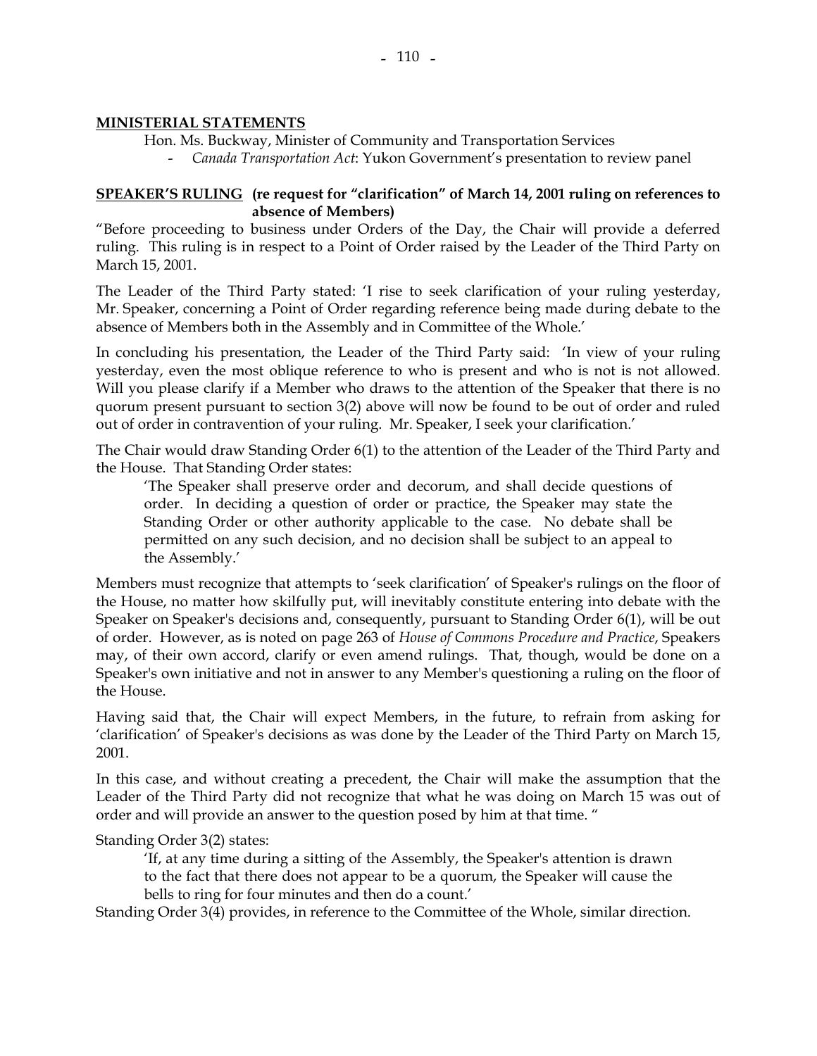**MINISTERIAL STATEMENTS**

Hon. Ms. Buckway, Minister of Community and Transportation Services

- *Canada Transportation Act*: Yukon Government's presentation to review panel

**SPEAKER'S RULING (re request for "clarification" of March 14, 2001 ruling on references to absence of Members)**

"Before proceeding to business under Orders of the Day, the Chair will provide a deferred ruling. This ruling is in respect to a Point of Order raised by the Leader of the Third Party on March 15, 2001.

The Leader of the Third Party stated: 'I rise to seek clarification of your ruling yesterday, Mr. Speaker, concerning a Point of Order regarding reference being made during debate to the absence of Members both in the Assembly and in Committee of the Whole.'

In concluding his presentation, the Leader of the Third Party said: 'In view of your ruling yesterday, even the most oblique reference to who is present and who is not is not allowed. Will you please clarify if a Member who draws to the attention of the Speaker that there is no quorum present pursuant to section 3(2) above will now be found to be out of order and ruled out of order in contravention of your ruling. Mr. Speaker, I seek your clarification.'

The Chair would draw Standing Order 6(1) to the attention of the Leader of the Third Party and the House. That Standing Order states:

> 'The Speaker shall preserve order and decorum, and shall decide questions of order. In deciding a question of order or practice, the Speaker may state the Standing Order or other authority applicable to the case. No debate shall be permitted on any such decision, and no decision shall be subject to an appeal to the Assembly.'

Members must recognize that attempts to 'seek clarification' of Speaker's rulings on the floor of the House, no matter how skilfully put, will inevitably constitute entering into debate with the Speaker on Speaker's decisions and, consequently, pursuant to Standing Order 6(1), will be out of order. However, as is noted on page 263 of *House of Commons Procedure and Practice*, Speakers may, of their own accord, clarify or even amend rulings. That, though, would be done on a Speaker's own initiative and not in answer to any Member's questioning a ruling on the floor of the House.

Having said that, the Chair will expect Members, in the future, to refrain from asking for 'clarification' of Speaker's decisions as was done by the Leader of the Third Party on March 15, 2001.

In this case, and without creating a precedent, the Chair will make the assumption that the Leader of the Third Party did not recognize that what he was doing on March 15 was out of order and will provide an answer to the question posed by him at that time. "

Standing Order 3(2) states:

> 'If, at any time during a sitting of the Assembly, the Speaker's attention is drawn to the fact that there does not appear to be a quorum, the Speaker will cause the bells to ring for four minutes and then do a count.'

Standing Order 3(4) provides, in reference to the Committee of the Whole, similar direction.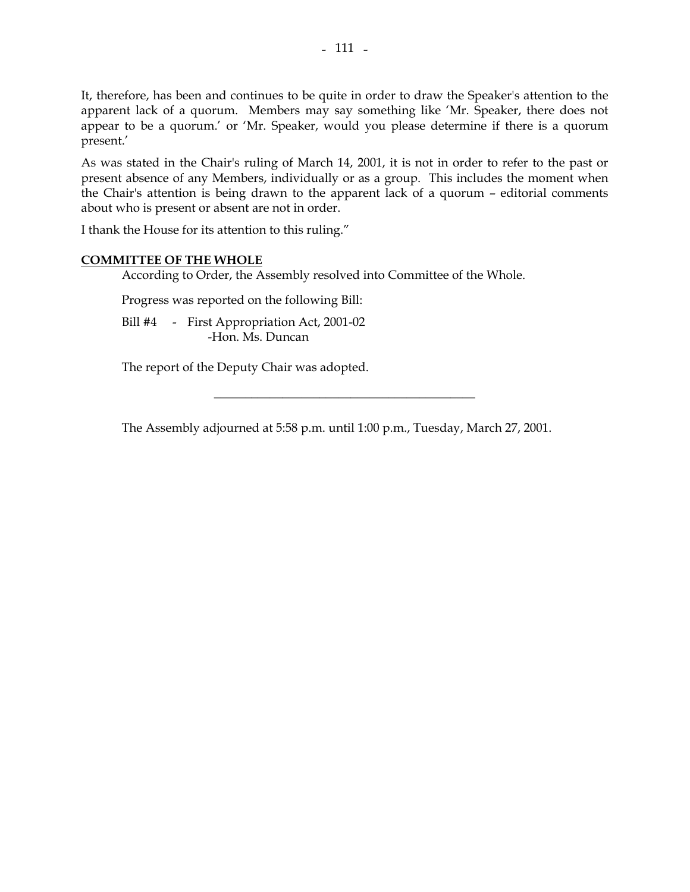It, therefore, has been and continues to be quite in order to draw the Speaker's attention to the apparent lack of a quorum. Members may say something like 'Mr. Speaker, there does not appear to be a quorum.' or 'Mr. Speaker, would you please determine if there is a quorum present.'

As was stated in the Chair's ruling of March 14, 2001, it is not in order to refer to the past or present absence of any Members, individually or as a group. This includes the moment when the Chair's attention is being drawn to the apparent lack of a quorum – editorial comments about who is present or absent are not in order.

I thank the House for its attention to this ruling."

**COMMITTEE OF THE WHOLE**

According to Order, the Assembly resolved into Committee of the Whole.

Progress was reported on the following Bill:

Bill #4 - First Appropriation Act, 2001-02
-Hon. Ms. Duncan

The report of the Deputy Chair was adopted.

---

The Assembly adjourned at 5:58 p.m. until 1:00 p.m., Tuesday, March 27, 2001.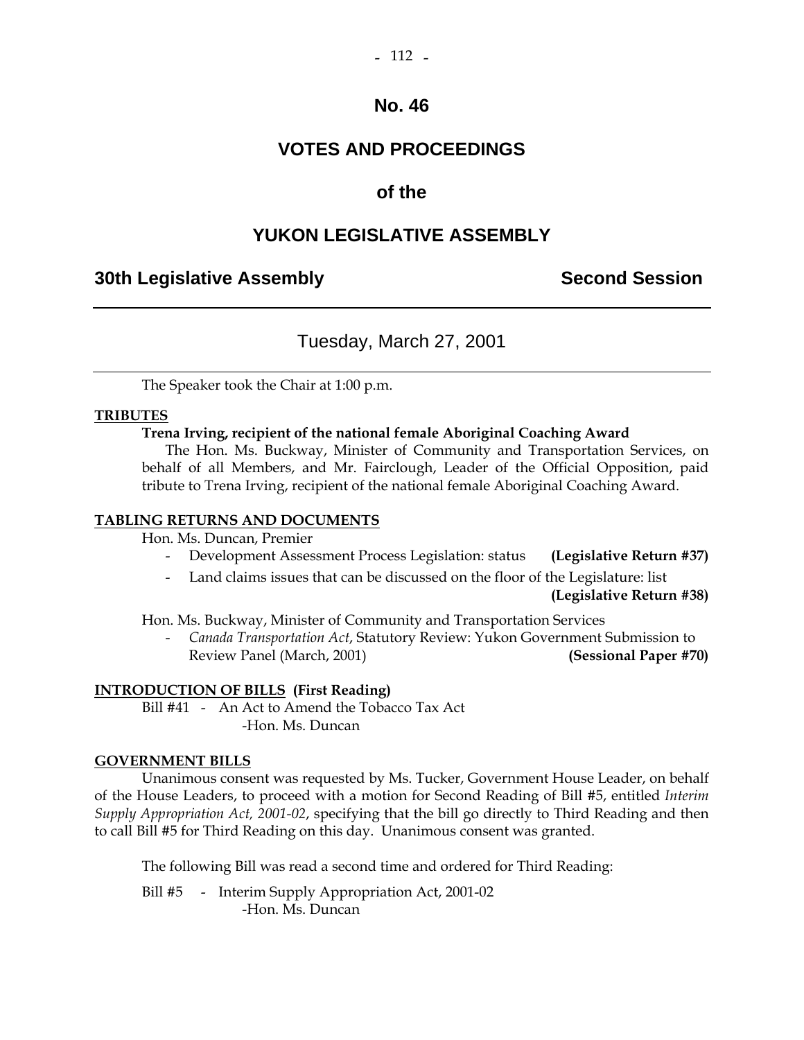# No. 46

# VOTES AND PROCEEDINGS

# of the

# YUKON LEGISLATIVE ASSEMBLY

## 30th Legislative Assembly — Second Session

---

Tuesday, March 27, 2001

---

The Speaker took the Chair at 1:00 p.m.

**TRIBUTES**

**Trena Irving, recipient of the national female Aboriginal Coaching Award**

The Hon. Ms. Buckway, Minister of Community and Transportation Services, on behalf of all Members, and Mr. Fairclough, Leader of the Official Opposition, paid tribute to Trena Irving, recipient of the national female Aboriginal Coaching Award.

**TABLING RETURNS AND DOCUMENTS**

Hon. Ms. Duncan, Premier

- Development Assessment Process Legislation: status **(Legislative Return #37)**
- Land claims issues that can be discussed on the floor of the Legislature: list **(Legislative Return #38)**

Hon. Ms. Buckway, Minister of Community and Transportation Services

- *Canada Transportation Act*, Statutory Review: Yukon Government Submission to Review Panel (March, 2001) **(Sessional Paper #70)**

**INTRODUCTION OF BILLS (First Reading)**

Bill #41 - An Act to Amend the Tobacco Tax Act
-Hon. Ms. Duncan

**GOVERNMENT BILLS**

Unanimous consent was requested by Ms. Tucker, Government House Leader, on behalf of the House Leaders, to proceed with a motion for Second Reading of Bill #5, entitled *Interim Supply Appropriation Act, 2001-02*, specifying that the bill go directly to Third Reading and then to call Bill #5 for Third Reading on this day. Unanimous consent was granted.

The following Bill was read a second time and ordered for Third Reading:

Bill #5 - Interim Supply Appropriation Act, 2001-02
-Hon. Ms. Duncan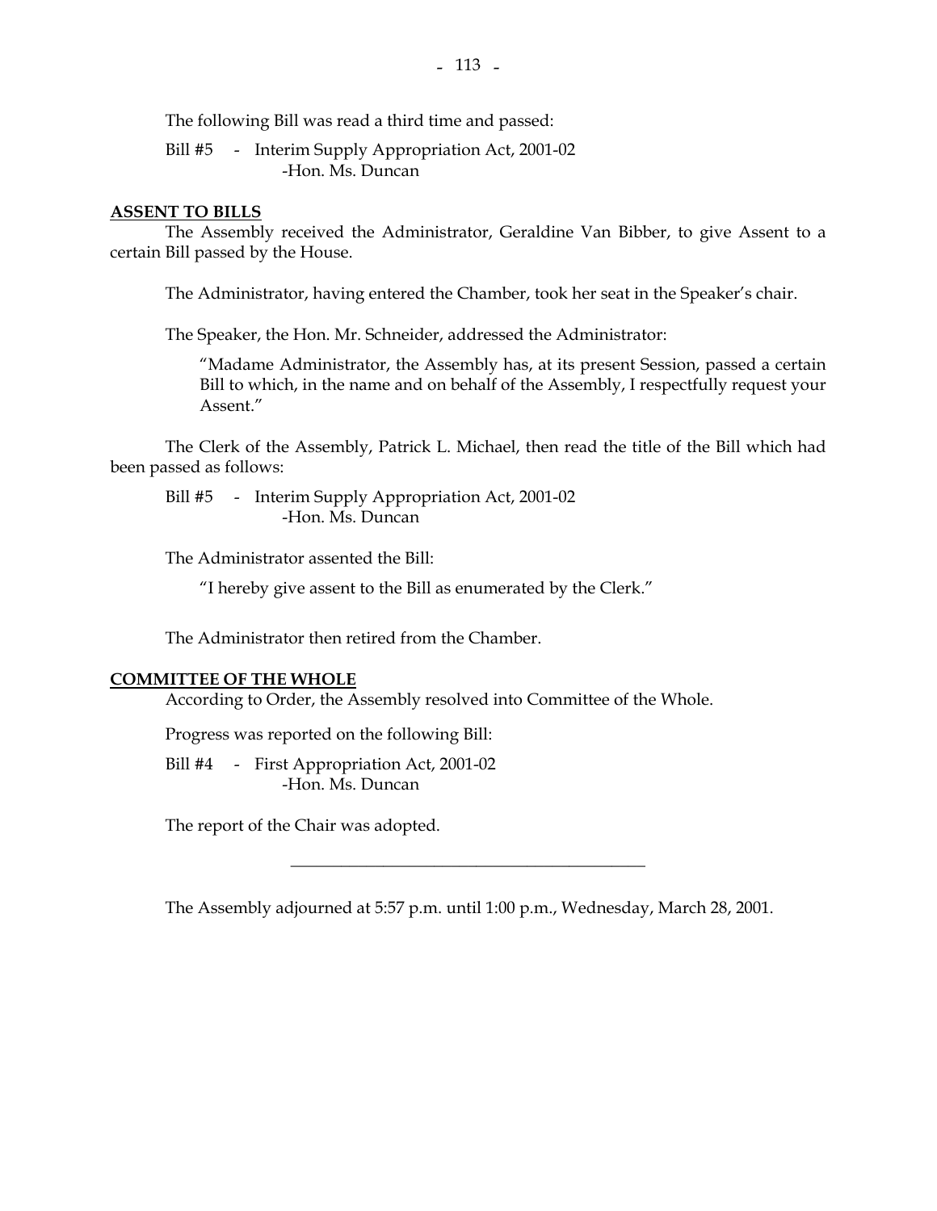The following Bill was read a third time and passed:

Bill #5 - Interim Supply Appropriation Act, 2001-02
-Hon. Ms. Duncan

**ASSENT TO BILLS**

The Assembly received the Administrator, Geraldine Van Bibber, to give Assent to a certain Bill passed by the House.

The Administrator, having entered the Chamber, took her seat in the Speaker's chair.

The Speaker, the Hon. Mr. Schneider, addressed the Administrator:

> "Madame Administrator, the Assembly has, at its present Session, passed a certain Bill to which, in the name and on behalf of the Assembly, I respectfully request your Assent."

The Clerk of the Assembly, Patrick L. Michael, then read the title of the Bill which had been passed as follows:

Bill #5 - Interim Supply Appropriation Act, 2001-02
-Hon. Ms. Duncan

The Administrator assented the Bill:

> "I hereby give assent to the Bill as enumerated by the Clerk."

The Administrator then retired from the Chamber.

**COMMITTEE OF THE WHOLE**

According to Order, the Assembly resolved into Committee of the Whole.

Progress was reported on the following Bill:

Bill #4 - First Appropriation Act, 2001-02
-Hon. Ms. Duncan

The report of the Chair was adopted.

---

The Assembly adjourned at 5:57 p.m. until 1:00 p.m., Wednesday, March 28, 2001.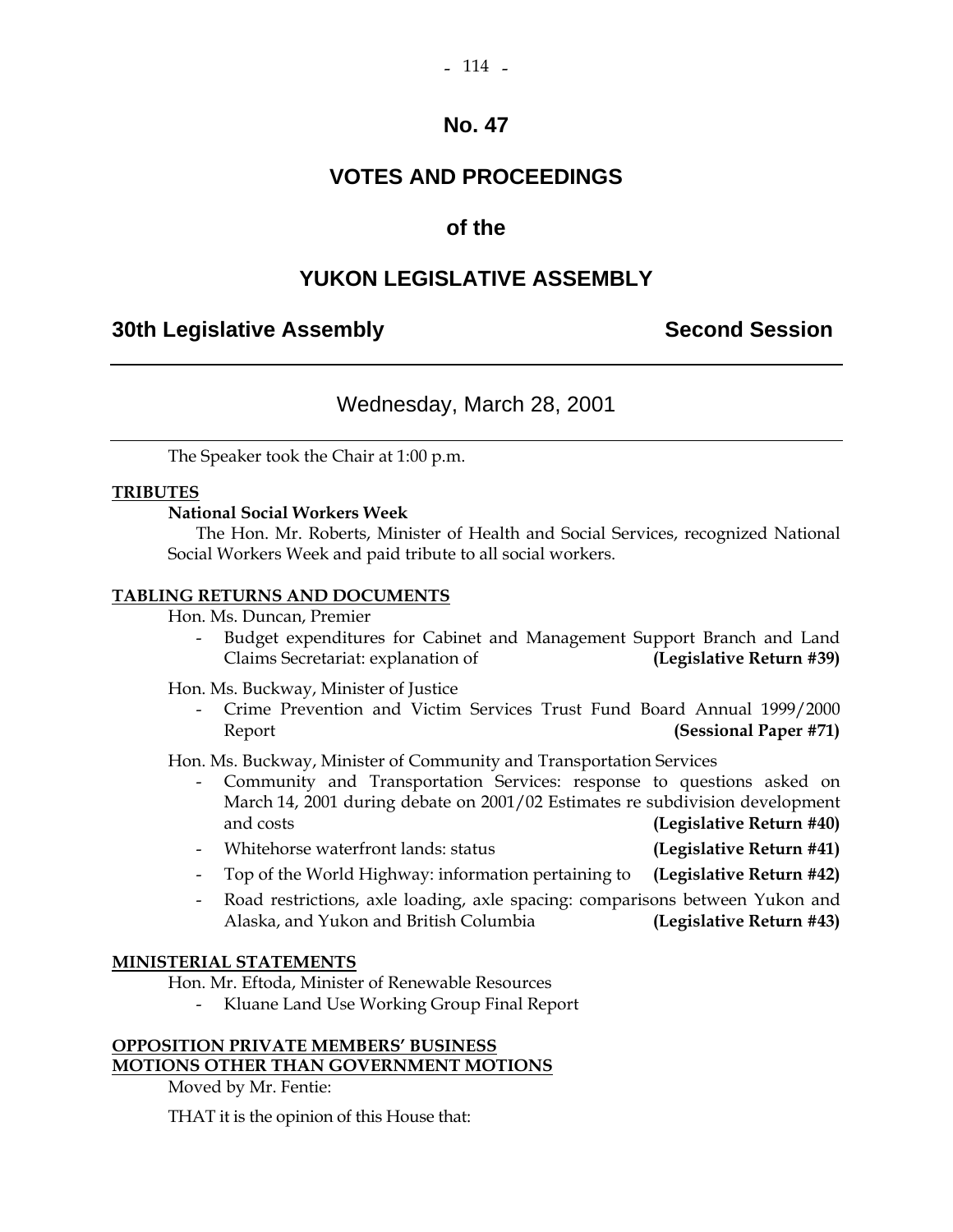# No. 47

# VOTES AND PROCEEDINGS

# of the

# YUKON LEGISLATIVE ASSEMBLY

**30th Legislative Assembly** **Second Session**

---

## Wednesday, March 28, 2001

---

The Speaker took the Chair at 1:00 p.m.

**TRIBUTES**

**National Social Workers Week**

The Hon. Mr. Roberts, Minister of Health and Social Services, recognized National Social Workers Week and paid tribute to all social workers.

**TABLING RETURNS AND DOCUMENTS**

Hon. Ms. Duncan, Premier

- Budget expenditures for Cabinet and Management Support Branch and Land Claims Secretariat: explanation of **(Legislative Return #39)**

Hon. Ms. Buckway, Minister of Justice

- Crime Prevention and Victim Services Trust Fund Board Annual 1999/2000 Report **(Sessional Paper #71)**

Hon. Ms. Buckway, Minister of Community and Transportation Services

- Community and Transportation Services: response to questions asked on March 14, 2001 during debate on 2001/02 Estimates re subdivision development and costs **(Legislative Return #40)**
- Whitehorse waterfront lands: status **(Legislative Return #41)**
- Top of the World Highway: information pertaining to **(Legislative Return #42)**
- Road restrictions, axle loading, axle spacing: comparisons between Yukon and Alaska, and Yukon and British Columbia **(Legislative Return #43)**

**MINISTERIAL STATEMENTS**

Hon. Mr. Eftoda, Minister of Renewable Resources

- Kluane Land Use Working Group Final Report

**OPPOSITION PRIVATE MEMBERS' BUSINESS**
**MOTIONS OTHER THAN GOVERNMENT MOTIONS**

Moved by Mr. Fentie:

THAT it is the opinion of this House that: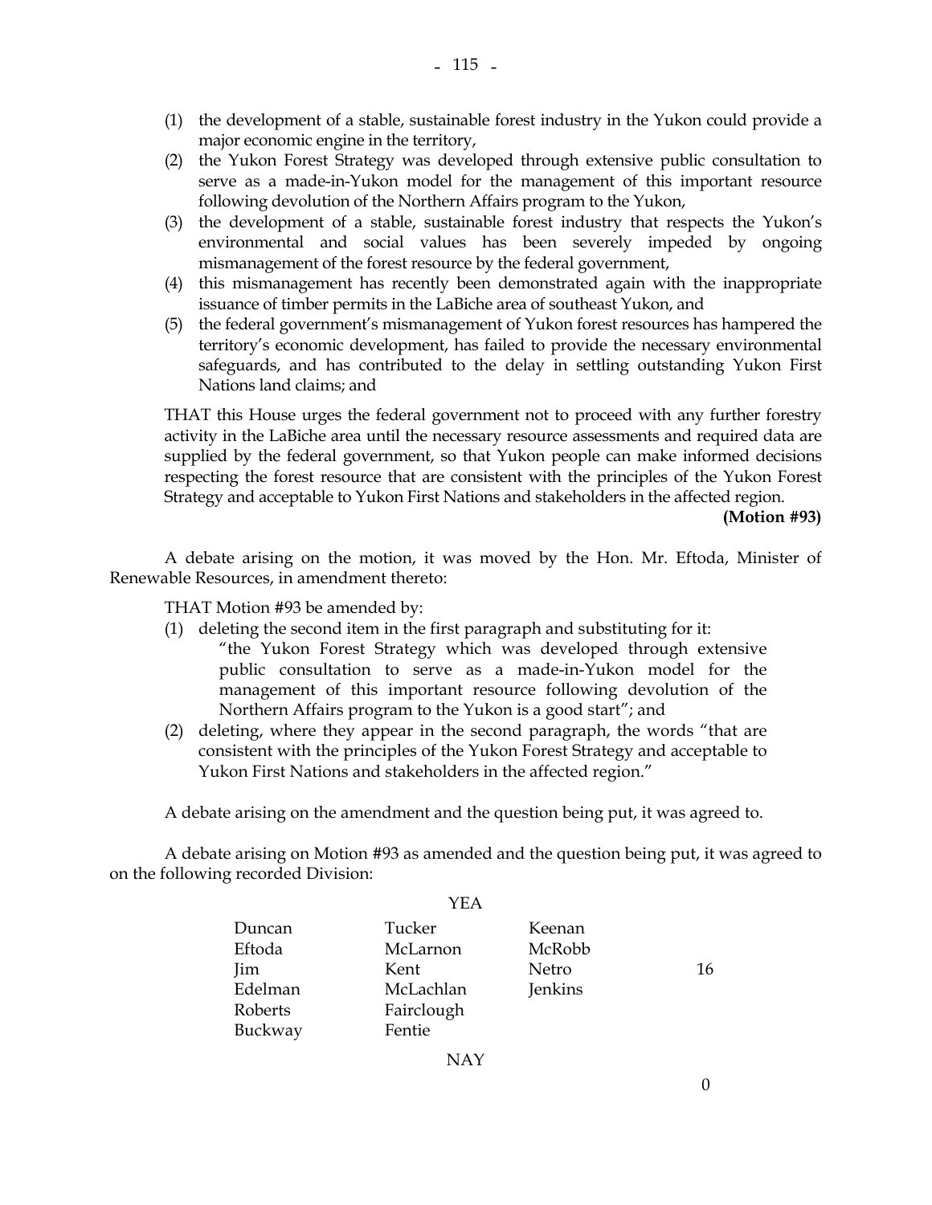(1) the development of a stable, sustainable forest industry in the Yukon could provide a major economic engine in the territory,
(2) the Yukon Forest Strategy was developed through extensive public consultation to serve as a made-in-Yukon model for the management of this important resource following devolution of the Northern Affairs program to the Yukon,
(3) the development of a stable, sustainable forest industry that respects the Yukon's environmental and social values has been severely impeded by ongoing mismanagement of the forest resource by the federal government,
(4) this mismanagement has recently been demonstrated again with the inappropriate issuance of timber permits in the LaBiche area of southeast Yukon, and
(5) the federal government's mismanagement of Yukon forest resources has hampered the territory's economic development, has failed to provide the necessary environmental safeguards, and has contributed to the delay in settling outstanding Yukon First Nations land claims; and

THAT this House urges the federal government not to proceed with any further forestry activity in the LaBiche area until the necessary resource assessments and required data are supplied by the federal government, so that Yukon people can make informed decisions respecting the forest resource that are consistent with the principles of the Yukon Forest Strategy and acceptable to Yukon First Nations and stakeholders in the affected region.

**(Motion #93)**

A debate arising on the motion, it was moved by the Hon. Mr. Eftoda, Minister of Renewable Resources, in amendment thereto:

THAT Motion #93 be amended by:

(1) deleting the second item in the first paragraph and substituting for it:

> "the Yukon Forest Strategy which was developed through extensive public consultation to serve as a made-in-Yukon model for the management of this important resource following devolution of the Northern Affairs program to the Yukon is a good start"; and

(2) deleting, where they appear in the second paragraph, the words "that are consistent with the principles of the Yukon Forest Strategy and acceptable to Yukon First Nations and stakeholders in the affected region."

A debate arising on the amendment and the question being put, it was agreed to.

A debate arising on Motion #93 as amended and the question being put, it was agreed to on the following recorded Division:

YEA

| | | | |
|---|---|---|---|
| Duncan | Tucker | Keenan | |
| Eftoda | McLarnon | McRobb | |
| Jim | Kent | Netro | 16 |
| Edelman | McLachlan | Jenkins | |
| Roberts | Fairclough | | |
| Buckway | Fentie | | |

NAY

0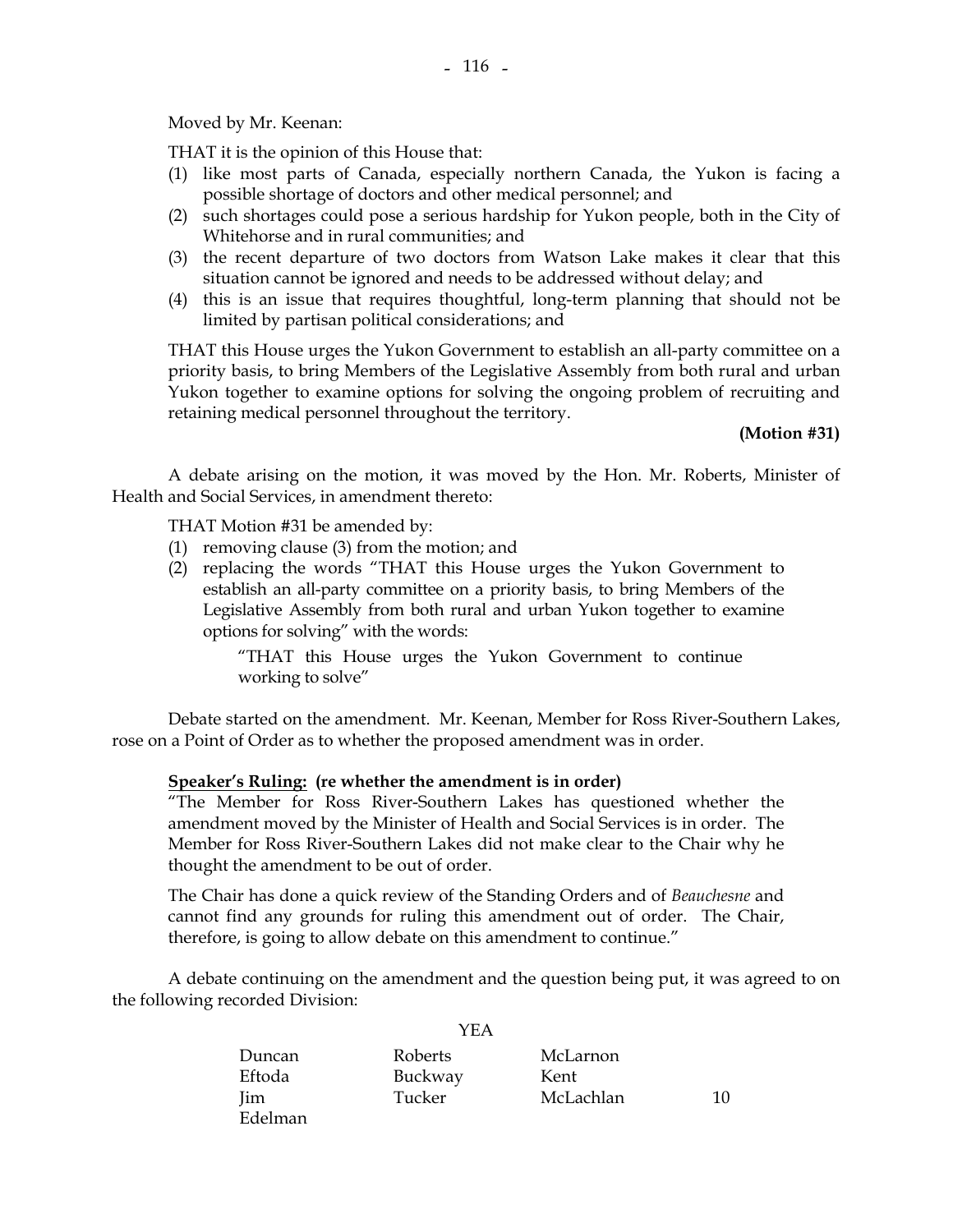Moved by Mr. Keenan:

THAT it is the opinion of this House that:

(1) like most parts of Canada, especially northern Canada, the Yukon is facing a possible shortage of doctors and other medical personnel; and
(2) such shortages could pose a serious hardship for Yukon people, both in the City of Whitehorse and in rural communities; and
(3) the recent departure of two doctors from Watson Lake makes it clear that this situation cannot be ignored and needs to be addressed without delay; and
(4) this is an issue that requires thoughtful, long-term planning that should not be limited by partisan political considerations; and

THAT this House urges the Yukon Government to establish an all-party committee on a priority basis, to bring Members of the Legislative Assembly from both rural and urban Yukon together to examine options for solving the ongoing problem of recruiting and retaining medical personnel throughout the territory.

**(Motion #31)**

A debate arising on the motion, it was moved by the Hon. Mr. Roberts, Minister of Health and Social Services, in amendment thereto:

THAT Motion #31 be amended by:

(1) removing clause (3) from the motion; and
(2) replacing the words "THAT this House urges the Yukon Government to establish an all-party committee on a priority basis, to bring Members of the Legislative Assembly from both rural and urban Yukon together to examine options for solving" with the words:

    "THAT this House urges the Yukon Government to continue working to solve"

Debate started on the amendment. Mr. Keenan, Member for Ross River-Southern Lakes, rose on a Point of Order as to whether the proposed amendment was in order.

**<u>Speaker's Ruling:</u> (re whether the amendment is in order)**

"The Member for Ross River-Southern Lakes has questioned whether the amendment moved by the Minister of Health and Social Services is in order. The Member for Ross River-Southern Lakes did not make clear to the Chair why he thought the amendment to be out of order.

The Chair has done a quick review of the Standing Orders and of *Beauchesne* and cannot find any grounds for ruling this amendment out of order. The Chair, therefore, is going to allow debate on this amendment to continue."

A debate continuing on the amendment and the question being put, it was agreed to on the following recorded Division:

YEA

| | | | |
|---|---|---|---|
| Duncan | Roberts | McLarnon | |
| Eftoda | Buckway | Kent | |
| Jim | Tucker | McLachlan | 10 |
| Edelman | | | |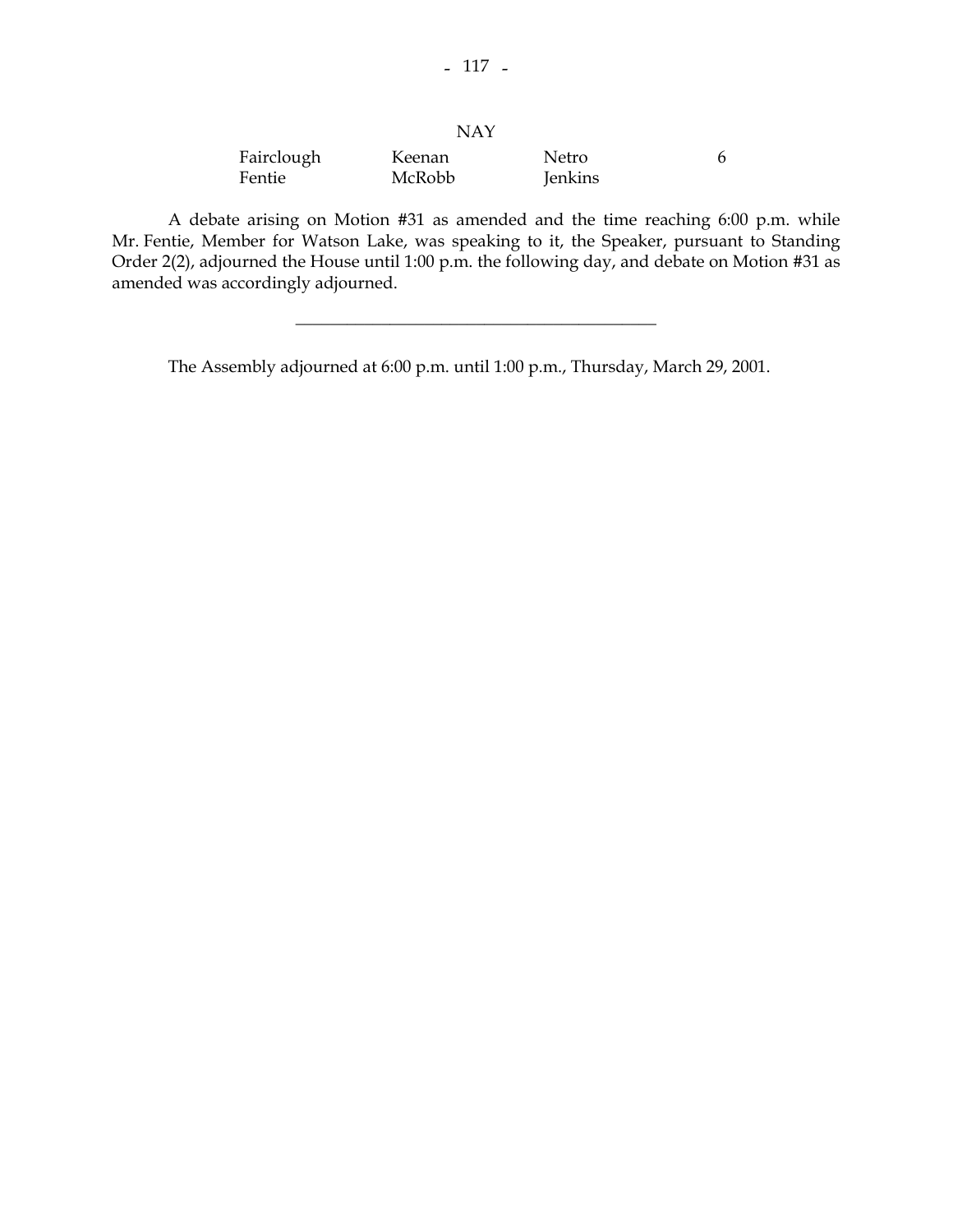NAY

| | | | |
|---|---|---|---|
| Fairclough | Keenan | Netro | 6 |
| Fentie | McRobb | Jenkins | |

A debate arising on Motion #31 as amended and the time reaching 6:00 p.m. while Mr. Fentie, Member for Watson Lake, was speaking to it, the Speaker, pursuant to Standing Order 2(2), adjourned the House until 1:00 p.m. the following day, and debate on Motion #31 as amended was accordingly adjourned.

---

The Assembly adjourned at 6:00 p.m. until 1:00 p.m., Thursday, March 29, 2001.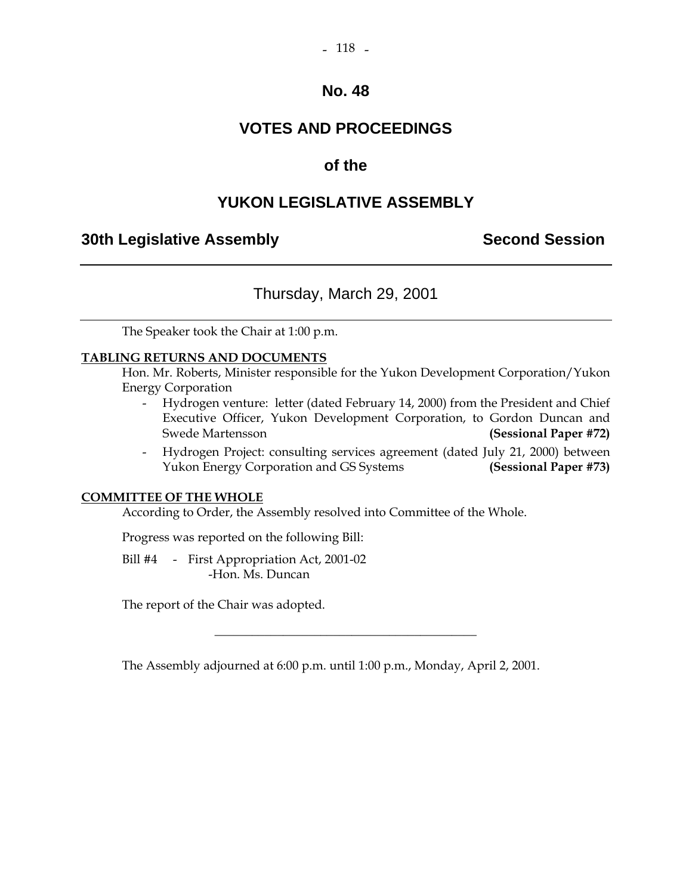# No. 48

# VOTES AND PROCEEDINGS

# of the

# YUKON LEGISLATIVE ASSEMBLY

**30th Legislative Assembly** **Second Session**

---

Thursday, March 29, 2001

---

The Speaker took the Chair at 1:00 p.m.

**TABLING RETURNS AND DOCUMENTS**

Hon. Mr. Roberts, Minister responsible for the Yukon Development Corporation/Yukon Energy Corporation

- Hydrogen venture: letter (dated February 14, 2000) from the President and Chief Executive Officer, Yukon Development Corporation, to Gordon Duncan and Swede Martensson **(Sessional Paper #72)**
- Hydrogen Project: consulting services agreement (dated July 21, 2000) between Yukon Energy Corporation and GS Systems **(Sessional Paper #73)**

**COMMITTEE OF THE WHOLE**

According to Order, the Assembly resolved into Committee of the Whole.

Progress was reported on the following Bill:

Bill #4 - First Appropriation Act, 2001-02
-Hon. Ms. Duncan

The report of the Chair was adopted.

---

The Assembly adjourned at 6:00 p.m. until 1:00 p.m., Monday, April 2, 2001.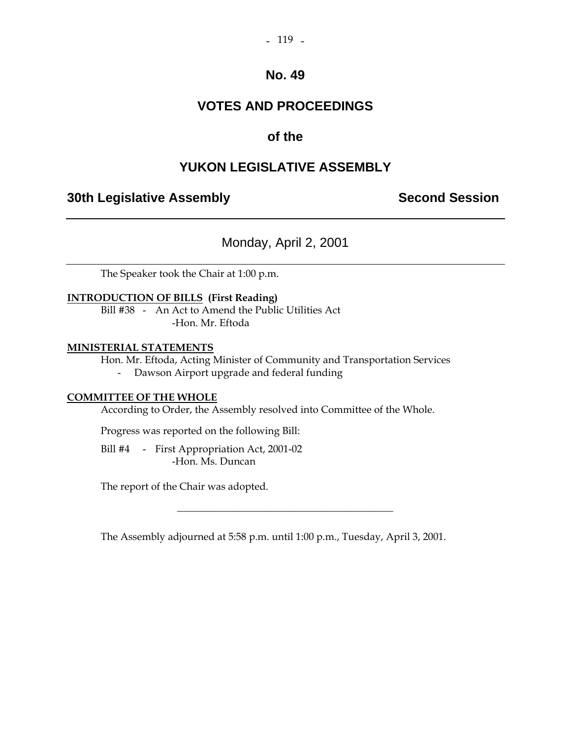# No. 49

# VOTES AND PROCEEDINGS

# of the

# YUKON LEGISLATIVE ASSEMBLY

## 30th Legislative Assembly — Second Session

---

Monday, April 2, 2001

---

The Speaker took the Chair at 1:00 p.m.

**INTRODUCTION OF BILLS (First Reading)**

Bill #38 - An Act to Amend the Public Utilities Act
-Hon. Mr. Eftoda

**MINISTERIAL STATEMENTS**

Hon. Mr. Eftoda, Acting Minister of Community and Transportation Services
- Dawson Airport upgrade and federal funding

**COMMITTEE OF THE WHOLE**

According to Order, the Assembly resolved into Committee of the Whole.

Progress was reported on the following Bill:

Bill #4 - First Appropriation Act, 2001-02
-Hon. Ms. Duncan

The report of the Chair was adopted.

---

The Assembly adjourned at 5:58 p.m. until 1:00 p.m., Tuesday, April 3, 2001.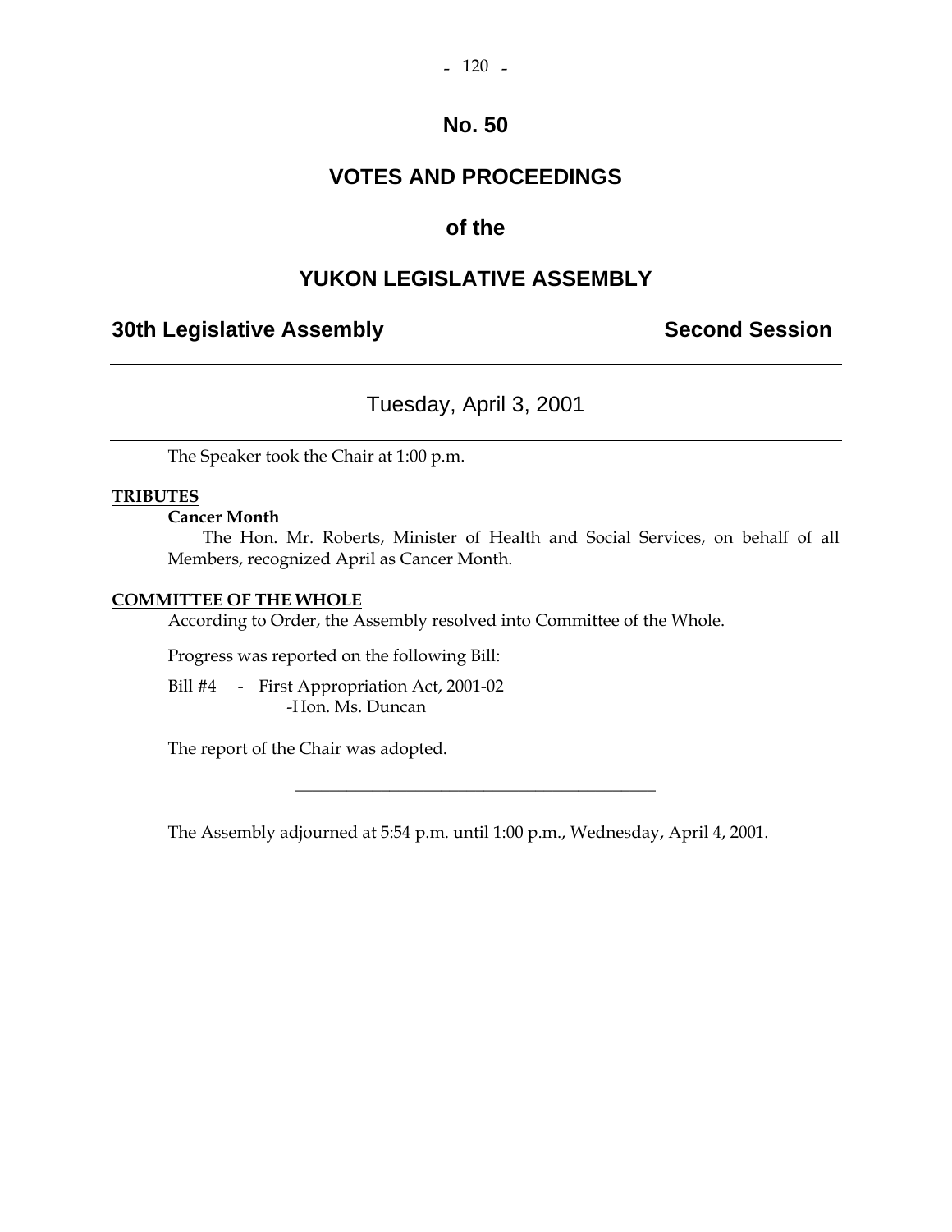# No. 50

# VOTES AND PROCEEDINGS

# of the

# YUKON LEGISLATIVE ASSEMBLY

**30th Legislative Assembly** **Second Session**

---

Tuesday, April 3, 2001

---

The Speaker took the Chair at 1:00 p.m.

**TRIBUTES**

**Cancer Month**

The Hon. Mr. Roberts, Minister of Health and Social Services, on behalf of all Members, recognized April as Cancer Month.

**COMMITTEE OF THE WHOLE**

According to Order, the Assembly resolved into Committee of the Whole.

Progress was reported on the following Bill:

Bill #4 - First Appropriation Act, 2001-02
-Hon. Ms. Duncan

The report of the Chair was adopted.

---

The Assembly adjourned at 5:54 p.m. until 1:00 p.m., Wednesday, April 4, 2001.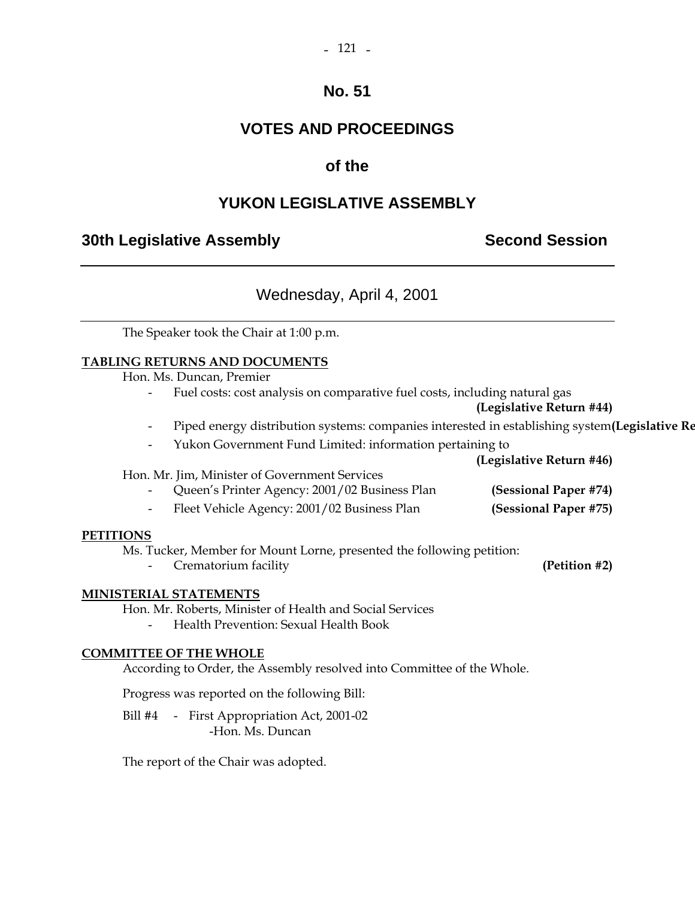# No. 51

# VOTES AND PROCEEDINGS

## of the

# YUKON LEGISLATIVE ASSEMBLY

**30th Legislative Assembly** **Second Session**

---

Wednesday, April 4, 2001

---

The Speaker took the Chair at 1:00 p.m.

**TABLING RETURNS AND DOCUMENTS**

Hon. Ms. Duncan, Premier

- Fuel costs: cost analysis on comparative fuel costs, including natural gas **(Legislative Return #44)**
- Piped energy distribution systems: companies interested in establishing system **(Legislative Re**
- Yukon Government Fund Limited: information pertaining to **(Legislative Return #46)**

Hon. Mr. Jim, Minister of Government Services

- Queen's Printer Agency: 2001/02 Business Plan **(Sessional Paper #74)**
- Fleet Vehicle Agency: 2001/02 Business Plan **(Sessional Paper #75)**

**PETITIONS**

Ms. Tucker, Member for Mount Lorne, presented the following petition:

- Crematorium facility **(Petition #2)**

**MINISTERIAL STATEMENTS**

Hon. Mr. Roberts, Minister of Health and Social Services

- Health Prevention: Sexual Health Book

**COMMITTEE OF THE WHOLE**

According to Order, the Assembly resolved into Committee of the Whole.

Progress was reported on the following Bill:

Bill #4 - First Appropriation Act, 2001-02
-Hon. Ms. Duncan

The report of the Chair was adopted.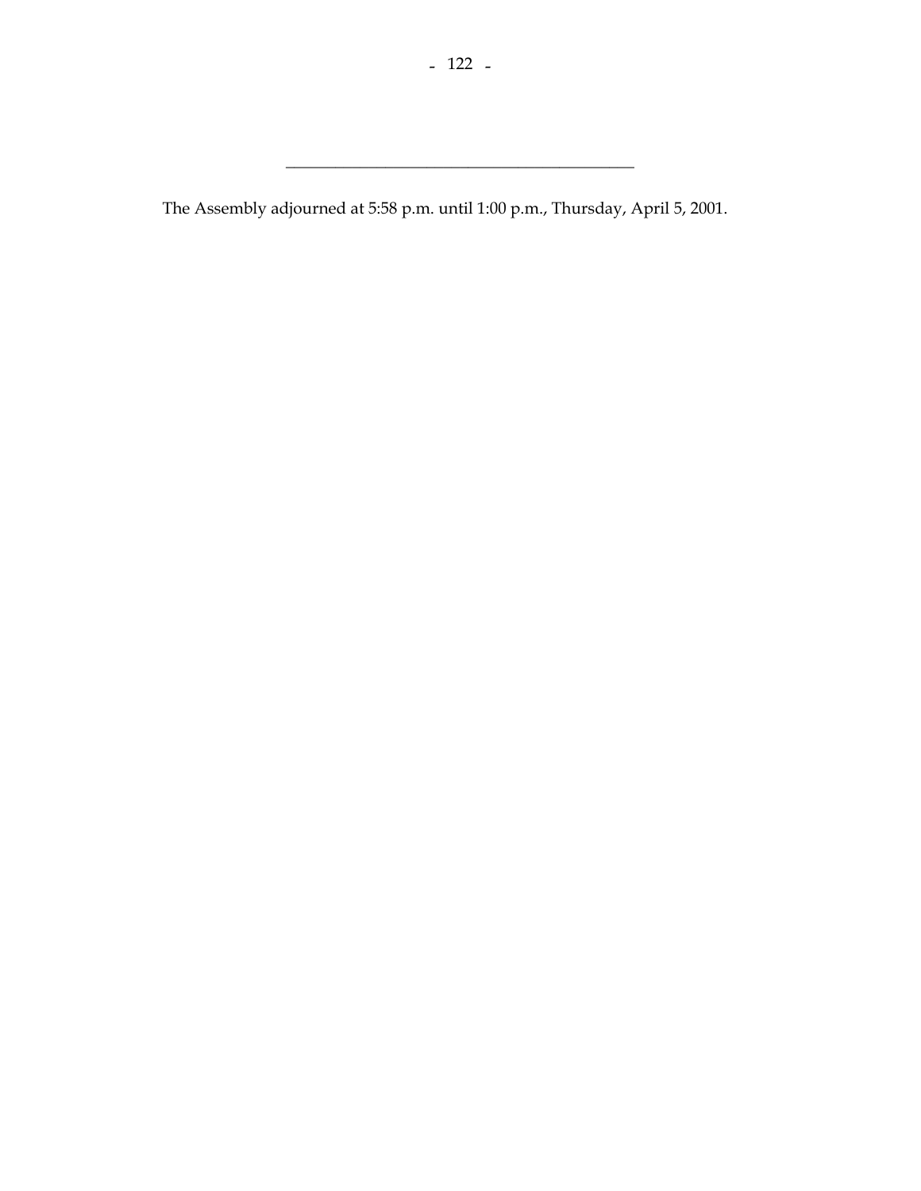---

The Assembly adjourned at 5:58 p.m. until 1:00 p.m., Thursday, April 5, 2001.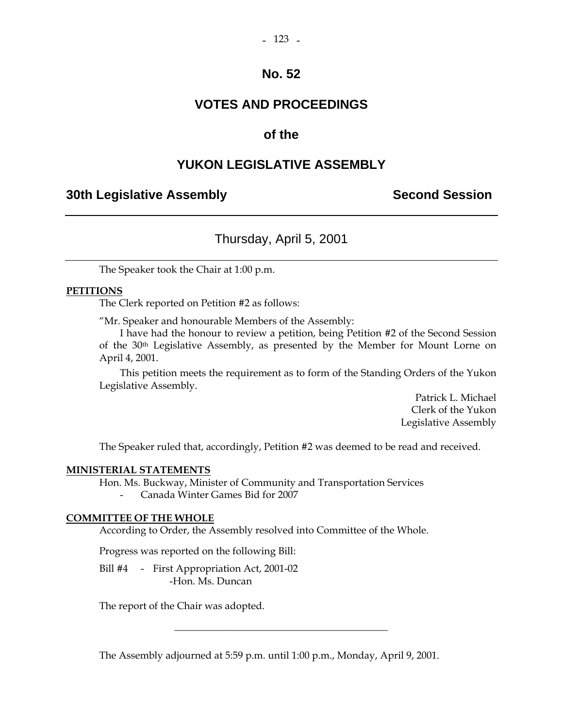# No. 52

# VOTES AND PROCEEDINGS

# of the

# YUKON LEGISLATIVE ASSEMBLY

**30th Legislative Assembly** **Second Session**

---

## Thursday, April 5, 2001

---

The Speaker took the Chair at 1:00 p.m.

**PETITIONS**

The Clerk reported on Petition #2 as follows:

"Mr. Speaker and honourable Members of the Assembly:

I have had the honour to review a petition, being Petition #2 of the Second Session of the 30th Legislative Assembly, as presented by the Member for Mount Lorne on April 4, 2001.

This petition meets the requirement as to form of the Standing Orders of the Yukon Legislative Assembly.

Patrick L. Michael
Clerk of the Yukon
Legislative Assembly

The Speaker ruled that, accordingly, Petition #2 was deemed to be read and received.

**MINISTERIAL STATEMENTS**

Hon. Ms. Buckway, Minister of Community and Transportation Services
- Canada Winter Games Bid for 2007

**COMMITTEE OF THE WHOLE**

According to Order, the Assembly resolved into Committee of the Whole.

Progress was reported on the following Bill:

Bill #4 - First Appropriation Act, 2001-02
-Hon. Ms. Duncan

The report of the Chair was adopted.

---

The Assembly adjourned at 5:59 p.m. until 1:00 p.m., Monday, April 9, 2001.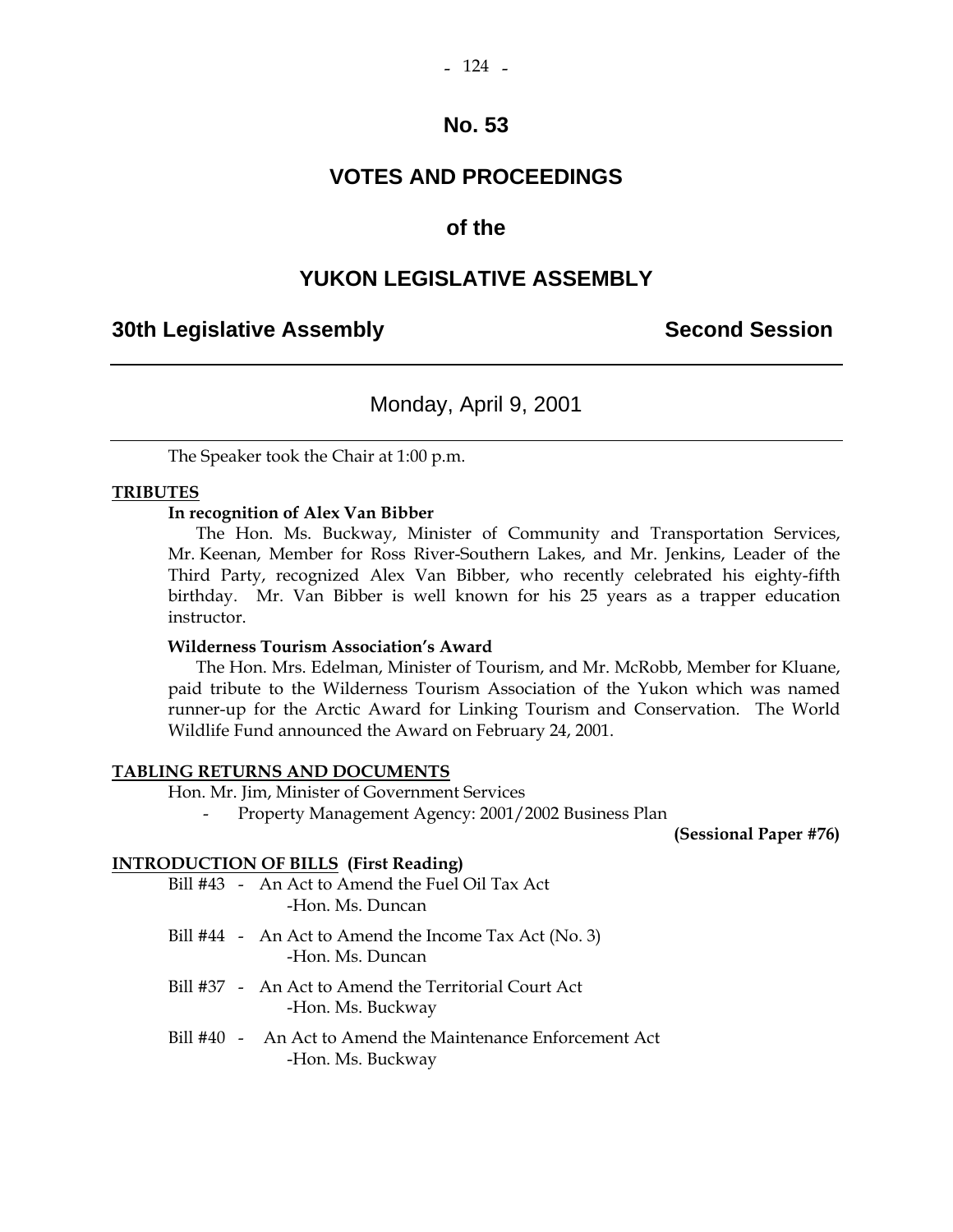# No. 53

# VOTES AND PROCEEDINGS

# of the

# YUKON LEGISLATIVE ASSEMBLY

## 30th Legislative Assembly — Second Session

Monday, April 9, 2001

The Speaker took the Chair at 1:00 p.m.

**TRIBUTES**

**In recognition of Alex Van Bibber**

The Hon. Ms. Buckway, Minister of Community and Transportation Services, Mr. Keenan, Member for Ross River-Southern Lakes, and Mr. Jenkins, Leader of the Third Party, recognized Alex Van Bibber, who recently celebrated his eighty-fifth birthday. Mr. Van Bibber is well known for his 25 years as a trapper education instructor.

**Wilderness Tourism Association's Award**

The Hon. Mrs. Edelman, Minister of Tourism, and Mr. McRobb, Member for Kluane, paid tribute to the Wilderness Tourism Association of the Yukon which was named runner-up for the Arctic Award for Linking Tourism and Conservation. The World Wildlife Fund announced the Award on February 24, 2001.

**TABLING RETURNS AND DOCUMENTS**

Hon. Mr. Jim, Minister of Government Services

- Property Management Agency: 2001/2002 Business Plan

**(Sessional Paper #76)**

**INTRODUCTION OF BILLS (First Reading)**

Bill #43 - An Act to Amend the Fuel Oil Tax Act
-Hon. Ms. Duncan

Bill #44 - An Act to Amend the Income Tax Act (No. 3)
-Hon. Ms. Duncan

Bill #37 - An Act to Amend the Territorial Court Act
-Hon. Ms. Buckway

Bill #40 - An Act to Amend the Maintenance Enforcement Act
-Hon. Ms. Buckway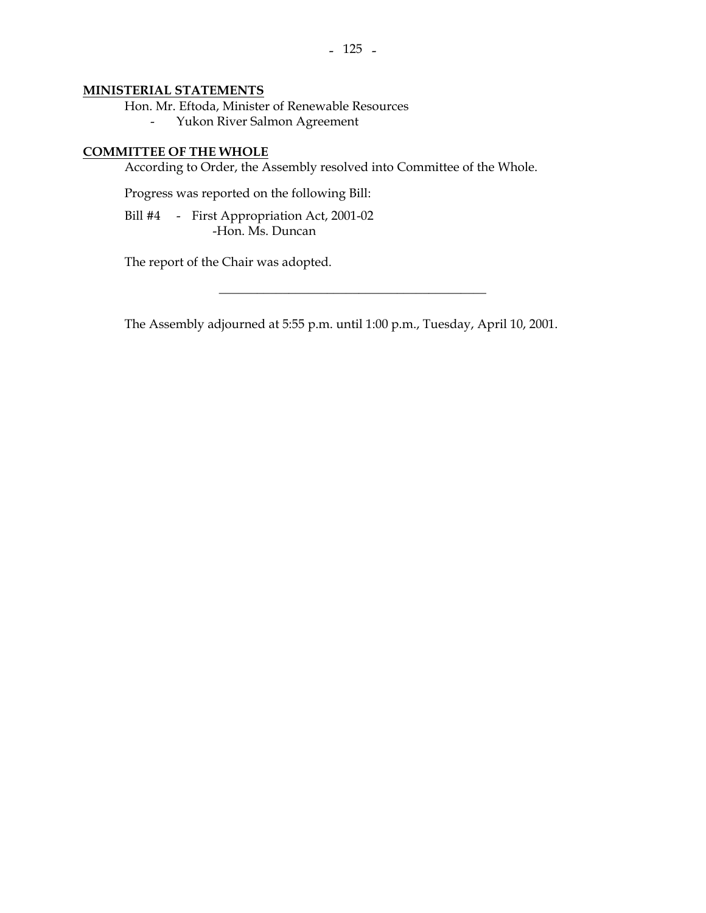**MINISTERIAL STATEMENTS**

Hon. Mr. Eftoda, Minister of Renewable Resources

- Yukon River Salmon Agreement

**COMMITTEE OF THE WHOLE**

According to Order, the Assembly resolved into Committee of the Whole.

Progress was reported on the following Bill:

Bill #4 - First Appropriation Act, 2001-02
-Hon. Ms. Duncan

The report of the Chair was adopted.

---

The Assembly adjourned at 5:55 p.m. until 1:00 p.m., Tuesday, April 10, 2001.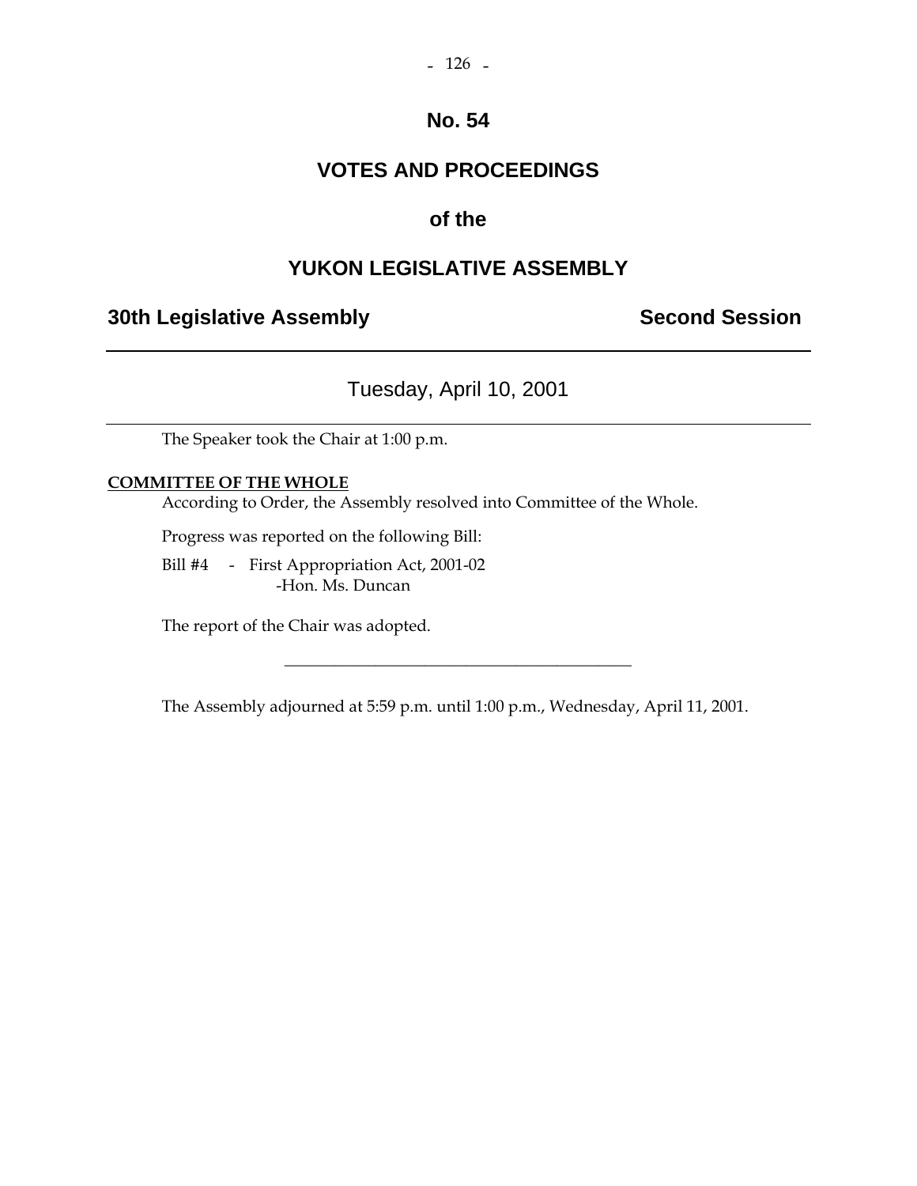# No. 54

# VOTES AND PROCEEDINGS

# of the

# YUKON LEGISLATIVE ASSEMBLY

**30th Legislative Assembly** **Second Session**

---

## Tuesday, April 10, 2001

---

The Speaker took the Chair at 1:00 p.m.

**COMMITTEE OF THE WHOLE**

According to Order, the Assembly resolved into Committee of the Whole.

Progress was reported on the following Bill:

Bill #4 - First Appropriation Act, 2001-02
-Hon. Ms. Duncan

The report of the Chair was adopted.

---

The Assembly adjourned at 5:59 p.m. until 1:00 p.m., Wednesday, April 11, 2001.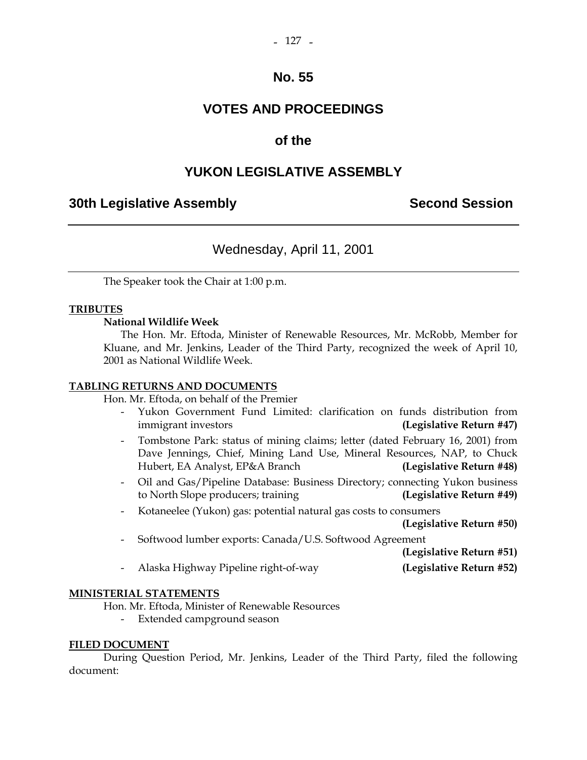# No. 55

# VOTES AND PROCEEDINGS

# of the

# YUKON LEGISLATIVE ASSEMBLY

## 30th Legislative Assembly — Second Session

---

### Wednesday, April 11, 2001

---

The Speaker took the Chair at 1:00 p.m.

**TRIBUTES**

**National Wildlife Week**

The Hon. Mr. Eftoda, Minister of Renewable Resources, Mr. McRobb, Member for Kluane, and Mr. Jenkins, Leader of the Third Party, recognized the week of April 10, 2001 as National Wildlife Week.

**TABLING RETURNS AND DOCUMENTS**

Hon. Mr. Eftoda, on behalf of the Premier

- Yukon Government Fund Limited: clarification on funds distribution from immigrant investors **(Legislative Return #47)**
- Tombstone Park: status of mining claims; letter (dated February 16, 2001) from Dave Jennings, Chief, Mining Land Use, Mineral Resources, NAP, to Chuck Hubert, EA Analyst, EP&A Branch **(Legislative Return #48)**
- Oil and Gas/Pipeline Database: Business Directory; connecting Yukon business to North Slope producers; training **(Legislative Return #49)**
- Kotaneelee (Yukon) gas: potential natural gas costs to consumers **(Legislative Return #50)**
- Softwood lumber exports: Canada/U.S. Softwood Agreement **(Legislative Return #51)**
- Alaska Highway Pipeline right-of-way **(Legislative Return #52)**

**MINISTERIAL STATEMENTS**

Hon. Mr. Eftoda, Minister of Renewable Resources

- Extended campground season

**FILED DOCUMENT**

During Question Period, Mr. Jenkins, Leader of the Third Party, filed the following document: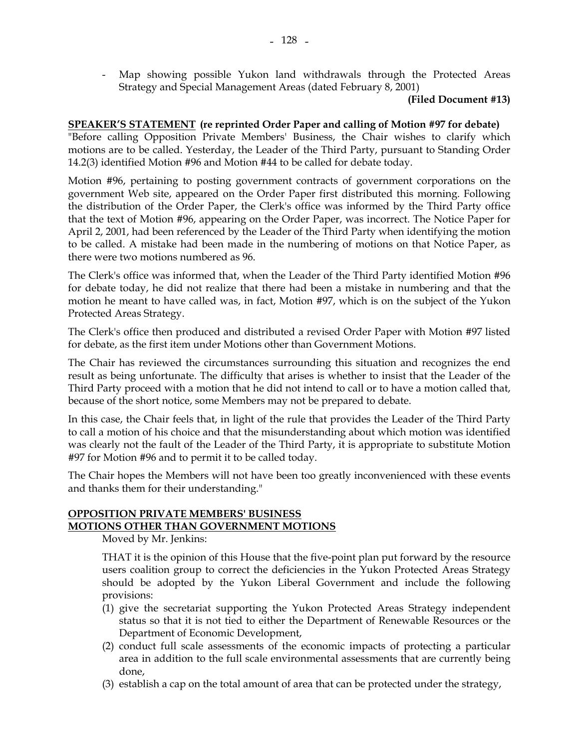- Map showing possible Yukon land withdrawals through the Protected Areas Strategy and Special Management Areas (dated February 8, 2001)

**(Filed Document #13)**

**SPEAKER'S STATEMENT (re reprinted Order Paper and calling of Motion #97 for debate)**

"Before calling Opposition Private Members' Business, the Chair wishes to clarify which motions are to be called. Yesterday, the Leader of the Third Party, pursuant to Standing Order 14.2(3) identified Motion #96 and Motion #44 to be called for debate today.

Motion #96, pertaining to posting government contracts of government corporations on the government Web site, appeared on the Order Paper first distributed this morning. Following the distribution of the Order Paper, the Clerk's office was informed by the Third Party office that the text of Motion #96, appearing on the Order Paper, was incorrect. The Notice Paper for April 2, 2001, had been referenced by the Leader of the Third Party when identifying the motion to be called. A mistake had been made in the numbering of motions on that Notice Paper, as there were two motions numbered as 96.

The Clerk's office was informed that, when the Leader of the Third Party identified Motion #96 for debate today, he did not realize that there had been a mistake in numbering and that the motion he meant to have called was, in fact, Motion #97, which is on the subject of the Yukon Protected Areas Strategy.

The Clerk's office then produced and distributed a revised Order Paper with Motion #97 listed for debate, as the first item under Motions other than Government Motions.

The Chair has reviewed the circumstances surrounding this situation and recognizes the end result as being unfortunate. The difficulty that arises is whether to insist that the Leader of the Third Party proceed with a motion that he did not intend to call or to have a motion called that, because of the short notice, some Members may not be prepared to debate.

In this case, the Chair feels that, in light of the rule that provides the Leader of the Third Party to call a motion of his choice and that the misunderstanding about which motion was identified was clearly not the fault of the Leader of the Third Party, it is appropriate to substitute Motion #97 for Motion #96 and to permit it to be called today.

The Chair hopes the Members will not have been too greatly inconvenienced with these events and thanks them for their understanding."

**OPPOSITION PRIVATE MEMBERS' BUSINESS**
**MOTIONS OTHER THAN GOVERNMENT MOTIONS**

Moved by Mr. Jenkins:

THAT it is the opinion of this House that the five-point plan put forward by the resource users coalition group to correct the deficiencies in the Yukon Protected Areas Strategy should be adopted by the Yukon Liberal Government and include the following provisions:

(1) give the secretariat supporting the Yukon Protected Areas Strategy independent status so that it is not tied to either the Department of Renewable Resources or the Department of Economic Development,
(2) conduct full scale assessments of the economic impacts of protecting a particular area in addition to the full scale environmental assessments that are currently being done,
(3) establish a cap on the total amount of area that can be protected under the strategy,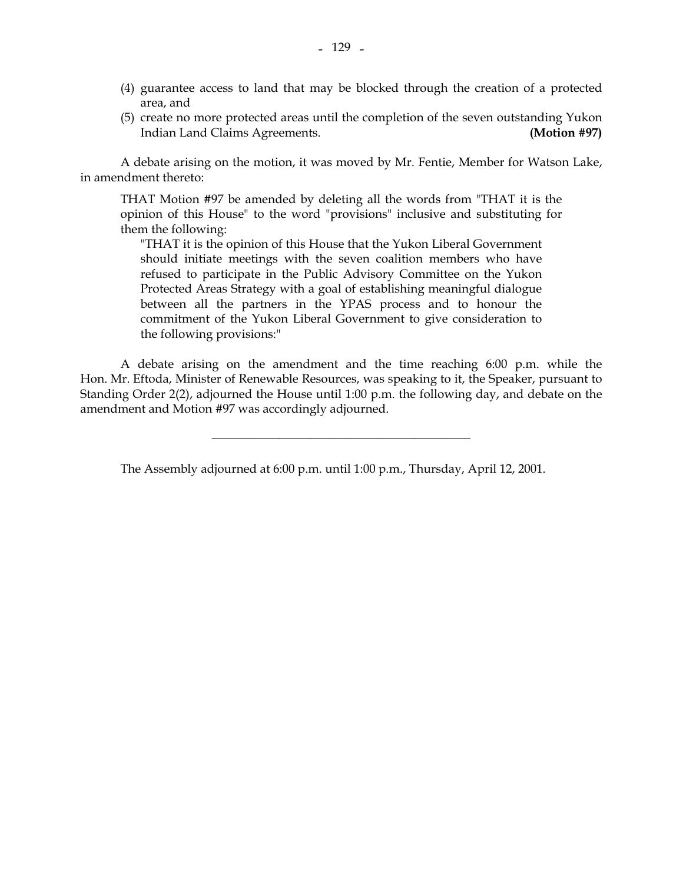(4) guarantee access to land that may be blocked through the creation of a protected area, and
(5) create no more protected areas until the completion of the seven outstanding Yukon Indian Land Claims Agreements. **(Motion #97)**

A debate arising on the motion, it was moved by Mr. Fentie, Member for Watson Lake, in amendment thereto:

> THAT Motion #97 be amended by deleting all the words from "THAT it is the opinion of this House" to the word "provisions" inclusive and substituting for them the following:
>
> > "THAT it is the opinion of this House that the Yukon Liberal Government should initiate meetings with the seven coalition members who have refused to participate in the Public Advisory Committee on the Yukon Protected Areas Strategy with a goal of establishing meaningful dialogue between all the partners in the YPAS process and to honour the commitment of the Yukon Liberal Government to give consideration to the following provisions:"

A debate arising on the amendment and the time reaching 6:00 p.m. while the Hon. Mr. Eftoda, Minister of Renewable Resources, was speaking to it, the Speaker, pursuant to Standing Order 2(2), adjourned the House until 1:00 p.m. the following day, and debate on the amendment and Motion #97 was accordingly adjourned.

---

The Assembly adjourned at 6:00 p.m. until 1:00 p.m., Thursday, April 12, 2001.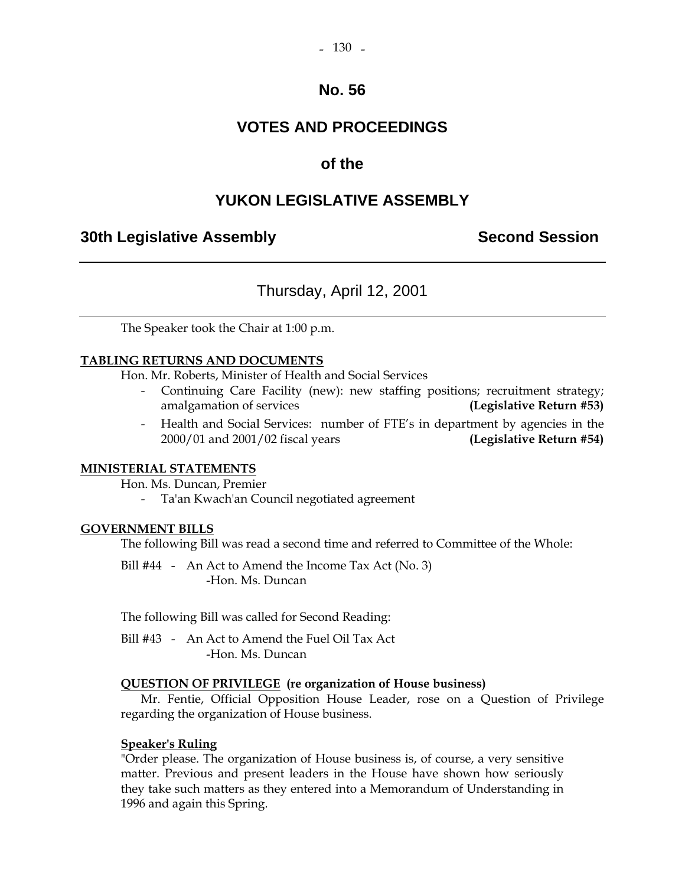# No. 56

# VOTES AND PROCEEDINGS

## of the

# YUKON LEGISLATIVE ASSEMBLY

**30th Legislative Assembly** **Second Session**

---

Thursday, April 12, 2001

---

The Speaker took the Chair at 1:00 p.m.

**TABLING RETURNS AND DOCUMENTS**

Hon. Mr. Roberts, Minister of Health and Social Services

- Continuing Care Facility (new): new staffing positions; recruitment strategy; amalgamation of services **(Legislative Return #53)**
- Health and Social Services: number of FTE's in department by agencies in the 2000/01 and 2001/02 fiscal years **(Legislative Return #54)**

**MINISTERIAL STATEMENTS**

Hon. Ms. Duncan, Premier

- Ta'an Kwach'an Council negotiated agreement

**GOVERNMENT BILLS**

The following Bill was read a second time and referred to Committee of the Whole:

Bill #44 - An Act to Amend the Income Tax Act (No. 3)
-Hon. Ms. Duncan

The following Bill was called for Second Reading:

Bill #43 - An Act to Amend the Fuel Oil Tax Act
-Hon. Ms. Duncan

**QUESTION OF PRIVILEGE (re organization of House business)**

Mr. Fentie, Official Opposition House Leader, rose on a Question of Privilege regarding the organization of House business.

**Speaker's Ruling**

"Order please. The organization of House business is, of course, a very sensitive matter. Previous and present leaders in the House have shown how seriously they take such matters as they entered into a Memorandum of Understanding in 1996 and again this Spring.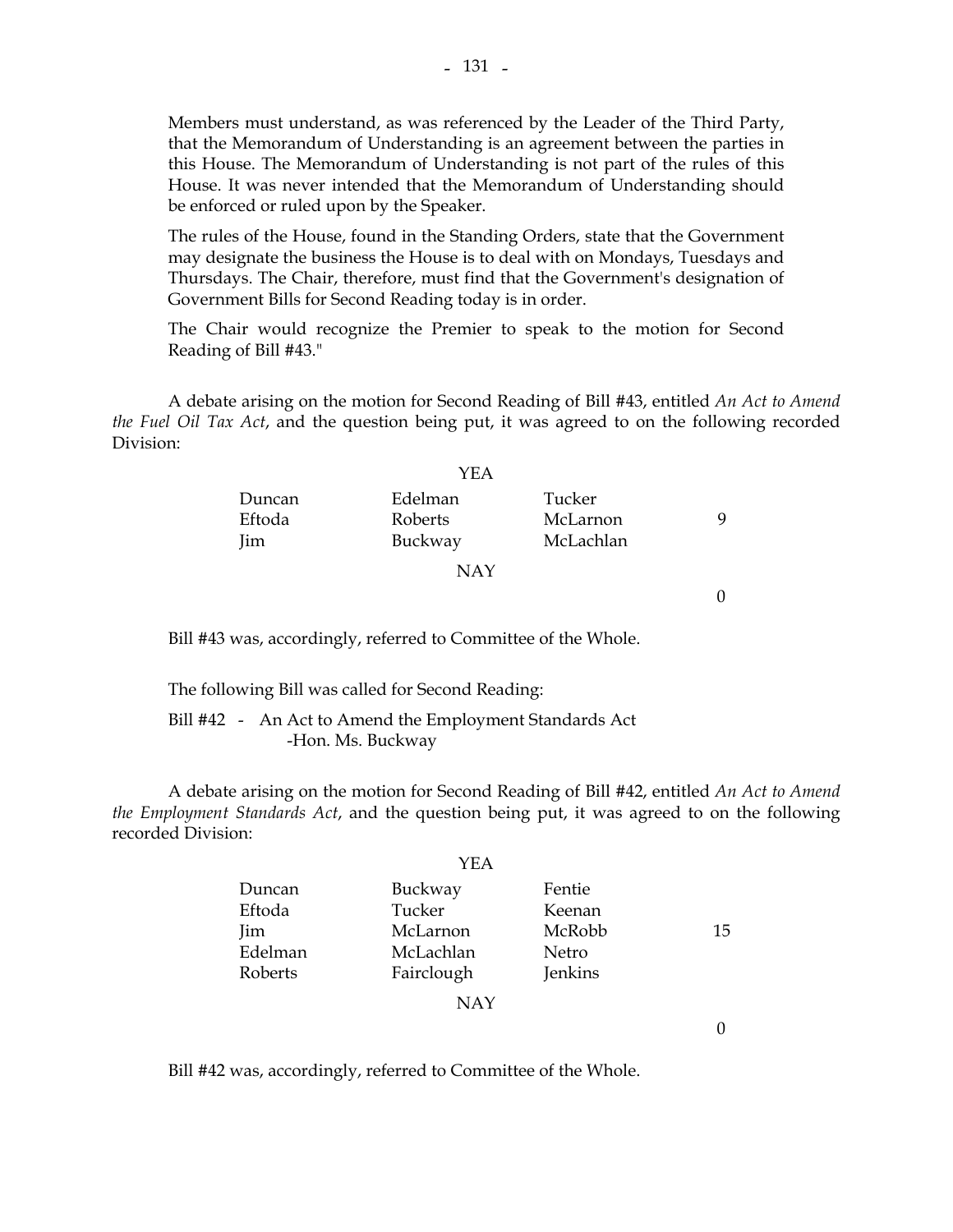Members must understand, as was referenced by the Leader of the Third Party, that the Memorandum of Understanding is an agreement between the parties in this House. The Memorandum of Understanding is not part of the rules of this House. It was never intended that the Memorandum of Understanding should be enforced or ruled upon by the Speaker.

The rules of the House, found in the Standing Orders, state that the Government may designate the business the House is to deal with on Mondays, Tuesdays and Thursdays. The Chair, therefore, must find that the Government's designation of Government Bills for Second Reading today is in order.

The Chair would recognize the Premier to speak to the motion for Second Reading of Bill #43."

A debate arising on the motion for Second Reading of Bill #43, entitled *An Act to Amend the Fuel Oil Tax Act*, and the question being put, it was agreed to on the following recorded Division:

YEA

| | | | |
|---|---|---|---|
| Duncan | Edelman | Tucker | |
| Eftoda | Roberts | McLarnon | 9 |
| Jim | Buckway | McLachlan | |

NAY

0

Bill #43 was, accordingly, referred to Committee of the Whole.

The following Bill was called for Second Reading:

Bill #42 - An Act to Amend the Employment Standards Act -Hon. Ms. Buckway

A debate arising on the motion for Second Reading of Bill #42, entitled *An Act to Amend the Employment Standards Act*, and the question being put, it was agreed to on the following recorded Division:

YEA

| | | | |
|---|---|---|---|
| Duncan | Buckway | Fentie | |
| Eftoda | Tucker | Keenan | |
| Jim | McLarnon | McRobb | 15 |
| Edelman | McLachlan | Netro | |
| Roberts | Fairclough | Jenkins | |

NAY

0

Bill #42 was, accordingly, referred to Committee of the Whole.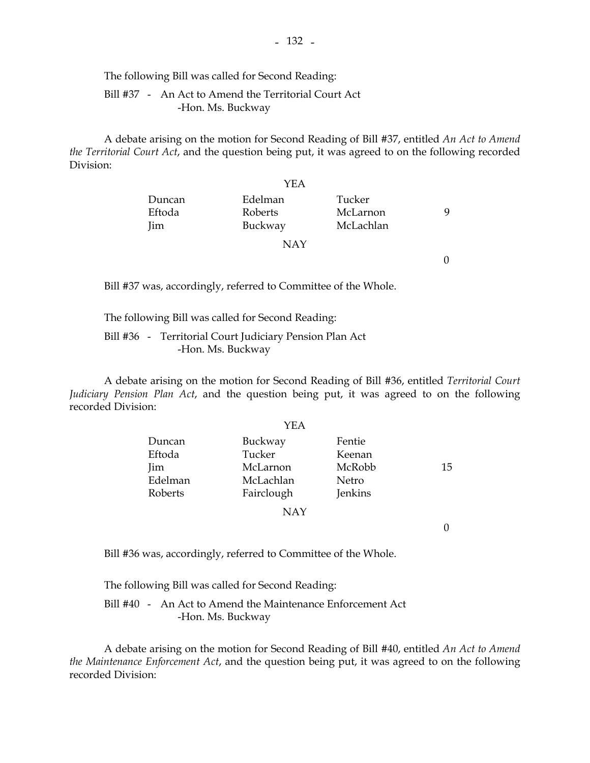The following Bill was called for Second Reading:

Bill #37 - An Act to Amend the Territorial Court Act
-Hon. Ms. Buckway

A debate arising on the motion for Second Reading of Bill #37, entitled *An Act to Amend the Territorial Court Act*, and the question being put, it was agreed to on the following recorded Division:

YEA

| | | | |
|---|---|---|---|
| Duncan | Edelman | Tucker | |
| Eftoda | Roberts | McLarnon | 9 |
| Jim | Buckway | McLachlan | |

NAY

0

Bill #37 was, accordingly, referred to Committee of the Whole.

The following Bill was called for Second Reading:

Bill #36 - Territorial Court Judiciary Pension Plan Act
-Hon. Ms. Buckway

A debate arising on the motion for Second Reading of Bill #36, entitled *Territorial Court Judiciary Pension Plan Act*, and the question being put, it was agreed to on the following recorded Division:

YEA

| | | | |
|---|---|---|---|
| Duncan | Buckway | Fentie | |
| Eftoda | Tucker | Keenan | |
| Jim | McLarnon | McRobb | 15 |
| Edelman | McLachlan | Netro | |
| Roberts | Fairclough | Jenkins | |

NAY

0

Bill #36 was, accordingly, referred to Committee of the Whole.

The following Bill was called for Second Reading:

Bill #40 - An Act to Amend the Maintenance Enforcement Act
-Hon. Ms. Buckway

A debate arising on the motion for Second Reading of Bill #40, entitled *An Act to Amend the Maintenance Enforcement Act*, and the question being put, it was agreed to on the following recorded Division: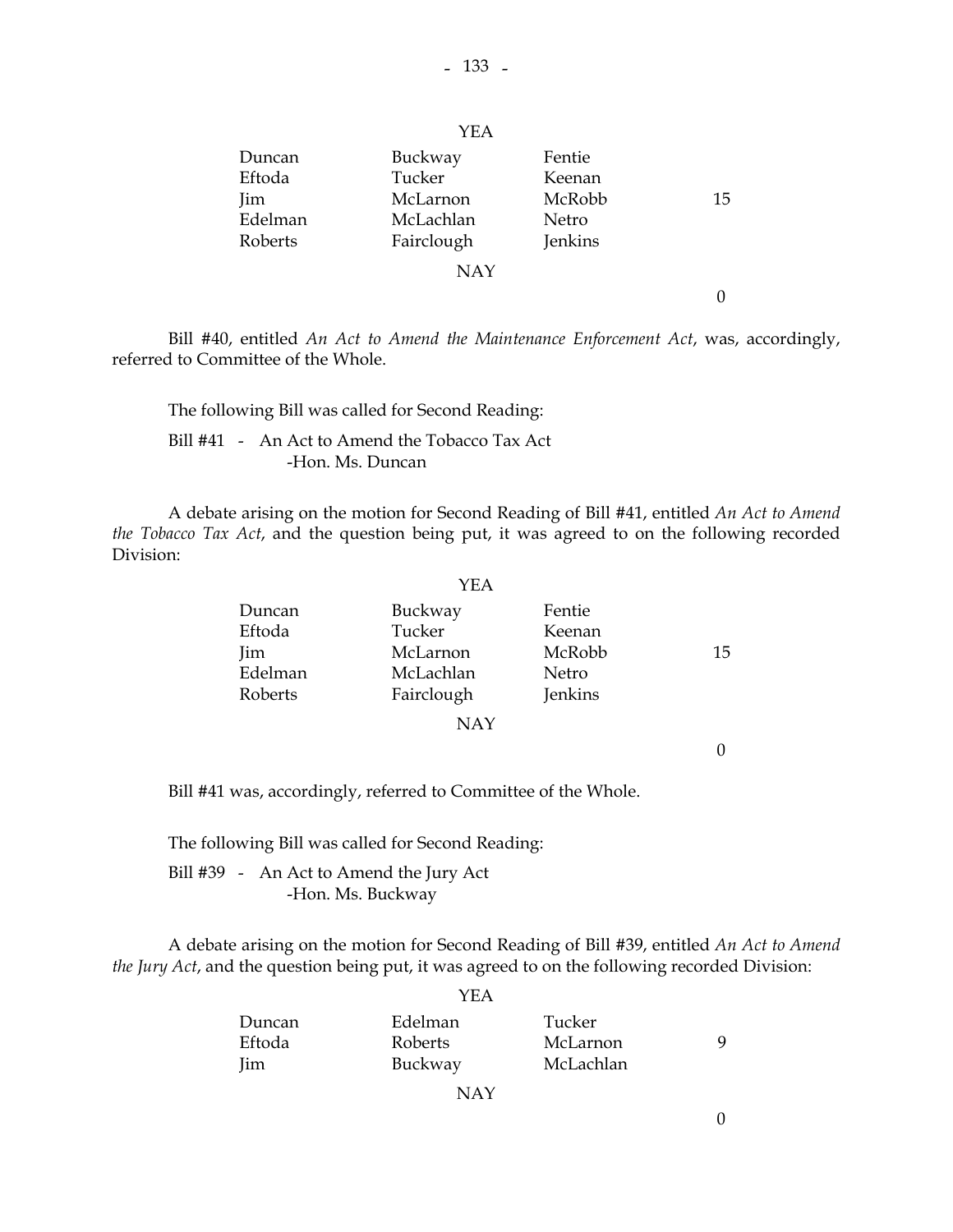YEA

| | | | |
|---|---|---|---|
| Duncan | Buckway | Fentie | |
| Eftoda | Tucker | Keenan | |
| Jim | McLarnon | McRobb | 15 |
| Edelman | McLachlan | Netro | |
| Roberts | Fairclough | Jenkins | |

NAY

0

Bill #40, entitled *An Act to Amend the Maintenance Enforcement Act*, was, accordingly, referred to Committee of the Whole.

The following Bill was called for Second Reading:

Bill #41 - An Act to Amend the Tobacco Tax Act
-Hon. Ms. Duncan

A debate arising on the motion for Second Reading of Bill #41, entitled *An Act to Amend the Tobacco Tax Act*, and the question being put, it was agreed to on the following recorded Division:

YEA

| | | | |
|---|---|---|---|
| Duncan | Buckway | Fentie | |
| Eftoda | Tucker | Keenan | |
| Jim | McLarnon | McRobb | 15 |
| Edelman | McLachlan | Netro | |
| Roberts | Fairclough | Jenkins | |

NAY

0

Bill #41 was, accordingly, referred to Committee of the Whole.

The following Bill was called for Second Reading:

Bill #39 - An Act to Amend the Jury Act
-Hon. Ms. Buckway

A debate arising on the motion for Second Reading of Bill #39, entitled *An Act to Amend the Jury Act*, and the question being put, it was agreed to on the following recorded Division:

YEA

| | | | |
|---|---|---|---|
| Duncan | Edelman | Tucker | |
| Eftoda | Roberts | McLarnon | 9 |
| Jim | Buckway | McLachlan | |

NAY

0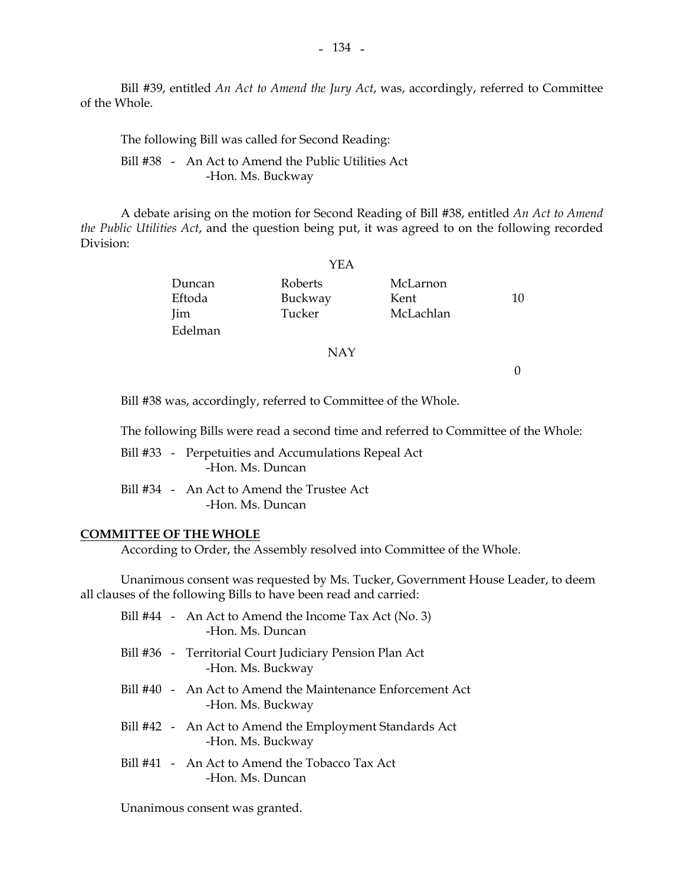Bill #39, entitled *An Act to Amend the Jury Act*, was, accordingly, referred to Committee of the Whole.

The following Bill was called for Second Reading:

Bill #38 - An Act to Amend the Public Utilities Act
-Hon. Ms. Buckway

A debate arising on the motion for Second Reading of Bill #38, entitled *An Act to Amend the Public Utilities Act*, and the question being put, it was agreed to on the following recorded Division:

YEA

| | | | |
|---|---|---|---|
| Duncan | Roberts | McLarnon | |
| Eftoda | Buckway | Kent | 10 |
| Jim | Tucker | McLachlan | |
| Edelman | | | |

NAY

0

Bill #38 was, accordingly, referred to Committee of the Whole.

The following Bills were read a second time and referred to Committee of the Whole:

Bill #33 - Perpetuities and Accumulations Repeal Act
-Hon. Ms. Duncan

Bill #34 - An Act to Amend the Trustee Act
-Hon. Ms. Duncan

## COMMITTEE OF THE WHOLE

According to Order, the Assembly resolved into Committee of the Whole.

Unanimous consent was requested by Ms. Tucker, Government House Leader, to deem all clauses of the following Bills to have been read and carried:

Bill #44 - An Act to Amend the Income Tax Act (No. 3)
-Hon. Ms. Duncan

Bill #36 - Territorial Court Judiciary Pension Plan Act
-Hon. Ms. Buckway

Bill #40 - An Act to Amend the Maintenance Enforcement Act
-Hon. Ms. Buckway

Bill #42 - An Act to Amend the Employment Standards Act
-Hon. Ms. Buckway

Bill #41 - An Act to Amend the Tobacco Tax Act
-Hon. Ms. Duncan

Unanimous consent was granted.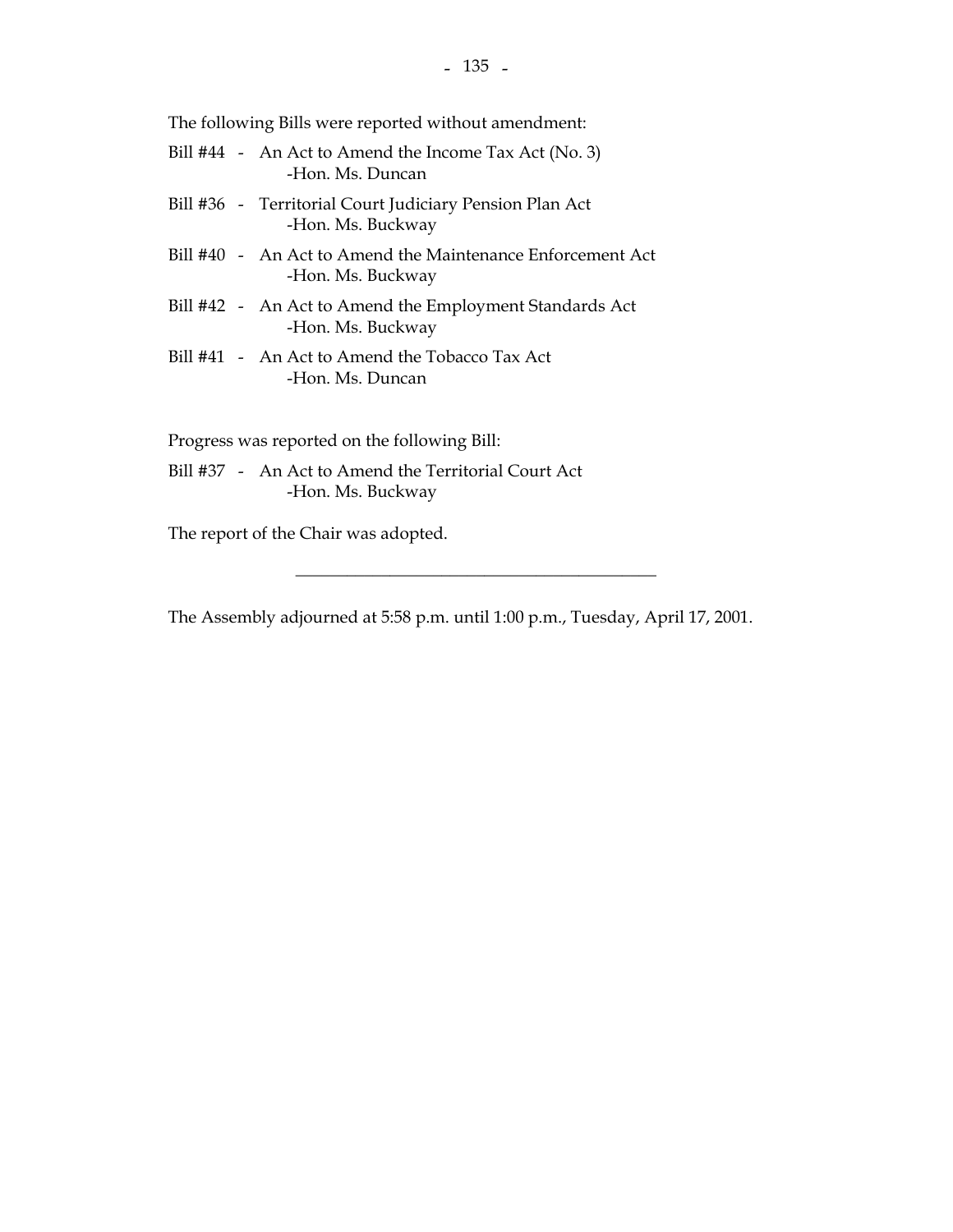The following Bills were reported without amendment:

Bill #44 - An Act to Amend the Income Tax Act (No. 3)
-Hon. Ms. Duncan

Bill #36 - Territorial Court Judiciary Pension Plan Act
-Hon. Ms. Buckway

Bill #40 - An Act to Amend the Maintenance Enforcement Act
-Hon. Ms. Buckway

Bill #42 - An Act to Amend the Employment Standards Act
-Hon. Ms. Buckway

Bill #41 - An Act to Amend the Tobacco Tax Act
-Hon. Ms. Duncan

Progress was reported on the following Bill:

Bill #37 - An Act to Amend the Territorial Court Act
-Hon. Ms. Buckway

The report of the Chair was adopted.

---

The Assembly adjourned at 5:58 p.m. until 1:00 p.m., Tuesday, April 17, 2001.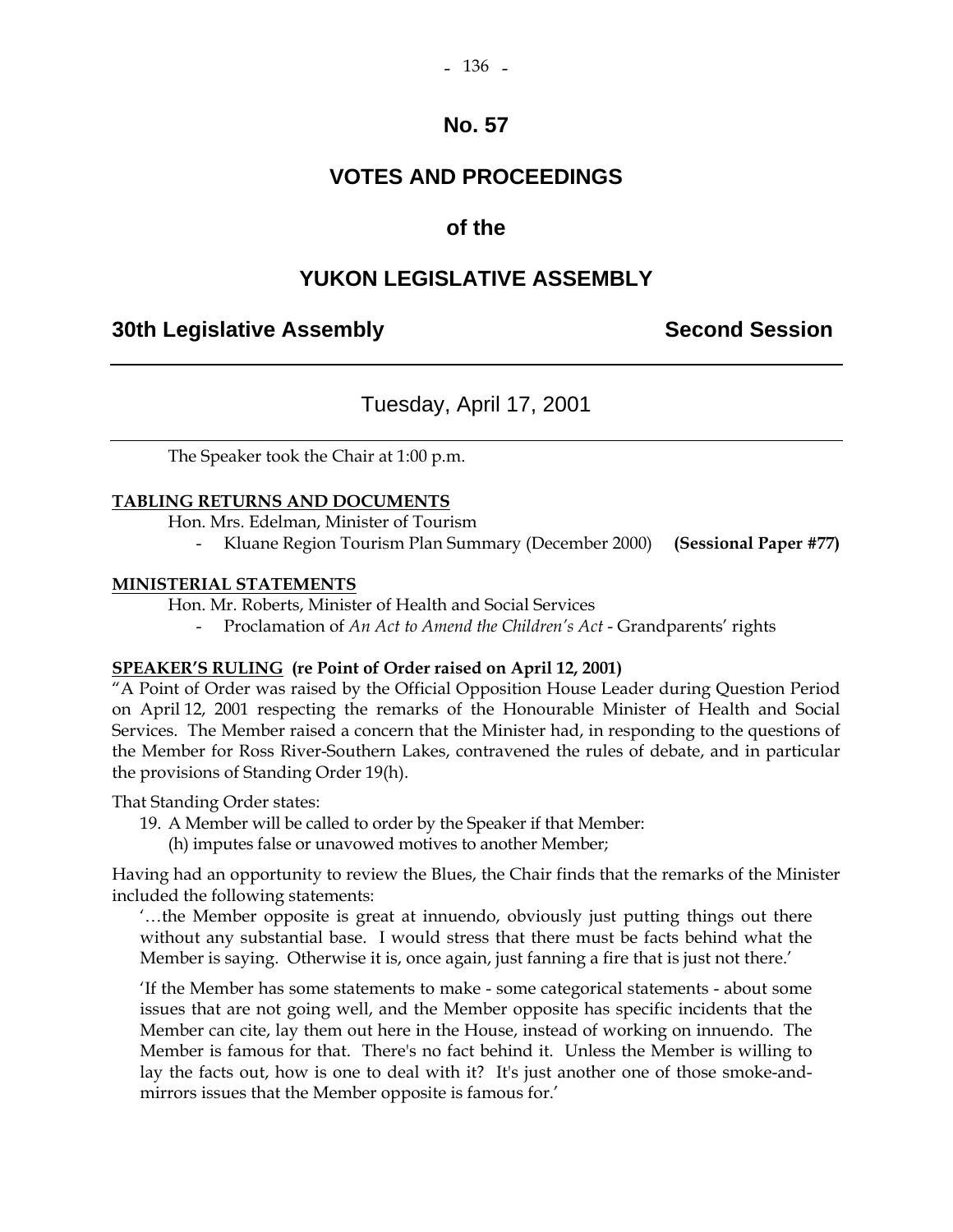# No. 57

# VOTES AND PROCEEDINGS

# of the

# YUKON LEGISLATIVE ASSEMBLY

**30th Legislative Assembly** **Second Session**

---

Tuesday, April 17, 2001

---

The Speaker took the Chair at 1:00 p.m.

**TABLING RETURNS AND DOCUMENTS**

Hon. Mrs. Edelman, Minister of Tourism

- Kluane Region Tourism Plan Summary (December 2000) **(Sessional Paper #77)**

**MINISTERIAL STATEMENTS**

Hon. Mr. Roberts, Minister of Health and Social Services

- Proclamation of *An Act to Amend the Children's Act* - Grandparents' rights

**SPEAKER'S RULING (re Point of Order raised on April 12, 2001)**

"A Point of Order was raised by the Official Opposition House Leader during Question Period on April 12, 2001 respecting the remarks of the Honourable Minister of Health and Social Services. The Member raised a concern that the Minister had, in responding to the questions of the Member for Ross River-Southern Lakes, contravened the rules of debate, and in particular the provisions of Standing Order 19(h).

That Standing Order states:

19. A Member will be called to order by the Speaker if that Member:
    (h) imputes false or unavowed motives to another Member;

Having had an opportunity to review the Blues, the Chair finds that the remarks of the Minister included the following statements:

> '…the Member opposite is great at innuendo, obviously just putting things out there without any substantial base. I would stress that there must be facts behind what the Member is saying. Otherwise it is, once again, just fanning a fire that is just not there.'
>
> 'If the Member has some statements to make - some categorical statements - about some issues that are not going well, and the Member opposite has specific incidents that the Member can cite, lay them out here in the House, instead of working on innuendo. The Member is famous for that. There's no fact behind it. Unless the Member is willing to lay the facts out, how is one to deal with it? It's just another one of those smoke-and-mirrors issues that the Member opposite is famous for.'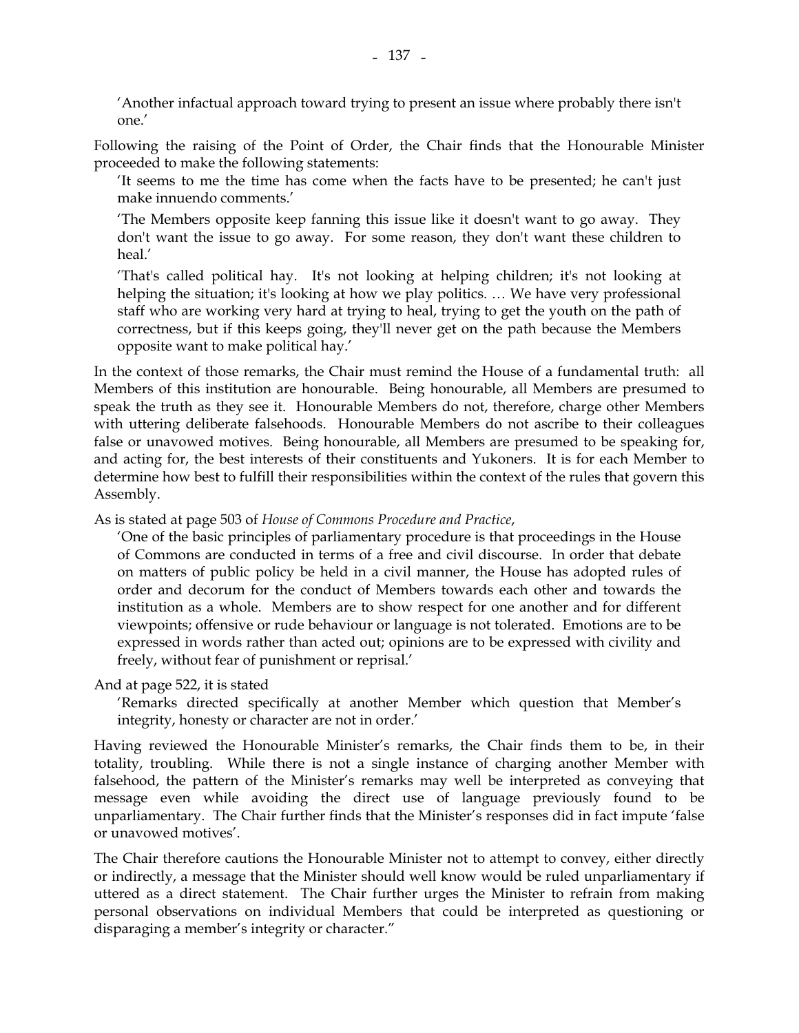> 'Another infactual approach toward trying to present an issue where probably there isn't one.'

Following the raising of the Point of Order, the Chair finds that the Honourable Minister proceeded to make the following statements:

> 'It seems to me the time has come when the facts have to be presented; he can't just make innuendo comments.'
>
> 'The Members opposite keep fanning this issue like it doesn't want to go away. They don't want the issue to go away. For some reason, they don't want these children to heal.'
>
> 'That's called political hay. It's not looking at helping children; it's not looking at helping the situation; it's looking at how we play politics. … We have very professional staff who are working very hard at trying to heal, trying to get the youth on the path of correctness, but if this keeps going, they'll never get on the path because the Members opposite want to make political hay.'

In the context of those remarks, the Chair must remind the House of a fundamental truth: all Members of this institution are honourable. Being honourable, all Members are presumed to speak the truth as they see it. Honourable Members do not, therefore, charge other Members with uttering deliberate falsehoods. Honourable Members do not ascribe to their colleagues false or unavowed motives. Being honourable, all Members are presumed to be speaking for, and acting for, the best interests of their constituents and Yukoners. It is for each Member to determine how best to fulfill their responsibilities within the context of the rules that govern this Assembly.

As is stated at page 503 of *House of Commons Procedure and Practice*,

> 'One of the basic principles of parliamentary procedure is that proceedings in the House of Commons are conducted in terms of a free and civil discourse. In order that debate on matters of public policy be held in a civil manner, the House has adopted rules of order and decorum for the conduct of Members towards each other and towards the institution as a whole. Members are to show respect for one another and for different viewpoints; offensive or rude behaviour or language is not tolerated. Emotions are to be expressed in words rather than acted out; opinions are to be expressed with civility and freely, without fear of punishment or reprisal.'

And at page 522, it is stated

> 'Remarks directed specifically at another Member which question that Member's integrity, honesty or character are not in order.'

Having reviewed the Honourable Minister's remarks, the Chair finds them to be, in their totality, troubling. While there is not a single instance of charging another Member with falsehood, the pattern of the Minister's remarks may well be interpreted as conveying that message even while avoiding the direct use of language previously found to be unparliamentary. The Chair further finds that the Minister's responses did in fact impute 'false or unavowed motives'.

The Chair therefore cautions the Honourable Minister not to attempt to convey, either directly or indirectly, a message that the Minister should well know would be ruled unparliamentary if uttered as a direct statement. The Chair further urges the Minister to refrain from making personal observations on individual Members that could be interpreted as questioning or disparaging a member's integrity or character."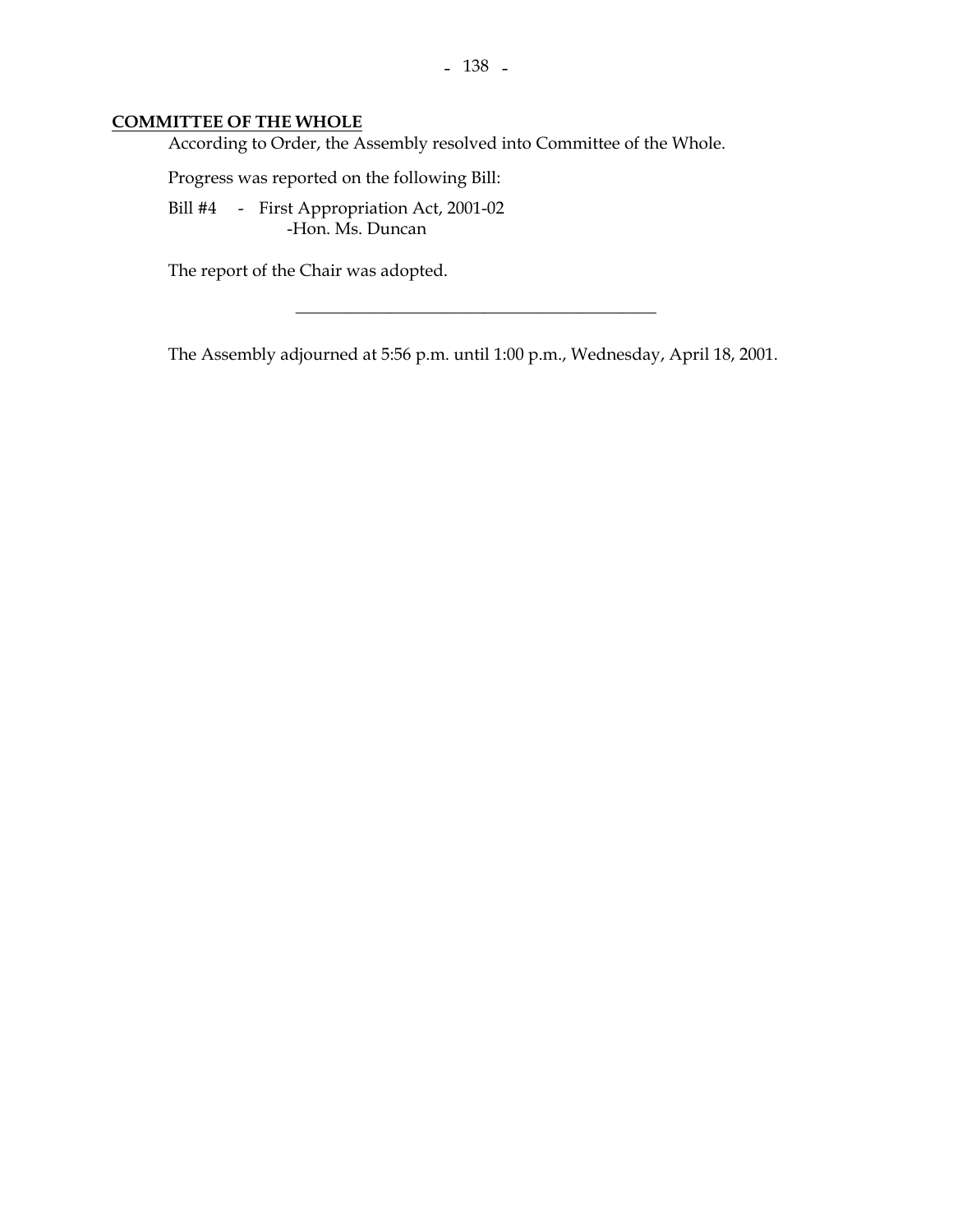**COMMITTEE OF THE WHOLE**

According to Order, the Assembly resolved into Committee of the Whole.

Progress was reported on the following Bill:

Bill #4 - First Appropriation Act, 2001-02
-Hon. Ms. Duncan

The report of the Chair was adopted.

---

The Assembly adjourned at 5:56 p.m. until 1:00 p.m., Wednesday, April 18, 2001.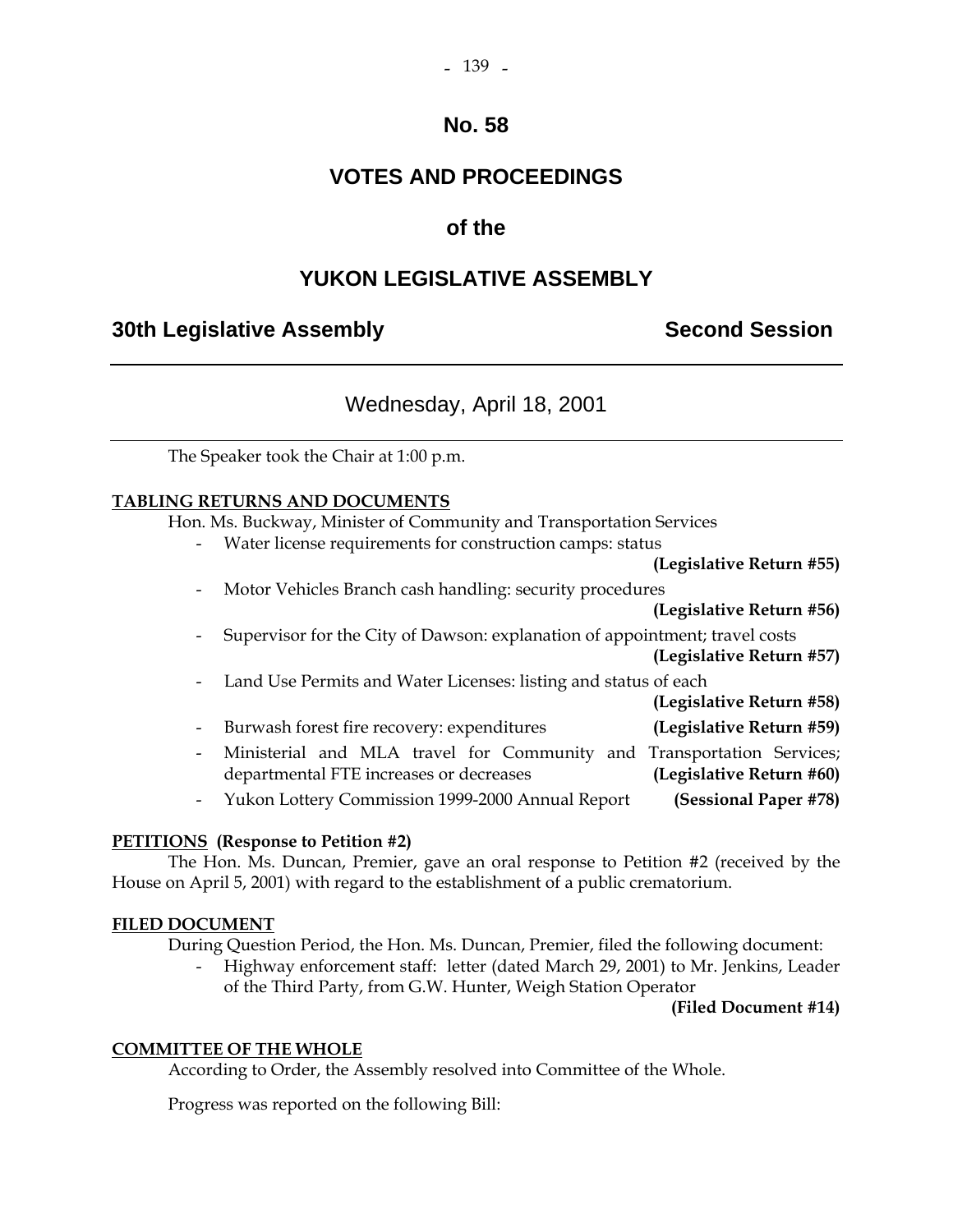# No. 58

# VOTES AND PROCEEDINGS

# of the

# YUKON LEGISLATIVE ASSEMBLY

## 30th Legislative Assembly — Second Session

---

### Wednesday, April 18, 2001

---

The Speaker took the Chair at 1:00 p.m.

**TABLING RETURNS AND DOCUMENTS**

Hon. Ms. Buckway, Minister of Community and Transportation Services

- Water license requirements for construction camps: status **(Legislative Return #55)**
- Motor Vehicles Branch cash handling: security procedures **(Legislative Return #56)**
- Supervisor for the City of Dawson: explanation of appointment; travel costs **(Legislative Return #57)**
- Land Use Permits and Water Licenses: listing and status of each **(Legislative Return #58)**
- Burwash forest fire recovery: expenditures **(Legislative Return #59)**
- Ministerial and MLA travel for Community and Transportation Services; departmental FTE increases or decreases **(Legislative Return #60)**
- Yukon Lottery Commission 1999-2000 Annual Report **(Sessional Paper #78)**

**PETITIONS (Response to Petition #2)**

The Hon. Ms. Duncan, Premier, gave an oral response to Petition #2 (received by the House on April 5, 2001) with regard to the establishment of a public crematorium.

**FILED DOCUMENT**

During Question Period, the Hon. Ms. Duncan, Premier, filed the following document:

- Highway enforcement staff: letter (dated March 29, 2001) to Mr. Jenkins, Leader of the Third Party, from G.W. Hunter, Weigh Station Operator **(Filed Document #14)**

**COMMITTEE OF THE WHOLE**

According to Order, the Assembly resolved into Committee of the Whole.

Progress was reported on the following Bill: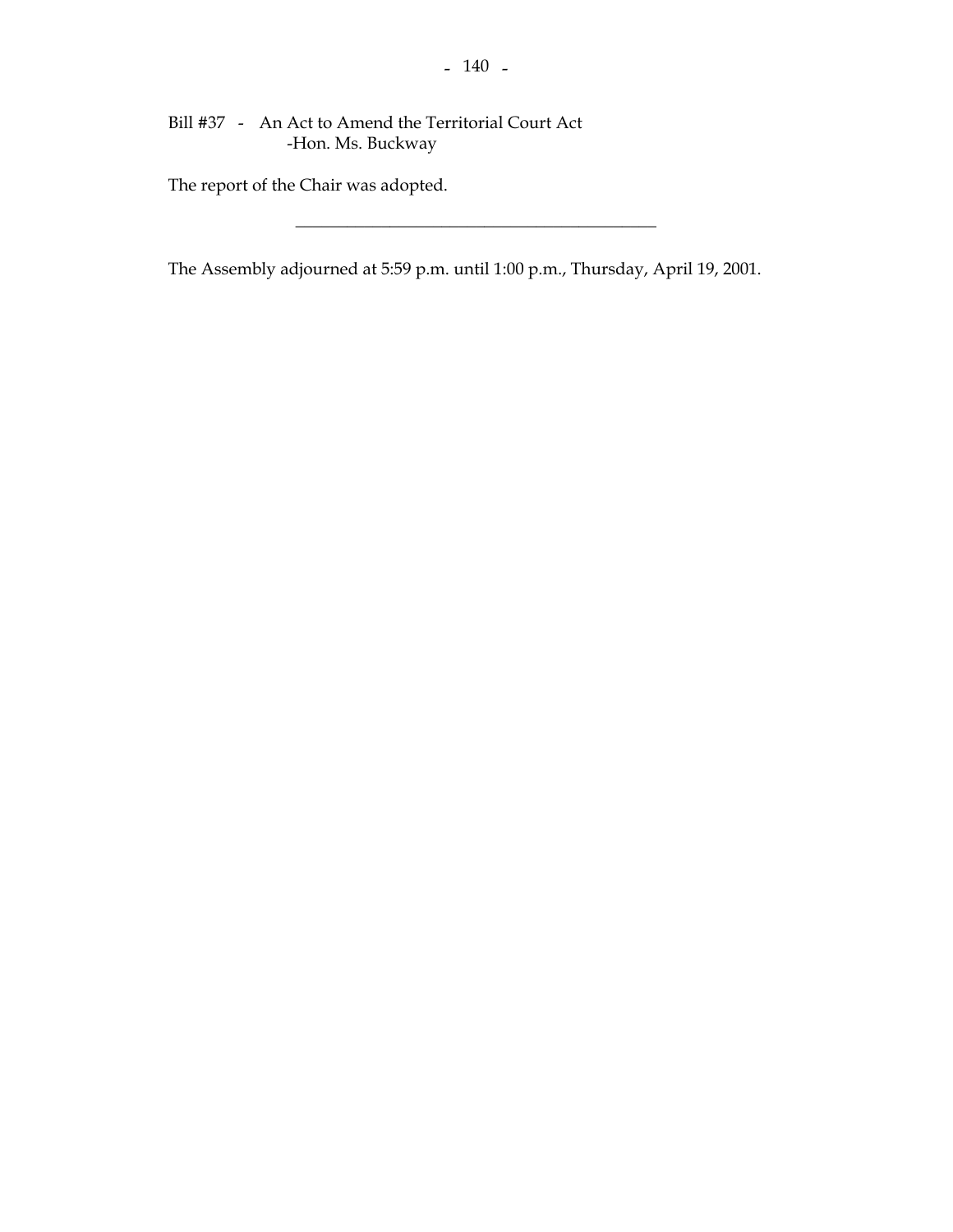Bill #37 - An Act to Amend the Territorial Court Act
-Hon. Ms. Buckway

The report of the Chair was adopted.

---

The Assembly adjourned at 5:59 p.m. until 1:00 p.m., Thursday, April 19, 2001.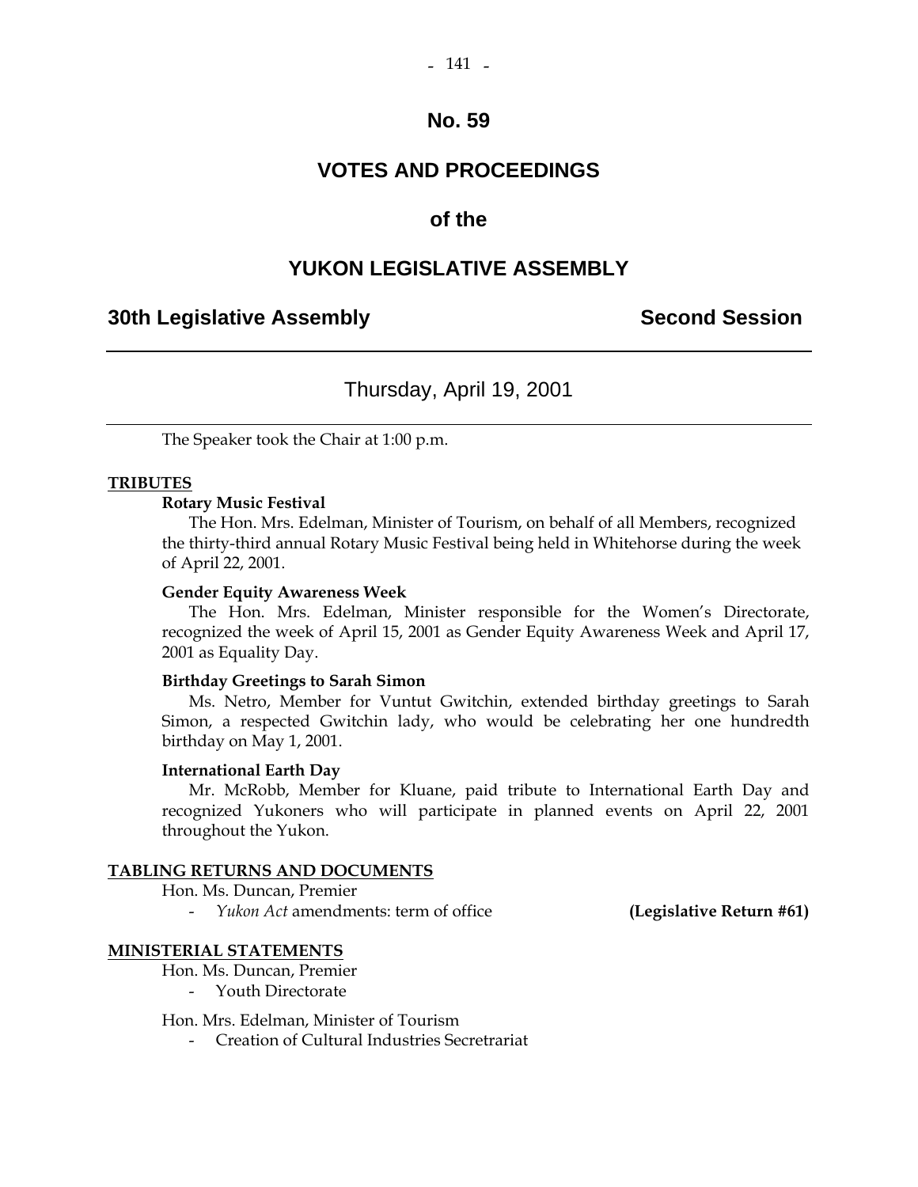# No. 59

# VOTES AND PROCEEDINGS

## of the

# YUKON LEGISLATIVE ASSEMBLY

**30th Legislative Assembly** **Second Session**

---

Thursday, April 19, 2001

---

The Speaker took the Chair at 1:00 p.m.

**TRIBUTES**

**Rotary Music Festival**

The Hon. Mrs. Edelman, Minister of Tourism, on behalf of all Members, recognized the thirty-third annual Rotary Music Festival being held in Whitehorse during the week of April 22, 2001.

**Gender Equity Awareness Week**

The Hon. Mrs. Edelman, Minister responsible for the Women's Directorate, recognized the week of April 15, 2001 as Gender Equity Awareness Week and April 17, 2001 as Equality Day.

**Birthday Greetings to Sarah Simon**

Ms. Netro, Member for Vuntut Gwitchin, extended birthday greetings to Sarah Simon, a respected Gwitchin lady, who would be celebrating her one hundredth birthday on May 1, 2001.

**International Earth Day**

Mr. McRobb, Member for Kluane, paid tribute to International Earth Day and recognized Yukoners who will participate in planned events on April 22, 2001 throughout the Yukon.

**TABLING RETURNS AND DOCUMENTS**

Hon. Ms. Duncan, Premier

- *Yukon Act* amendments: term of office **(Legislative Return #61)**

**MINISTERIAL STATEMENTS**

Hon. Ms. Duncan, Premier

- Youth Directorate

Hon. Mrs. Edelman, Minister of Tourism

- Creation of Cultural Industries Secretrariat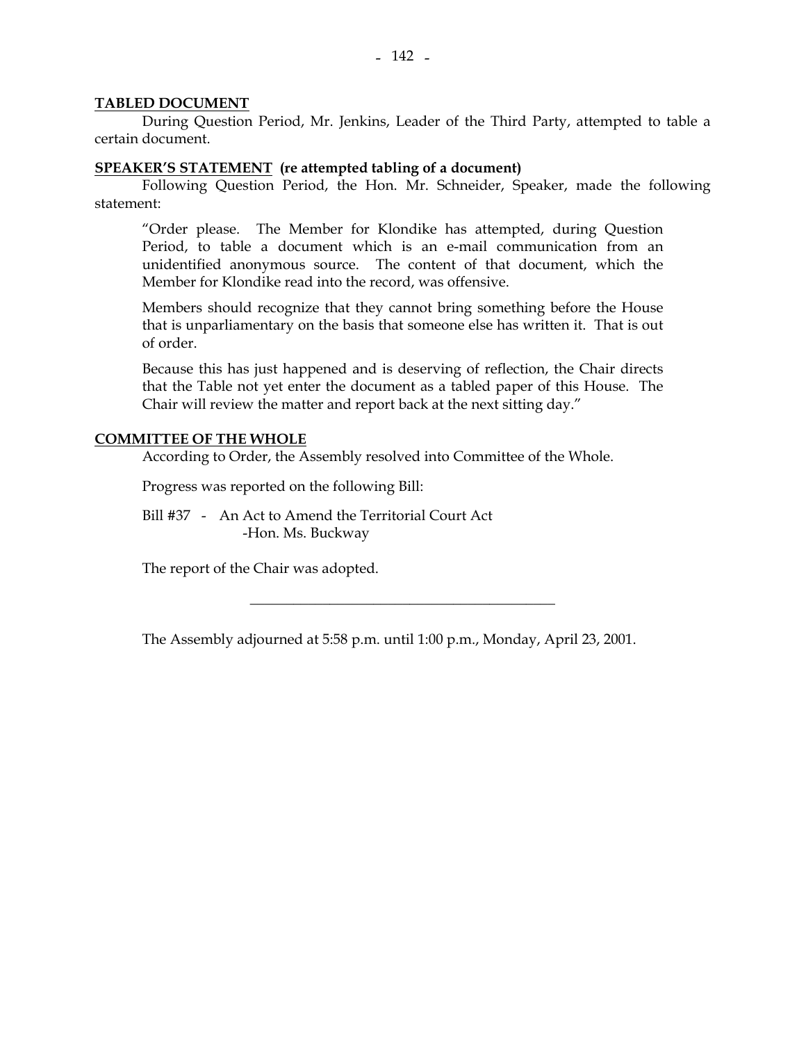**TABLED DOCUMENT**

During Question Period, Mr. Jenkins, Leader of the Third Party, attempted to table a certain document.

**SPEAKER'S STATEMENT (re attempted tabling of a document)**

Following Question Period, the Hon. Mr. Schneider, Speaker, made the following statement:

> "Order please. The Member for Klondike has attempted, during Question Period, to table a document which is an e-mail communication from an unidentified anonymous source. The content of that document, which the Member for Klondike read into the record, was offensive.
>
> Members should recognize that they cannot bring something before the House that is unparliamentary on the basis that someone else has written it. That is out of order.
>
> Because this has just happened and is deserving of reflection, the Chair directs that the Table not yet enter the document as a tabled paper of this House. The Chair will review the matter and report back at the next sitting day."

**COMMITTEE OF THE WHOLE**

According to Order, the Assembly resolved into Committee of the Whole.

Progress was reported on the following Bill:

Bill #37 - An Act to Amend the Territorial Court Act
-Hon. Ms. Buckway

The report of the Chair was adopted.

---

The Assembly adjourned at 5:58 p.m. until 1:00 p.m., Monday, April 23, 2001.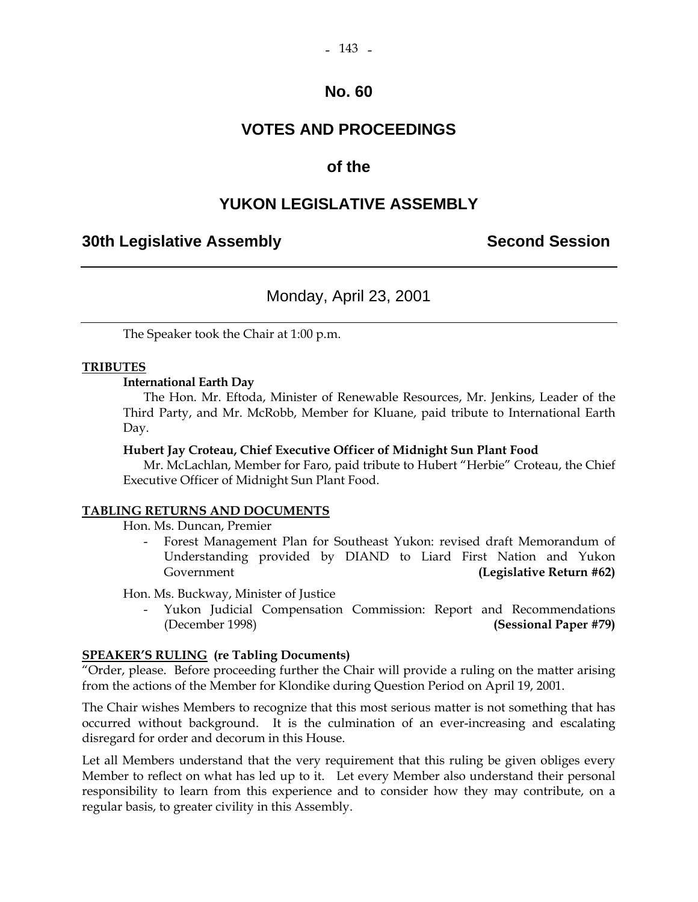# No. 60

# VOTES AND PROCEEDINGS

## of the

# YUKON LEGISLATIVE ASSEMBLY

**30th Legislative Assembly** **Second Session**

---

Monday, April 23, 2001

---

The Speaker took the Chair at 1:00 p.m.

**TRIBUTES**

**International Earth Day**

The Hon. Mr. Eftoda, Minister of Renewable Resources, Mr. Jenkins, Leader of the Third Party, and Mr. McRobb, Member for Kluane, paid tribute to International Earth Day.

**Hubert Jay Croteau, Chief Executive Officer of Midnight Sun Plant Food**

Mr. McLachlan, Member for Faro, paid tribute to Hubert "Herbie" Croteau, the Chief Executive Officer of Midnight Sun Plant Food.

**TABLING RETURNS AND DOCUMENTS**

Hon. Ms. Duncan, Premier

- Forest Management Plan for Southeast Yukon: revised draft Memorandum of Understanding provided by DIAND to Liard First Nation and Yukon Government **(Legislative Return #62)**

Hon. Ms. Buckway, Minister of Justice

- Yukon Judicial Compensation Commission: Report and Recommendations (December 1998) **(Sessional Paper #79)**

**SPEAKER'S RULING (re Tabling Documents)**

"Order, please. Before proceeding further the Chair will provide a ruling on the matter arising from the actions of the Member for Klondike during Question Period on April 19, 2001.

The Chair wishes Members to recognize that this most serious matter is not something that has occurred without background. It is the culmination of an ever-increasing and escalating disregard for order and decorum in this House.

Let all Members understand that the very requirement that this ruling be given obliges every Member to reflect on what has led up to it. Let every Member also understand their personal responsibility to learn from this experience and to consider how they may contribute, on a regular basis, to greater civility in this Assembly.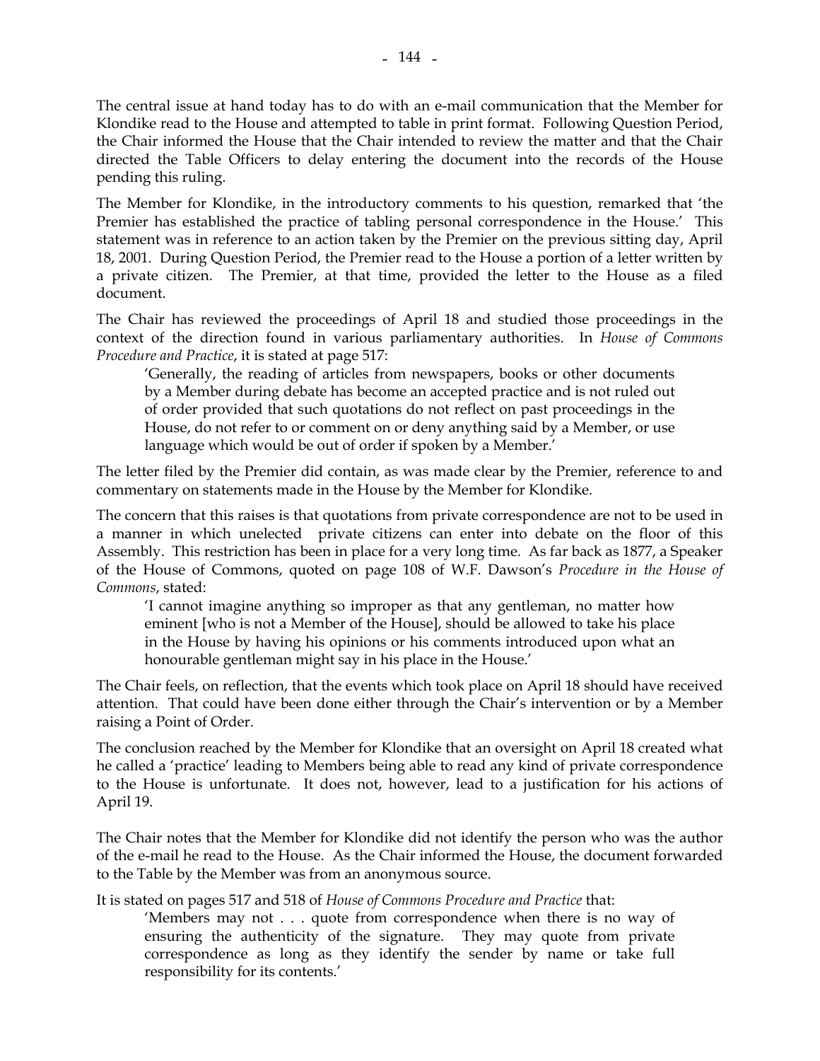The central issue at hand today has to do with an e-mail communication that the Member for Klondike read to the House and attempted to table in print format. Following Question Period, the Chair informed the House that the Chair intended to review the matter and that the Chair directed the Table Officers to delay entering the document into the records of the House pending this ruling.

The Member for Klondike, in the introductory comments to his question, remarked that 'the Premier has established the practice of tabling personal correspondence in the House.' This statement was in reference to an action taken by the Premier on the previous sitting day, April 18, 2001. During Question Period, the Premier read to the House a portion of a letter written by a private citizen. The Premier, at that time, provided the letter to the House as a filed document.

The Chair has reviewed the proceedings of April 18 and studied those proceedings in the context of the direction found in various parliamentary authorities. In *House of Commons Procedure and Practice*, it is stated at page 517:

> 'Generally, the reading of articles from newspapers, books or other documents by a Member during debate has become an accepted practice and is not ruled out of order provided that such quotations do not reflect on past proceedings in the House, do not refer to or comment on or deny anything said by a Member, or use language which would be out of order if spoken by a Member.'

The letter filed by the Premier did contain, as was made clear by the Premier, reference to and commentary on statements made in the House by the Member for Klondike.

The concern that this raises is that quotations from private correspondence are not to be used in a manner in which unelected private citizens can enter into debate on the floor of this Assembly. This restriction has been in place for a very long time. As far back as 1877, a Speaker of the House of Commons, quoted on page 108 of W.F. Dawson's *Procedure in the House of Commons*, stated:

> 'I cannot imagine anything so improper as that any gentleman, no matter how eminent [who is not a Member of the House], should be allowed to take his place in the House by having his opinions or his comments introduced upon what an honourable gentleman might say in his place in the House.'

The Chair feels, on reflection, that the events which took place on April 18 should have received attention. That could have been done either through the Chair's intervention or by a Member raising a Point of Order.

The conclusion reached by the Member for Klondike that an oversight on April 18 created what he called a 'practice' leading to Members being able to read any kind of private correspondence to the House is unfortunate. It does not, however, lead to a justification for his actions of April 19.

The Chair notes that the Member for Klondike did not identify the person who was the author of the e-mail he read to the House. As the Chair informed the House, the document forwarded to the Table by the Member was from an anonymous source.

It is stated on pages 517 and 518 of *House of Commons Procedure and Practice* that:

> 'Members may not . . . quote from correspondence when there is no way of ensuring the authenticity of the signature. They may quote from private correspondence as long as they identify the sender by name or take full responsibility for its contents.'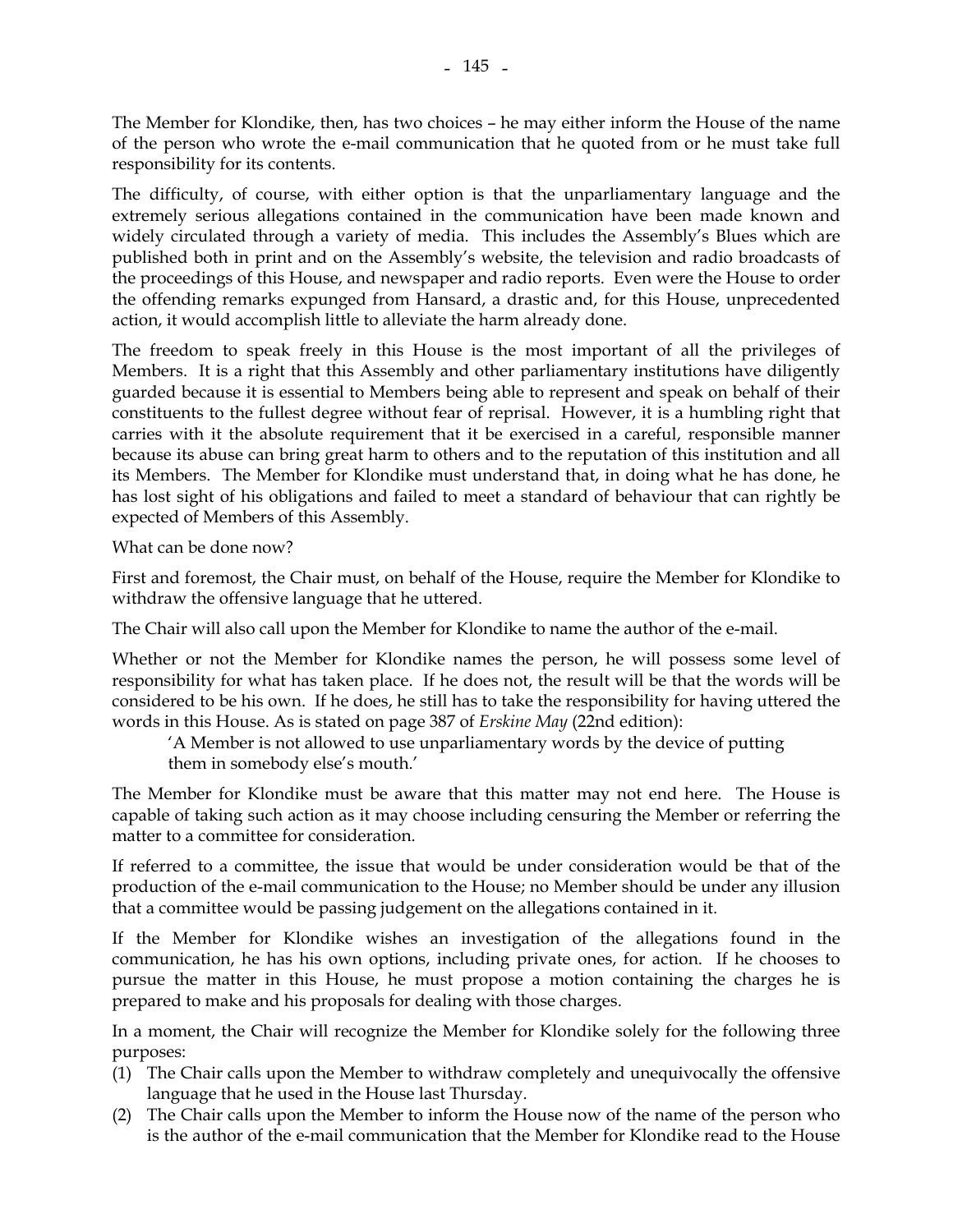The Member for Klondike, then, has two choices – he may either inform the House of the name of the person who wrote the e-mail communication that he quoted from or he must take full responsibility for its contents.

The difficulty, of course, with either option is that the unparliamentary language and the extremely serious allegations contained in the communication have been made known and widely circulated through a variety of media. This includes the Assembly's Blues which are published both in print and on the Assembly's website, the television and radio broadcasts of the proceedings of this House, and newspaper and radio reports. Even were the House to order the offending remarks expunged from Hansard, a drastic and, for this House, unprecedented action, it would accomplish little to alleviate the harm already done.

The freedom to speak freely in this House is the most important of all the privileges of Members. It is a right that this Assembly and other parliamentary institutions have diligently guarded because it is essential to Members being able to represent and speak on behalf of their constituents to the fullest degree without fear of reprisal. However, it is a humbling right that carries with it the absolute requirement that it be exercised in a careful, responsible manner because its abuse can bring great harm to others and to the reputation of this institution and all its Members. The Member for Klondike must understand that, in doing what he has done, he has lost sight of his obligations and failed to meet a standard of behaviour that can rightly be expected of Members of this Assembly.

What can be done now?

First and foremost, the Chair must, on behalf of the House, require the Member for Klondike to withdraw the offensive language that he uttered.

The Chair will also call upon the Member for Klondike to name the author of the e-mail.

Whether or not the Member for Klondike names the person, he will possess some level of responsibility for what has taken place. If he does not, the result will be that the words will be considered to be his own. If he does, he still has to take the responsibility for having uttered the words in this House. As is stated on page 387 of *Erskine May* (22nd edition):

> 'A Member is not allowed to use unparliamentary words by the device of putting them in somebody else's mouth.'

The Member for Klondike must be aware that this matter may not end here. The House is capable of taking such action as it may choose including censuring the Member or referring the matter to a committee for consideration.

If referred to a committee, the issue that would be under consideration would be that of the production of the e-mail communication to the House; no Member should be under any illusion that a committee would be passing judgement on the allegations contained in it.

If the Member for Klondike wishes an investigation of the allegations found in the communication, he has his own options, including private ones, for action. If he chooses to pursue the matter in this House, he must propose a motion containing the charges he is prepared to make and his proposals for dealing with those charges.

In a moment, the Chair will recognize the Member for Klondike solely for the following three purposes:

(1) The Chair calls upon the Member to withdraw completely and unequivocally the offensive language that he used in the House last Thursday.
(2) The Chair calls upon the Member to inform the House now of the name of the person who is the author of the e-mail communication that the Member for Klondike read to the House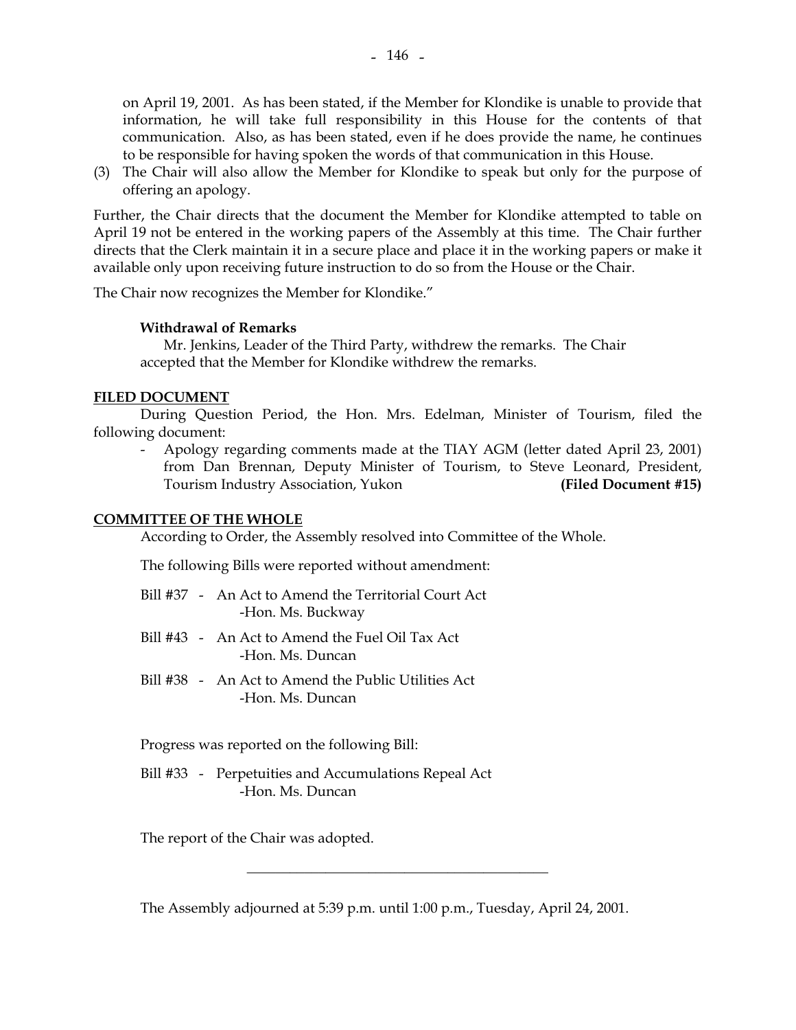on April 19, 2001. As has been stated, if the Member for Klondike is unable to provide that information, he will take full responsibility in this House for the contents of that communication. Also, as has been stated, even if he does provide the name, he continues to be responsible for having spoken the words of that communication in this House.

(3) The Chair will also allow the Member for Klondike to speak but only for the purpose of offering an apology.

Further, the Chair directs that the document the Member for Klondike attempted to table on April 19 not be entered in the working papers of the Assembly at this time. The Chair further directs that the Clerk maintain it in a secure place and place it in the working papers or make it available only upon receiving future instruction to do so from the House or the Chair.

The Chair now recognizes the Member for Klondike."

**Withdrawal of Remarks**

Mr. Jenkins, Leader of the Third Party, withdrew the remarks. The Chair accepted that the Member for Klondike withdrew the remarks.

**FILED DOCUMENT**

During Question Period, the Hon. Mrs. Edelman, Minister of Tourism, filed the following document:

- Apology regarding comments made at the TIAY AGM (letter dated April 23, 2001) from Dan Brennan, Deputy Minister of Tourism, to Steve Leonard, President, Tourism Industry Association, Yukon **(Filed Document #15)**

**COMMITTEE OF THE WHOLE**

According to Order, the Assembly resolved into Committee of the Whole.

The following Bills were reported without amendment:

Bill #37 - An Act to Amend the Territorial Court Act
-Hon. Ms. Buckway

Bill #43 - An Act to Amend the Fuel Oil Tax Act
-Hon. Ms. Duncan

Bill #38 - An Act to Amend the Public Utilities Act
-Hon. Ms. Duncan

Progress was reported on the following Bill:

Bill #33 - Perpetuities and Accumulations Repeal Act
-Hon. Ms. Duncan

The report of the Chair was adopted.

---

The Assembly adjourned at 5:39 p.m. until 1:00 p.m., Tuesday, April 24, 2001.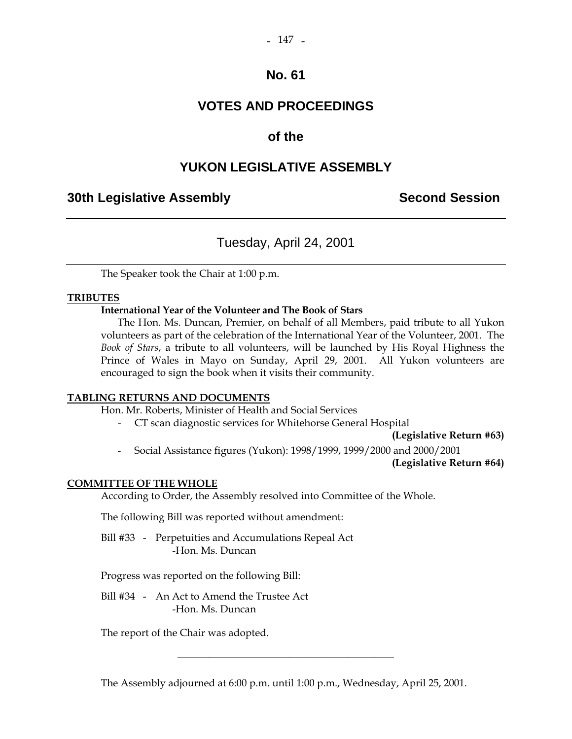# No. 61

# VOTES AND PROCEEDINGS

# of the

# YUKON LEGISLATIVE ASSEMBLY

**30th Legislative Assembly** **Second Session**

---

## Tuesday, April 24, 2001

---

The Speaker took the Chair at 1:00 p.m.

**TRIBUTES**

**International Year of the Volunteer and The Book of Stars**

The Hon. Ms. Duncan, Premier, on behalf of all Members, paid tribute to all Yukon volunteers as part of the celebration of the International Year of the Volunteer, 2001. The *Book of Stars*, a tribute to all volunteers, will be launched by His Royal Highness the Prince of Wales in Mayo on Sunday, April 29, 2001. All Yukon volunteers are encouraged to sign the book when it visits their community.

**TABLING RETURNS AND DOCUMENTS**

Hon. Mr. Roberts, Minister of Health and Social Services

- CT scan diagnostic services for Whitehorse General Hospital
  **(Legislative Return #63)**
- Social Assistance figures (Yukon): 1998/1999, 1999/2000 and 2000/2001
  **(Legislative Return #64)**

**COMMITTEE OF THE WHOLE**

According to Order, the Assembly resolved into Committee of the Whole.

The following Bill was reported without amendment:

Bill #33 - Perpetuities and Accumulations Repeal Act
-Hon. Ms. Duncan

Progress was reported on the following Bill:

Bill #34 - An Act to Amend the Trustee Act
-Hon. Ms. Duncan

The report of the Chair was adopted.

---

The Assembly adjourned at 6:00 p.m. until 1:00 p.m., Wednesday, April 25, 2001.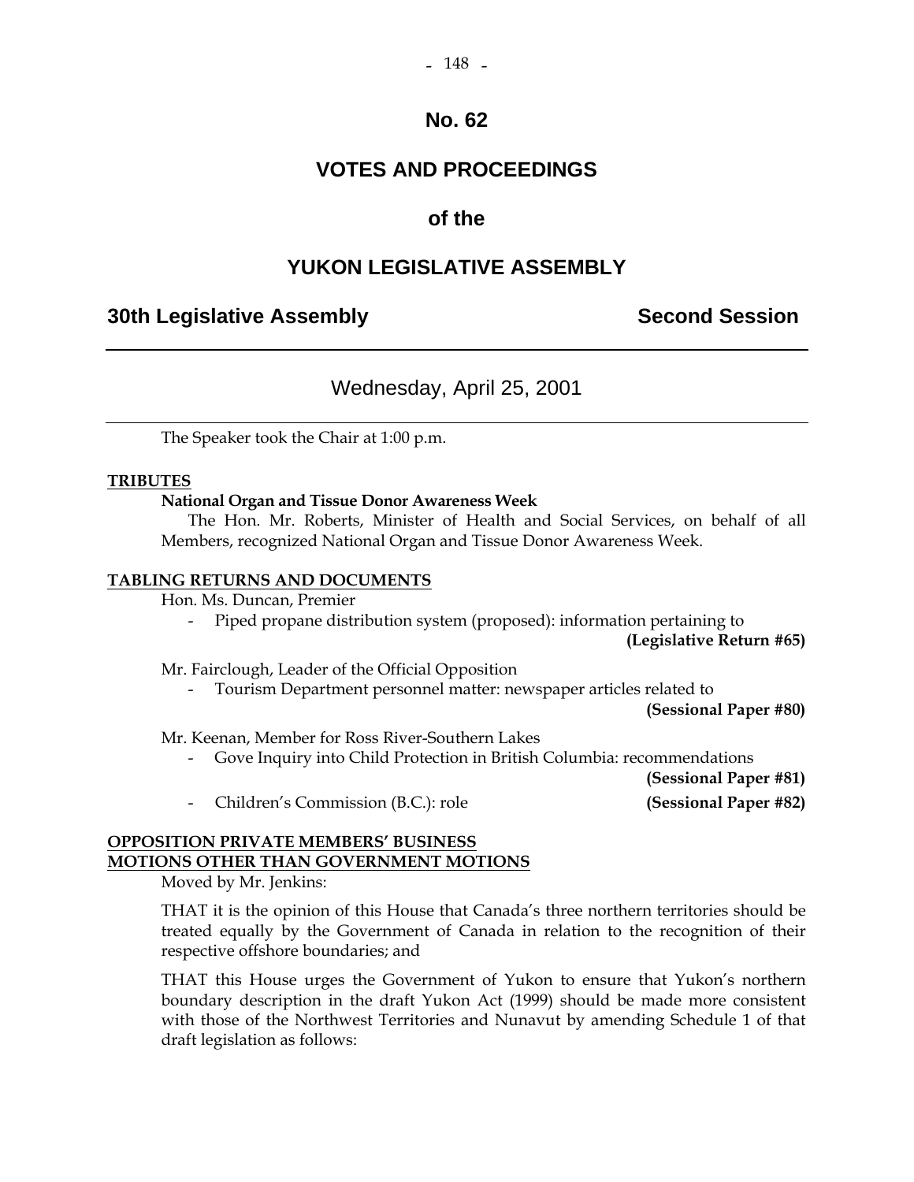# No. 62

# VOTES AND PROCEEDINGS

## of the

# YUKON LEGISLATIVE ASSEMBLY

**30th Legislative Assembly** **Second Session**

---

Wednesday, April 25, 2001

---

The Speaker took the Chair at 1:00 p.m.

**TRIBUTES**

**National Organ and Tissue Donor Awareness Week**

The Hon. Mr. Roberts, Minister of Health and Social Services, on behalf of all Members, recognized National Organ and Tissue Donor Awareness Week.

**TABLING RETURNS AND DOCUMENTS**

Hon. Ms. Duncan, Premier

- Piped propane distribution system (proposed): information pertaining to **(Legislative Return #65)**

Mr. Fairclough, Leader of the Official Opposition

- Tourism Department personnel matter: newspaper articles related to **(Sessional Paper #80)**

Mr. Keenan, Member for Ross River-Southern Lakes

- Gove Inquiry into Child Protection in British Columbia: recommendations **(Sessional Paper #81)**
- Children's Commission (B.C.): role **(Sessional Paper #82)**

**OPPOSITION PRIVATE MEMBERS' BUSINESS**
**MOTIONS OTHER THAN GOVERNMENT MOTIONS**

Moved by Mr. Jenkins:

THAT it is the opinion of this House that Canada's three northern territories should be treated equally by the Government of Canada in relation to the recognition of their respective offshore boundaries; and

THAT this House urges the Government of Yukon to ensure that Yukon's northern boundary description in the draft Yukon Act (1999) should be made more consistent with those of the Northwest Territories and Nunavut by amending Schedule 1 of that draft legislation as follows: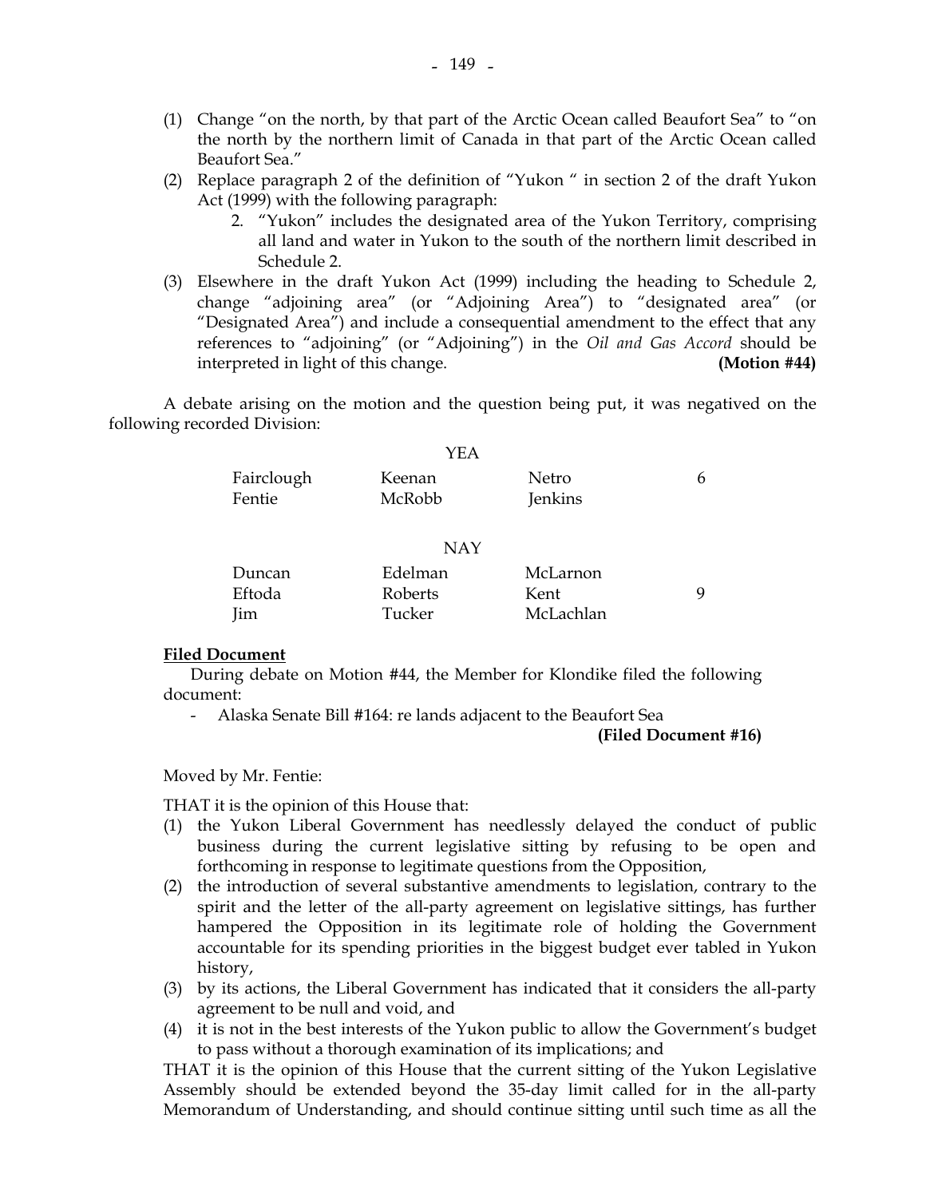(1) Change "on the north, by that part of the Arctic Ocean called Beaufort Sea" to "on the north by the northern limit of Canada in that part of the Arctic Ocean called Beaufort Sea."

(2) Replace paragraph 2 of the definition of "Yukon " in section 2 of the draft Yukon Act (1999) with the following paragraph:

   2. "Yukon" includes the designated area of the Yukon Territory, comprising all land and water in Yukon to the south of the northern limit described in Schedule 2.

(3) Elsewhere in the draft Yukon Act (1999) including the heading to Schedule 2, change "adjoining area" (or "Adjoining Area") to "designated area" (or "Designated Area") and include a consequential amendment to the effect that any references to "adjoining" (or "Adjoining") in the *Oil and Gas Accord* should be interpreted in light of this change. **(Motion #44)**

A debate arising on the motion and the question being put, it was negatived on the following recorded Division:

YEA

| | | | |
|---|---|---|---|
| Fairclough | Keenan | Netro | 6 |
| Fentie | McRobb | Jenkins | |

NAY

| | | | |
|---|---|---|---|
| Duncan | Edelman | McLarnon | |
| Eftoda | Roberts | Kent | 9 |
| Jim | Tucker | McLachlan | |

**Filed Document**

During debate on Motion #44, the Member for Klondike filed the following document:

- Alaska Senate Bill #164: re lands adjacent to the Beaufort Sea

**(Filed Document #16)**

Moved by Mr. Fentie:

THAT it is the opinion of this House that:

(1) the Yukon Liberal Government has needlessly delayed the conduct of public business during the current legislative sitting by refusing to be open and forthcoming in response to legitimate questions from the Opposition,

(2) the introduction of several substantive amendments to legislation, contrary to the spirit and the letter of the all-party agreement on legislative sittings, has further hampered the Opposition in its legitimate role of holding the Government accountable for its spending priorities in the biggest budget ever tabled in Yukon history,

(3) by its actions, the Liberal Government has indicated that it considers the all-party agreement to be null and void, and

(4) it is not in the best interests of the Yukon public to allow the Government's budget to pass without a thorough examination of its implications; and

THAT it is the opinion of this House that the current sitting of the Yukon Legislative Assembly should be extended beyond the 35-day limit called for in the all-party Memorandum of Understanding, and should continue sitting until such time as all the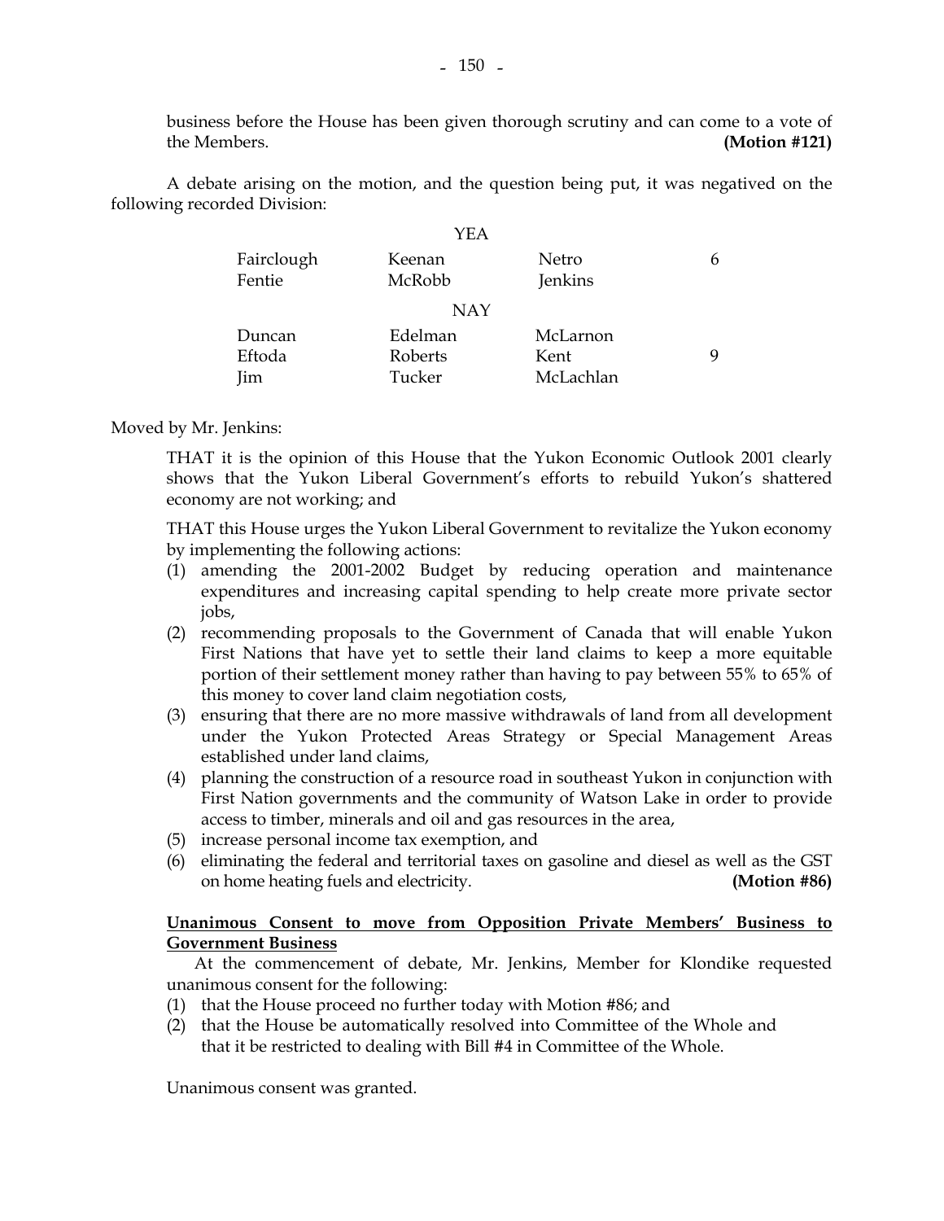business before the House has been given thorough scrutiny and can come to a vote of the Members. **(Motion #121)**

A debate arising on the motion, and the question being put, it was negatived on the following recorded Division:

| | YEA | | |
|---|---|---|---|
| Fairclough | Keenan | Netro | 6 |
| Fentie | McRobb | Jenkins | |
| | **NAY** | | |
| Duncan | Edelman | McLarnon | |
| Eftoda | Roberts | Kent | 9 |
| Jim | Tucker | McLachlan | |

Moved by Mr. Jenkins:

THAT it is the opinion of this House that the Yukon Economic Outlook 2001 clearly shows that the Yukon Liberal Government's efforts to rebuild Yukon's shattered economy are not working; and

THAT this House urges the Yukon Liberal Government to revitalize the Yukon economy by implementing the following actions:

(1) amending the 2001-2002 Budget by reducing operation and maintenance expenditures and increasing capital spending to help create more private sector jobs,
(2) recommending proposals to the Government of Canada that will enable Yukon First Nations that have yet to settle their land claims to keep a more equitable portion of their settlement money rather than having to pay between 55% to 65% of this money to cover land claim negotiation costs,
(3) ensuring that there are no more massive withdrawals of land from all development under the Yukon Protected Areas Strategy or Special Management Areas established under land claims,
(4) planning the construction of a resource road in southeast Yukon in conjunction with First Nation governments and the community of Watson Lake in order to provide access to timber, minerals and oil and gas resources in the area,
(5) increase personal income tax exemption, and
(6) eliminating the federal and territorial taxes on gasoline and diesel as well as the GST on home heating fuels and electricity. **(Motion #86)**

**Unanimous Consent to move from Opposition Private Members' Business to Government Business**

At the commencement of debate, Mr. Jenkins, Member for Klondike requested unanimous consent for the following:

(1) that the House proceed no further today with Motion #86; and
(2) that the House be automatically resolved into Committee of the Whole and that it be restricted to dealing with Bill #4 in Committee of the Whole.

Unanimous consent was granted.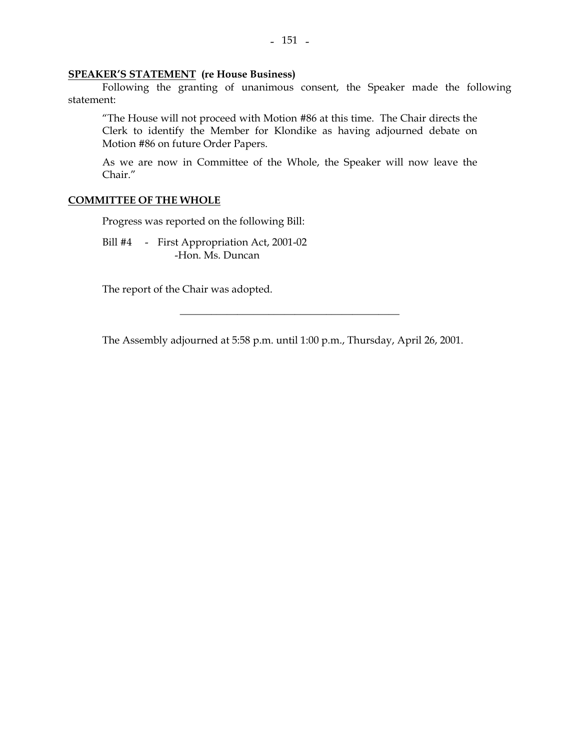**SPEAKER'S STATEMENT (re House Business)**

Following the granting of unanimous consent, the Speaker made the following statement:

> "The House will not proceed with Motion #86 at this time. The Chair directs the Clerk to identify the Member for Klondike as having adjourned debate on Motion #86 on future Order Papers.
>
> As we are now in Committee of the Whole, the Speaker will now leave the Chair."

**COMMITTEE OF THE WHOLE**

Progress was reported on the following Bill:

Bill #4 - First Appropriation Act, 2001-02
-Hon. Ms. Duncan

The report of the Chair was adopted.

---

The Assembly adjourned at 5:58 p.m. until 1:00 p.m., Thursday, April 26, 2001.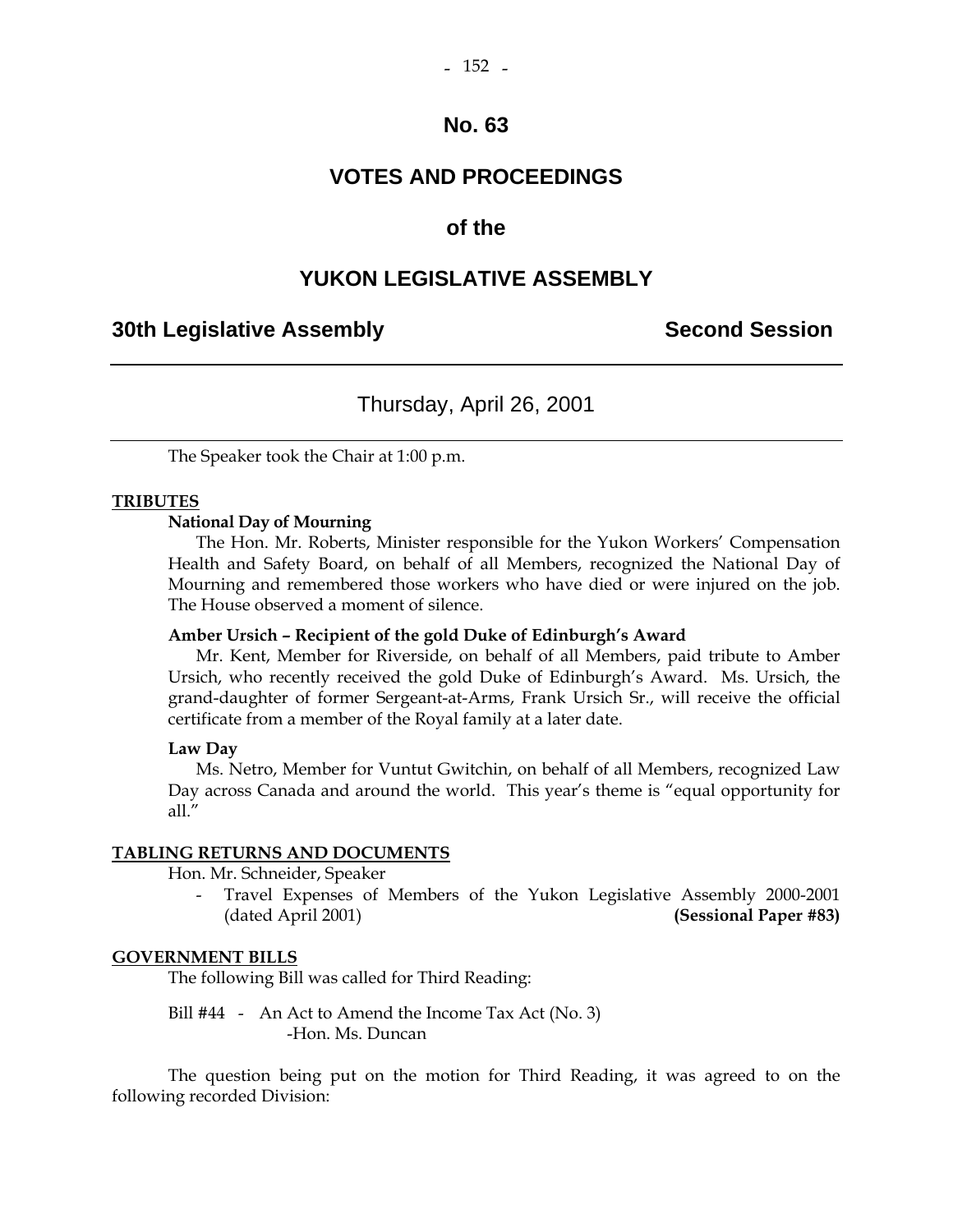# No. 63

# VOTES AND PROCEEDINGS

# of the

# YUKON LEGISLATIVE ASSEMBLY

## 30th Legislative Assembly — Second Session

### Thursday, April 26, 2001

The Speaker took the Chair at 1:00 p.m.

**TRIBUTES**

**National Day of Mourning**

The Hon. Mr. Roberts, Minister responsible for the Yukon Workers' Compensation Health and Safety Board, on behalf of all Members, recognized the National Day of Mourning and remembered those workers who have died or were injured on the job. The House observed a moment of silence.

**Amber Ursich – Recipient of the gold Duke of Edinburgh's Award**

Mr. Kent, Member for Riverside, on behalf of all Members, paid tribute to Amber Ursich, who recently received the gold Duke of Edinburgh's Award. Ms. Ursich, the grand-daughter of former Sergeant-at-Arms, Frank Ursich Sr., will receive the official certificate from a member of the Royal family at a later date.

**Law Day**

Ms. Netro, Member for Vuntut Gwitchin, on behalf of all Members, recognized Law Day across Canada and around the world. This year's theme is "equal opportunity for all."

**TABLING RETURNS AND DOCUMENTS**

Hon. Mr. Schneider, Speaker

- Travel Expenses of Members of the Yukon Legislative Assembly 2000-2001 (dated April 2001) **(Sessional Paper #83)**

**GOVERNMENT BILLS**

The following Bill was called for Third Reading:

Bill #44 - An Act to Amend the Income Tax Act (No. 3)
-Hon. Ms. Duncan

The question being put on the motion for Third Reading, it was agreed to on the following recorded Division: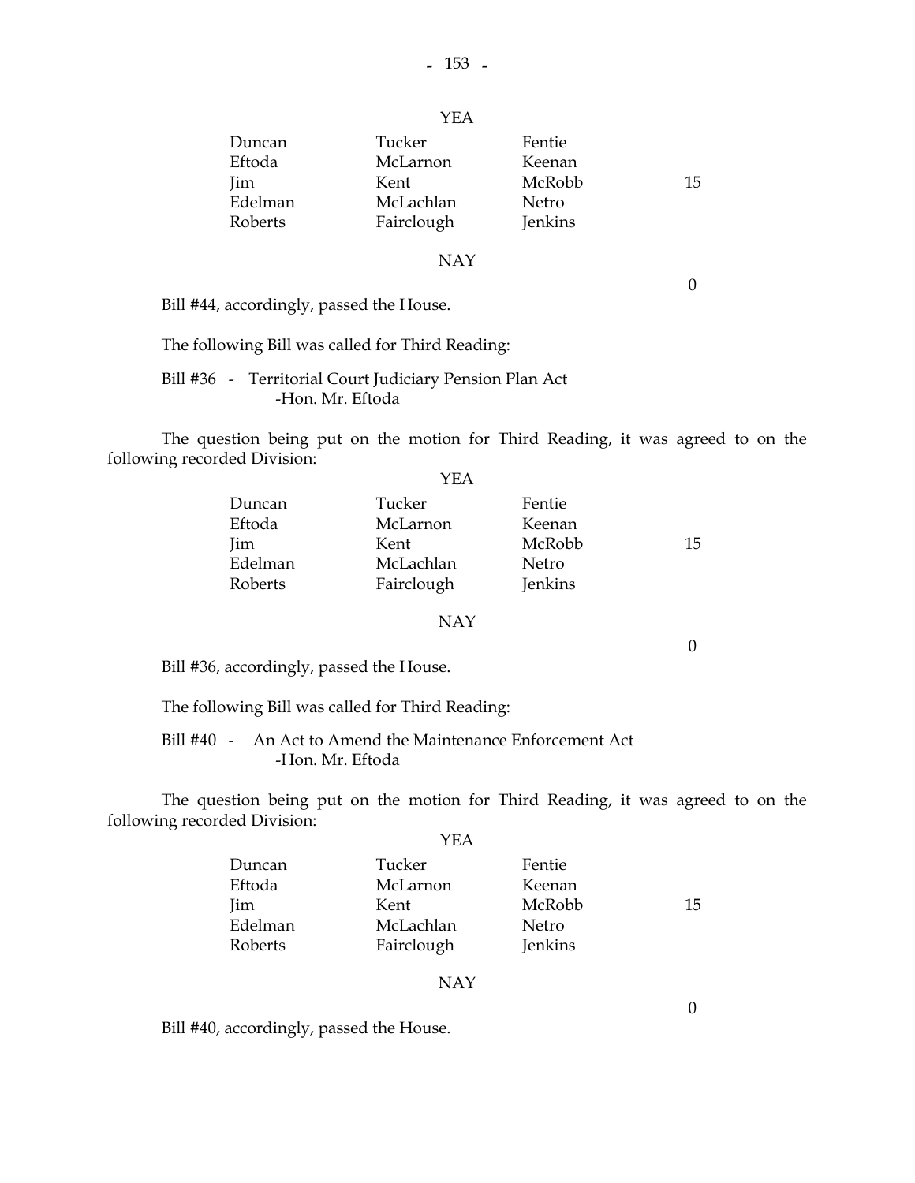YEA

| | | | |
|---|---|---|---|
| Duncan | Tucker | Fentie | |
| Eftoda | McLarnon | Keenan | |
| Jim | Kent | McRobb | 15 |
| Edelman | McLachlan | Netro | |
| Roberts | Fairclough | Jenkins | |

NAY

0

Bill #44, accordingly, passed the House.

The following Bill was called for Third Reading:

Bill #36 - Territorial Court Judiciary Pension Plan Act
-Hon. Mr. Eftoda

The question being put on the motion for Third Reading, it was agreed to on the following recorded Division:

YEA

| | | | |
|---|---|---|---|
| Duncan | Tucker | Fentie | |
| Eftoda | McLarnon | Keenan | |
| Jim | Kent | McRobb | 15 |
| Edelman | McLachlan | Netro | |
| Roberts | Fairclough | Jenkins | |

NAY

0

Bill #36, accordingly, passed the House.

The following Bill was called for Third Reading:

Bill #40 - An Act to Amend the Maintenance Enforcement Act
-Hon. Mr. Eftoda

The question being put on the motion for Third Reading, it was agreed to on the following recorded Division:

YEA

| | | | |
|---|---|---|---|
| Duncan | Tucker | Fentie | |
| Eftoda | McLarnon | Keenan | |
| Jim | Kent | McRobb | 15 |
| Edelman | McLachlan | Netro | |
| Roberts | Fairclough | Jenkins | |

NAY

0

Bill #40, accordingly, passed the House.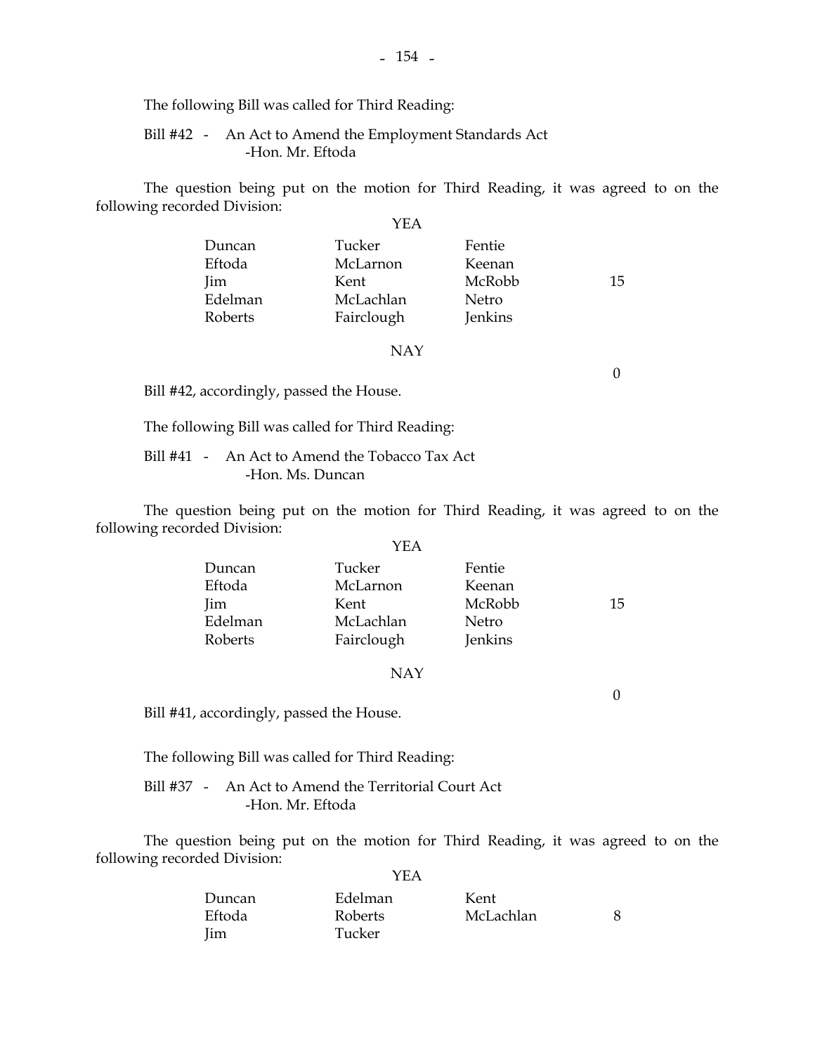The following Bill was called for Third Reading:

Bill #42 - An Act to Amend the Employment Standards Act
-Hon. Mr. Eftoda

The question being put on the motion for Third Reading, it was agreed to on the following recorded Division:

YEA

| | | | |
|---|---|---|---|
| Duncan | Tucker | Fentie | |
| Eftoda | McLarnon | Keenan | |
| Jim | Kent | McRobb | 15 |
| Edelman | McLachlan | Netro | |
| Roberts | Fairclough | Jenkins | |

NAY

0

Bill #42, accordingly, passed the House.

The following Bill was called for Third Reading:

Bill #41 - An Act to Amend the Tobacco Tax Act
-Hon. Ms. Duncan

The question being put on the motion for Third Reading, it was agreed to on the following recorded Division:

YEA

| | | | |
|---|---|---|---|
| Duncan | Tucker | Fentie | |
| Eftoda | McLarnon | Keenan | |
| Jim | Kent | McRobb | 15 |
| Edelman | McLachlan | Netro | |
| Roberts | Fairclough | Jenkins | |

NAY

0

Bill #41, accordingly, passed the House.

The following Bill was called for Third Reading:

Bill #37 - An Act to Amend the Territorial Court Act
-Hon. Mr. Eftoda

The question being put on the motion for Third Reading, it was agreed to on the following recorded Division:

YEA

| | | | |
|---|---|---|---|
| Duncan | Edelman | Kent | |
| Eftoda | Roberts | McLachlan | 8 |
| Jim | Tucker | | |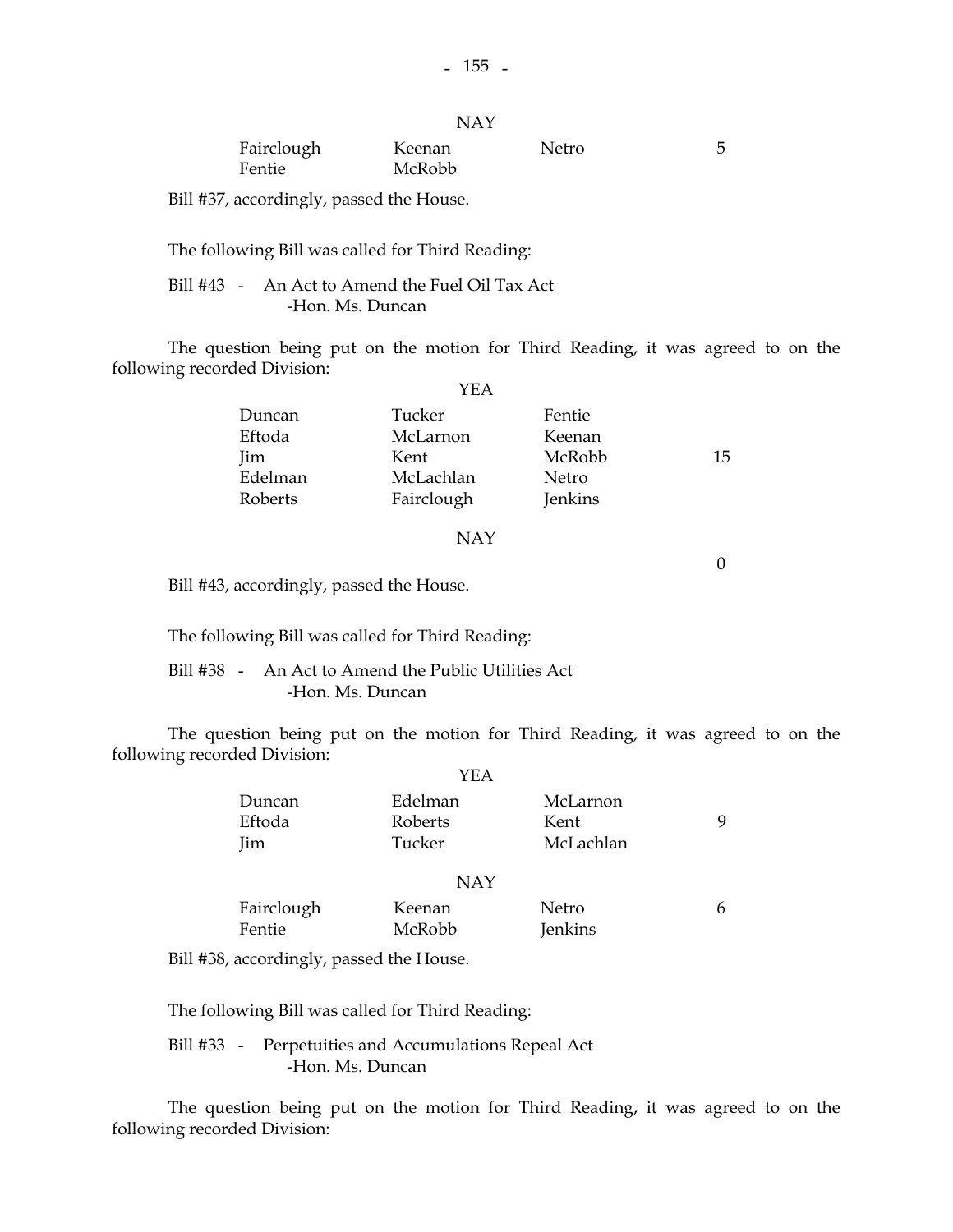NAY

| | | | |
|---|---|---|---|
| Fairclough | Keenan | Netro | 5 |
| Fentie | McRobb | | |

Bill #37, accordingly, passed the House.

The following Bill was called for Third Reading:

Bill #43 - An Act to Amend the Fuel Oil Tax Act
-Hon. Ms. Duncan

The question being put on the motion for Third Reading, it was agreed to on the following recorded Division:

YEA

| | | | |
|---|---|---|---|
| Duncan | Tucker | Fentie | |
| Eftoda | McLarnon | Keenan | |
| Jim | Kent | McRobb | 15 |
| Edelman | McLachlan | Netro | |
| Roberts | Fairclough | Jenkins | |

NAY

0

Bill #43, accordingly, passed the House.

The following Bill was called for Third Reading:

Bill #38 - An Act to Amend the Public Utilities Act
-Hon. Ms. Duncan

The question being put on the motion for Third Reading, it was agreed to on the following recorded Division:

YEA

| | | | |
|---|---|---|---|
| Duncan | Edelman | McLarnon | |
| Eftoda | Roberts | Kent | 9 |
| Jim | Tucker | McLachlan | |

NAY

| | | | |
|---|---|---|---|
| Fairclough | Keenan | Netro | 6 |
| Fentie | McRobb | Jenkins | |

Bill #38, accordingly, passed the House.

The following Bill was called for Third Reading:

Bill #33 - Perpetuities and Accumulations Repeal Act
-Hon. Ms. Duncan

The question being put on the motion for Third Reading, it was agreed to on the following recorded Division: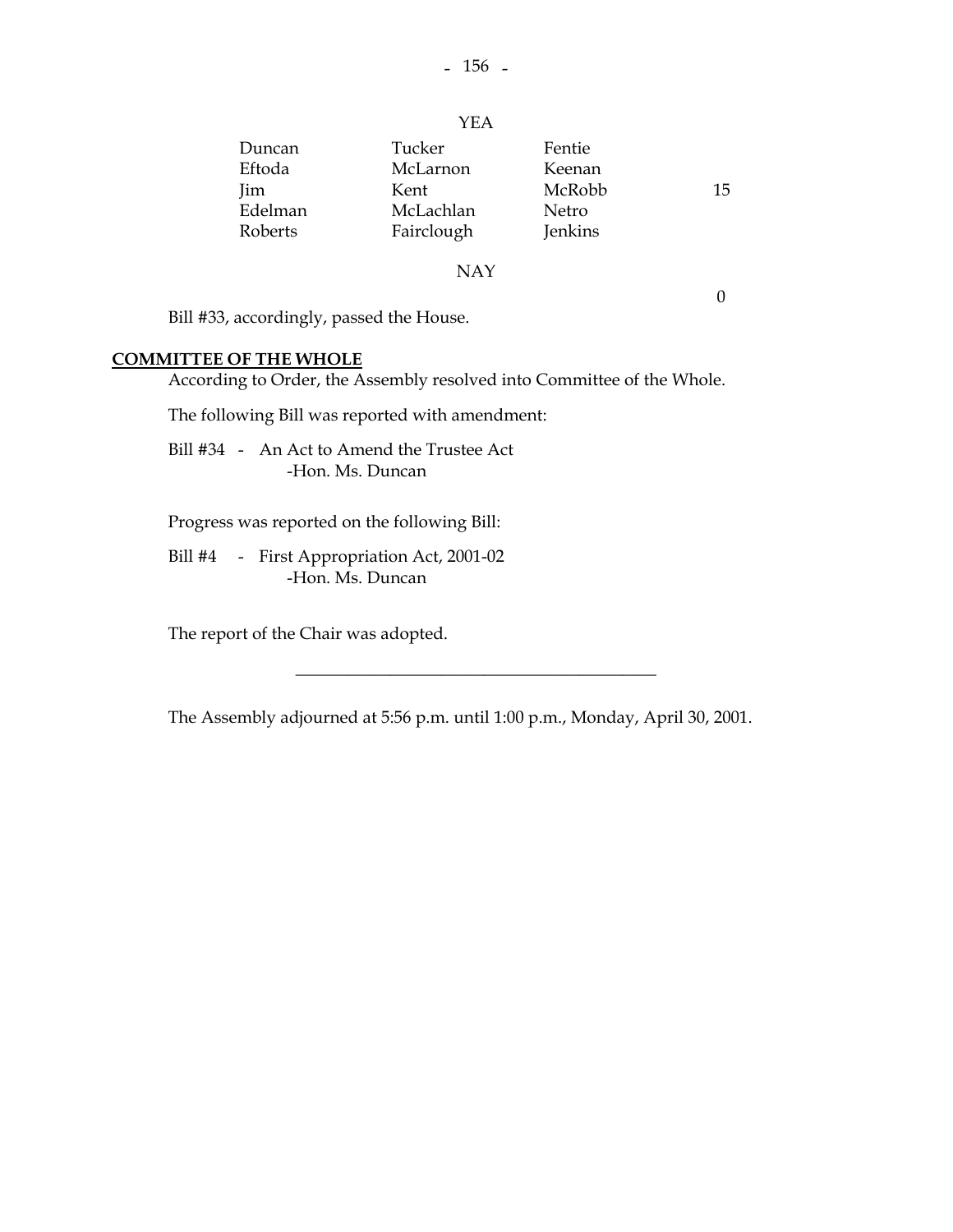YEA

| | | | |
|---|---|---|---|
| Duncan | Tucker | Fentie | |
| Eftoda | McLarnon | Keenan | |
| Jim | Kent | McRobb | 15 |
| Edelman | McLachlan | Netro | |
| Roberts | Fairclough | Jenkins | |

NAY

0

Bill #33, accordingly, passed the House.

**COMMITTEE OF THE WHOLE**

According to Order, the Assembly resolved into Committee of the Whole.

The following Bill was reported with amendment:

Bill #34 - An Act to Amend the Trustee Act
-Hon. Ms. Duncan

Progress was reported on the following Bill:

Bill #4 - First Appropriation Act, 2001-02
-Hon. Ms. Duncan

The report of the Chair was adopted.

---

The Assembly adjourned at 5:56 p.m. until 1:00 p.m., Monday, April 30, 2001.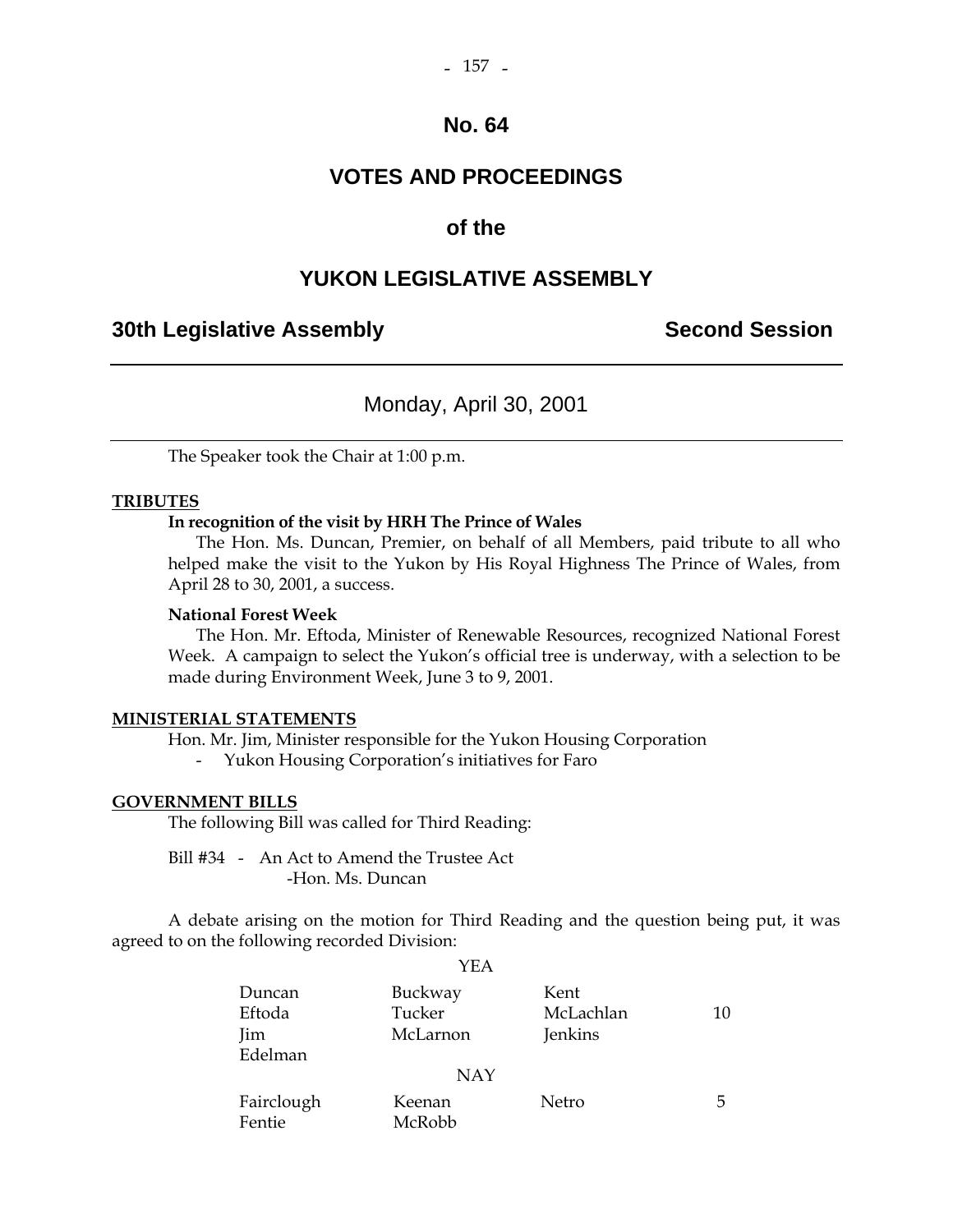# No. 64

# VOTES AND PROCEEDINGS

# of the

# YUKON LEGISLATIVE ASSEMBLY

## 30th Legislative Assembly — Second Session

---

### Monday, April 30, 2001

---

The Speaker took the Chair at 1:00 p.m.

**TRIBUTES**

**In recognition of the visit by HRH The Prince of Wales**

The Hon. Ms. Duncan, Premier, on behalf of all Members, paid tribute to all who helped make the visit to the Yukon by His Royal Highness The Prince of Wales, from April 28 to 30, 2001, a success.

**National Forest Week**

The Hon. Mr. Eftoda, Minister of Renewable Resources, recognized National Forest Week. A campaign to select the Yukon's official tree is underway, with a selection to be made during Environment Week, June 3 to 9, 2001.

**MINISTERIAL STATEMENTS**

Hon. Mr. Jim, Minister responsible for the Yukon Housing Corporation

- Yukon Housing Corporation's initiatives for Faro

**GOVERNMENT BILLS**

The following Bill was called for Third Reading:

Bill #34 - An Act to Amend the Trustee Act
-Hon. Ms. Duncan

A debate arising on the motion for Third Reading and the question being put, it was agreed to on the following recorded Division:

YEA

| | | | |
|---|---|---|---|
| Duncan | Buckway | Kent | |
| Eftoda | Tucker | McLachlan | 10 |
| Jim | McLarnon | Jenkins | |
| Edelman | | | |

NAY

| | | | |
|---|---|---|---|
| Fairclough | Keenan | Netro | 5 |
| Fentie | McRobb | | |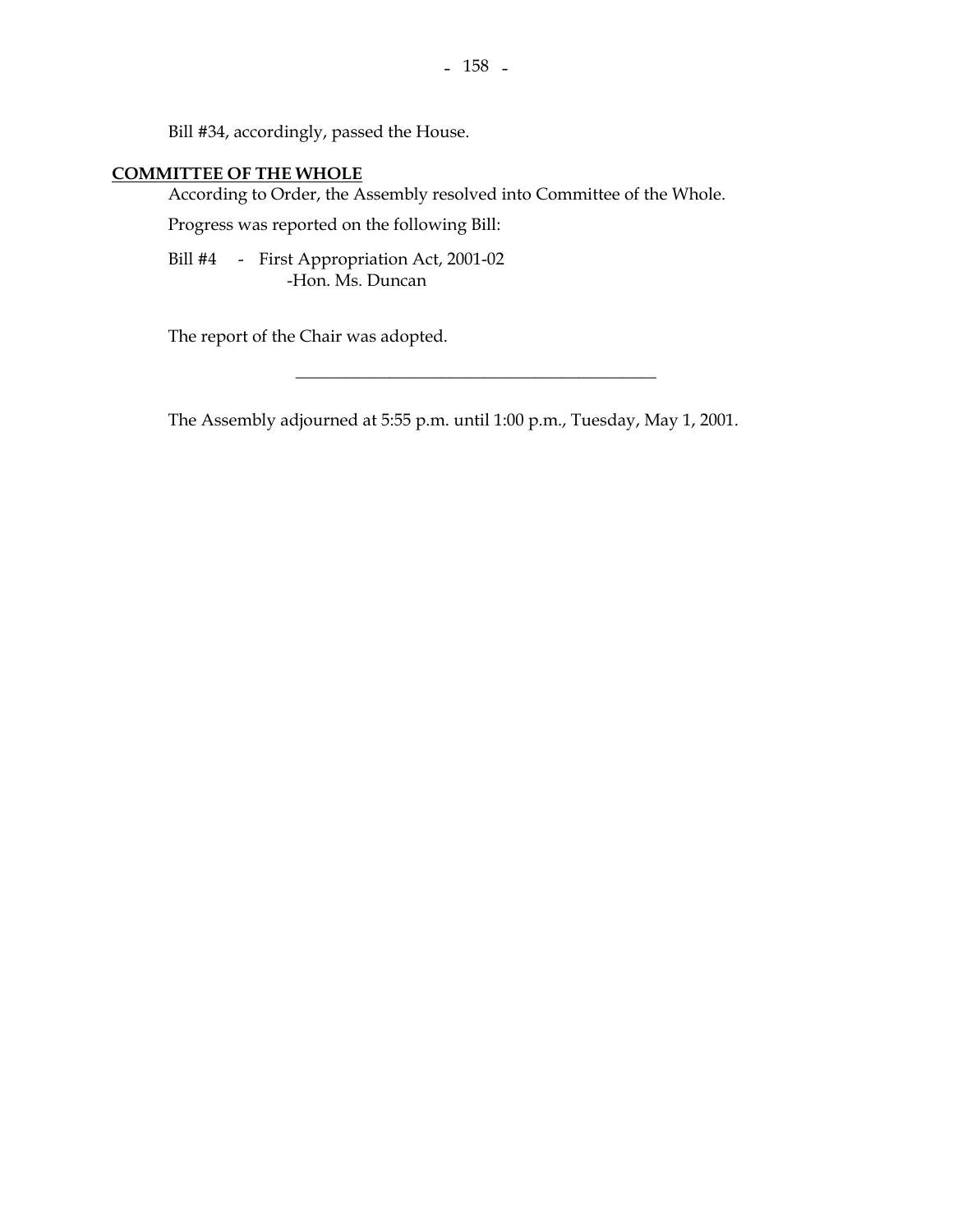Bill #34, accordingly, passed the House.

**COMMITTEE OF THE WHOLE**

According to Order, the Assembly resolved into Committee of the Whole.

Progress was reported on the following Bill:

Bill #4 - First Appropriation Act, 2001-02
-Hon. Ms. Duncan

The report of the Chair was adopted.

---

The Assembly adjourned at 5:55 p.m. until 1:00 p.m., Tuesday, May 1, 2001.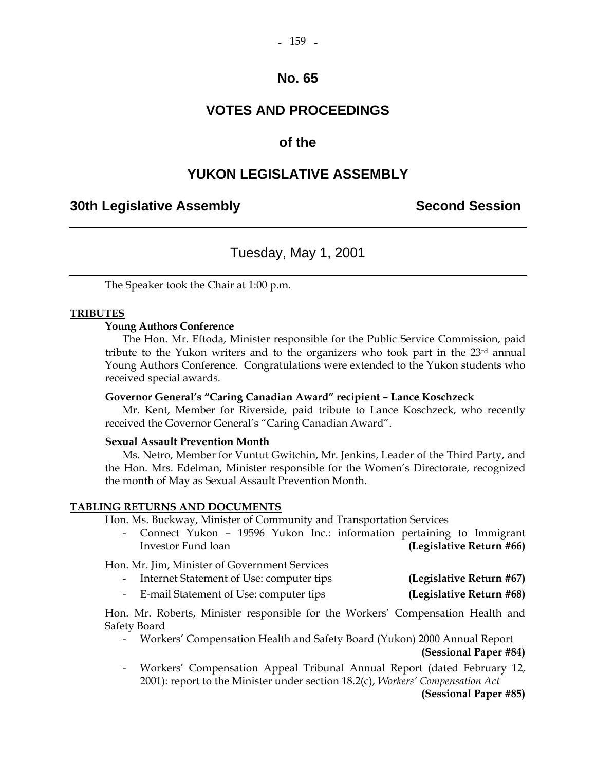# No. 65

# VOTES AND PROCEEDINGS

# of the

# YUKON LEGISLATIVE ASSEMBLY

**30th Legislative Assembly** **Second Session**

---

Tuesday, May 1, 2001

---

The Speaker took the Chair at 1:00 p.m.

## TRIBUTES

**Young Authors Conference**

The Hon. Mr. Eftoda, Minister responsible for the Public Service Commission, paid tribute to the Yukon writers and to the organizers who took part in the 23rd annual Young Authors Conference. Congratulations were extended to the Yukon students who received special awards.

**Governor General's "Caring Canadian Award" recipient – Lance Koschzeck**

Mr. Kent, Member for Riverside, paid tribute to Lance Koschzeck, who recently received the Governor General's "Caring Canadian Award".

**Sexual Assault Prevention Month**

Ms. Netro, Member for Vuntut Gwitchin, Mr. Jenkins, Leader of the Third Party, and the Hon. Mrs. Edelman, Minister responsible for the Women's Directorate, recognized the month of May as Sexual Assault Prevention Month.

## TABLING RETURNS AND DOCUMENTS

Hon. Ms. Buckway, Minister of Community and Transportation Services

- Connect Yukon – 19596 Yukon Inc.: information pertaining to Immigrant Investor Fund loan **(Legislative Return #66)**

Hon. Mr. Jim, Minister of Government Services

- Internet Statement of Use: computer tips **(Legislative Return #67)**
- E-mail Statement of Use: computer tips **(Legislative Return #68)**

Hon. Mr. Roberts, Minister responsible for the Workers' Compensation Health and Safety Board

- Workers' Compensation Health and Safety Board (Yukon) 2000 Annual Report **(Sessional Paper #84)**
- Workers' Compensation Appeal Tribunal Annual Report (dated February 12, 2001): report to the Minister under section 18.2(c), *Workers' Compensation Act* **(Sessional Paper #85)**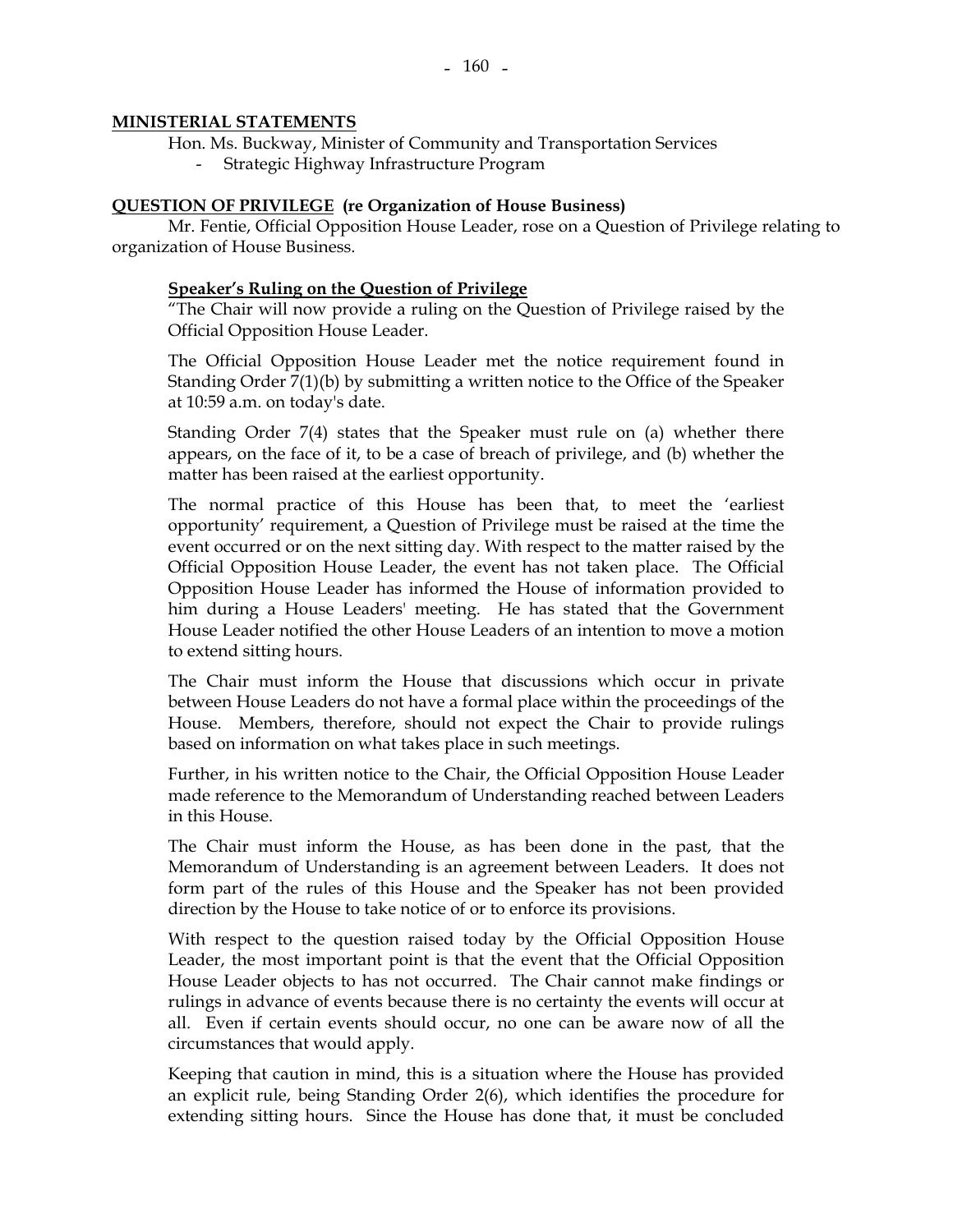**MINISTERIAL STATEMENTS**

Hon. Ms. Buckway, Minister of Community and Transportation Services

- Strategic Highway Infrastructure Program

**QUESTION OF PRIVILEGE (re Organization of House Business)**

Mr. Fentie, Official Opposition House Leader, rose on a Question of Privilege relating to organization of House Business.

**Speaker's Ruling on the Question of Privilege**

"The Chair will now provide a ruling on the Question of Privilege raised by the Official Opposition House Leader.

The Official Opposition House Leader met the notice requirement found in Standing Order 7(1)(b) by submitting a written notice to the Office of the Speaker at 10:59 a.m. on today's date.

Standing Order 7(4) states that the Speaker must rule on (a) whether there appears, on the face of it, to be a case of breach of privilege, and (b) whether the matter has been raised at the earliest opportunity.

The normal practice of this House has been that, to meet the 'earliest opportunity' requirement, a Question of Privilege must be raised at the time the event occurred or on the next sitting day. With respect to the matter raised by the Official Opposition House Leader, the event has not taken place. The Official Opposition House Leader has informed the House of information provided to him during a House Leaders' meeting. He has stated that the Government House Leader notified the other House Leaders of an intention to move a motion to extend sitting hours.

The Chair must inform the House that discussions which occur in private between House Leaders do not have a formal place within the proceedings of the House. Members, therefore, should not expect the Chair to provide rulings based on information on what takes place in such meetings.

Further, in his written notice to the Chair, the Official Opposition House Leader made reference to the Memorandum of Understanding reached between Leaders in this House.

The Chair must inform the House, as has been done in the past, that the Memorandum of Understanding is an agreement between Leaders. It does not form part of the rules of this House and the Speaker has not been provided direction by the House to take notice of or to enforce its provisions.

With respect to the question raised today by the Official Opposition House Leader, the most important point is that the event that the Official Opposition House Leader objects to has not occurred. The Chair cannot make findings or rulings in advance of events because there is no certainty the events will occur at all. Even if certain events should occur, no one can be aware now of all the circumstances that would apply.

Keeping that caution in mind, this is a situation where the House has provided an explicit rule, being Standing Order 2(6), which identifies the procedure for extending sitting hours. Since the House has done that, it must be concluded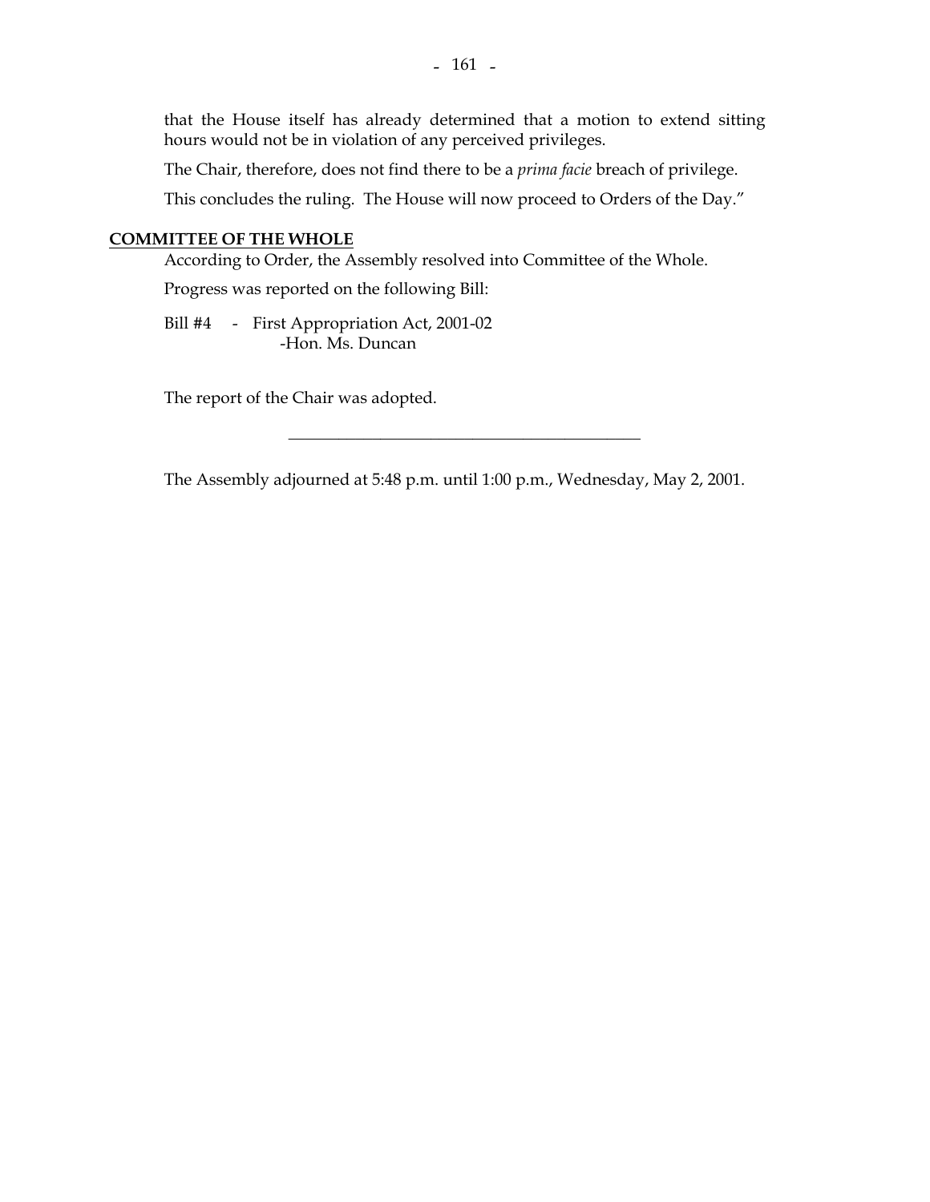that the House itself has already determined that a motion to extend sitting hours would not be in violation of any perceived privileges.

The Chair, therefore, does not find there to be a *prima facie* breach of privilege.

This concludes the ruling. The House will now proceed to Orders of the Day."

**COMMITTEE OF THE WHOLE**

According to Order, the Assembly resolved into Committee of the Whole.

Progress was reported on the following Bill:

Bill #4 - First Appropriation Act, 2001-02
-Hon. Ms. Duncan

The report of the Chair was adopted.

---

The Assembly adjourned at 5:48 p.m. until 1:00 p.m., Wednesday, May 2, 2001.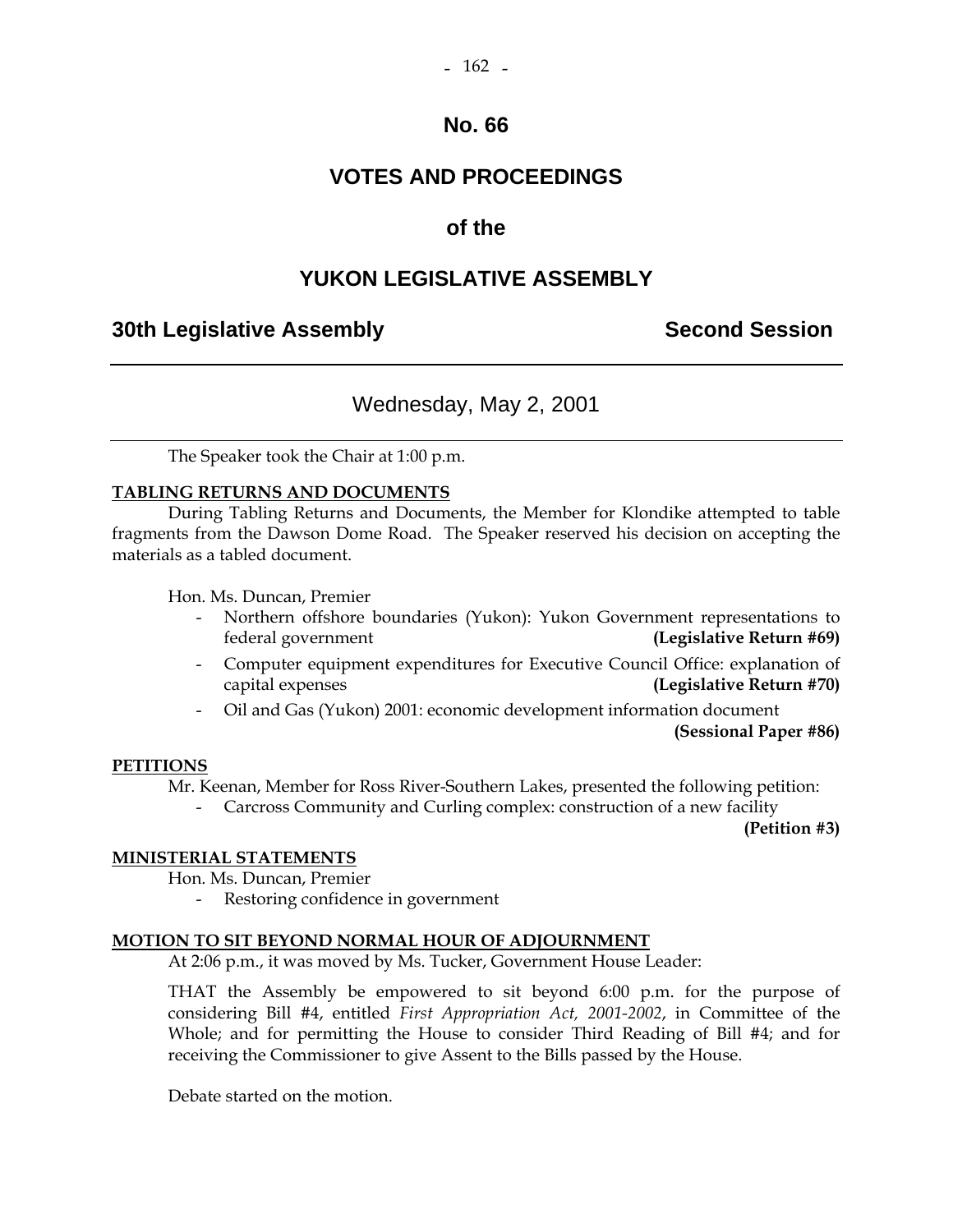# No. 66

# VOTES AND PROCEEDINGS

# of the

# YUKON LEGISLATIVE ASSEMBLY

## 30th Legislative Assembly — Second Session

### Wednesday, May 2, 2001

The Speaker took the Chair at 1:00 p.m.

**TABLING RETURNS AND DOCUMENTS**

During Tabling Returns and Documents, the Member for Klondike attempted to table fragments from the Dawson Dome Road. The Speaker reserved his decision on accepting the materials as a tabled document.

Hon. Ms. Duncan, Premier

- Northern offshore boundaries (Yukon): Yukon Government representations to federal government **(Legislative Return #69)**
- Computer equipment expenditures for Executive Council Office: explanation of capital expenses **(Legislative Return #70)**
- Oil and Gas (Yukon) 2001: economic development information document **(Sessional Paper #86)**

**PETITIONS**

Mr. Keenan, Member for Ross River-Southern Lakes, presented the following petition:

- Carcross Community and Curling complex: construction of a new facility **(Petition #3)**

**MINISTERIAL STATEMENTS**

Hon. Ms. Duncan, Premier

- Restoring confidence in government

**MOTION TO SIT BEYOND NORMAL HOUR OF ADJOURNMENT**

At 2:06 p.m., it was moved by Ms. Tucker, Government House Leader:

THAT the Assembly be empowered to sit beyond 6:00 p.m. for the purpose of considering Bill #4, entitled *First Appropriation Act, 2001-2002*, in Committee of the Whole; and for permitting the House to consider Third Reading of Bill #4; and for receiving the Commissioner to give Assent to the Bills passed by the House.

Debate started on the motion.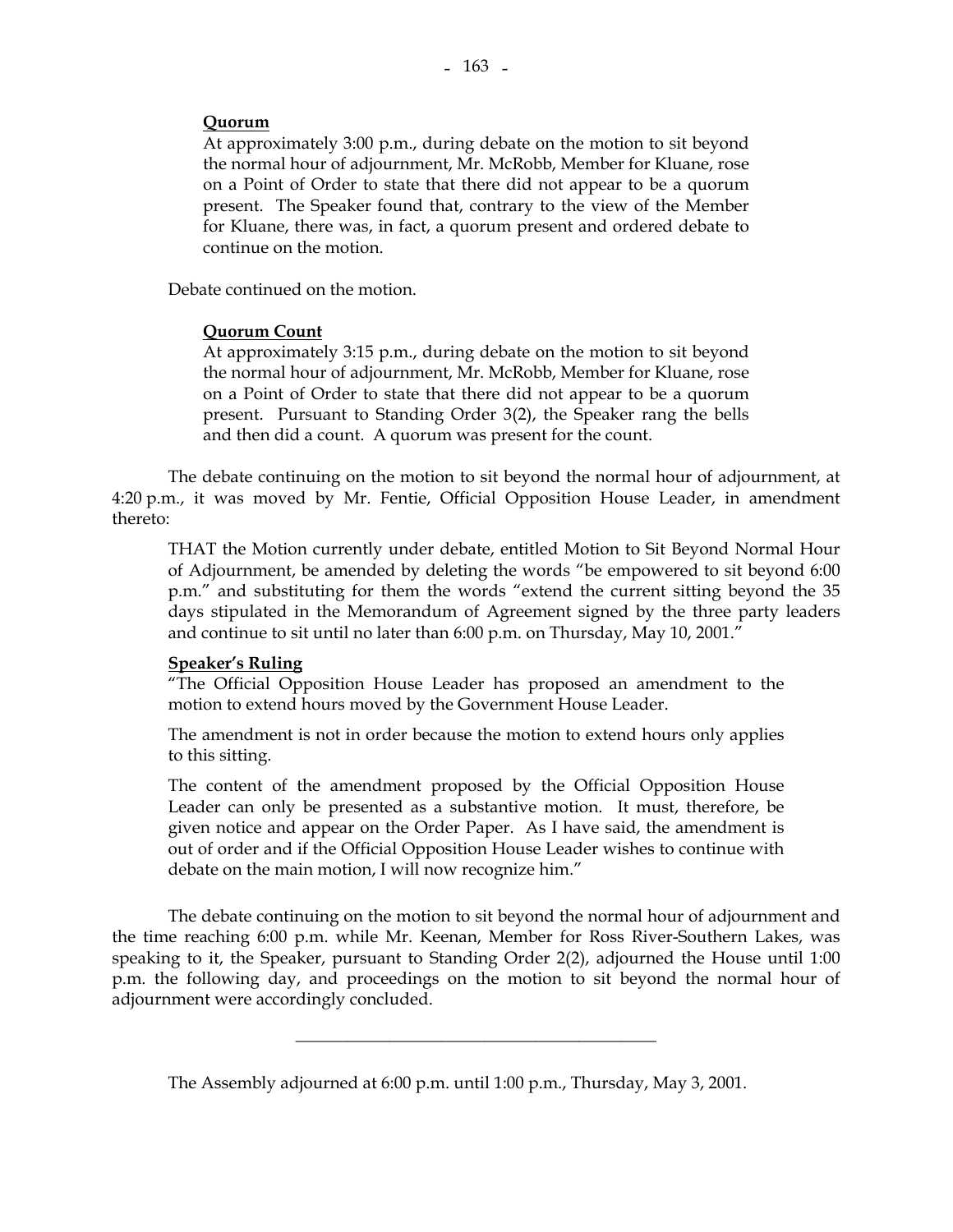**Quorum**

At approximately 3:00 p.m., during debate on the motion to sit beyond the normal hour of adjournment, Mr. McRobb, Member for Kluane, rose on a Point of Order to state that there did not appear to be a quorum present. The Speaker found that, contrary to the view of the Member for Kluane, there was, in fact, a quorum present and ordered debate to continue on the motion.

Debate continued on the motion.

**Quorum Count**

At approximately 3:15 p.m., during debate on the motion to sit beyond the normal hour of adjournment, Mr. McRobb, Member for Kluane, rose on a Point of Order to state that there did not appear to be a quorum present. Pursuant to Standing Order 3(2), the Speaker rang the bells and then did a count. A quorum was present for the count.

The debate continuing on the motion to sit beyond the normal hour of adjournment, at 4:20 p.m., it was moved by Mr. Fentie, Official Opposition House Leader, in amendment thereto:

THAT the Motion currently under debate, entitled Motion to Sit Beyond Normal Hour of Adjournment, be amended by deleting the words "be empowered to sit beyond 6:00 p.m." and substituting for them the words "extend the current sitting beyond the 35 days stipulated in the Memorandum of Agreement signed by the three party leaders and continue to sit until no later than 6:00 p.m. on Thursday, May 10, 2001."

**Speaker's Ruling**

"The Official Opposition House Leader has proposed an amendment to the motion to extend hours moved by the Government House Leader.

The amendment is not in order because the motion to extend hours only applies to this sitting.

The content of the amendment proposed by the Official Opposition House Leader can only be presented as a substantive motion. It must, therefore, be given notice and appear on the Order Paper. As I have said, the amendment is out of order and if the Official Opposition House Leader wishes to continue with debate on the main motion, I will now recognize him."

The debate continuing on the motion to sit beyond the normal hour of adjournment and the time reaching 6:00 p.m. while Mr. Keenan, Member for Ross River-Southern Lakes, was speaking to it, the Speaker, pursuant to Standing Order 2(2), adjourned the House until 1:00 p.m. the following day, and proceedings on the motion to sit beyond the normal hour of adjournment were accordingly concluded.

---

The Assembly adjourned at 6:00 p.m. until 1:00 p.m., Thursday, May 3, 2001.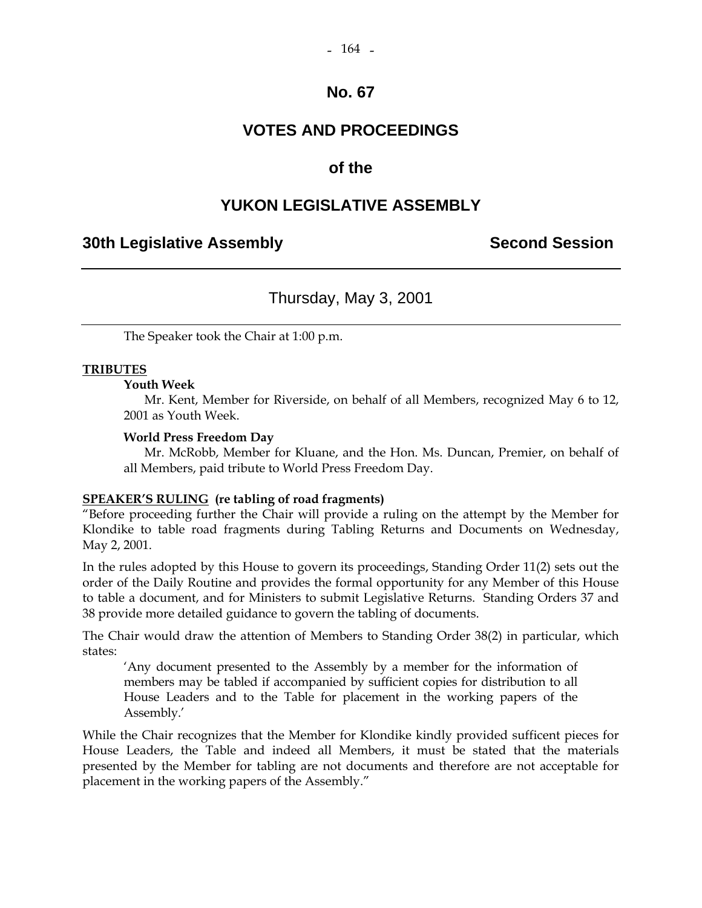# No. 67

# VOTES AND PROCEEDINGS

# of the

# YUKON LEGISLATIVE ASSEMBLY

**30th Legislative Assembly** **Second Session**

---

Thursday, May 3, 2001

---

The Speaker took the Chair at 1:00 p.m.

**TRIBUTES**

**Youth Week**

Mr. Kent, Member for Riverside, on behalf of all Members, recognized May 6 to 12, 2001 as Youth Week.

**World Press Freedom Day**

Mr. McRobb, Member for Kluane, and the Hon. Ms. Duncan, Premier, on behalf of all Members, paid tribute to World Press Freedom Day.

**SPEAKER'S RULING (re tabling of road fragments)**

"Before proceeding further the Chair will provide a ruling on the attempt by the Member for Klondike to table road fragments during Tabling Returns and Documents on Wednesday, May 2, 2001.

In the rules adopted by this House to govern its proceedings, Standing Order 11(2) sets out the order of the Daily Routine and provides the formal opportunity for any Member of this House to table a document, and for Ministers to submit Legislative Returns. Standing Orders 37 and 38 provide more detailed guidance to govern the tabling of documents.

The Chair would draw the attention of Members to Standing Order 38(2) in particular, which states:

> 'Any document presented to the Assembly by a member for the information of members may be tabled if accompanied by sufficient copies for distribution to all House Leaders and to the Table for placement in the working papers of the Assembly.'

While the Chair recognizes that the Member for Klondike kindly provided sufficent pieces for House Leaders, the Table and indeed all Members, it must be stated that the materials presented by the Member for tabling are not documents and therefore are not acceptable for placement in the working papers of the Assembly."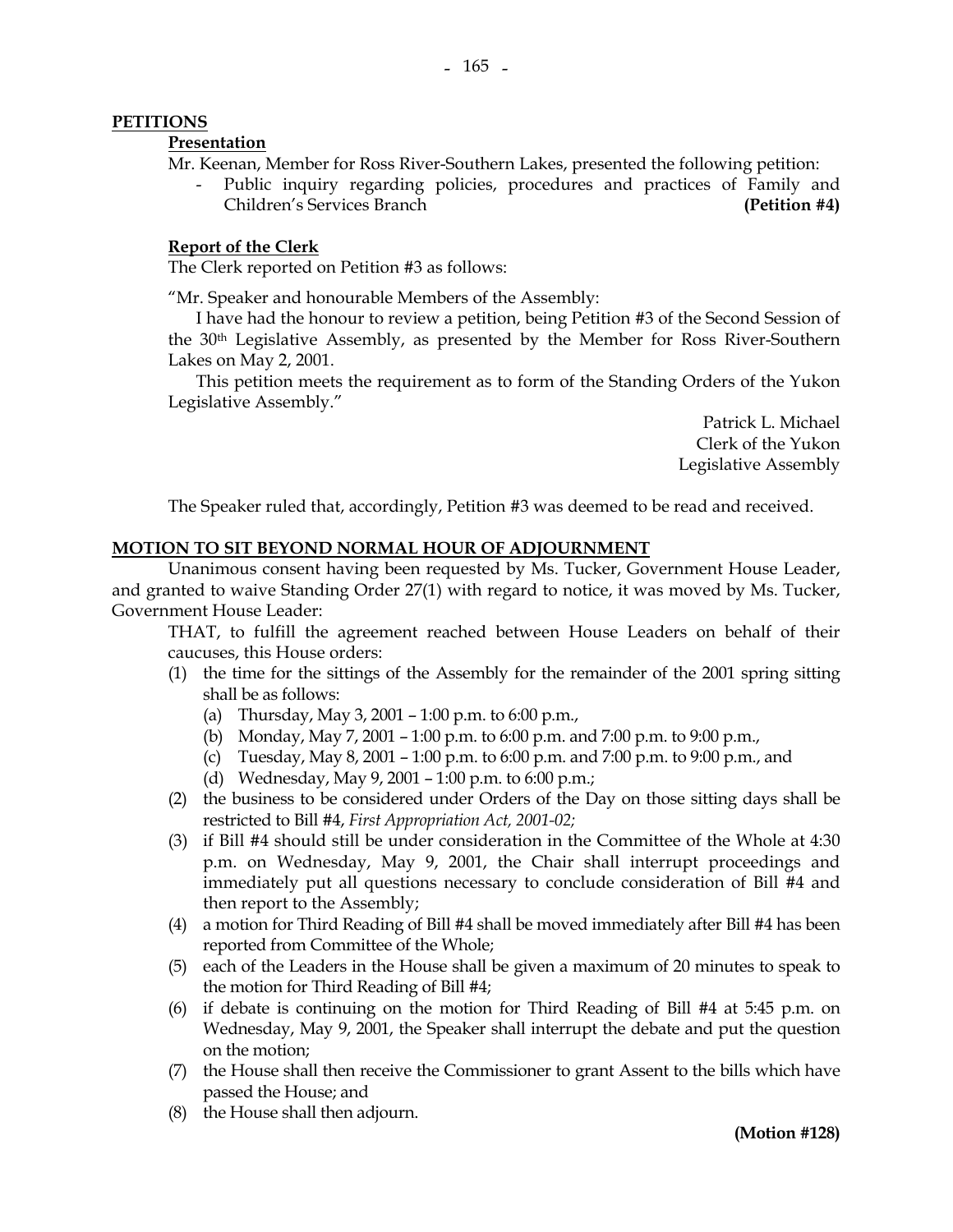## PETITIONS

### Presentation

Mr. Keenan, Member for Ross River-Southern Lakes, presented the following petition:

- Public inquiry regarding policies, procedures and practices of Family and Children's Services Branch **(Petition #4)**

### Report of the Clerk

The Clerk reported on Petition #3 as follows:

"Mr. Speaker and honourable Members of the Assembly:

I have had the honour to review a petition, being Petition #3 of the Second Session of the 30th Legislative Assembly, as presented by the Member for Ross River-Southern Lakes on May 2, 2001.

This petition meets the requirement as to form of the Standing Orders of the Yukon Legislative Assembly."

Patrick L. Michael
Clerk of the Yukon
Legislative Assembly

The Speaker ruled that, accordingly, Petition #3 was deemed to be read and received.

## MOTION TO SIT BEYOND NORMAL HOUR OF ADJOURNMENT

Unanimous consent having been requested by Ms. Tucker, Government House Leader, and granted to waive Standing Order 27(1) with regard to notice, it was moved by Ms. Tucker, Government House Leader:

THAT, to fulfill the agreement reached between House Leaders on behalf of their caucuses, this House orders:

(1) the time for the sittings of the Assembly for the remainder of the 2001 spring sitting shall be as follows:
   (a) Thursday, May 3, 2001 – 1:00 p.m. to 6:00 p.m.,
   (b) Monday, May 7, 2001 – 1:00 p.m. to 6:00 p.m. and 7:00 p.m. to 9:00 p.m.,
   (c) Tuesday, May 8, 2001 – 1:00 p.m. to 6:00 p.m. and 7:00 p.m. to 9:00 p.m., and
   (d) Wednesday, May 9, 2001 – 1:00 p.m. to 6:00 p.m.;

(2) the business to be considered under Orders of the Day on those sitting days shall be restricted to Bill #4, *First Appropriation Act, 2001-02;*

(3) if Bill #4 should still be under consideration in the Committee of the Whole at 4:30 p.m. on Wednesday, May 9, 2001, the Chair shall interrupt proceedings and immediately put all questions necessary to conclude consideration of Bill #4 and then report to the Assembly;

(4) a motion for Third Reading of Bill #4 shall be moved immediately after Bill #4 has been reported from Committee of the Whole;

(5) each of the Leaders in the House shall be given a maximum of 20 minutes to speak to the motion for Third Reading of Bill #4;

(6) if debate is continuing on the motion for Third Reading of Bill #4 at 5:45 p.m. on Wednesday, May 9, 2001, the Speaker shall interrupt the debate and put the question on the motion;

(7) the House shall then receive the Commissioner to grant Assent to the bills which have passed the House; and

(8) the House shall then adjourn.

**(Motion #128)**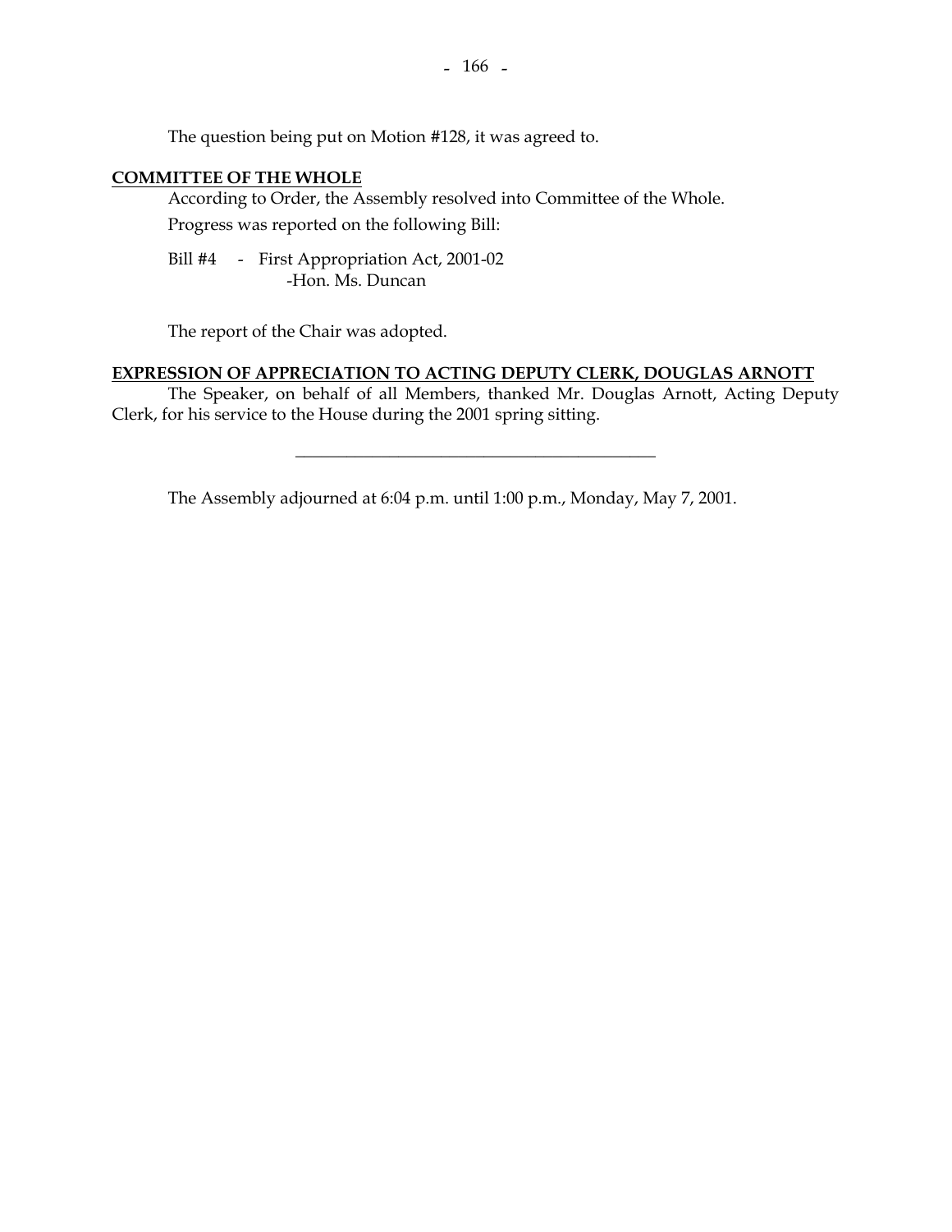The question being put on Motion #128, it was agreed to.

**COMMITTEE OF THE WHOLE**

According to Order, the Assembly resolved into Committee of the Whole.

Progress was reported on the following Bill:

Bill #4 - First Appropriation Act, 2001-02
-Hon. Ms. Duncan

The report of the Chair was adopted.

**EXPRESSION OF APPRECIATION TO ACTING DEPUTY CLERK, DOUGLAS ARNOTT**

The Speaker, on behalf of all Members, thanked Mr. Douglas Arnott, Acting Deputy Clerk, for his service to the House during the 2001 spring sitting.

---

The Assembly adjourned at 6:04 p.m. until 1:00 p.m., Monday, May 7, 2001.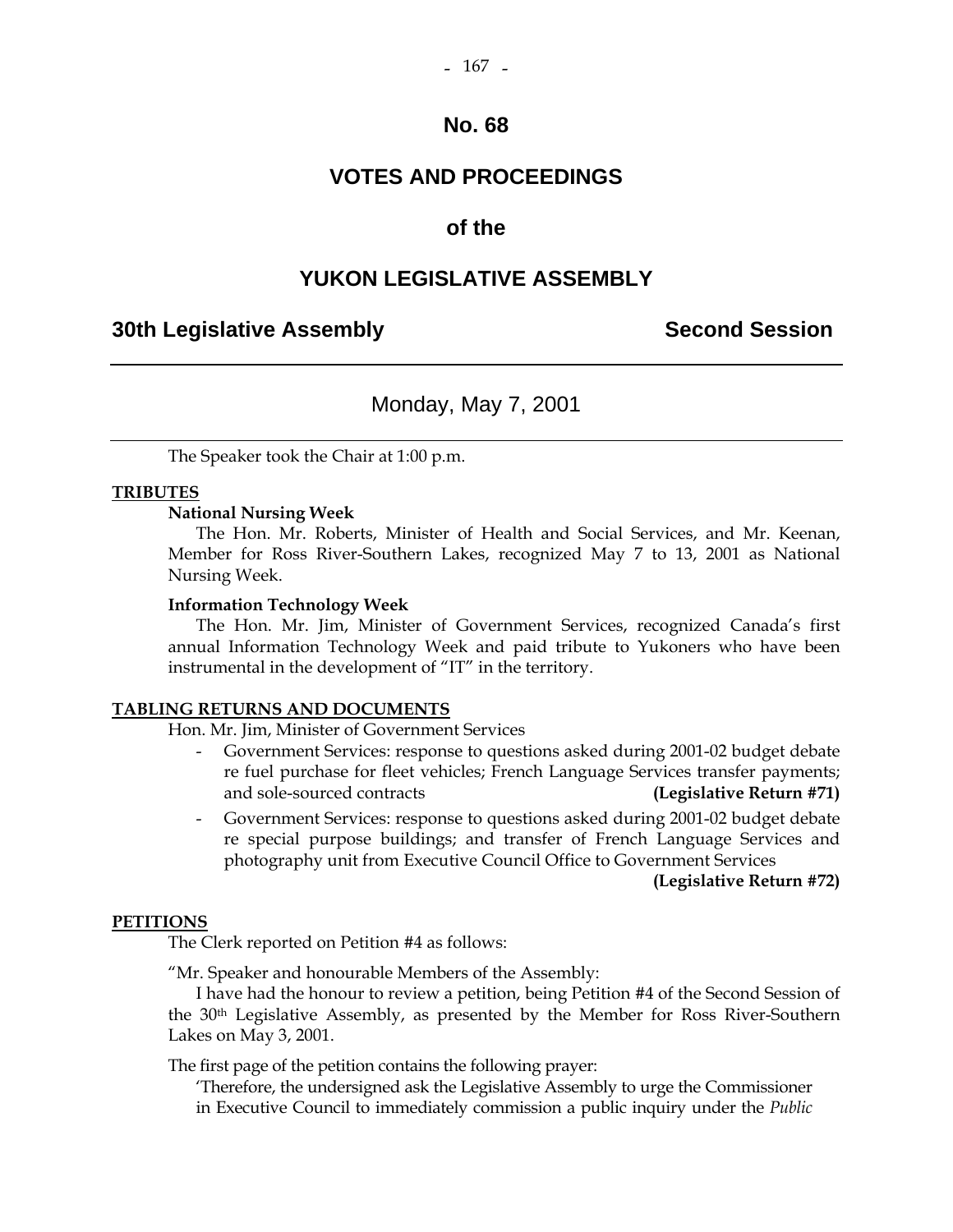# No. 68

# VOTES AND PROCEEDINGS

## of the

# YUKON LEGISLATIVE ASSEMBLY

**30th Legislative Assembly** **Second Session**

---

Monday, May 7, 2001

---

The Speaker took the Chair at 1:00 p.m.

**TRIBUTES**

**National Nursing Week**

The Hon. Mr. Roberts, Minister of Health and Social Services, and Mr. Keenan, Member for Ross River-Southern Lakes, recognized May 7 to 13, 2001 as National Nursing Week.

**Information Technology Week**

The Hon. Mr. Jim, Minister of Government Services, recognized Canada's first annual Information Technology Week and paid tribute to Yukoners who have been instrumental in the development of "IT" in the territory.

**TABLING RETURNS AND DOCUMENTS**

Hon. Mr. Jim, Minister of Government Services

- Government Services: response to questions asked during 2001-02 budget debate re fuel purchase for fleet vehicles; French Language Services transfer payments; and sole-sourced contracts **(Legislative Return #71)**
- Government Services: response to questions asked during 2001-02 budget debate re special purpose buildings; and transfer of French Language Services and photography unit from Executive Council Office to Government Services **(Legislative Return #72)**

**PETITIONS**

The Clerk reported on Petition #4 as follows:

"Mr. Speaker and honourable Members of the Assembly:

I have had the honour to review a petition, being Petition #4 of the Second Session of the 30th Legislative Assembly, as presented by the Member for Ross River-Southern Lakes on May 3, 2001.

The first page of the petition contains the following prayer:

'Therefore, the undersigned ask the Legislative Assembly to urge the Commissioner in Executive Council to immediately commission a public inquiry under the *Public*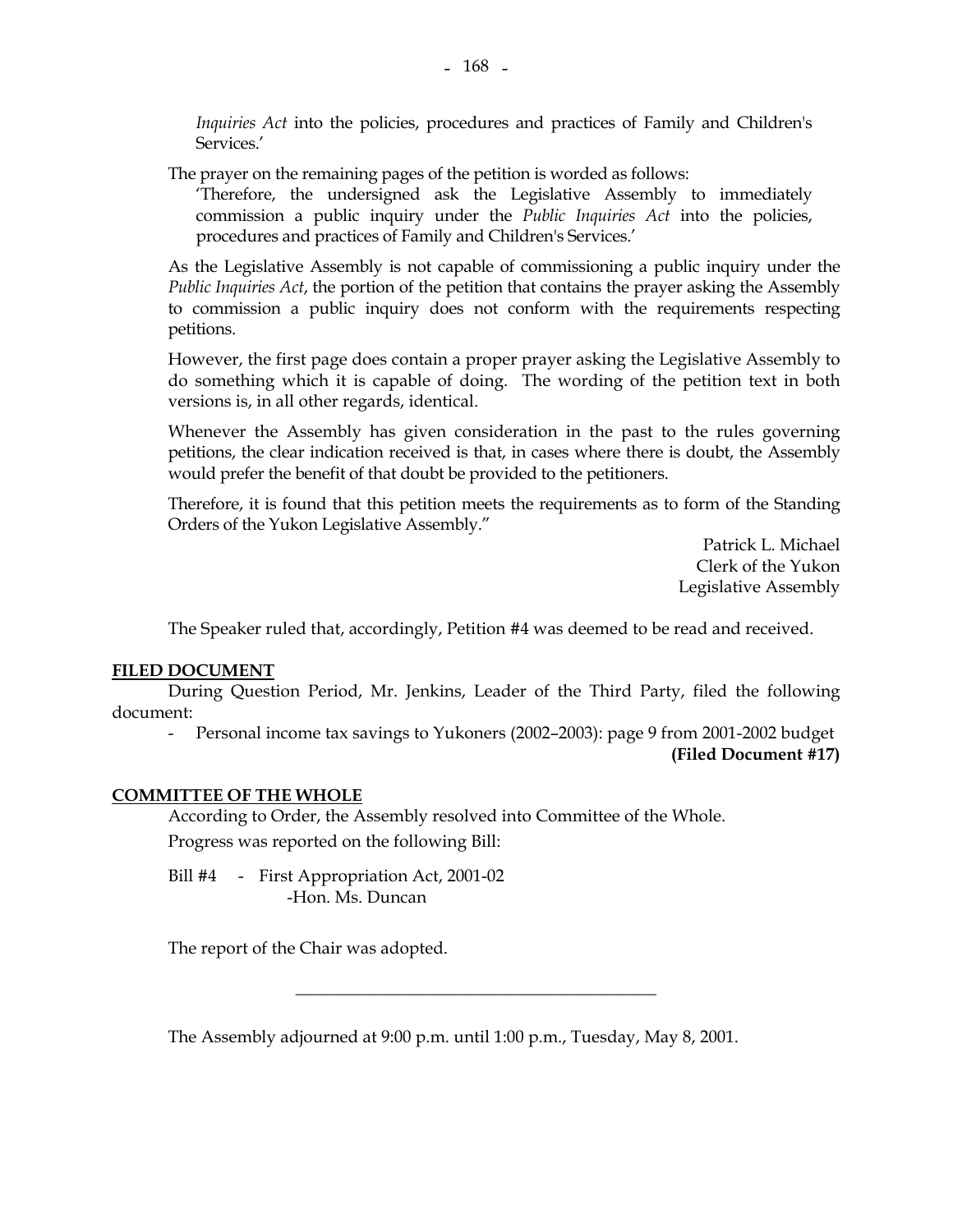*Inquiries Act* into the policies, procedures and practices of Family and Children's Services.'

The prayer on the remaining pages of the petition is worded as follows:

> 'Therefore, the undersigned ask the Legislative Assembly to immediately commission a public inquiry under the *Public Inquiries Act* into the policies, procedures and practices of Family and Children's Services.'

As the Legislative Assembly is not capable of commissioning a public inquiry under the *Public Inquiries Act*, the portion of the petition that contains the prayer asking the Assembly to commission a public inquiry does not conform with the requirements respecting petitions.

However, the first page does contain a proper prayer asking the Legislative Assembly to do something which it is capable of doing. The wording of the petition text in both versions is, in all other regards, identical.

Whenever the Assembly has given consideration in the past to the rules governing petitions, the clear indication received is that, in cases where there is doubt, the Assembly would prefer the benefit of that doubt be provided to the petitioners.

Therefore, it is found that this petition meets the requirements as to form of the Standing Orders of the Yukon Legislative Assembly."

Patrick L. Michael
Clerk of the Yukon
Legislative Assembly

The Speaker ruled that, accordingly, Petition #4 was deemed to be read and received.

**FILED DOCUMENT**

During Question Period, Mr. Jenkins, Leader of the Third Party, filed the following document:

- Personal income tax savings to Yukoners (2002–2003): page 9 from 2001-2002 budget **(Filed Document #17)**

**COMMITTEE OF THE WHOLE**

According to Order, the Assembly resolved into Committee of the Whole.

Progress was reported on the following Bill:

Bill #4 - First Appropriation Act, 2001-02
-Hon. Ms. Duncan

The report of the Chair was adopted.

---

The Assembly adjourned at 9:00 p.m. until 1:00 p.m., Tuesday, May 8, 2001.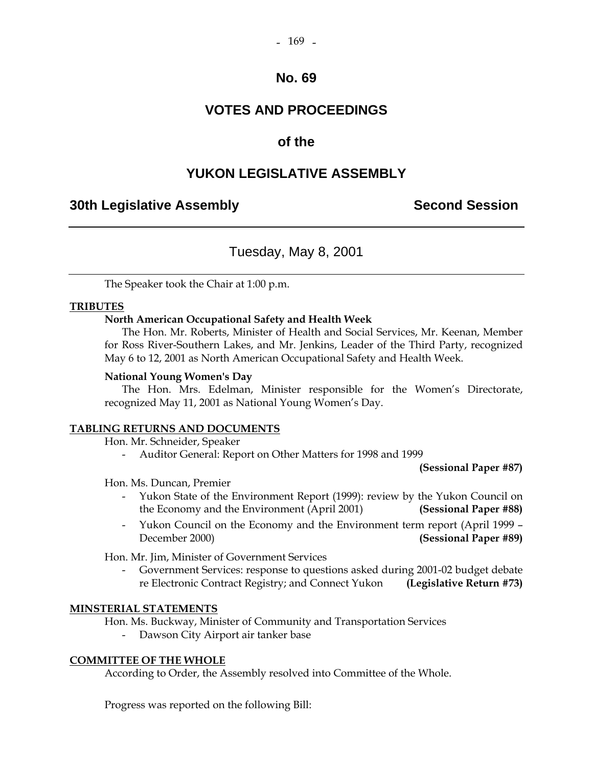# No. 69

# VOTES AND PROCEEDINGS

# of the

# YUKON LEGISLATIVE ASSEMBLY

## 30th Legislative Assembly — Second Session

---

### Tuesday, May 8, 2001

---

The Speaker took the Chair at 1:00 p.m.

**TRIBUTES**

**North American Occupational Safety and Health Week**

The Hon. Mr. Roberts, Minister of Health and Social Services, Mr. Keenan, Member for Ross River-Southern Lakes, and Mr. Jenkins, Leader of the Third Party, recognized May 6 to 12, 2001 as North American Occupational Safety and Health Week.

**National Young Women's Day**

The Hon. Mrs. Edelman, Minister responsible for the Women's Directorate, recognized May 11, 2001 as National Young Women's Day.

**TABLING RETURNS AND DOCUMENTS**

Hon. Mr. Schneider, Speaker

- Auditor General: Report on Other Matters for 1998 and 1999 **(Sessional Paper #87)**

Hon. Ms. Duncan, Premier

- Yukon State of the Environment Report (1999): review by the Yukon Council on the Economy and the Environment (April 2001) **(Sessional Paper #88)**
- Yukon Council on the Economy and the Environment term report (April 1999 – December 2000) **(Sessional Paper #89)**

Hon. Mr. Jim, Minister of Government Services

- Government Services: response to questions asked during 2001-02 budget debate re Electronic Contract Registry; and Connect Yukon **(Legislative Return #73)**

**MINSTERIAL STATEMENTS**

Hon. Ms. Buckway, Minister of Community and Transportation Services

- Dawson City Airport air tanker base

**COMMITTEE OF THE WHOLE**

According to Order, the Assembly resolved into Committee of the Whole.

Progress was reported on the following Bill: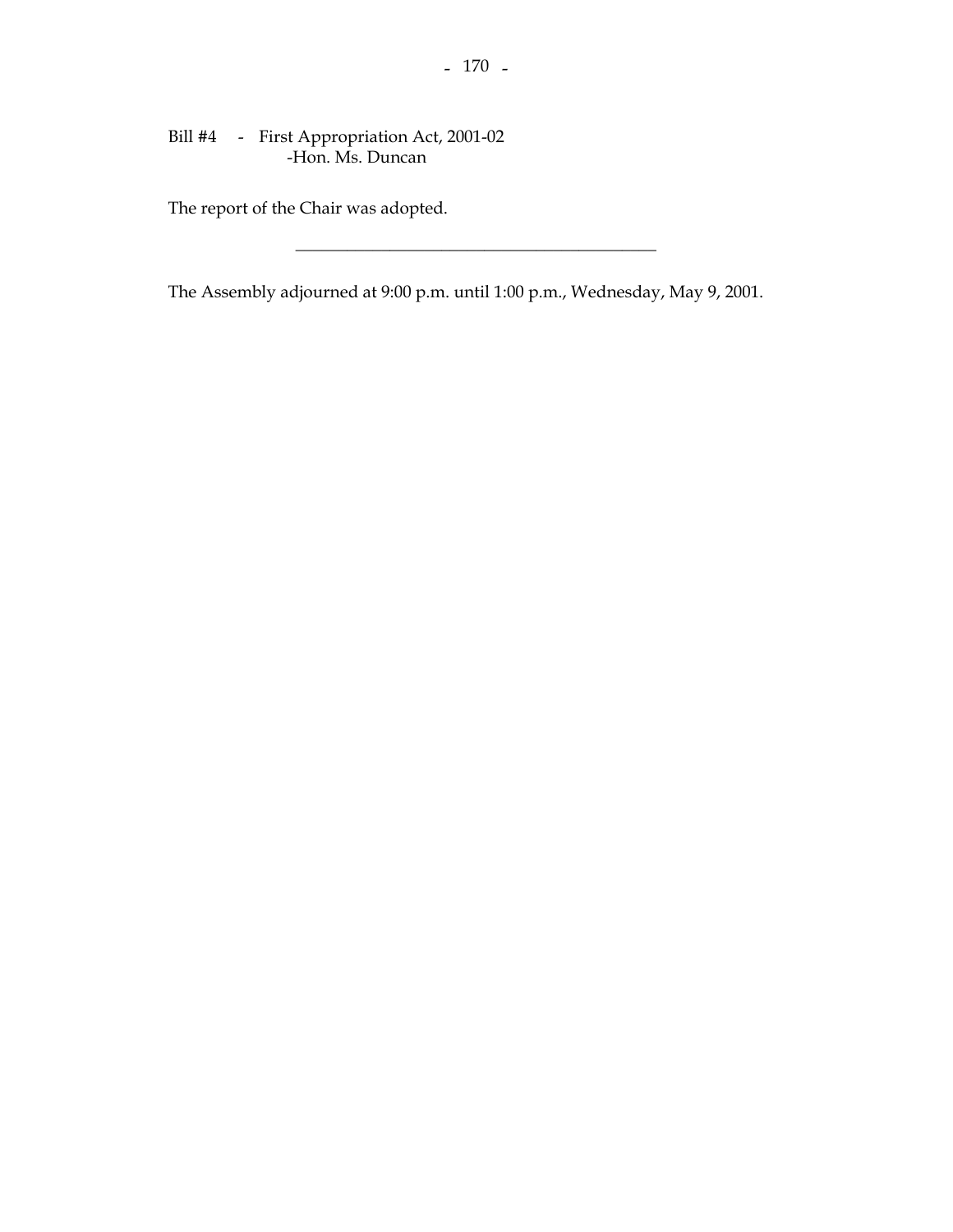Bill #4 - First Appropriation Act, 2001-02
-Hon. Ms. Duncan

The report of the Chair was adopted.

---

The Assembly adjourned at 9:00 p.m. until 1:00 p.m., Wednesday, May 9, 2001.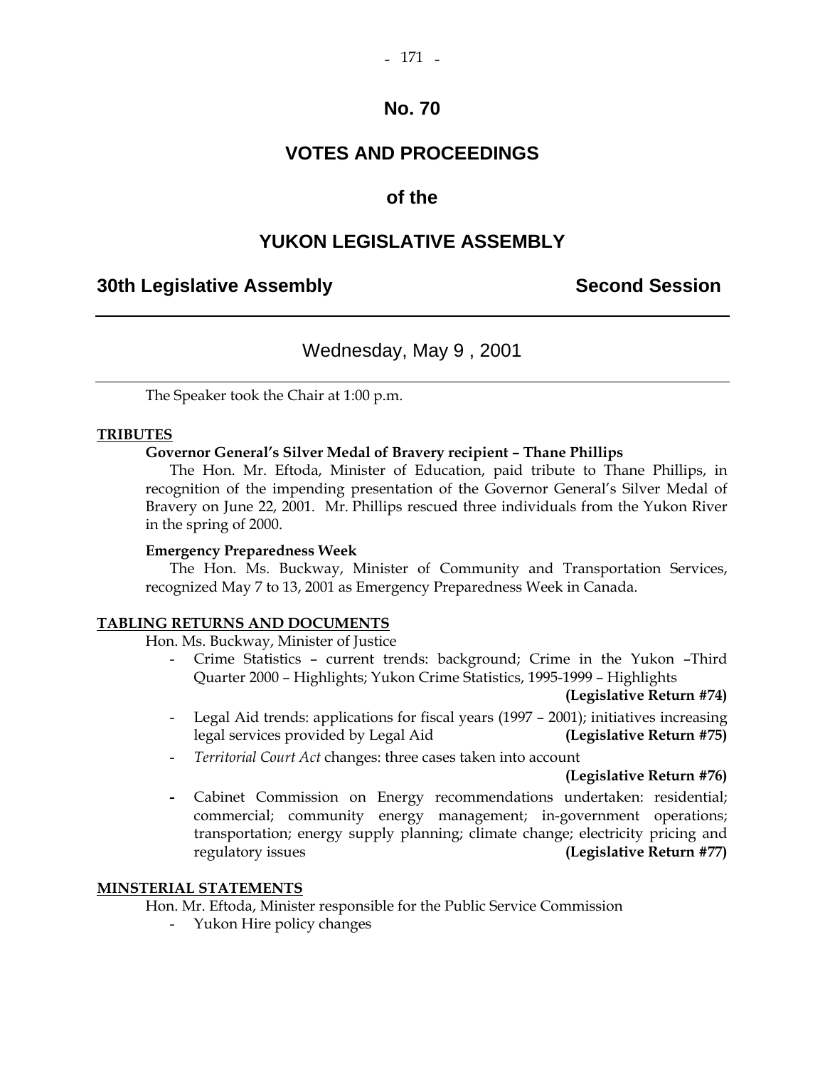# No. 70

# VOTES AND PROCEEDINGS

# of the

# YUKON LEGISLATIVE ASSEMBLY

## 30th Legislative Assembly — Second Session

---

## Wednesday, May 9 , 2001

---

The Speaker took the Chair at 1:00 p.m.

**TRIBUTES**

**Governor General's Silver Medal of Bravery recipient – Thane Phillips**

The Hon. Mr. Eftoda, Minister of Education, paid tribute to Thane Phillips, in recognition of the impending presentation of the Governor General's Silver Medal of Bravery on June 22, 2001. Mr. Phillips rescued three individuals from the Yukon River in the spring of 2000.

**Emergency Preparedness Week**

The Hon. Ms. Buckway, Minister of Community and Transportation Services, recognized May 7 to 13, 2001 as Emergency Preparedness Week in Canada.

**TABLING RETURNS AND DOCUMENTS**

Hon. Ms. Buckway, Minister of Justice

- Crime Statistics – current trends: background; Crime in the Yukon –Third Quarter 2000 – Highlights; Yukon Crime Statistics, 1995-1999 – Highlights **(Legislative Return #74)**
- Legal Aid trends: applications for fiscal years (1997 – 2001); initiatives increasing legal services provided by Legal Aid **(Legislative Return #75)**
- *Territorial Court Act* changes: three cases taken into account **(Legislative Return #76)**
- Cabinet Commission on Energy recommendations undertaken: residential; commercial; community energy management; in-government operations; transportation; energy supply planning; climate change; electricity pricing and regulatory issues **(Legislative Return #77)**

**MINSTERIAL STATEMENTS**

Hon. Mr. Eftoda, Minister responsible for the Public Service Commission

- Yukon Hire policy changes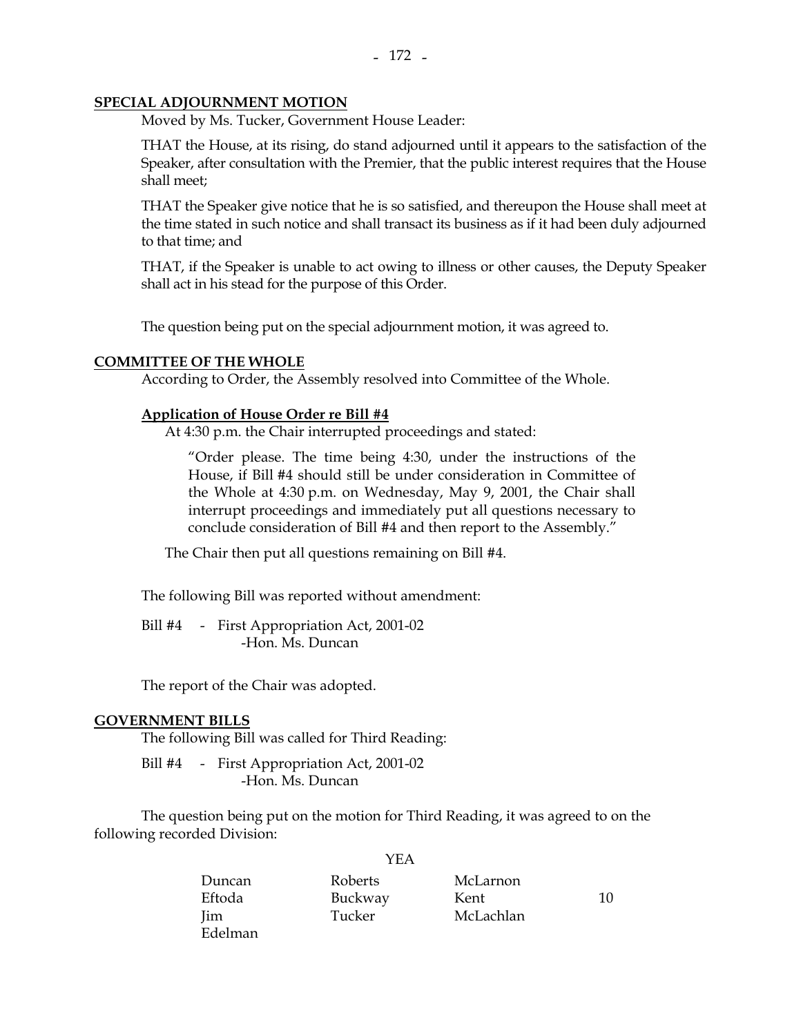## SPECIAL ADJOURNMENT MOTION

Moved by Ms. Tucker, Government House Leader:

THAT the House, at its rising, do stand adjourned until it appears to the satisfaction of the Speaker, after consultation with the Premier, that the public interest requires that the House shall meet;

THAT the Speaker give notice that he is so satisfied, and thereupon the House shall meet at the time stated in such notice and shall transact its business as if it had been duly adjourned to that time; and

THAT, if the Speaker is unable to act owing to illness or other causes, the Deputy Speaker shall act in his stead for the purpose of this Order.

The question being put on the special adjournment motion, it was agreed to.

## COMMITTEE OF THE WHOLE

According to Order, the Assembly resolved into Committee of the Whole.

### Application of House Order re Bill #4

At 4:30 p.m. the Chair interrupted proceedings and stated:

> "Order please. The time being 4:30, under the instructions of the House, if Bill #4 should still be under consideration in Committee of the Whole at 4:30 p.m. on Wednesday, May 9, 2001, the Chair shall interrupt proceedings and immediately put all questions necessary to conclude consideration of Bill #4 and then report to the Assembly."

The Chair then put all questions remaining on Bill #4.

The following Bill was reported without amendment:

Bill #4 - First Appropriation Act, 2001-02
-Hon. Ms. Duncan

The report of the Chair was adopted.

## GOVERNMENT BILLS

The following Bill was called for Third Reading:

Bill #4 - First Appropriation Act, 2001-02
-Hon. Ms. Duncan

The question being put on the motion for Third Reading, it was agreed to on the following recorded Division:

YEA

| | | | |
|---|---|---|---|
| Duncan | Roberts | McLarnon | |
| Eftoda | Buckway | Kent | 10 |
| Jim | Tucker | McLachlan | |
| Edelman | | | |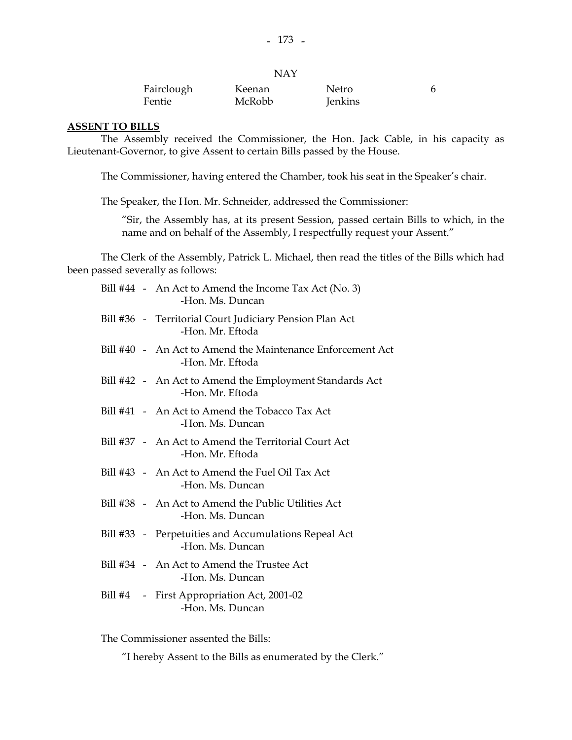NAY

| | | | |
|---|---|---|---|
| Fairclough | Keenan | Netro | 6 |
| Fentie | McRobb | Jenkins | |

**ASSENT TO BILLS**

The Assembly received the Commissioner, the Hon. Jack Cable, in his capacity as Lieutenant-Governor, to give Assent to certain Bills passed by the House.

The Commissioner, having entered the Chamber, took his seat in the Speaker's chair.

The Speaker, the Hon. Mr. Schneider, addressed the Commissioner:

> "Sir, the Assembly has, at its present Session, passed certain Bills to which, in the name and on behalf of the Assembly, I respectfully request your Assent."

The Clerk of the Assembly, Patrick L. Michael, then read the titles of the Bills which had been passed severally as follows:

Bill #44 - An Act to Amend the Income Tax Act (No. 3)
-Hon. Ms. Duncan

Bill #36 - Territorial Court Judiciary Pension Plan Act
-Hon. Mr. Eftoda

Bill #40 - An Act to Amend the Maintenance Enforcement Act
-Hon. Mr. Eftoda

Bill #42 - An Act to Amend the Employment Standards Act
-Hon. Mr. Eftoda

Bill #41 - An Act to Amend the Tobacco Tax Act
-Hon. Ms. Duncan

Bill #37 - An Act to Amend the Territorial Court Act
-Hon. Mr. Eftoda

Bill #43 - An Act to Amend the Fuel Oil Tax Act
-Hon. Ms. Duncan

Bill #38 - An Act to Amend the Public Utilities Act
-Hon. Ms. Duncan

Bill #33 - Perpetuities and Accumulations Repeal Act
-Hon. Ms. Duncan

Bill #34 - An Act to Amend the Trustee Act
-Hon. Ms. Duncan

Bill #4 - First Appropriation Act, 2001-02
-Hon. Ms. Duncan

The Commissioner assented the Bills:

> "I hereby Assent to the Bills as enumerated by the Clerk."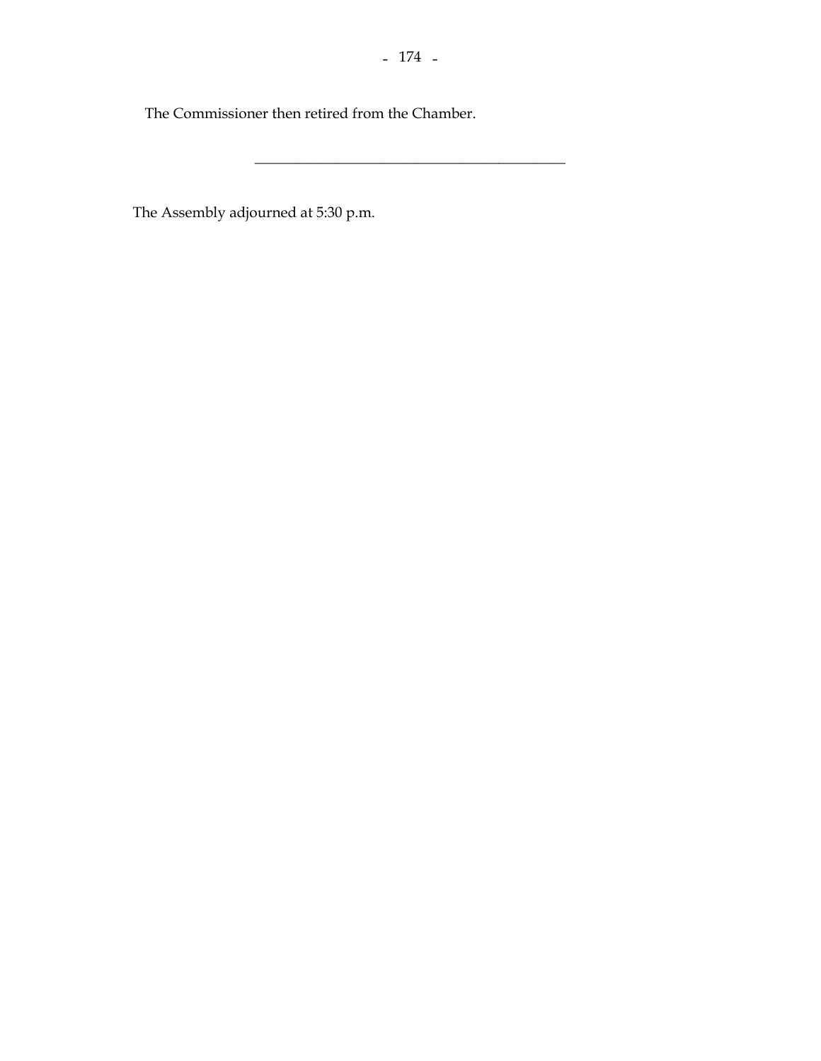The Commissioner then retired from the Chamber.

---

The Assembly adjourned at 5:30 p.m.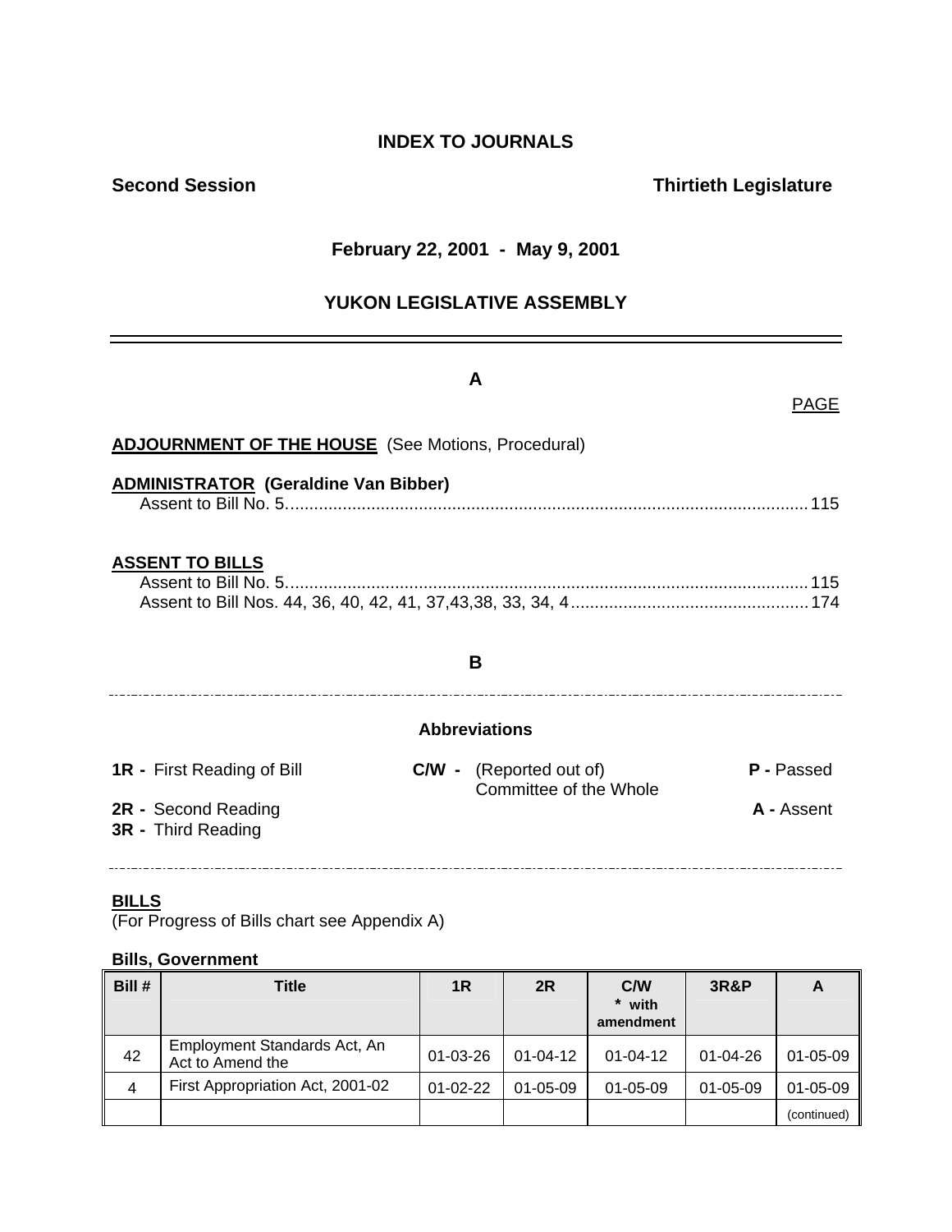# INDEX TO JOURNALS

**Second Session** **Thirtieth Legislature**

**February 22, 2001 - May 9, 2001**

## YUKON LEGISLATIVE ASSEMBLY

---

### A

PAGE

**ADJOURNMENT OF THE HOUSE** (See Motions, Procedural)

**ADMINISTRATOR (Geraldine Van Bibber)**

Assent to Bill No. 5 .......... 115

**ASSENT TO BILLS**

Assent to Bill No. 5 .......... 115

Assent to Bill Nos. 44, 36, 40, 42, 41, 37,43,38, 33, 34, 4 .......... 174

### B

**Abbreviations**

**1R -** First Reading of Bill
**C/W -** (Reported out of) Committee of the Whole
**P -** Passed
**2R -** Second Reading
**A -** Assent
**3R -** Third Reading

**BILLS**

(For Progress of Bills chart see Appendix A)

**Bills, Government**

| Bill # | Title | 1R | 2R | C/W * with amendment | 3R&P | A |
|---|---|---|---|---|---|---|
| 42 | Employment Standards Act, An Act to Amend the | 01-03-26 | 01-04-12 | 01-04-12 | 01-04-26 | 01-05-09 |
| 4 | First Appropriation Act, 2001-02 | 01-02-22 | 01-05-09 | 01-05-09 | 01-05-09 | 01-05-09 |
| | | | | | | (continued) |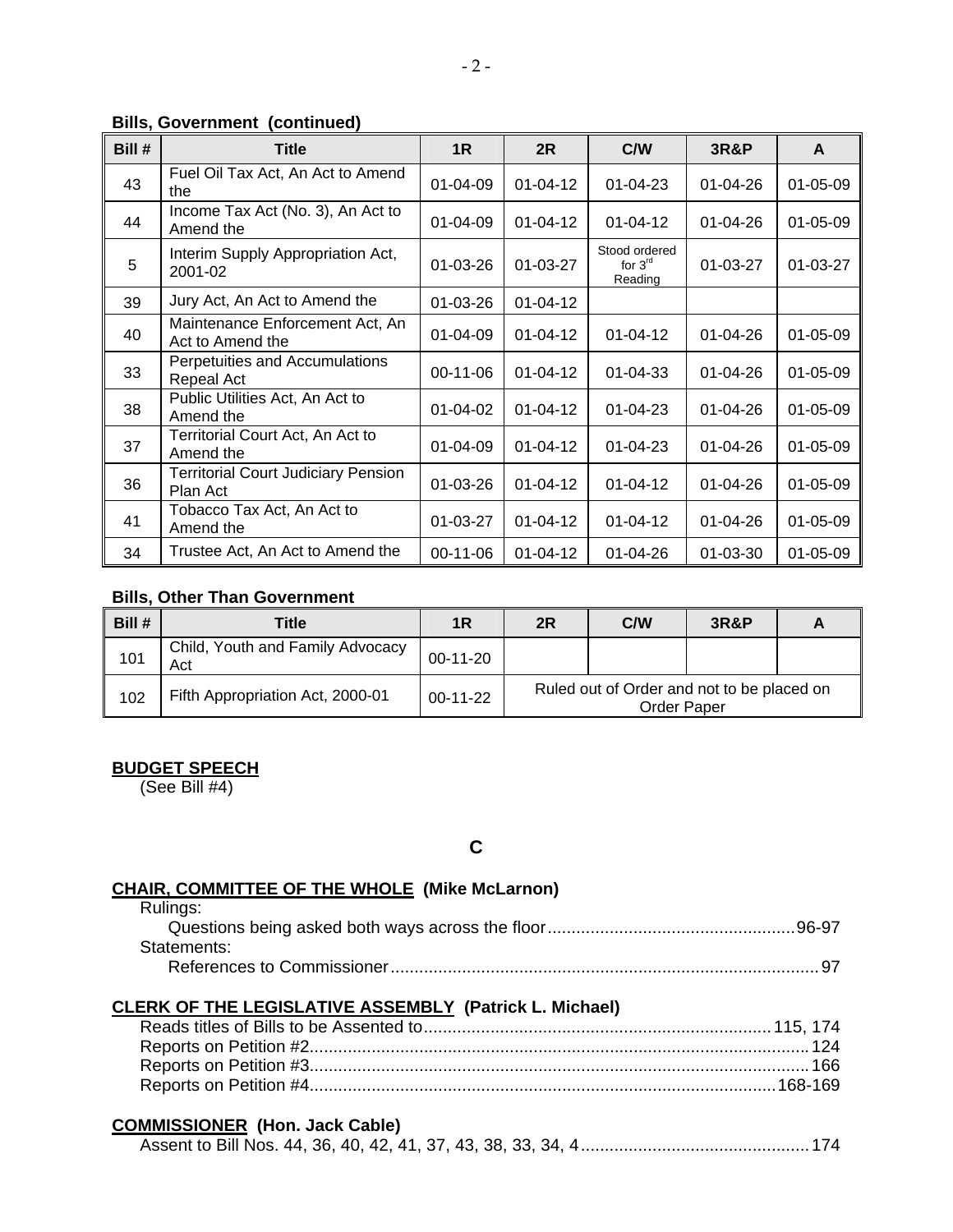**Bills, Government (continued)**

| Bill # | Title | 1R | 2R | C/W | 3R&P | A |
|---|---|---|---|---|---|---|
| 43 | Fuel Oil Tax Act, An Act to Amend the | 01-04-09 | 01-04-12 | 01-04-23 | 01-04-26 | 01-05-09 |
| 44 | Income Tax Act (No. 3), An Act to Amend the | 01-04-09 | 01-04-12 | 01-04-12 | 01-04-26 | 01-05-09 |
| 5 | Interim Supply Appropriation Act, 2001-02 | 01-03-26 | 01-03-27 | Stood ordered for 3rd Reading | 01-03-27 | 01-03-27 |
| 39 | Jury Act, An Act to Amend the | 01-03-26 | 01-04-12 | | | |
| 40 | Maintenance Enforcement Act, An Act to Amend the | 01-04-09 | 01-04-12 | 01-04-12 | 01-04-26 | 01-05-09 |
| 33 | Perpetuities and Accumulations Repeal Act | 00-11-06 | 01-04-12 | 01-04-33 | 01-04-26 | 01-05-09 |
| 38 | Public Utilities Act, An Act to Amend the | 01-04-02 | 01-04-12 | 01-04-23 | 01-04-26 | 01-05-09 |
| 37 | Territorial Court Act, An Act to Amend the | 01-04-09 | 01-04-12 | 01-04-23 | 01-04-26 | 01-05-09 |
| 36 | Territorial Court Judiciary Pension Plan Act | 01-03-26 | 01-04-12 | 01-04-12 | 01-04-26 | 01-05-09 |
| 41 | Tobacco Tax Act, An Act to Amend the | 01-03-27 | 01-04-12 | 01-04-12 | 01-04-26 | 01-05-09 |
| 34 | Trustee Act, An Act to Amend the | 00-11-06 | 01-04-12 | 01-04-26 | 01-03-30 | 01-05-09 |

**Bills, Other Than Government**

| Bill # | Title | 1R | 2R | C/W | 3R&P | A |
|---|---|---|---|---|---|---|
| 101 | Child, Youth and Family Advocacy Act | 00-11-20 | | | | |
| 102 | Fifth Appropriation Act, 2000-01 | 00-11-22 | Ruled out of Order and not to be placed on Order Paper | | | |

**BUDGET SPEECH**
(See Bill #4)

## C

**CHAIR, COMMITTEE OF THE WHOLE (Mike McLarnon)**

Rulings:
- Questions being asked both ways across the floor....96-97

Statements:
- References to Commissioner....97

**CLERK OF THE LEGISLATIVE ASSEMBLY (Patrick L. Michael)**

- Reads titles of Bills to be Assented to....115, 174
- Reports on Petition #2....124
- Reports on Petition #3....166
- Reports on Petition #4....168-169

**COMMISSIONER (Hon. Jack Cable)**

- Assent to Bill Nos. 44, 36, 40, 42, 41, 37, 43, 38, 33, 34, 4....174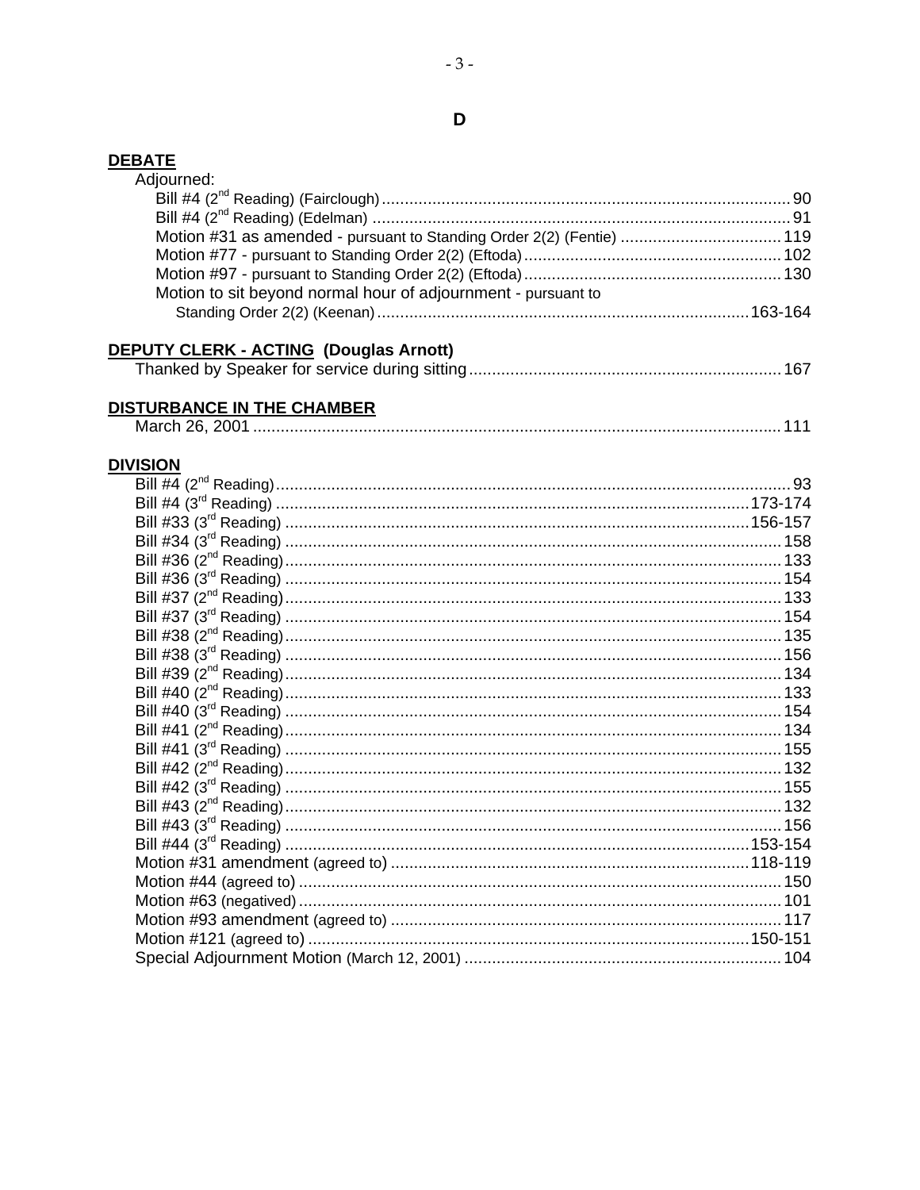# D

## DEBATE

Adjourned:

- Bill #4 (2nd Reading) (Fairclough) .......... 90
- Bill #4 (2nd Reading) (Edelman) .......... 91
- Motion #31 as amended - pursuant to Standing Order 2(2) (Fentie) .......... 119
- Motion #77 - pursuant to Standing Order 2(2) (Eftoda) .......... 102
- Motion #97 - pursuant to Standing Order 2(2) (Eftoda) .......... 130
- Motion to sit beyond normal hour of adjournment - pursuant to Standing Order 2(2) (Keenan) .......... 163-164

## DEPUTY CLERK - ACTING (Douglas Arnott)

- Thanked by Speaker for service during sitting .......... 167

## DISTURBANCE IN THE CHAMBER

- March 26, 2001 .......... 111

## DIVISION

- Bill #4 (2nd Reading) .......... 93
- Bill #4 (3rd Reading) .......... 173-174
- Bill #33 (3rd Reading) .......... 156-157
- Bill #34 (3rd Reading) .......... 158
- Bill #36 (2nd Reading) .......... 133
- Bill #36 (3rd Reading) .......... 154
- Bill #37 (2nd Reading) .......... 133
- Bill #37 (3rd Reading) .......... 154
- Bill #38 (2nd Reading) .......... 135
- Bill #38 (3rd Reading) .......... 156
- Bill #39 (2nd Reading) .......... 134
- Bill #40 (2nd Reading) .......... 133
- Bill #40 (3rd Reading) .......... 154
- Bill #41 (2nd Reading) .......... 134
- Bill #41 (3rd Reading) .......... 155
- Bill #42 (2nd Reading) .......... 132
- Bill #42 (3rd Reading) .......... 155
- Bill #43 (2nd Reading) .......... 132
- Bill #43 (3rd Reading) .......... 156
- Bill #44 (3rd Reading) .......... 153-154
- Motion #31 amendment (agreed to) .......... 118-119
- Motion #44 (agreed to) .......... 150
- Motion #63 (negatived) .......... 101
- Motion #93 amendment (agreed to) .......... 117
- Motion #121 (agreed to) .......... 150-151
- Special Adjournment Motion (March 12, 2001) .......... 104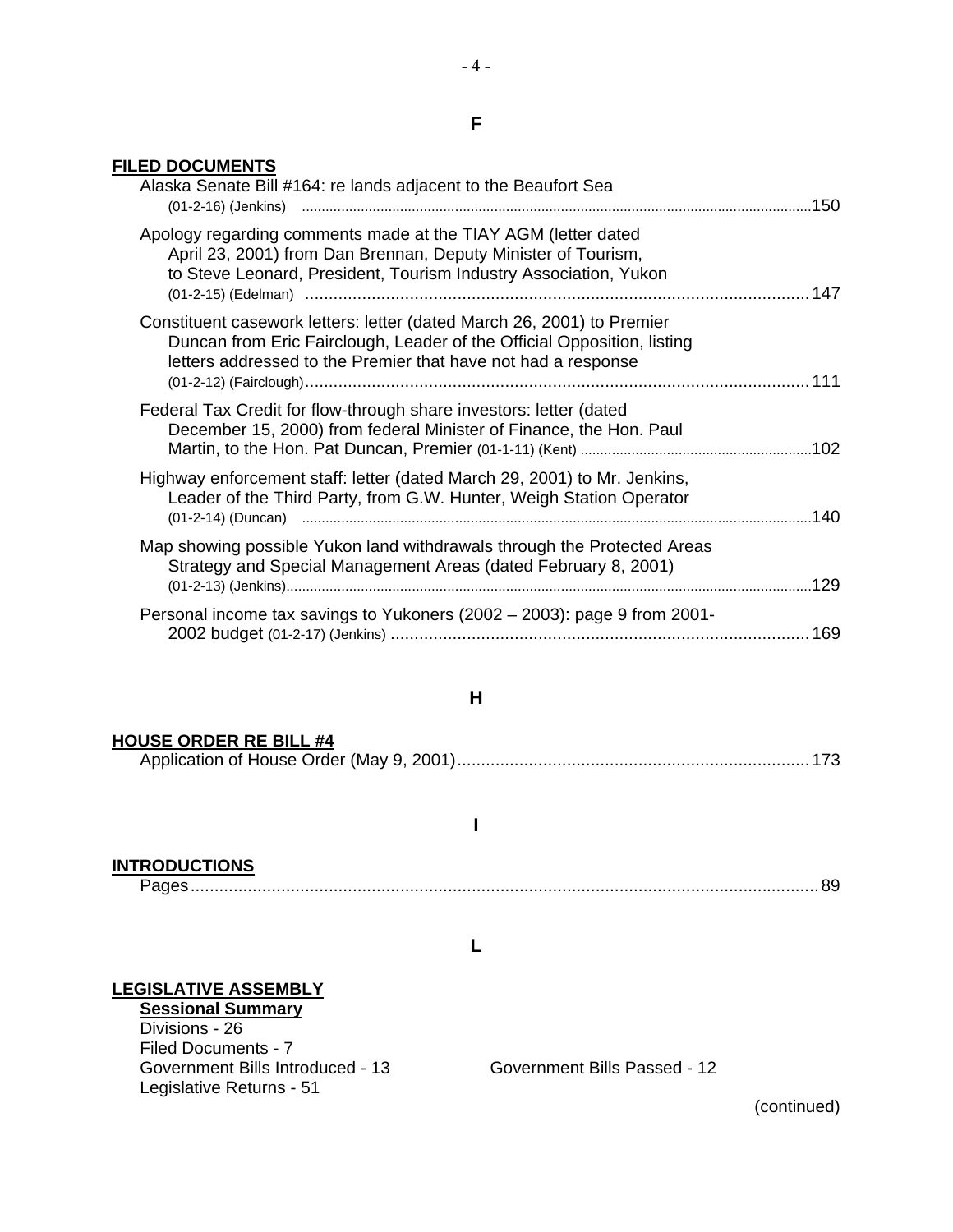## F

**FILED DOCUMENTS**

Alaska Senate Bill #164: re lands adjacent to the Beaufort Sea (01-2-16) (Jenkins) .....150

Apology regarding comments made at the TIAY AGM (letter dated April 23, 2001) from Dan Brennan, Deputy Minister of Tourism, to Steve Leonard, President, Tourism Industry Association, Yukon (01-2-15) (Edelman) .....147

Constituent casework letters: letter (dated March 26, 2001) to Premier Duncan from Eric Fairclough, Leader of the Official Opposition, listing letters addressed to the Premier that have not had a response (01-2-12) (Fairclough) .....111

Federal Tax Credit for flow-through share investors: letter (dated December 15, 2000) from federal Minister of Finance, the Hon. Paul Martin, to the Hon. Pat Duncan, Premier (01-1-11) (Kent) .....102

Highway enforcement staff: letter (dated March 29, 2001) to Mr. Jenkins, Leader of the Third Party, from G.W. Hunter, Weigh Station Operator (01-2-14) (Duncan) .....140

Map showing possible Yukon land withdrawals through the Protected Areas Strategy and Special Management Areas (dated February 8, 2001) (01-2-13) (Jenkins) .....129

Personal income tax savings to Yukoners (2002 – 2003): page 9 from 2001-2002 budget (01-2-17) (Jenkins) .....169

## H

**HOUSE ORDER RE BILL #4**

Application of House Order (May 9, 2001) .....173

## I

**INTRODUCTIONS**

Pages .....89

## L

**LEGISLATIVE ASSEMBLY**

**Sessional Summary**

Divisions - 26
Filed Documents - 7
Government Bills Introduced - 13 Government Bills Passed - 12
Legislative Returns - 51

(continued)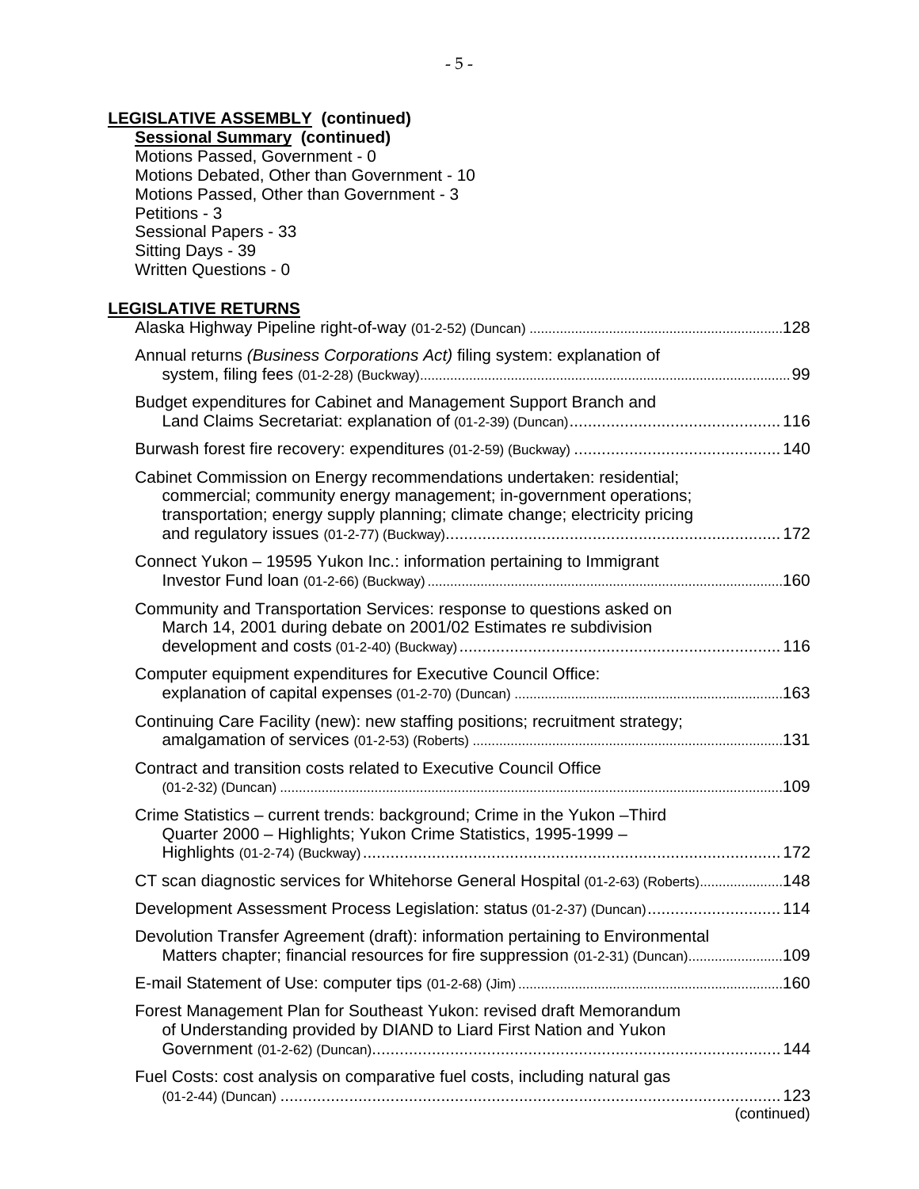**LEGISLATIVE ASSEMBLY (continued)**

**Sessional Summary (continued)**

Motions Passed, Government - 0
Motions Debated, Other than Government - 10
Motions Passed, Other than Government - 3
Petitions - 3
Sessional Papers - 33
Sitting Days - 39
Written Questions - 0

**LEGISLATIVE RETURNS**

Alaska Highway Pipeline right-of-way (01-2-52) (Duncan) ....128

Annual returns *(Business Corporations Act)* filing system: explanation of system, filing fees (01-2-28) (Buckway)....99

Budget expenditures for Cabinet and Management Support Branch and Land Claims Secretariat: explanation of (01-2-39) (Duncan)....116

Burwash forest fire recovery: expenditures (01-2-59) (Buckway)....140

Cabinet Commission on Energy recommendations undertaken: residential; commercial; community energy management; in-government operations; transportation; energy supply planning; climate change; electricity pricing and regulatory issues (01-2-77) (Buckway)....172

Connect Yukon – 19595 Yukon Inc.: information pertaining to Immigrant Investor Fund loan (01-2-66) (Buckway)....160

Community and Transportation Services: response to questions asked on March 14, 2001 during debate on 2001/02 Estimates re subdivision development and costs (01-2-40) (Buckway)....116

Computer equipment expenditures for Executive Council Office: explanation of capital expenses (01-2-70) (Duncan)....163

Continuing Care Facility (new): new staffing positions; recruitment strategy; amalgamation of services (01-2-53) (Roberts)....131

Contract and transition costs related to Executive Council Office (01-2-32) (Duncan)....109

Crime Statistics – current trends: background; Crime in the Yukon –Third Quarter 2000 – Highlights; Yukon Crime Statistics, 1995-1999 – Highlights (01-2-74) (Buckway)....172

CT scan diagnostic services for Whitehorse General Hospital (01-2-63) (Roberts)....148

Development Assessment Process Legislation: status (01-2-37) (Duncan)....114

Devolution Transfer Agreement (draft): information pertaining to Environmental Matters chapter; financial resources for fire suppression (01-2-31) (Duncan)....109

E-mail Statement of Use: computer tips (01-2-68) (Jim)....160

Forest Management Plan for Southeast Yukon: revised draft Memorandum of Understanding provided by DIAND to Liard First Nation and Yukon Government (01-2-62) (Duncan)....144

Fuel Costs: cost analysis on comparative fuel costs, including natural gas (01-2-44) (Duncan)....123

(continued)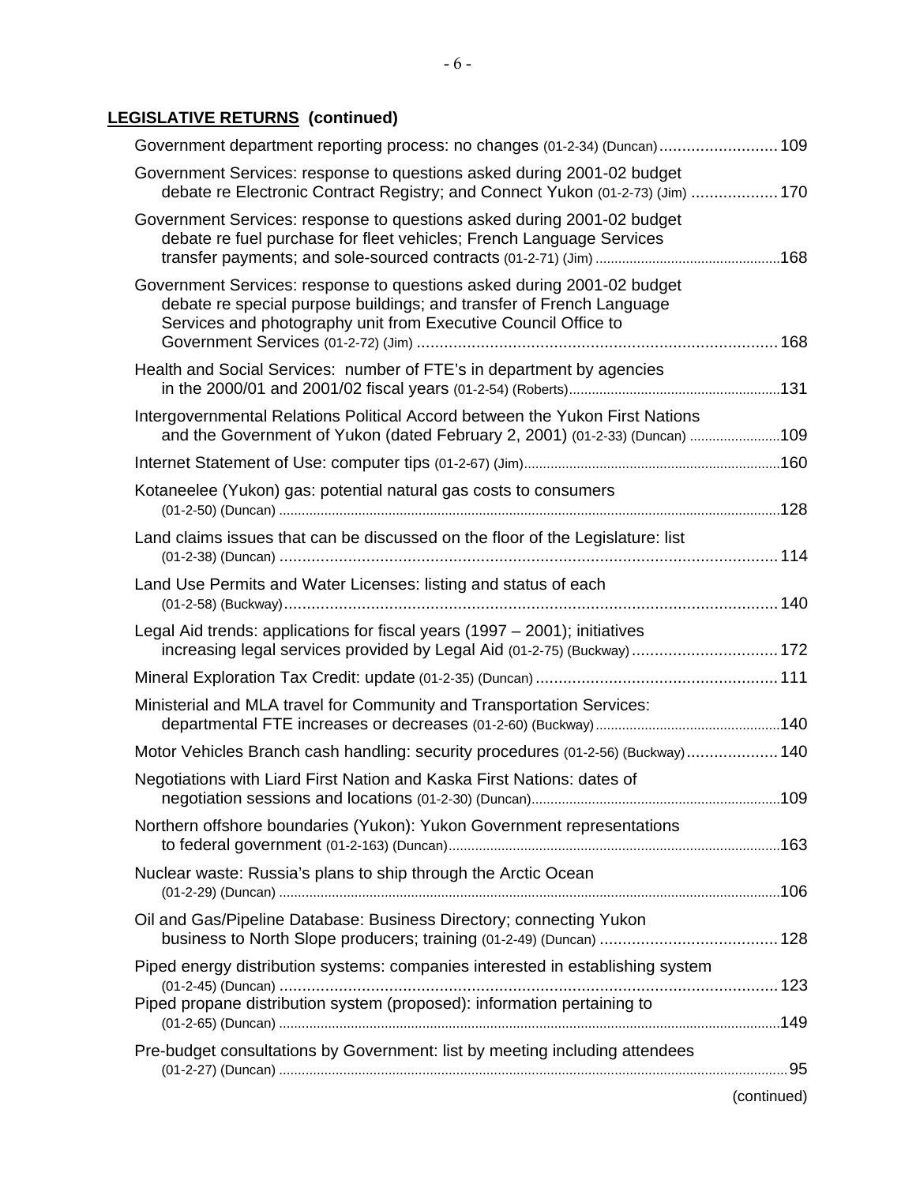**LEGISLATIVE RETURNS (continued)**

Government department reporting process: no changes (01-2-34) (Duncan) .......................... 109

Government Services: response to questions asked during 2001-02 budget debate re Electronic Contract Registry; and Connect Yukon (01-2-73) (Jim) .................. 170

Government Services: response to questions asked during 2001-02 budget debate re fuel purchase for fleet vehicles; French Language Services transfer payments; and sole-sourced contracts (01-2-71) (Jim) ................................................168

Government Services: response to questions asked during 2001-02 budget debate re special purpose buildings; and transfer of French Language Services and photography unit from Executive Council Office to Government Services (01-2-72) (Jim) ............................................................................ 168

Health and Social Services: number of FTE's in department by agencies in the 2000/01 and 2001/02 fiscal years (01-2-54) (Roberts)......................................................131

Intergovernmental Relations Political Accord between the Yukon First Nations and the Government of Yukon (dated February 2, 2001) (01-2-33) (Duncan) ........................109

Internet Statement of Use: computer tips (01-2-67) (Jim)..................................................................160

Kotaneelee (Yukon) gas: potential natural gas costs to consumers (01-2-50) (Duncan) ...................................................................................................................................128

Land claims issues that can be discussed on the floor of the Legislature: list (01-2-38) (Duncan) ............................................................................................................ 114

Land Use Permits and Water Licenses: listing and status of each (01-2-58) (Buckway)............................................................................................................ 140

Legal Aid trends: applications for fiscal years (1997 – 2001); initiatives increasing legal services provided by Legal Aid (01-2-75) (Buckway) ................................ 172

Mineral Exploration Tax Credit: update (01-2-35) (Duncan) ..................................................... 111

Ministerial and MLA travel for Community and Transportation Services: departmental FTE increases or decreases (01-2-60) (Buckway)................................................140

Motor Vehicles Branch cash handling: security procedures (01-2-56) (Buckway).................... 140

Negotiations with Liard First Nation and Kaska First Nations: dates of negotiation sessions and locations (01-2-30) (Duncan).................................................................109

Northern offshore boundaries (Yukon): Yukon Government representations to federal government (01-2-163) (Duncan)........................................................................................163

Nuclear waste: Russia's plans to ship through the Arctic Ocean (01-2-29) (Duncan) ...................................................................................................................................106

Oil and Gas/Pipeline Database: Business Directory; connecting Yukon business to North Slope producers; training (01-2-49) (Duncan) ....................................... 128

Piped energy distribution systems: companies interested in establishing system (01-2-45) (Duncan) ............................................................................................................ 123

Piped propane distribution system (proposed): information pertaining to (01-2-65) (Duncan) ...................................................................................................................................149

Pre-budget consultations by Government: list by meeting including attendees (01-2-27) (Duncan) .....................................................................................................................................95

(continued)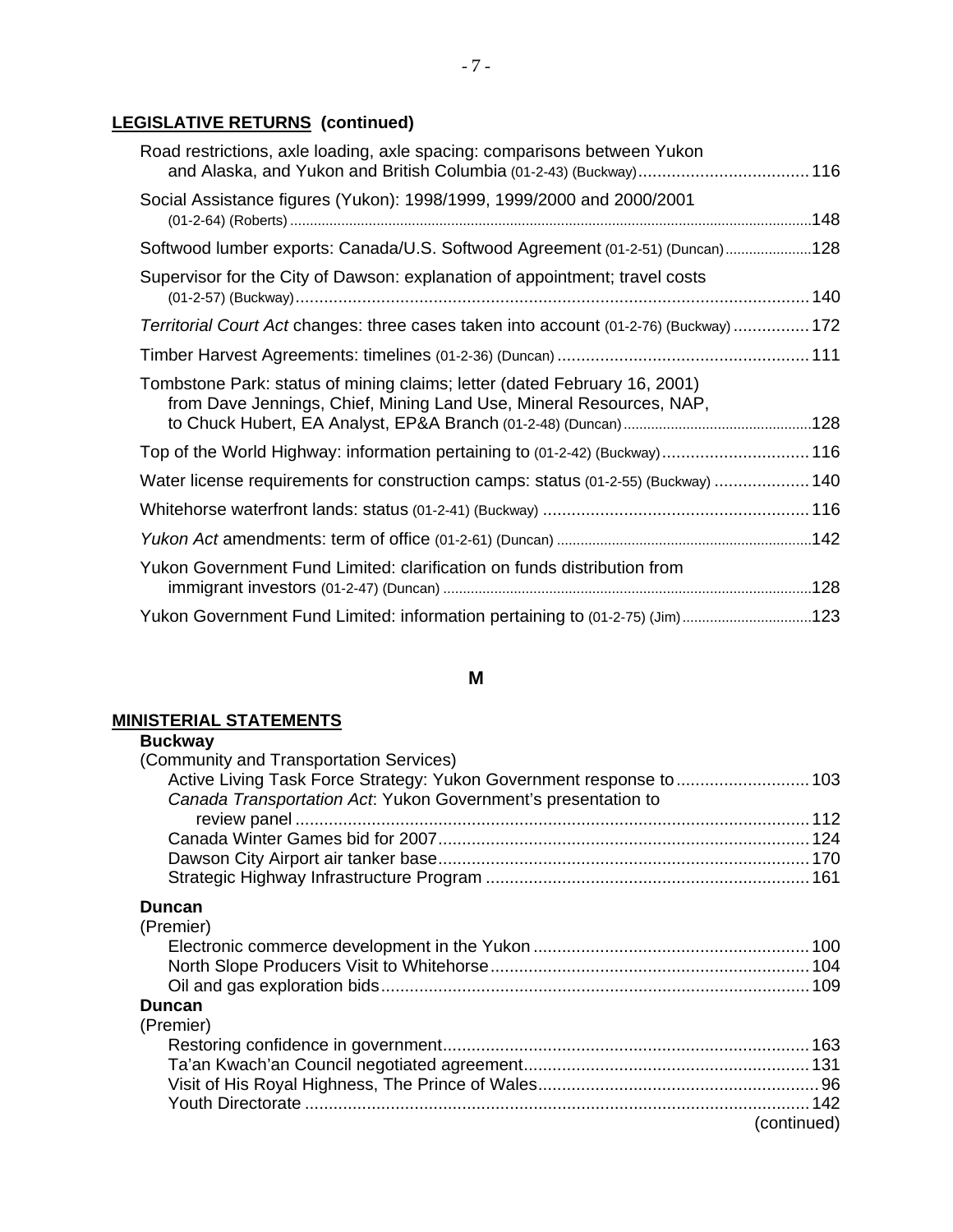**LEGISLATIVE RETURNS (continued)**

Road restrictions, axle loading, axle spacing: comparisons between Yukon and Alaska, and Yukon and British Columbia (01-2-43) (Buckway) .... 116

Social Assistance figures (Yukon): 1998/1999, 1999/2000 and 2000/2001 (01-2-64) (Roberts) .... 148

Softwood lumber exports: Canada/U.S. Softwood Agreement (01-2-51) (Duncan) .... 128

Supervisor for the City of Dawson: explanation of appointment; travel costs (01-2-57) (Buckway) .... 140

*Territorial Court Act* changes: three cases taken into account (01-2-76) (Buckway) .... 172

Timber Harvest Agreements: timelines (01-2-36) (Duncan) .... 111

Tombstone Park: status of mining claims; letter (dated February 16, 2001) from Dave Jennings, Chief, Mining Land Use, Mineral Resources, NAP, to Chuck Hubert, EA Analyst, EP&A Branch (01-2-48) (Duncan) .... 128

Top of the World Highway: information pertaining to (01-2-42) (Buckway) .... 116

Water license requirements for construction camps: status (01-2-55) (Buckway) .... 140

Whitehorse waterfront lands: status (01-2-41) (Buckway) .... 116

*Yukon Act* amendments: term of office (01-2-61) (Duncan) .... 142

Yukon Government Fund Limited: clarification on funds distribution from immigrant investors (01-2-47) (Duncan) .... 128

Yukon Government Fund Limited: information pertaining to (01-2-75) (Jim) .... 123

## M

**MINISTERIAL STATEMENTS**

**Buckway**
(Community and Transportation Services)
- Active Living Task Force Strategy: Yukon Government response to .... 103
- *Canada Transportation Act*: Yukon Government's presentation to review panel .... 112
- Canada Winter Games bid for 2007 .... 124
- Dawson City Airport air tanker base .... 170
- Strategic Highway Infrastructure Program .... 161

**Duncan**
(Premier)
- Electronic commerce development in the Yukon .... 100
- North Slope Producers Visit to Whitehorse .... 104
- Oil and gas exploration bids .... 109

**Duncan**
(Premier)
- Restoring confidence in government .... 163
- Ta'an Kwach'an Council negotiated agreement .... 131
- Visit of His Royal Highness, The Prince of Wales .... 96
- Youth Directorate .... 142

(continued)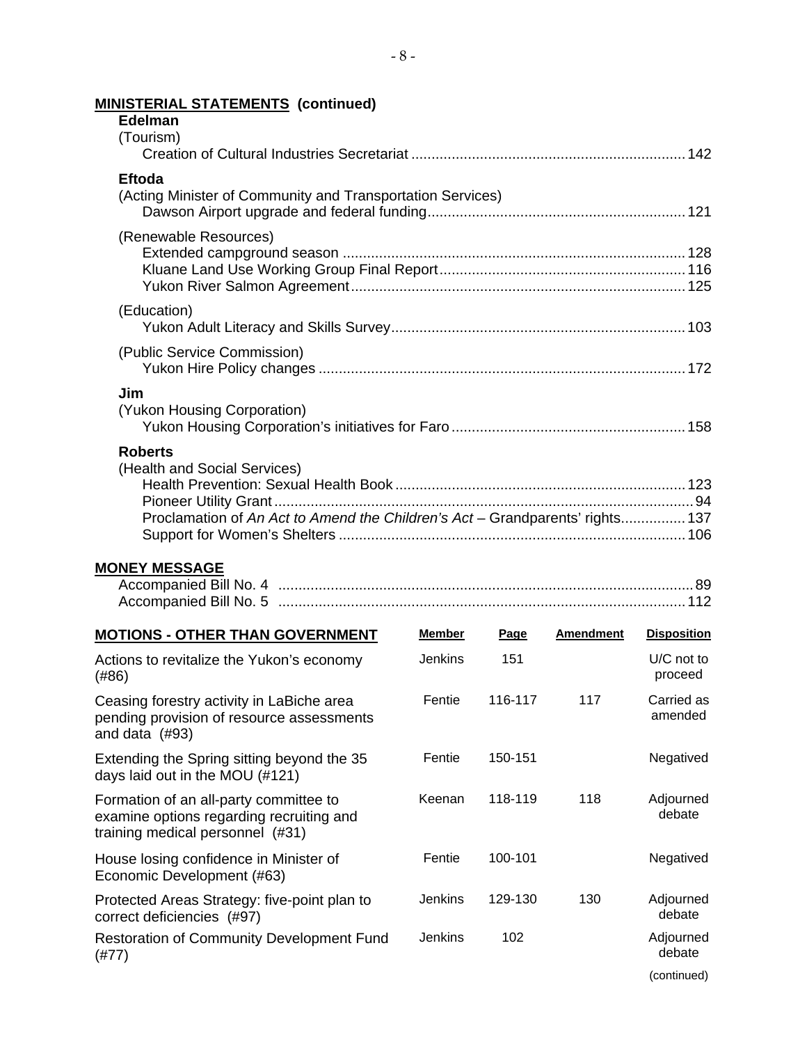**MINISTERIAL STATEMENTS (continued)**

**Edelman**

(Tourism)

Creation of Cultural Industries Secretariat .................................................................. 142

**Eftoda**

(Acting Minister of Community and Transportation Services)

Dawson Airport upgrade and federal funding.............................................................. 121

(Renewable Resources)

Extended campground season .................................................................................. 128
Kluane Land Use Working Group Final Report........................................................... 116
Yukon River Salmon Agreement................................................................................. 125

(Education)

Yukon Adult Literacy and Skills Survey....................................................................... 103

(Public Service Commission)

Yukon Hire Policy changes ......................................................................................... 172

**Jim**

(Yukon Housing Corporation)

Yukon Housing Corporation's initiatives for Faro ......................................................... 158

**Roberts**

(Health and Social Services)

Health Prevention: Sexual Health Book ...................................................................... 123
Pioneer Utility Grant...................................................................................................... 94
Proclamation of *An Act to Amend the Children's Act* – Grandparents' rights................ 137
Support for Women's Shelters .................................................................................... 106

**MONEY MESSAGE**

Accompanied Bill No. 4 ..................................................................................................... 89
Accompanied Bill No. 5 ................................................................................................... 112

| **MOTIONS - OTHER THAN GOVERNMENT** | **Member** | **Page** | **Amendment** | **Disposition** |
|---|---|---|---|---|
| Actions to revitalize the Yukon's economy (#86) | Jenkins | 151 | | U/C not to proceed |
| Ceasing forestry activity in LaBiche area pending provision of resource assessments and data (#93) | Fentie | 116-117 | 117 | Carried as amended |
| Extending the Spring sitting beyond the 35 days laid out in the MOU (#121) | Fentie | 150-151 | | Negatived |
| Formation of an all-party committee to examine options regarding recruiting and training medical personnel (#31) | Keenan | 118-119 | 118 | Adjourned debate |
| House losing confidence in Minister of Economic Development (#63) | Fentie | 100-101 | | Negatived |
| Protected Areas Strategy: five-point plan to correct deficiencies (#97) | Jenkins | 129-130 | 130 | Adjourned debate |
| Restoration of Community Development Fund (#77) | Jenkins | 102 | | Adjourned debate |

(continued)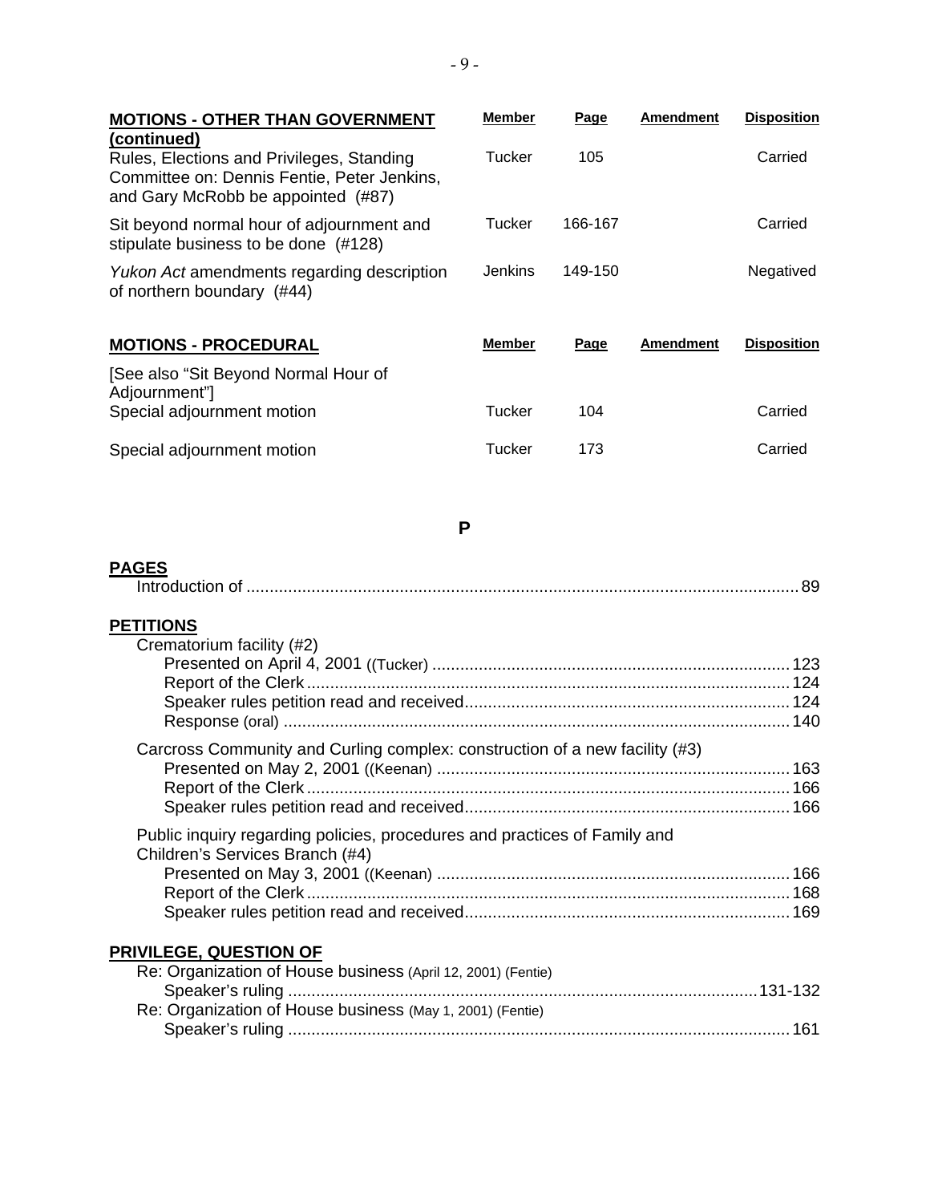| **MOTIONS - OTHER THAN GOVERNMENT (continued)** | **Member** | **Page** | **Amendment** | **Disposition** |
|---|---|---|---|---|
| Rules, Elections and Privileges, Standing Committee on: Dennis Fentie, Peter Jenkins, and Gary McRobb be appointed (#87) | Tucker | 105 | | Carried |
| Sit beyond normal hour of adjournment and stipulate business to be done (#128) | Tucker | 166-167 | | Carried |
| *Yukon Act* amendments regarding description of northern boundary (#44) | Jenkins | 149-150 | | Negatived |

| **MOTIONS - PROCEDURAL** | **Member** | **Page** | **Amendment** | **Disposition** |
|---|---|---|---|---|
| [See also "Sit Beyond Normal Hour of Adjournment"] Special adjournment motion | Tucker | 104 | | Carried |
| Special adjournment motion | Tucker | 173 | | Carried |

## P

**PAGES**

Introduction of ........................................ 89

**PETITIONS**

Crematorium facility (#2)
- Presented on April 4, 2001 ((Tucker) ........................................ 123
- Report of the Clerk ........................................ 124
- Speaker rules petition read and received ........................................ 124
- Response (oral) ........................................ 140

Carcross Community and Curling complex: construction of a new facility (#3)
- Presented on May 2, 2001 ((Keenan) ........................................ 163
- Report of the Clerk ........................................ 166
- Speaker rules petition read and received ........................................ 166

Public inquiry regarding policies, procedures and practices of Family and Children's Services Branch (#4)
- Presented on May 3, 2001 ((Keenan) ........................................ 166
- Report of the Clerk ........................................ 168
- Speaker rules petition read and received ........................................ 169

**PRIVILEGE, QUESTION OF**

Re: Organization of House business (April 12, 2001) (Fentie)
- Speaker's ruling ........................................ 131-132

Re: Organization of House business (May 1, 2001) (Fentie)
- Speaker's ruling ........................................ 161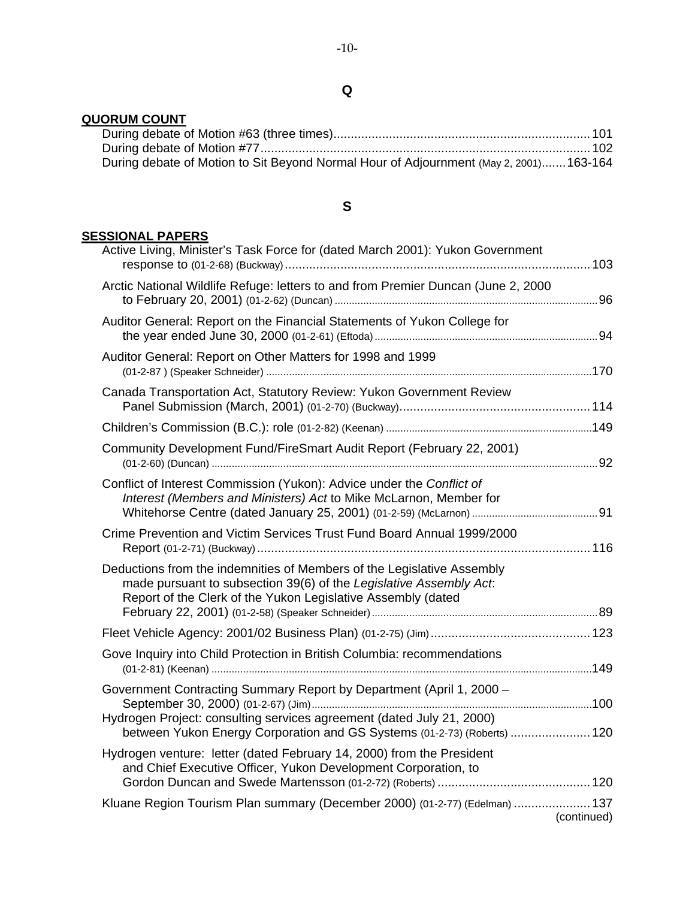## Q

**QUORUM COUNT**

During debate of Motion #63 (three times)........................................................................101
During debate of Motion #77..............................................................................................102
During debate of Motion to Sit Beyond Normal Hour of Adjournment (May 2, 2001).......163-164

## S

**SESSIONAL PAPERS**

Active Living, Minister's Task Force for (dated March 2001): Yukon Government response to (01-2-68) (Buckway)........................................................................................103

Arctic National Wildlife Refuge: letters to and from Premier Duncan (June 2, 2000 to February 20, 2001) (01-2-62) (Duncan)..........................................................................................96

Auditor General: Report on the Financial Statements of Yukon College for the year ended June 30, 2000 (01-2-61) (Eftoda)............................................................................94

Auditor General: Report on Other Matters for 1998 and 1999 (01-2-87 ) (Speaker Schneider)................................................................................................................170

Canada Transportation Act, Statutory Review: Yukon Government Review Panel Submission (March, 2001) (01-2-70) (Buckway).......................................................114

Children's Commission (B.C.): role (01-2-82) (Keenan).......................................................................149

Community Development Fund/FireSmart Audit Report (February 22, 2001) (01-2-60) (Duncan)........................................................................................................................92

Conflict of Interest Commission (Yukon): Advice under the *Conflict of Interest (Members and Ministers) Act* to Mike McLarnon, Member for Whitehorse Centre (dated January 25, 2001) (01-2-59) (McLarnon)...........................................91

Crime Prevention and Victim Services Trust Fund Board Annual 1999/2000 Report (01-2-71) (Buckway)................................................................................................116

Deductions from the indemnities of Members of the Legislative Assembly made pursuant to subsection 39(6) of the *Legislative Assembly Act*: Report of the Clerk of the Yukon Legislative Assembly (dated February 22, 2001) (01-2-58) (Speaker Schneider)..............................................................................89

Fleet Vehicle Agency: 2001/02 Business Plan) (01-2-75) (Jim)..............................................123

Gove Inquiry into Child Protection in British Columbia: recommendations (01-2-81) (Keenan)..................................................................................................................149

Government Contracting Summary Report by Department (April 1, 2000 – September 30, 2000) (01-2-67) (Jim)..................................................................................100

Hydrogen Project: consulting services agreement (dated July 21, 2000) between Yukon Energy Corporation and GS Systems (01-2-73) (Roberts).......................120

Hydrogen venture: letter (dated February 14, 2000) from the President and Chief Executive Officer, Yukon Development Corporation, to Gordon Duncan and Swede Martensson (01-2-72) (Roberts)............................................120

Kluane Region Tourism Plan summary (December 2000) (01-2-77) (Edelman)......................137

(continued)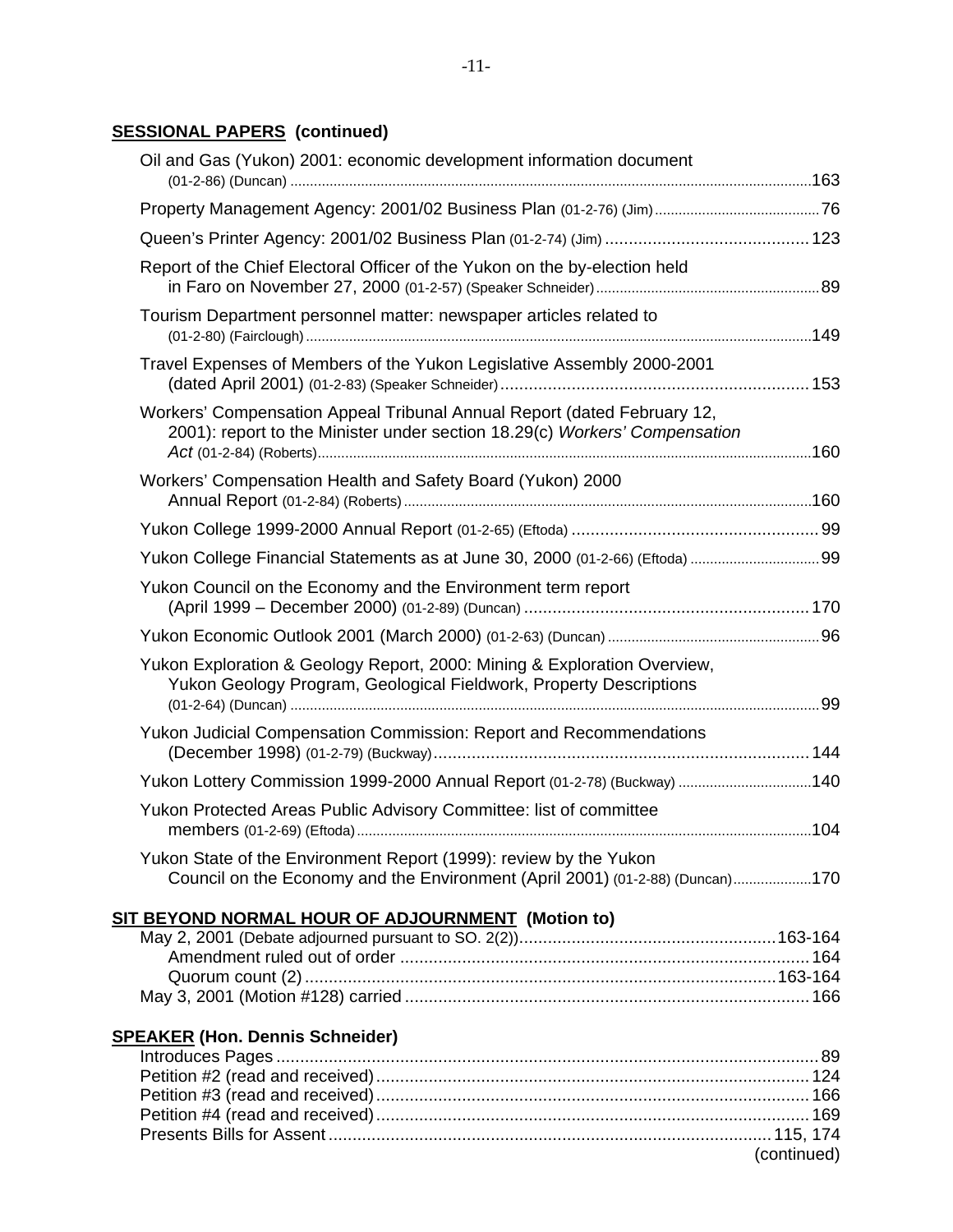**SESSIONAL PAPERS (continued)**

Oil and Gas (Yukon) 2001: economic development information document (01-2-86) (Duncan) ....163

Property Management Agency: 2001/02 Business Plan (01-2-76) (Jim) ....76

Queen's Printer Agency: 2001/02 Business Plan (01-2-74) (Jim) ....123

Report of the Chief Electoral Officer of the Yukon on the by-election held in Faro on November 27, 2000 (01-2-57) (Speaker Schneider) ....89

Tourism Department personnel matter: newspaper articles related to (01-2-80) (Fairclough) ....149

Travel Expenses of Members of the Yukon Legislative Assembly 2000-2001 (dated April 2001) (01-2-83) (Speaker Schneider) ....153

Workers' Compensation Appeal Tribunal Annual Report (dated February 12, 2001): report to the Minister under section 18.29(c) *Workers' Compensation Act* (01-2-84) (Roberts) ....160

Workers' Compensation Health and Safety Board (Yukon) 2000 Annual Report (01-2-84) (Roberts) ....160

Yukon College 1999-2000 Annual Report (01-2-65) (Eftoda) ....99

Yukon College Financial Statements as at June 30, 2000 (01-2-66) (Eftoda) ....99

Yukon Council on the Economy and the Environment term report (April 1999 – December 2000) (01-2-89) (Duncan) ....170

Yukon Economic Outlook 2001 (March 2000) (01-2-63) (Duncan) ....96

Yukon Exploration & Geology Report, 2000: Mining & Exploration Overview, Yukon Geology Program, Geological Fieldwork, Property Descriptions (01-2-64) (Duncan) ....99

Yukon Judicial Compensation Commission: Report and Recommendations (December 1998) (01-2-79) (Buckway) ....144

Yukon Lottery Commission 1999-2000 Annual Report (01-2-78) (Buckway) ....140

Yukon Protected Areas Public Advisory Committee: list of committee members (01-2-69) (Eftoda) ....104

Yukon State of the Environment Report (1999): review by the Yukon Council on the Economy and the Environment (April 2001) (01-2-88) (Duncan) ....170

**SIT BEYOND NORMAL HOUR OF ADJOURNMENT (Motion to)**

May 2, 2001 (Debate adjourned pursuant to SO. 2(2)) ....163-164
- Amendment ruled out of order ....164
- Quorum count (2) ....163-164

May 3, 2001 (Motion #128) carried ....166

**SPEAKER (Hon. Dennis Schneider)**

Introduces Pages ....89
Petition #2 (read and received) ....124
Petition #3 (read and received) ....166
Petition #4 (read and received) ....169
Presents Bills for Assent ....115, 174

(continued)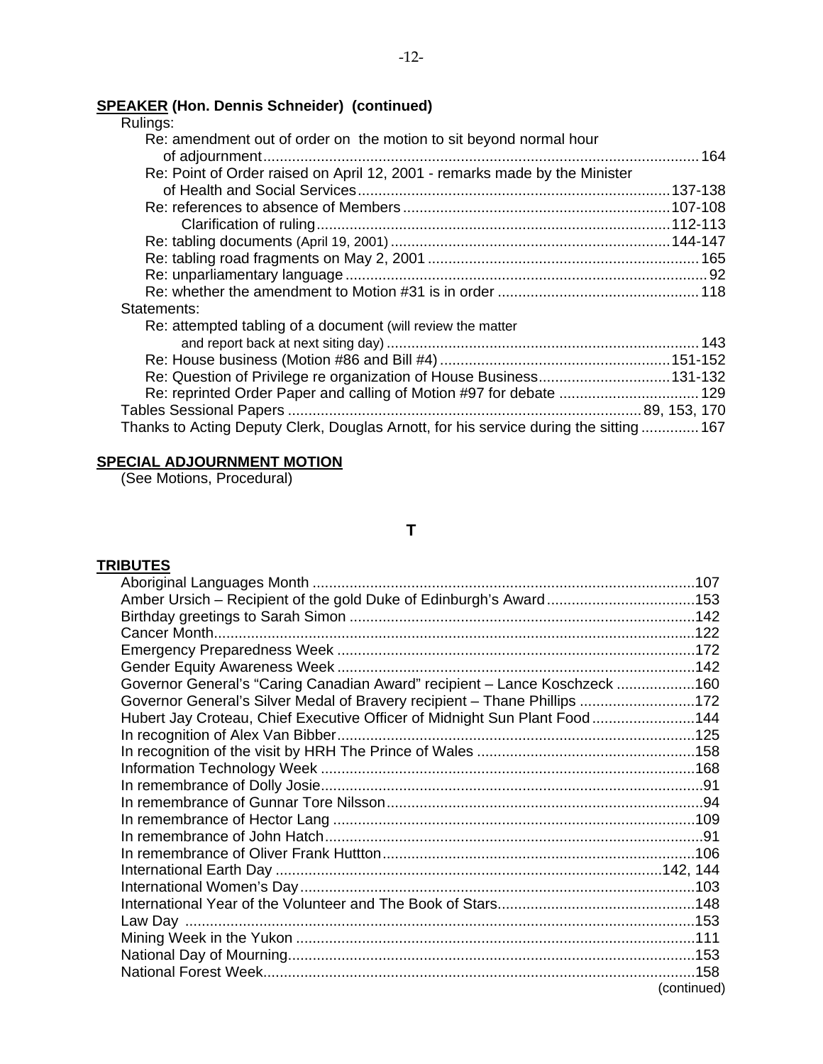**SPEAKER (Hon. Dennis Schneider) (continued)**

Rulings:

- Re: amendment out of order on the motion to sit beyond normal hour of adjournment ... 164
- Re: Point of Order raised on April 12, 2001 - remarks made by the Minister of Health and Social Services ... 137-138
- Re: references to absence of Members ... 107-108
  - Clarification of ruling ... 112-113
- Re: tabling documents (April 19, 2001) ... 144-147
- Re: tabling road fragments on May 2, 2001 ... 165
- Re: unparliamentary language ... 92
- Re: whether the amendment to Motion #31 is in order ... 118

Statements:

- Re: attempted tabling of a document (will review the matter and report back at next siting day) ... 143
- Re: House business (Motion #86 and Bill #4) ... 151-152
- Re: Question of Privilege re organization of House Business ... 131-132
- Re: reprinted Order Paper and calling of Motion #97 for debate ... 129

Tables Sessional Papers ... 89, 153, 170

Thanks to Acting Deputy Clerk, Douglas Arnott, for his service during the sitting ... 167

**SPECIAL ADJOURNMENT MOTION**

(See Motions, Procedural)

## T

**TRIBUTES**

- Aboriginal Languages Month ... 107
- Amber Ursich – Recipient of the gold Duke of Edinburgh's Award ... 153
- Birthday greetings to Sarah Simon ... 142
- Cancer Month ... 122
- Emergency Preparedness Week ... 172
- Gender Equity Awareness Week ... 142
- Governor General's "Caring Canadian Award" recipient – Lance Koschzeck ... 160
- Governor General's Silver Medal of Bravery recipient – Thane Phillips ... 172
- Hubert Jay Croteau, Chief Executive Officer of Midnight Sun Plant Food ... 144
- In recognition of Alex Van Bibber ... 125
- In recognition of the visit by HRH The Prince of Wales ... 158
- Information Technology Week ... 168
- In remembrance of Dolly Josie ... 91
- In remembrance of Gunnar Tore Nilsson ... 94
- In remembrance of Hector Lang ... 109
- In remembrance of John Hatch ... 91
- In remembrance of Oliver Frank Huttton ... 106
- International Earth Day ... 142, 144
- International Women's Day ... 103
- International Year of the Volunteer and The Book of Stars ... 148
- Law Day ... 153
- Mining Week in the Yukon ... 111
- National Day of Mourning ... 153
- National Forest Week ... 158

(continued)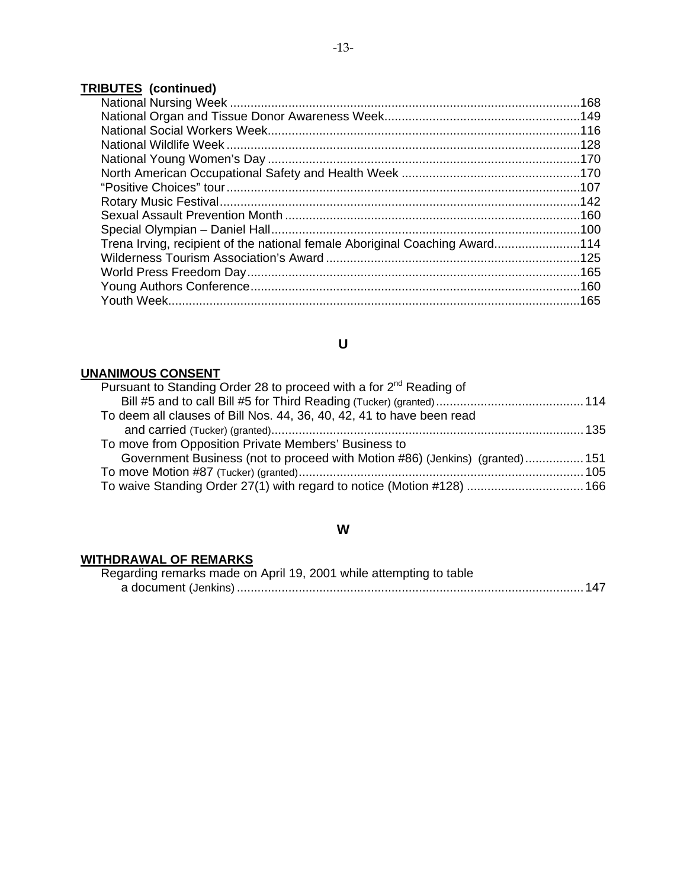**TRIBUTES (continued)**

National Nursing Week ....................................................................................................168
National Organ and Tissue Donor Awareness Week........................................................149
National Social Workers Week..........................................................................................116
National Wildlife Week ......................................................................................................128
National Young Women's Day ..........................................................................................170
North American Occupational Safety and Health Week ...................................................170
"Positive Choices" tour ......................................................................................................107
Rotary Music Festival........................................................................................................142
Sexual Assault Prevention Month .....................................................................................160
Special Olympian – Daniel Hall.........................................................................................100
Trena Irving, recipient of the national female Aboriginal Coaching Award.........................114
Wilderness Tourism Association's Award .........................................................................125
World Press Freedom Day................................................................................................165
Young Authors Conference...............................................................................................160
Youth Week.......................................................................................................................165

## U

**UNANIMOUS CONSENT**

Pursuant to Standing Order 28 to proceed with a for 2nd Reading of
Bill #5 and to call Bill #5 for Third Reading (Tucker) (granted)..........................................114
To deem all clauses of Bill Nos. 44, 36, 40, 42, 41 to have been read
and carried (Tucker) (granted)..........................................................................................135
To move from Opposition Private Members' Business to
Government Business (not to proceed with Motion #86) (Jenkins) (granted).................151
To move Motion #87 (Tucker) (granted).................................................................................105
To waive Standing Order 27(1) with regard to notice (Motion #128) .................................166

## W

**WITHDRAWAL OF REMARKS**

Regarding remarks made on April 19, 2001 while attempting to table
a document (Jenkins) ...................................................................................................147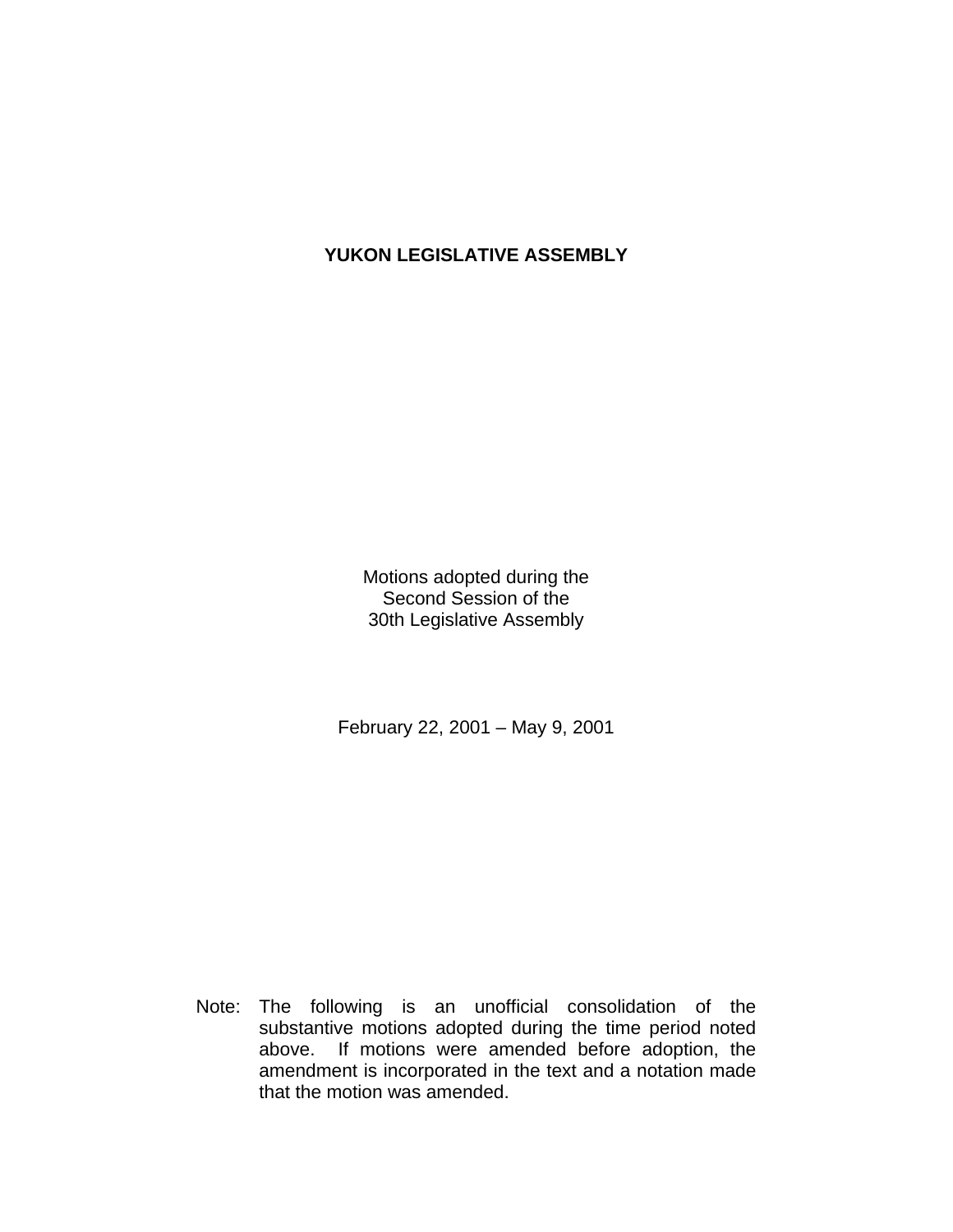# YUKON LEGISLATIVE ASSEMBLY

Motions adopted during the
Second Session of the
30th Legislative Assembly

February 22, 2001 – May 9, 2001

Note: The following is an unofficial consolidation of the substantive motions adopted during the time period noted above. If motions were amended before adoption, the amendment is incorporated in the text and a notation made that the motion was amended.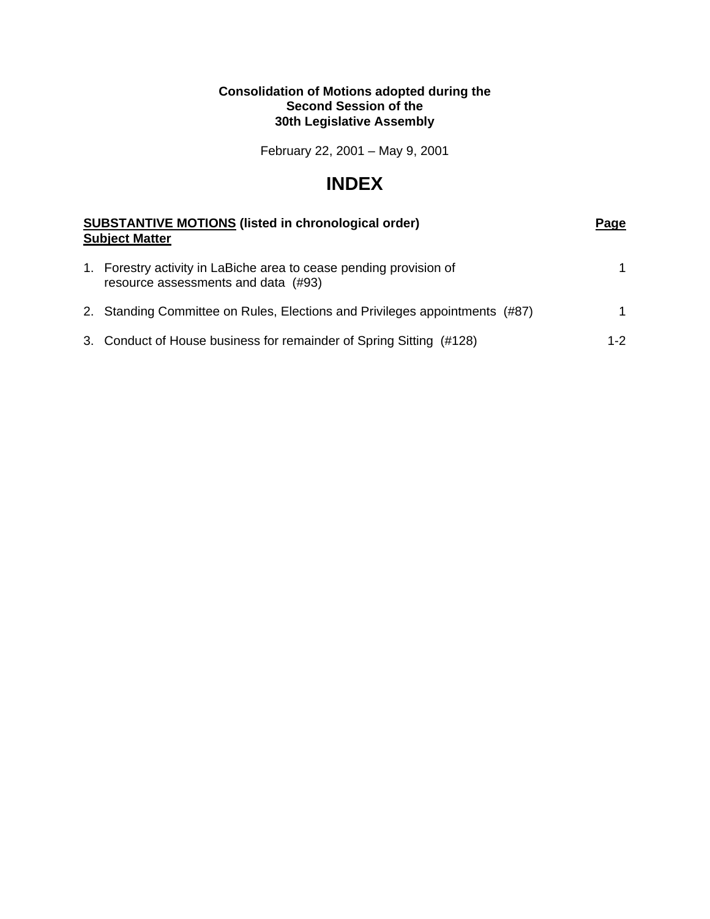**Consolidation of Motions adopted during the**
**Second Session of the**
**30th Legislative Assembly**

February 22, 2001 – May 9, 2001

# INDEX

| **SUBSTANTIVE MOTIONS (listed in chronological order)** **Subject Matter** | **Page** |
|---|---|
| 1. Forestry activity in LaBiche area to cease pending provision of resource assessments and data (#93) | 1 |
| 2. Standing Committee on Rules, Elections and Privileges appointments (#87) | 1 |
| 3. Conduct of House business for remainder of Spring Sitting (#128) | 1-2 |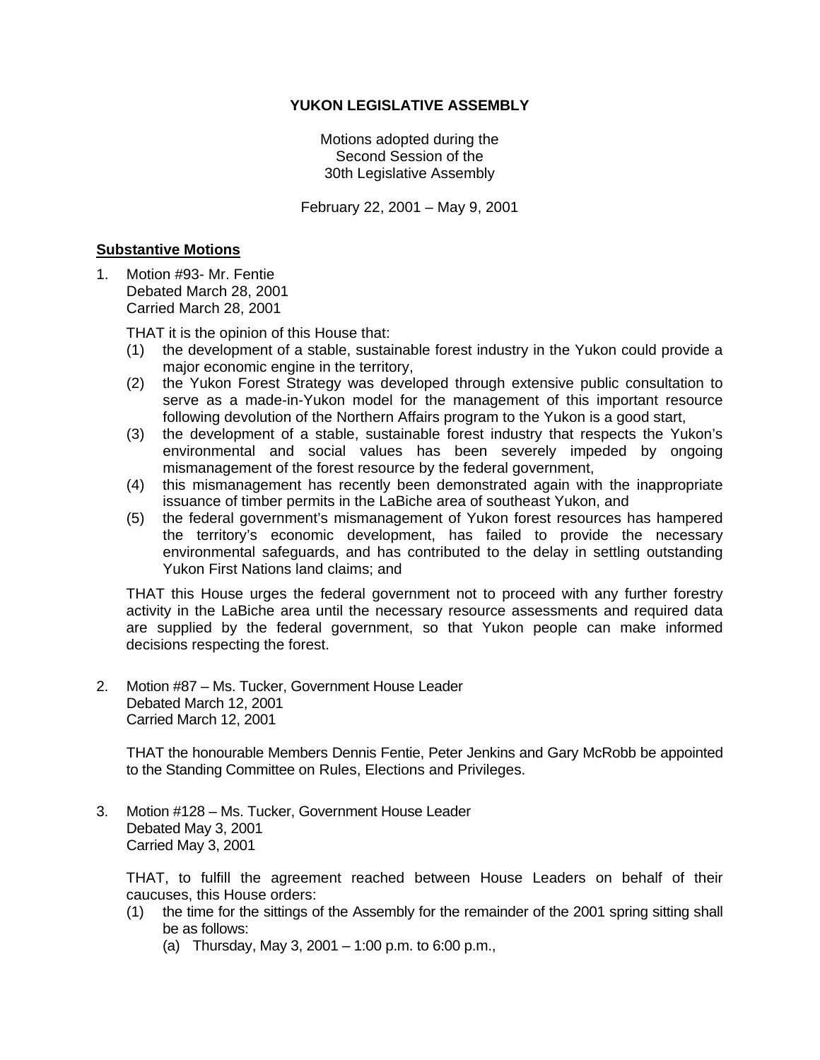**YUKON LEGISLATIVE ASSEMBLY**

Motions adopted during the
Second Session of the
30th Legislative Assembly

February 22, 2001 – May 9, 2001

**Substantive Motions**

1. Motion #93- Mr. Fentie
   Debated March 28, 2001
   Carried March 28, 2001

   THAT it is the opinion of this House that:

   (1) the development of a stable, sustainable forest industry in the Yukon could provide a major economic engine in the territory,
   (2) the Yukon Forest Strategy was developed through extensive public consultation to serve as a made-in-Yukon model for the management of this important resource following devolution of the Northern Affairs program to the Yukon is a good start,
   (3) the development of a stable, sustainable forest industry that respects the Yukon's environmental and social values has been severely impeded by ongoing mismanagement of the forest resource by the federal government,
   (4) this mismanagement has recently been demonstrated again with the inappropriate issuance of timber permits in the LaBiche area of southeast Yukon, and
   (5) the federal government's mismanagement of Yukon forest resources has hampered the territory's economic development, has failed to provide the necessary environmental safeguards, and has contributed to the delay in settling outstanding Yukon First Nations land claims; and

   THAT this House urges the federal government not to proceed with any further forestry activity in the LaBiche area until the necessary resource assessments and required data are supplied by the federal government, so that Yukon people can make informed decisions respecting the forest.

2. Motion #87 – Ms. Tucker, Government House Leader
   Debated March 12, 2001
   Carried March 12, 2001

   THAT the honourable Members Dennis Fentie, Peter Jenkins and Gary McRobb be appointed to the Standing Committee on Rules, Elections and Privileges.

3. Motion #128 – Ms. Tucker, Government House Leader
   Debated May 3, 2001
   Carried May 3, 2001

   THAT, to fulfill the agreement reached between House Leaders on behalf of their caucuses, this House orders:

   (1) the time for the sittings of the Assembly for the remainder of the 2001 spring sitting shall be as follows:
       (a) Thursday, May 3, 2001 – 1:00 p.m. to 6:00 p.m.,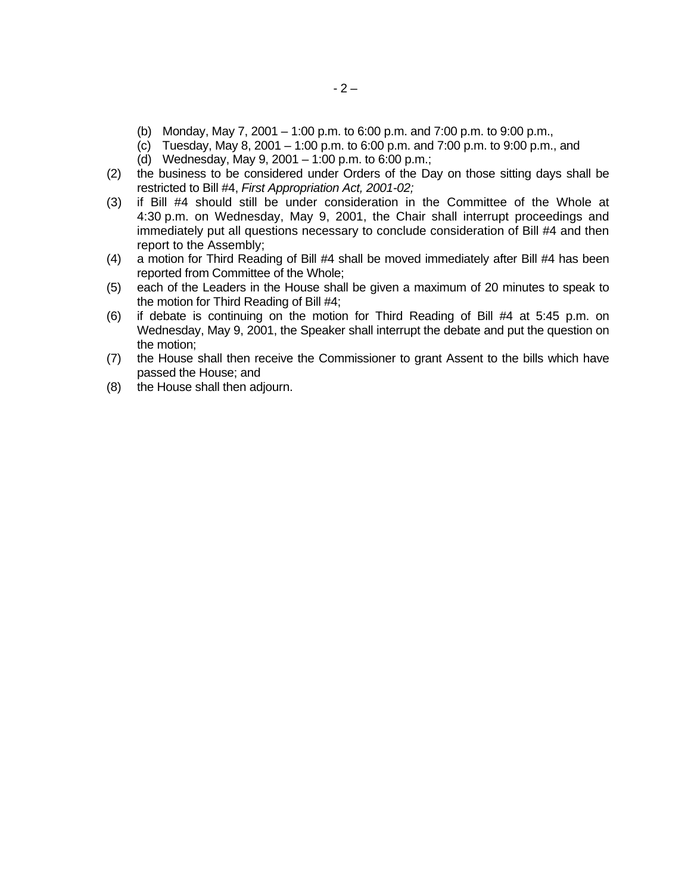(b) Monday, May 7, 2001 – 1:00 p.m. to 6:00 p.m. and 7:00 p.m. to 9:00 p.m.,
(c) Tuesday, May 8, 2001 – 1:00 p.m. to 6:00 p.m. and 7:00 p.m. to 9:00 p.m., and
(d) Wednesday, May 9, 2001 – 1:00 p.m. to 6:00 p.m.;

(2) the business to be considered under Orders of the Day on those sitting days shall be restricted to Bill #4, *First Appropriation Act, 2001-02;*

(3) if Bill #4 should still be under consideration in the Committee of the Whole at 4:30 p.m. on Wednesday, May 9, 2001, the Chair shall interrupt proceedings and immediately put all questions necessary to conclude consideration of Bill #4 and then report to the Assembly;

(4) a motion for Third Reading of Bill #4 shall be moved immediately after Bill #4 has been reported from Committee of the Whole;

(5) each of the Leaders in the House shall be given a maximum of 20 minutes to speak to the motion for Third Reading of Bill #4;

(6) if debate is continuing on the motion for Third Reading of Bill #4 at 5:45 p.m. on Wednesday, May 9, 2001, the Speaker shall interrupt the debate and put the question on the motion;

(7) the House shall then receive the Commissioner to grant Assent to the bills which have passed the House; and

(8) the House shall then adjourn.